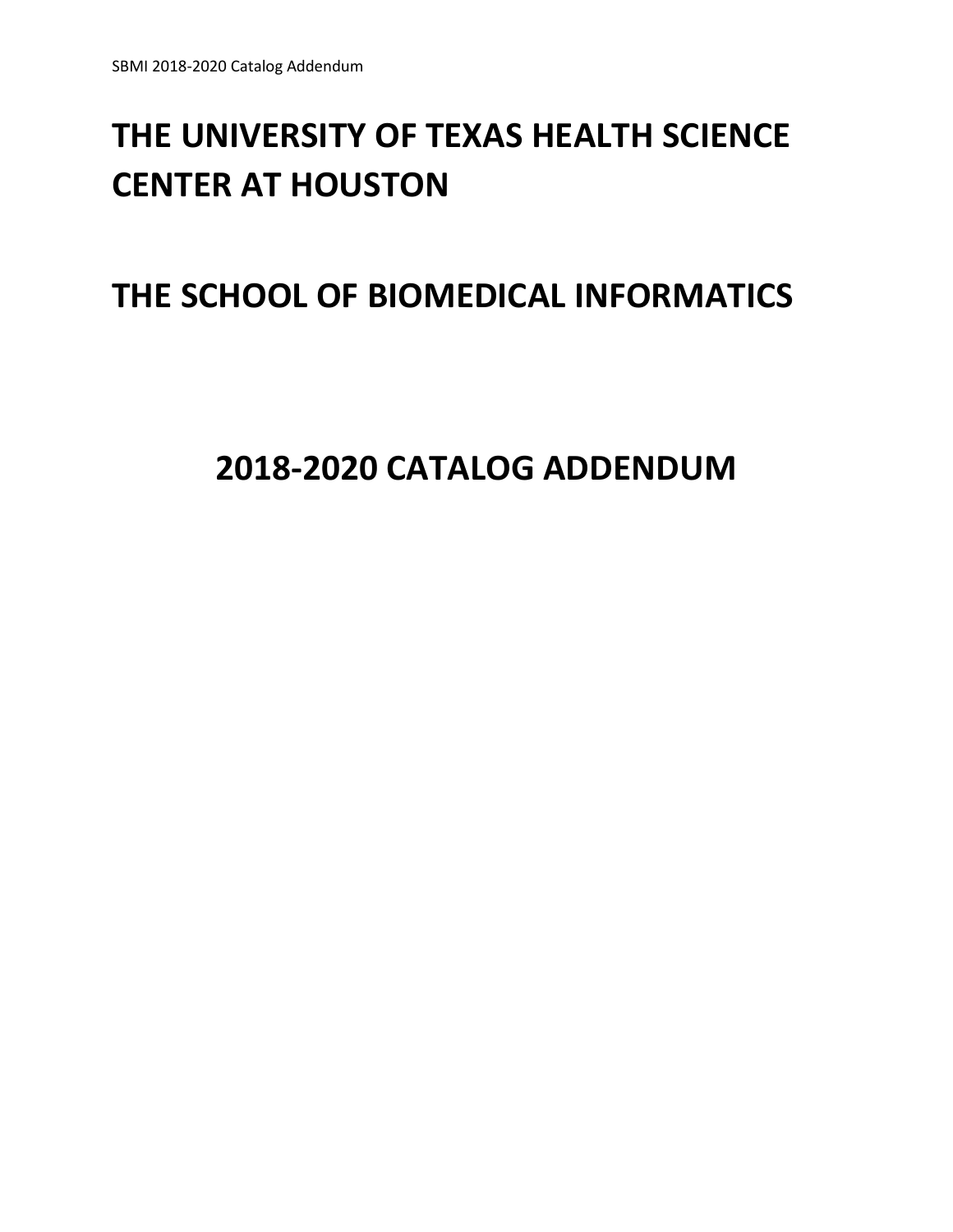# THE UNIVERSITY OF TEXAS HEALTH SCIENCE CENTER AT HOUSTON

# THE SCHOOL OF BIOMEDICAL INFORMATICS

# 2018-2020 CATALOG ADDENDUM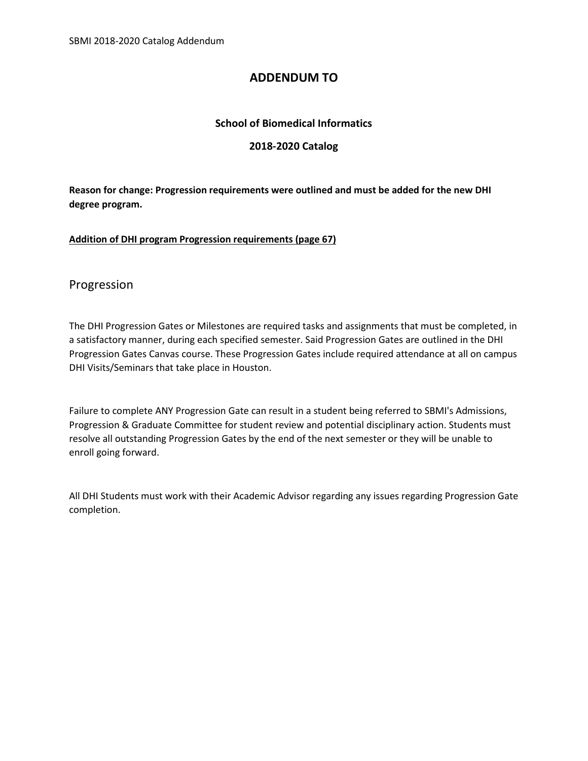# ADDENDUM TO

### School of Biomedical Informatics

### 2018-2020 Catalog

**Reason for change: Progression requirements were outlined and must be added for the new DHI degree program.**

**Addition of DHI program Progression requirements (page 67)**

## Progression

The DHI Progression Gates or Milestones are required tasks and assignments that must be completed, in a satisfactory manner, during each specified semester. Said Progression Gates are outlined in the DHI Progression Gates Canvas course. These Progression Gates include required attendance at all on campus DHI Visits/Seminars that take place in Houston.

Failure to complete ANY Progression Gate can result in a student being referred to SBMI's Admissions, Progression & Graduate Committee for student review and potential disciplinary action. Students must resolve all outstanding Progression Gates by the end of the next semester or they will be unable to enroll going forward.

All DHI Students must work with their Academic Advisor regarding any issues regarding Progression Gate completion.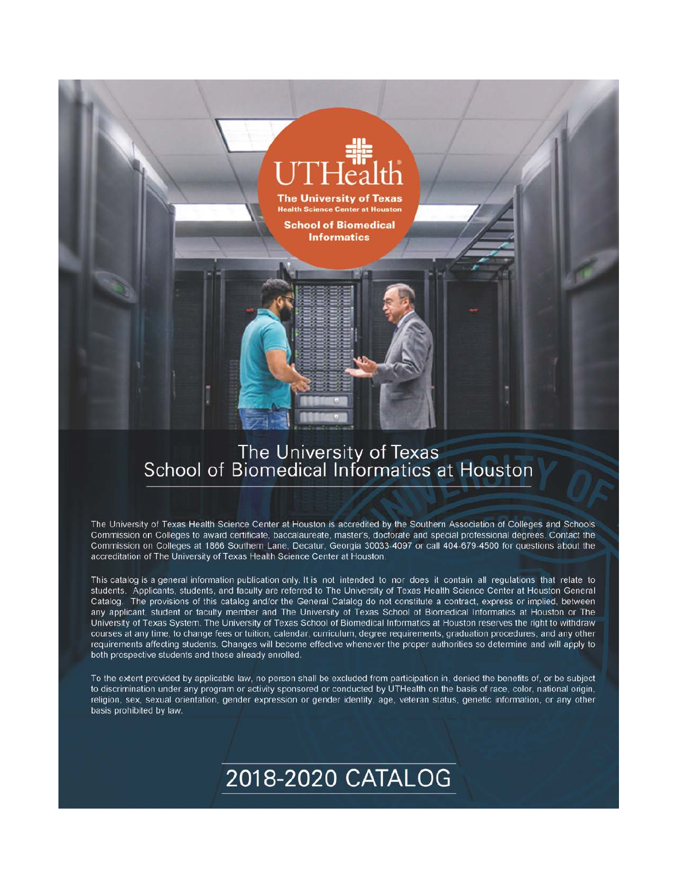UTHealth

The University of Texas Health Science Center at Houston

School of Biomedical Informatics

# The University of Texas School of Biomedical Informatics at Houston

The University of Texas Health Science Center at Houston is accredited by the Southern Association of Colleges and Schools Commission on Colleges to award certificate, baccalaureate, master's, doctorate and special professional degrees. Contact the Commission on Colleges at 1866 Southern Lane, Decatur, Georgia 30033-4097 or call 404-679-4500 for questions about the accreditation of The University of Texas Health Science Center at Houston.

This catalog is a general information publication only. It is not intended to nor does it contain all regulations that relate to students. Applicants, students, and faculty are referred to The University of Texas Health Science Center at Houston General Catalog. The provisions of this catalog and/or the General Catalog do not constitute a contract, express or implied, between any applicant, student or faculty member and The University of Texas School of Biomedical Informatics at Houston or The University of Texas System. The University of Texas School of Biomedical Informatics at Houston reserves the right to withdraw courses at any time, to change fees or tuition, calendar, curriculum, degree requirements, graduation procedures, and any other requirements affecting students. Changes will become effective whenever the proper authorities so determine and will apply to both prospective students and those already enrolled.

To the extent provided by applicable law, no person shall be excluded from participation in, denied the benefits of, or be subject to discrimination under any program or activity sponsored or conducted by UTHealth on the basis of race, color, national origin, religion, sex, sexual orientation, gender expression or gender identity, age, veteran status, genetic information, or any other basis prohibited by law.

# 2018-2020 CATALOG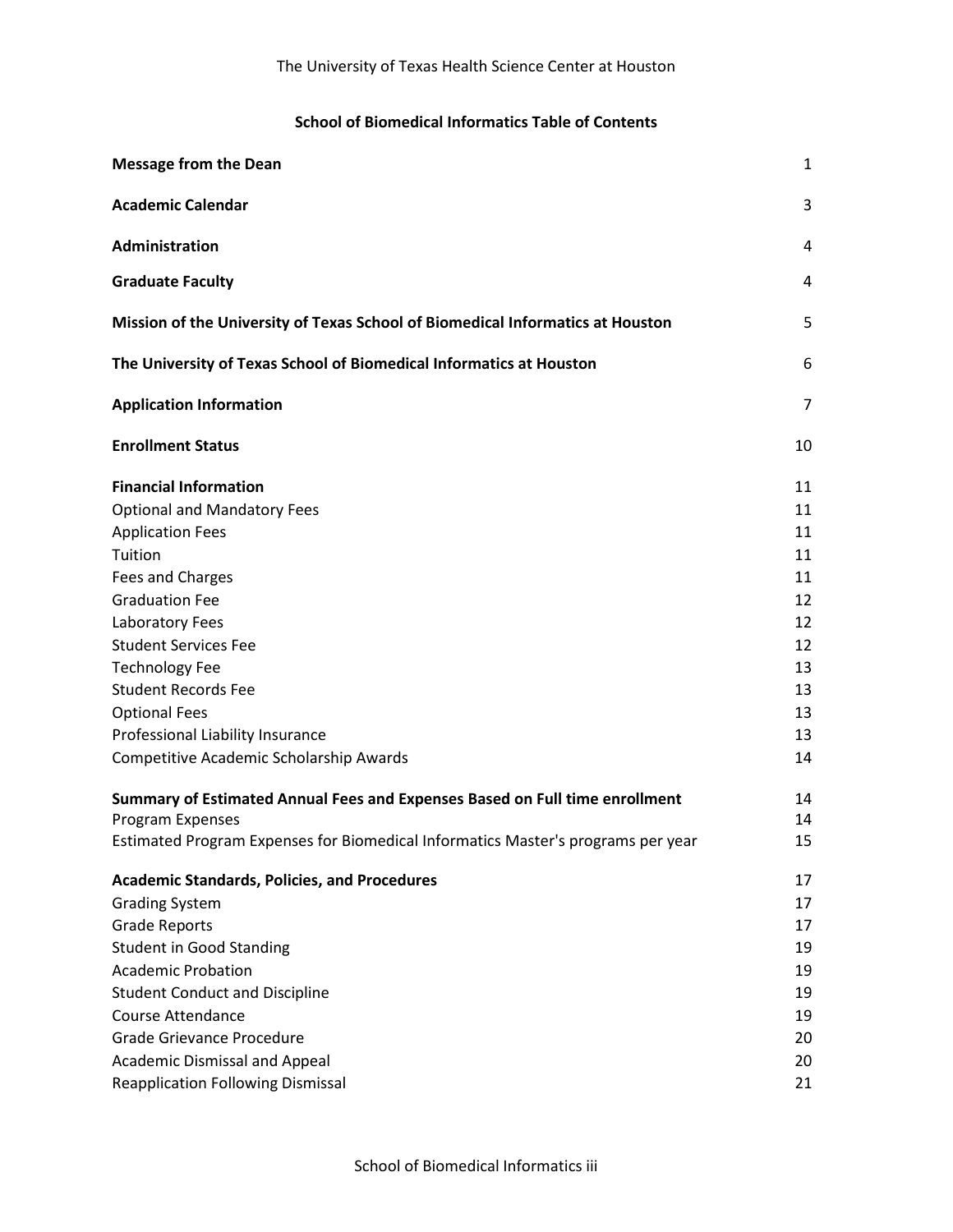The University of Texas Health Science Center at Houston

## School of Biomedical Informatics Table of Contents

| | |
|---|---|
| **Message from the Dean** | 1 |
| **Academic Calendar** | 3 |
| **Administration** | 4 |
| **Graduate Faculty** | 4 |
| **Mission of the University of Texas School of Biomedical Informatics at Houston** | 5 |
| **The University of Texas School of Biomedical Informatics at Houston** | 6 |
| **Application Information** | 7 |
| **Enrollment Status** | 10 |
| **Financial Information** | 11 |
| Optional and Mandatory Fees | 11 |
| Application Fees | 11 |
| Tuition | 11 |
| Fees and Charges | 11 |
| Graduation Fee | 12 |
| Laboratory Fees | 12 |
| Student Services Fee | 12 |
| Technology Fee | 13 |
| Student Records Fee | 13 |
| Optional Fees | 13 |
| Professional Liability Insurance | 13 |
| Competitive Academic Scholarship Awards | 14 |
| **Summary of Estimated Annual Fees and Expenses Based on Full time enrollment** | 14 |
| Program Expenses | 14 |
| Estimated Program Expenses for Biomedical Informatics Master's programs per year | 15 |
| **Academic Standards, Policies, and Procedures** | 17 |
| Grading System | 17 |
| Grade Reports | 17 |
| Student in Good Standing | 19 |
| Academic Probation | 19 |
| Student Conduct and Discipline | 19 |
| Course Attendance | 19 |
| Grade Grievance Procedure | 20 |
| Academic Dismissal and Appeal | 20 |
| Reapplication Following Dismissal | 21 |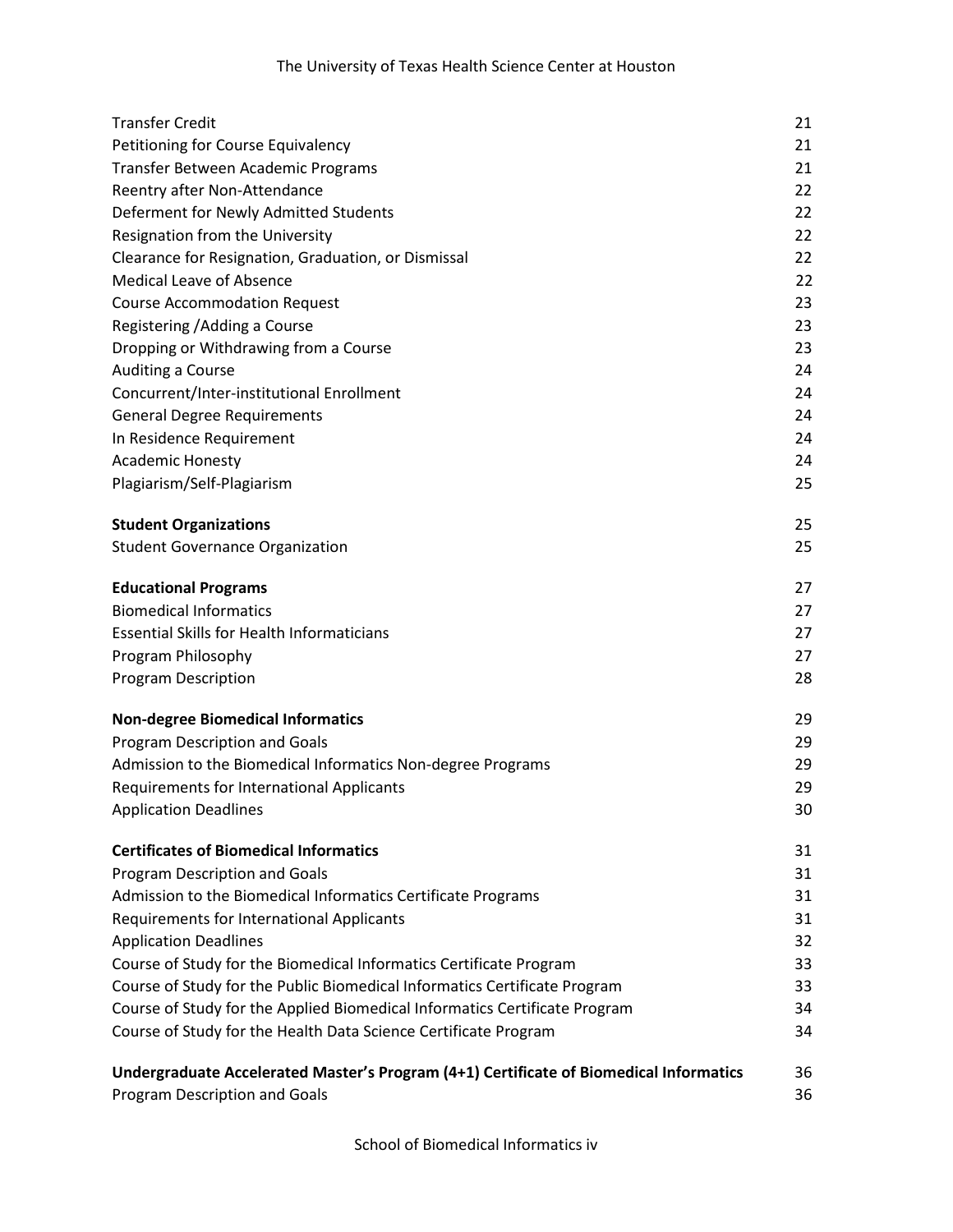| | |
|---|---|
| Transfer Credit | 21 |
| Petitioning for Course Equivalency | 21 |
| Transfer Between Academic Programs | 21 |
| Reentry after Non-Attendance | 22 |
| Deferment for Newly Admitted Students | 22 |
| Resignation from the University | 22 |
| Clearance for Resignation, Graduation, or Dismissal | 22 |
| Medical Leave of Absence | 22 |
| Course Accommodation Request | 23 |
| Registering /Adding a Course | 23 |
| Dropping or Withdrawing from a Course | 23 |
| Auditing a Course | 24 |
| Concurrent/Inter-institutional Enrollment | 24 |
| General Degree Requirements | 24 |
| In Residence Requirement | 24 |
| Academic Honesty | 24 |
| Plagiarism/Self-Plagiarism | 25 |
| **Student Organizations** | 25 |
| Student Governance Organization | 25 |
| **Educational Programs** | 27 |
| Biomedical Informatics | 27 |
| Essential Skills for Health Informaticians | 27 |
| Program Philosophy | 27 |
| Program Description | 28 |
| **Non-degree Biomedical Informatics** | 29 |
| Program Description and Goals | 29 |
| Admission to the Biomedical Informatics Non-degree Programs | 29 |
| Requirements for International Applicants | 29 |
| Application Deadlines | 30 |
| **Certificates of Biomedical Informatics** | 31 |
| Program Description and Goals | 31 |
| Admission to the Biomedical Informatics Certificate Programs | 31 |
| Requirements for International Applicants | 31 |
| Application Deadlines | 32 |
| Course of Study for the Biomedical Informatics Certificate Program | 33 |
| Course of Study for the Public Biomedical Informatics Certificate Program | 33 |
| Course of Study for the Applied Biomedical Informatics Certificate Program | 34 |
| Course of Study for the Health Data Science Certificate Program | 34 |
| **Undergraduate Accelerated Master's Program (4+1) Certificate of Biomedical Informatics** | 36 |
| Program Description and Goals | 36 |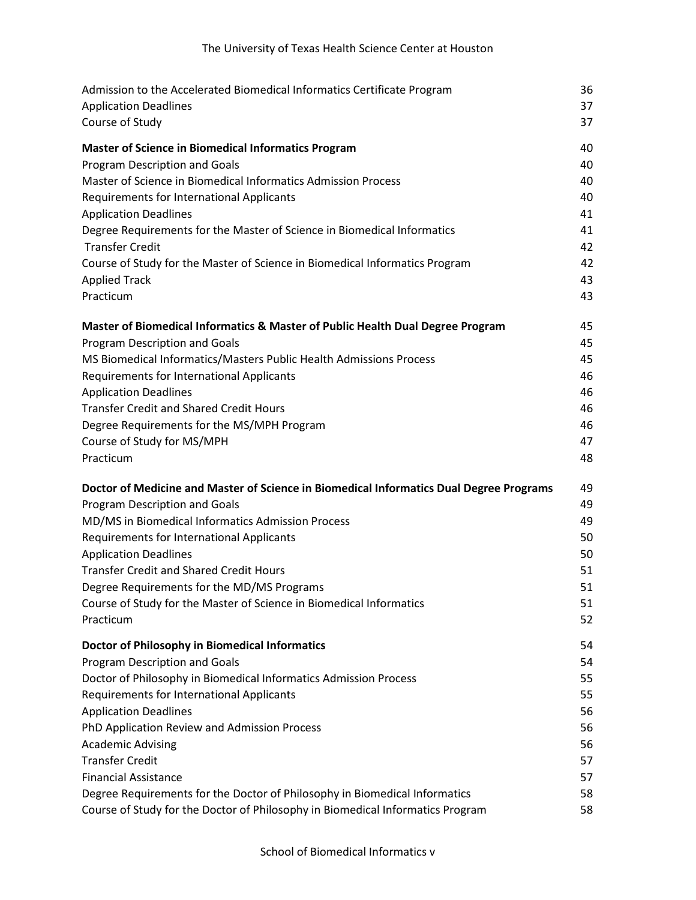| | |
|---|---|
| Admission to the Accelerated Biomedical Informatics Certificate Program | 36 |
| Application Deadlines | 37 |
| Course of Study | 37 |
| **Master of Science in Biomedical Informatics Program** | **40** |
| Program Description and Goals | 40 |
| Master of Science in Biomedical Informatics Admission Process | 40 |
| Requirements for International Applicants | 40 |
| Application Deadlines | 41 |
| Degree Requirements for the Master of Science in Biomedical Informatics | 41 |
| Transfer Credit | 42 |
| Course of Study for the Master of Science in Biomedical Informatics Program | 42 |
| Applied Track | 43 |
| Practicum | 43 |
| **Master of Biomedical Informatics & Master of Public Health Dual Degree Program** | **45** |
| Program Description and Goals | 45 |
| MS Biomedical Informatics/Masters Public Health Admissions Process | 45 |
| Requirements for International Applicants | 46 |
| Application Deadlines | 46 |
| Transfer Credit and Shared Credit Hours | 46 |
| Degree Requirements for the MS/MPH Program | 46 |
| Course of Study for MS/MPH | 47 |
| Practicum | 48 |
| **Doctor of Medicine and Master of Science in Biomedical Informatics Dual Degree Programs** | **49** |
| Program Description and Goals | 49 |
| MD/MS in Biomedical Informatics Admission Process | 49 |
| Requirements for International Applicants | 50 |
| Application Deadlines | 50 |
| Transfer Credit and Shared Credit Hours | 51 |
| Degree Requirements for the MD/MS Programs | 51 |
| Course of Study for the Master of Science in Biomedical Informatics | 51 |
| Practicum | 52 |
| **Doctor of Philosophy in Biomedical Informatics** | **54** |
| Program Description and Goals | 54 |
| Doctor of Philosophy in Biomedical Informatics Admission Process | 55 |
| Requirements for International Applicants | 55 |
| Application Deadlines | 56 |
| PhD Application Review and Admission Process | 56 |
| Academic Advising | 56 |
| Transfer Credit | 57 |
| Financial Assistance | 57 |
| Degree Requirements for the Doctor of Philosophy in Biomedical Informatics | 58 |
| Course of Study for the Doctor of Philosophy in Biomedical Informatics Program | 58 |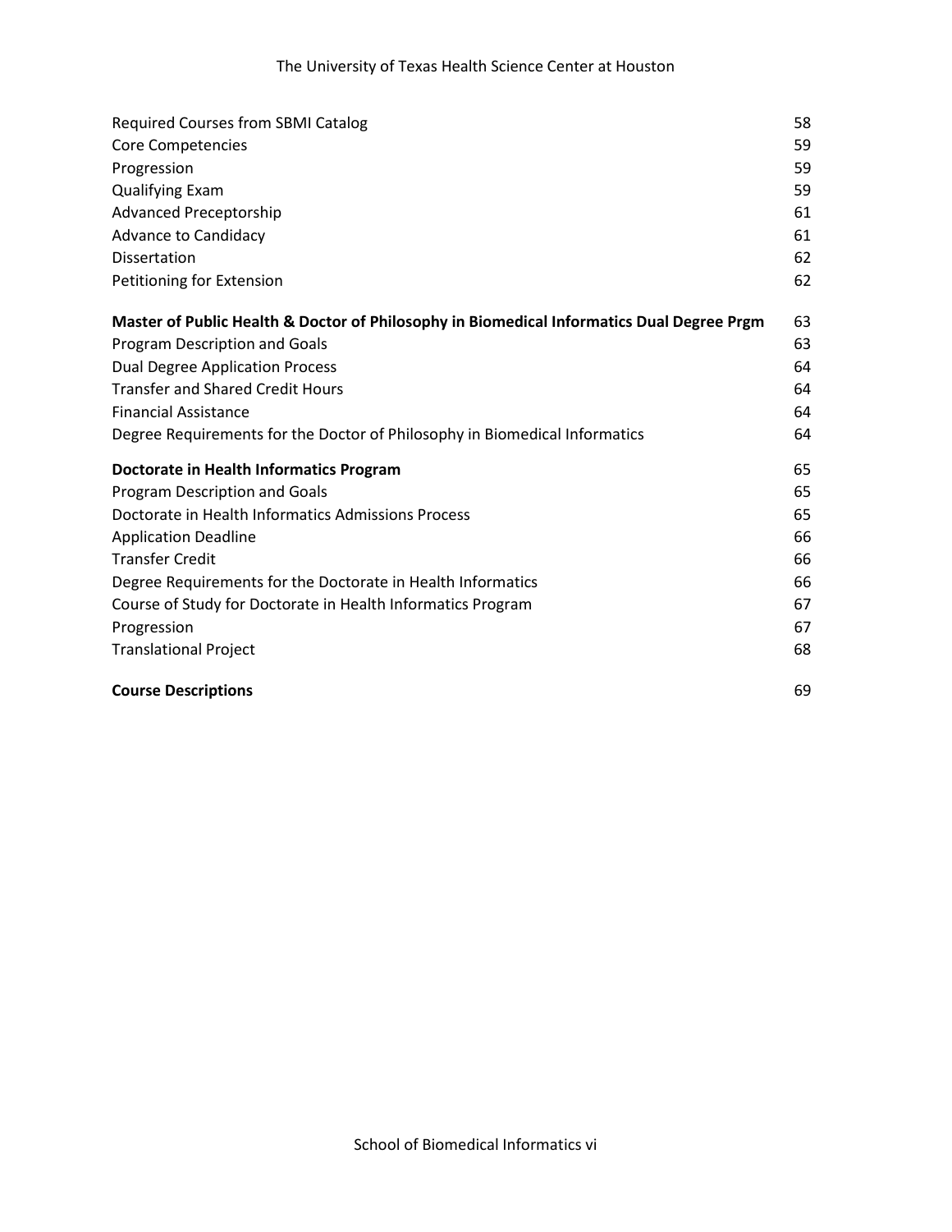| | |
|---|---|
| Required Courses from SBMI Catalog | 58 |
| Core Competencies | 59 |
| Progression | 59 |
| Qualifying Exam | 59 |
| Advanced Preceptorship | 61 |
| Advance to Candidacy | 61 |
| Dissertation | 62 |
| Petitioning for Extension | 62 |
| **Master of Public Health & Doctor of Philosophy in Biomedical Informatics Dual Degree Prgm** | 63 |
| Program Description and Goals | 63 |
| Dual Degree Application Process | 64 |
| Transfer and Shared Credit Hours | 64 |
| Financial Assistance | 64 |
| Degree Requirements for the Doctor of Philosophy in Biomedical Informatics | 64 |
| **Doctorate in Health Informatics Program** | 65 |
| Program Description and Goals | 65 |
| Doctorate in Health Informatics Admissions Process | 65 |
| Application Deadline | 66 |
| Transfer Credit | 66 |
| Degree Requirements for the Doctorate in Health Informatics | 66 |
| Course of Study for Doctorate in Health Informatics Program | 67 |
| Progression | 67 |
| Translational Project | 68 |
| **Course Descriptions** | 69 |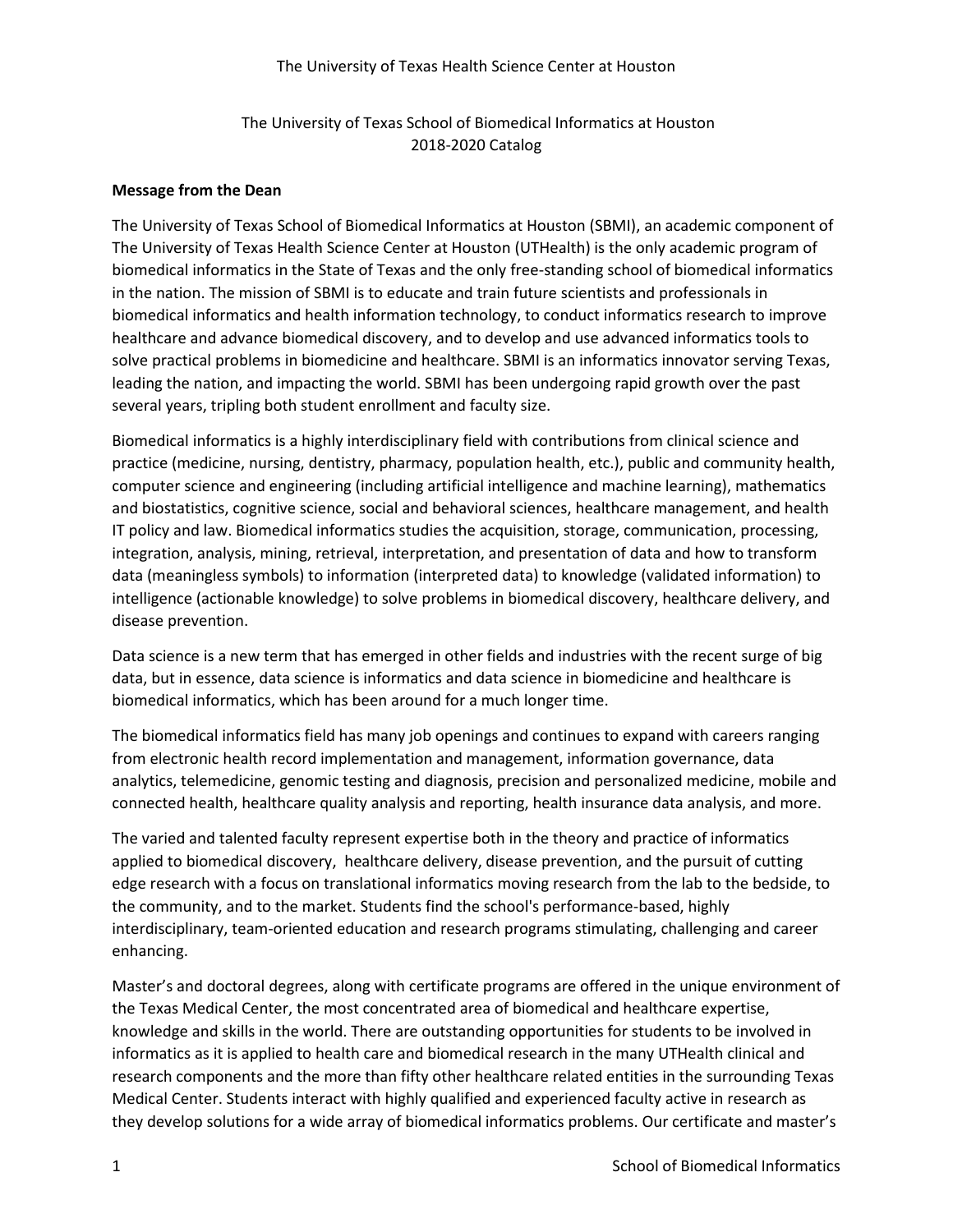The University of Texas Health Science Center at Houston

The University of Texas School of Biomedical Informatics at Houston
2018-2020 Catalog

**Message from the Dean**

The University of Texas School of Biomedical Informatics at Houston (SBMI), an academic component of The University of Texas Health Science Center at Houston (UTHealth) is the only academic program of biomedical informatics in the State of Texas and the only free-standing school of biomedical informatics in the nation. The mission of SBMI is to educate and train future scientists and professionals in biomedical informatics and health information technology, to conduct informatics research to improve healthcare and advance biomedical discovery, and to develop and use advanced informatics tools to solve practical problems in biomedicine and healthcare. SBMI is an informatics innovator serving Texas, leading the nation, and impacting the world. SBMI has been undergoing rapid growth over the past several years, tripling both student enrollment and faculty size.

Biomedical informatics is a highly interdisciplinary field with contributions from clinical science and practice (medicine, nursing, dentistry, pharmacy, population health, etc.), public and community health, computer science and engineering (including artificial intelligence and machine learning), mathematics and biostatistics, cognitive science, social and behavioral sciences, healthcare management, and health IT policy and law. Biomedical informatics studies the acquisition, storage, communication, processing, integration, analysis, mining, retrieval, interpretation, and presentation of data and how to transform data (meaningless symbols) to information (interpreted data) to knowledge (validated information) to intelligence (actionable knowledge) to solve problems in biomedical discovery, healthcare delivery, and disease prevention.

Data science is a new term that has emerged in other fields and industries with the recent surge of big data, but in essence, data science is informatics and data science in biomedicine and healthcare is biomedical informatics, which has been around for a much longer time.

The biomedical informatics field has many job openings and continues to expand with careers ranging from electronic health record implementation and management, information governance, data analytics, telemedicine, genomic testing and diagnosis, precision and personalized medicine, mobile and connected health, healthcare quality analysis and reporting, health insurance data analysis, and more.

The varied and talented faculty represent expertise both in the theory and practice of informatics applied to biomedical discovery, healthcare delivery, disease prevention, and the pursuit of cutting edge research with a focus on translational informatics moving research from the lab to the bedside, to the community, and to the market. Students find the school's performance-based, highly interdisciplinary, team-oriented education and research programs stimulating, challenging and career enhancing.

Master's and doctoral degrees, along with certificate programs are offered in the unique environment of the Texas Medical Center, the most concentrated area of biomedical and healthcare expertise, knowledge and skills in the world. There are outstanding opportunities for students to be involved in informatics as it is applied to health care and biomedical research in the many UTHealth clinical and research components and the more than fifty other healthcare related entities in the surrounding Texas Medical Center. Students interact with highly qualified and experienced faculty active in research as they develop solutions for a wide array of biomedical informatics problems. Our certificate and master's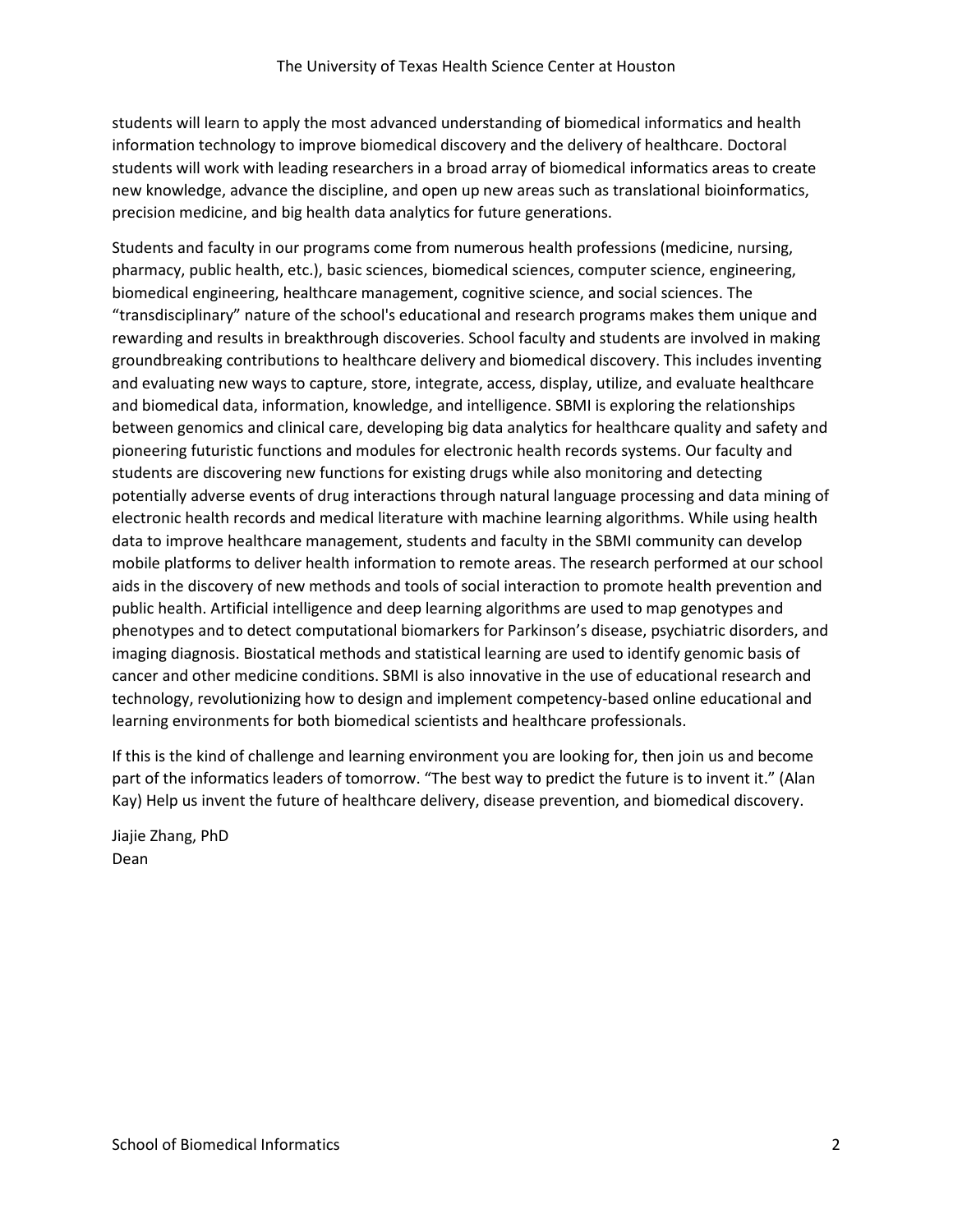students will learn to apply the most advanced understanding of biomedical informatics and health information technology to improve biomedical discovery and the delivery of healthcare. Doctoral students will work with leading researchers in a broad array of biomedical informatics areas to create new knowledge, advance the discipline, and open up new areas such as translational bioinformatics, precision medicine, and big health data analytics for future generations.

Students and faculty in our programs come from numerous health professions (medicine, nursing, pharmacy, public health, etc.), basic sciences, biomedical sciences, computer science, engineering, biomedical engineering, healthcare management, cognitive science, and social sciences. The "transdisciplinary" nature of the school's educational and research programs makes them unique and rewarding and results in breakthrough discoveries. School faculty and students are involved in making groundbreaking contributions to healthcare delivery and biomedical discovery. This includes inventing and evaluating new ways to capture, store, integrate, access, display, utilize, and evaluate healthcare and biomedical data, information, knowledge, and intelligence. SBMI is exploring the relationships between genomics and clinical care, developing big data analytics for healthcare quality and safety and pioneering futuristic functions and modules for electronic health records systems. Our faculty and students are discovering new functions for existing drugs while also monitoring and detecting potentially adverse events of drug interactions through natural language processing and data mining of electronic health records and medical literature with machine learning algorithms. While using health data to improve healthcare management, students and faculty in the SBMI community can develop mobile platforms to deliver health information to remote areas. The research performed at our school aids in the discovery of new methods and tools of social interaction to promote health prevention and public health. Artificial intelligence and deep learning algorithms are used to map genotypes and phenotypes and to detect computational biomarkers for Parkinson's disease, psychiatric disorders, and imaging diagnosis. Biostatical methods and statistical learning are used to identify genomic basis of cancer and other medicine conditions. SBMI is also innovative in the use of educational research and technology, revolutionizing how to design and implement competency-based online educational and learning environments for both biomedical scientists and healthcare professionals.

If this is the kind of challenge and learning environment you are looking for, then join us and become part of the informatics leaders of tomorrow. "The best way to predict the future is to invent it." (Alan Kay) Help us invent the future of healthcare delivery, disease prevention, and biomedical discovery.

Jiajie Zhang, PhD
Dean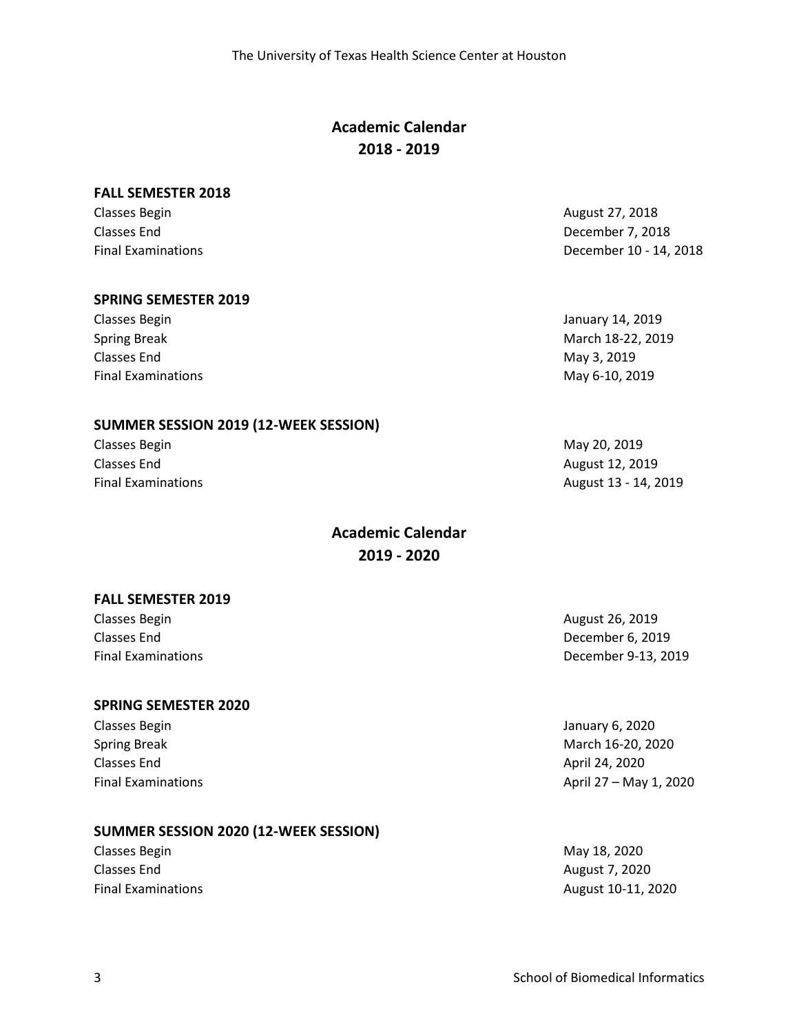## Academic Calendar 2018 - 2019

### FALL SEMESTER 2018

| | |
|---|---|
| Classes Begin | August 27, 2018 |
| Classes End | December 7, 2018 |
| Final Examinations | December 10 - 14, 2018 |

### SPRING SEMESTER 2019

| | |
|---|---|
| Classes Begin | January 14, 2019 |
| Spring Break | March 18-22, 2019 |
| Classes End | May 3, 2019 |
| Final Examinations | May 6-10, 2019 |

### SUMMER SESSION 2019 (12-WEEK SESSION)

| | |
|---|---|
| Classes Begin | May 20, 2019 |
| Classes End | August 12, 2019 |
| Final Examinations | August 13 - 14, 2019 |

## Academic Calendar 2019 - 2020

### FALL SEMESTER 2019

| | |
|---|---|
| Classes Begin | August 26, 2019 |
| Classes End | December 6, 2019 |
| Final Examinations | December 9-13, 2019 |

### SPRING SEMESTER 2020

| | |
|---|---|
| Classes Begin | January 6, 2020 |
| Spring Break | March 16-20, 2020 |
| Classes End | April 24, 2020 |
| Final Examinations | April 27 – May 1, 2020 |

### SUMMER SESSION 2020 (12-WEEK SESSION)

| | |
|---|---|
| Classes Begin | May 18, 2020 |
| Classes End | August 7, 2020 |
| Final Examinations | August 10-11, 2020 |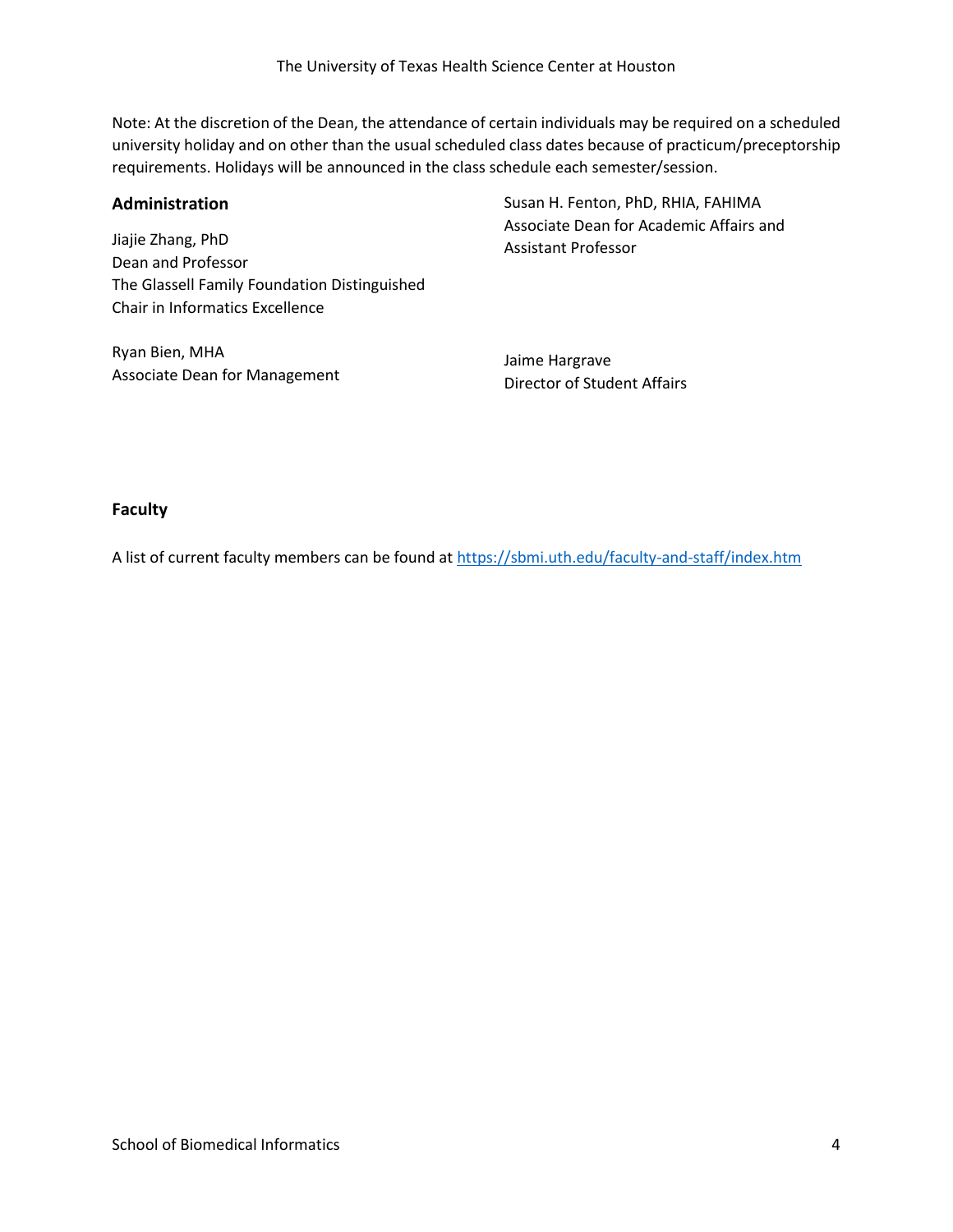Note: At the discretion of the Dean, the attendance of certain individuals may be required on a scheduled university holiday and on other than the usual scheduled class dates because of practicum/preceptorship requirements. Holidays will be announced in the class schedule each semester/session.

## Administration

Jiajie Zhang, PhD
Dean and Professor
The Glassell Family Foundation Distinguished Chair in Informatics Excellence

Ryan Bien, MHA
Associate Dean for Management

Susan H. Fenton, PhD, RHIA, FAHIMA
Associate Dean for Academic Affairs and Assistant Professor

Jaime Hargrave
Director of Student Affairs

## Faculty

A list of current faculty members can be found at [https://sbmi.uth.edu/faculty-and-staff/index.htm](https://sbmi.uth.edu/faculty-and-staff/index.htm)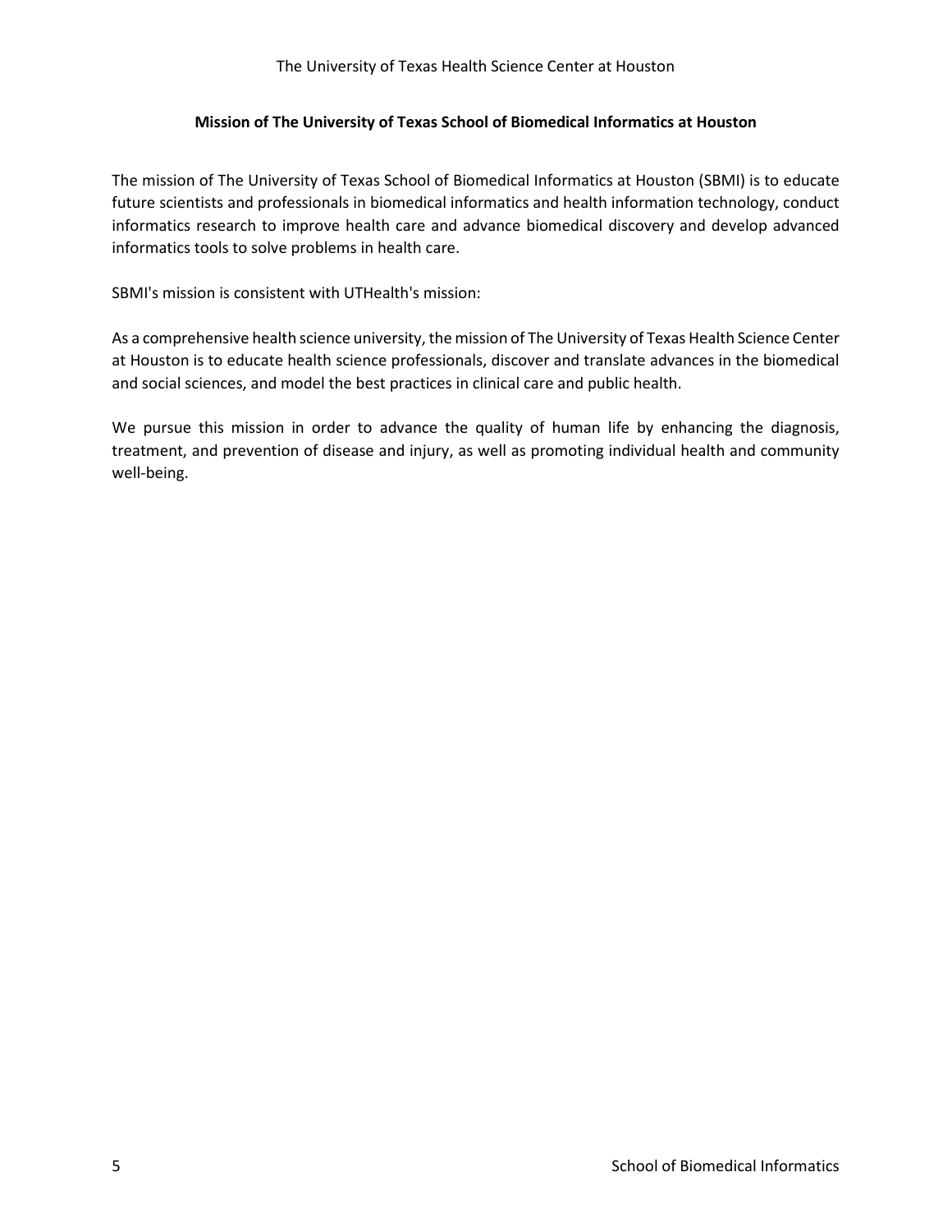## Mission of The University of Texas School of Biomedical Informatics at Houston

The mission of The University of Texas School of Biomedical Informatics at Houston (SBMI) is to educate future scientists and professionals in biomedical informatics and health information technology, conduct informatics research to improve health care and advance biomedical discovery and develop advanced informatics tools to solve problems in health care.

SBMI's mission is consistent with UTHealth's mission:

As a comprehensive health science university, the mission of The University of Texas Health Science Center at Houston is to educate health science professionals, discover and translate advances in the biomedical and social sciences, and model the best practices in clinical care and public health.

We pursue this mission in order to advance the quality of human life by enhancing the diagnosis, treatment, and prevention of disease and injury, as well as promoting individual health and community well-being.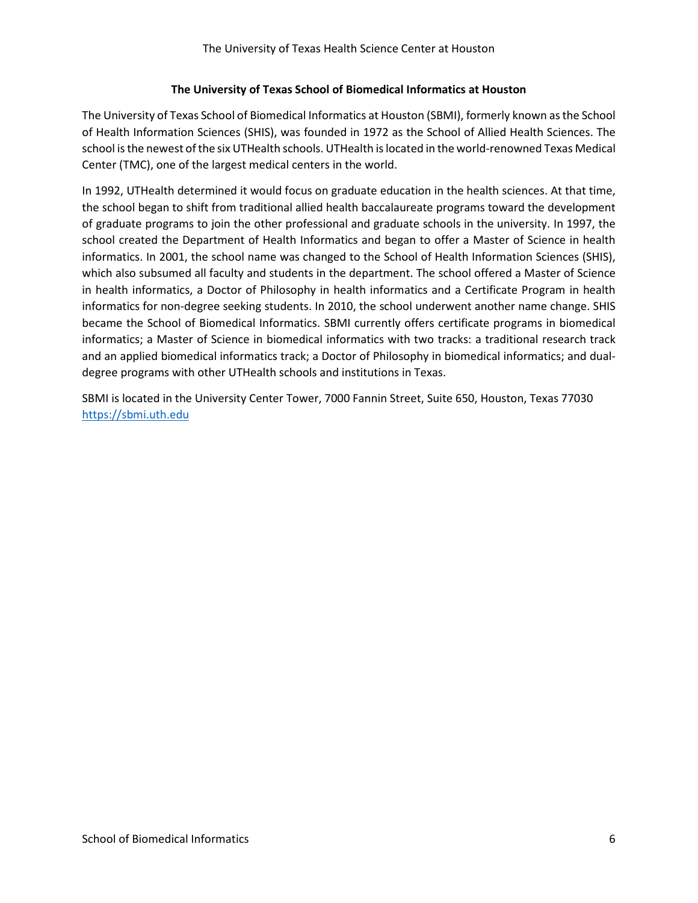## The University of Texas School of Biomedical Informatics at Houston

The University of Texas School of Biomedical Informatics at Houston (SBMI), formerly known as the School of Health Information Sciences (SHIS), was founded in 1972 as the School of Allied Health Sciences. The school is the newest of the six UTHealth schools. UTHealth is located in the world-renowned Texas Medical Center (TMC), one of the largest medical centers in the world.

In 1992, UTHealth determined it would focus on graduate education in the health sciences. At that time, the school began to shift from traditional allied health baccalaureate programs toward the development of graduate programs to join the other professional and graduate schools in the university. In 1997, the school created the Department of Health Informatics and began to offer a Master of Science in health informatics. In 2001, the school name was changed to the School of Health Information Sciences (SHIS), which also subsumed all faculty and students in the department. The school offered a Master of Science in health informatics, a Doctor of Philosophy in health informatics and a Certificate Program in health informatics for non-degree seeking students. In 2010, the school underwent another name change. SHIS became the School of Biomedical Informatics. SBMI currently offers certificate programs in biomedical informatics; a Master of Science in biomedical informatics with two tracks: a traditional research track and an applied biomedical informatics track; a Doctor of Philosophy in biomedical informatics; and dual-degree programs with other UTHealth schools and institutions in Texas.

SBMI is located in the University Center Tower, 7000 Fannin Street, Suite 650, Houston, Texas 77030
https://sbmi.uth.edu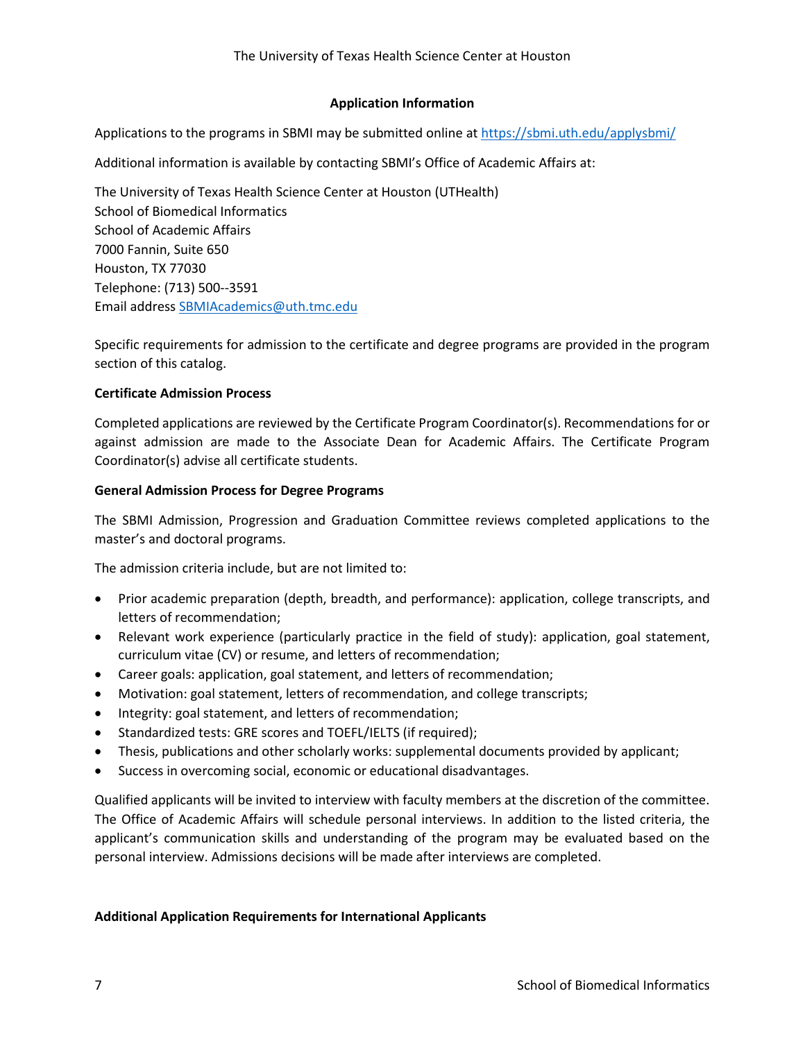## Application Information

Applications to the programs in SBMI may be submitted online at https://sbmi.uth.edu/applysbmi/

Additional information is available by contacting SBMI's Office of Academic Affairs at:

The University of Texas Health Science Center at Houston (UTHealth)
School of Biomedical Informatics
School of Academic Affairs
7000 Fannin, Suite 650
Houston, TX 77030
Telephone: (713) 500--3591
Email address SBMIAcademics@uth.tmc.edu

Specific requirements for admission to the certificate and degree programs are provided in the program section of this catalog.

### Certificate Admission Process

Completed applications are reviewed by the Certificate Program Coordinator(s). Recommendations for or against admission are made to the Associate Dean for Academic Affairs. The Certificate Program Coordinator(s) advise all certificate students.

### General Admission Process for Degree Programs

The SBMI Admission, Progression and Graduation Committee reviews completed applications to the master's and doctoral programs.

The admission criteria include, but are not limited to:

- Prior academic preparation (depth, breadth, and performance): application, college transcripts, and letters of recommendation;
- Relevant work experience (particularly practice in the field of study): application, goal statement, curriculum vitae (CV) or resume, and letters of recommendation;
- Career goals: application, goal statement, and letters of recommendation;
- Motivation: goal statement, letters of recommendation, and college transcripts;
- Integrity: goal statement, and letters of recommendation;
- Standardized tests: GRE scores and TOEFL/IELTS (if required);
- Thesis, publications and other scholarly works: supplemental documents provided by applicant;
- Success in overcoming social, economic or educational disadvantages.

Qualified applicants will be invited to interview with faculty members at the discretion of the committee. The Office of Academic Affairs will schedule personal interviews. In addition to the listed criteria, the applicant's communication skills and understanding of the program may be evaluated based on the personal interview. Admissions decisions will be made after interviews are completed.

### Additional Application Requirements for International Applicants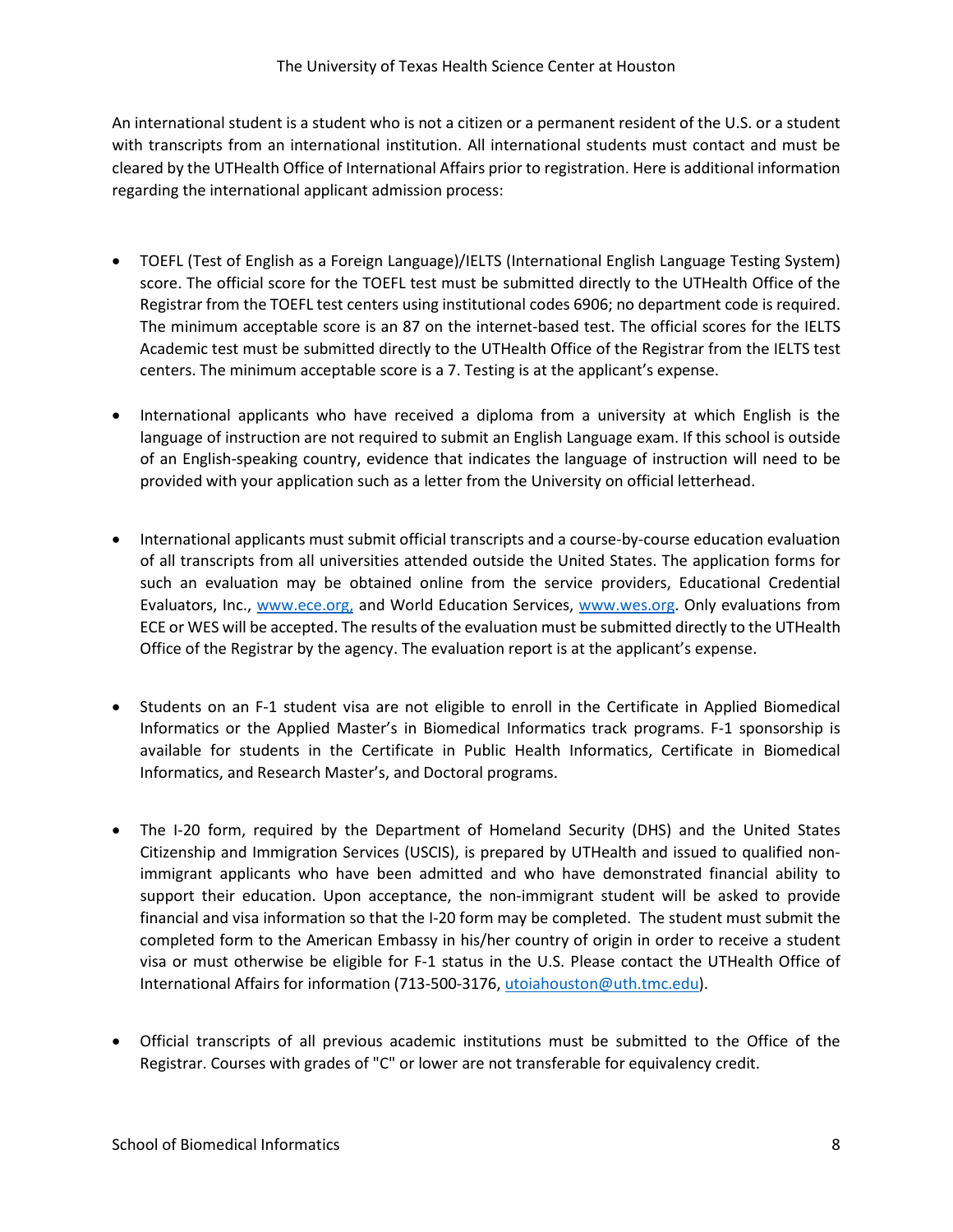An international student is a student who is not a citizen or a permanent resident of the U.S. or a student with transcripts from an international institution. All international students must contact and must be cleared by the UTHealth Office of International Affairs prior to registration. Here is additional information regarding the international applicant admission process:

- TOEFL (Test of English as a Foreign Language)/IELTS (International English Language Testing System) score. The official score for the TOEFL test must be submitted directly to the UTHealth Office of the Registrar from the TOEFL test centers using institutional codes 6906; no department code is required. The minimum acceptable score is an 87 on the internet-based test. The official scores for the IELTS Academic test must be submitted directly to the UTHealth Office of the Registrar from the IELTS test centers. The minimum acceptable score is a 7. Testing is at the applicant's expense.

- International applicants who have received a diploma from a university at which English is the language of instruction are not required to submit an English Language exam. If this school is outside of an English-speaking country, evidence that indicates the language of instruction will need to be provided with your application such as a letter from the University on official letterhead.

- International applicants must submit official transcripts and a course-by-course education evaluation of all transcripts from all universities attended outside the United States. The application forms for such an evaluation may be obtained online from the service providers, Educational Credential Evaluators, Inc., [www.ece.org,](http://www.ece.org) and World Education Services, [www.wes.org](http://www.wes.org). Only evaluations from ECE or WES will be accepted. The results of the evaluation must be submitted directly to the UTHealth Office of the Registrar by the agency. The evaluation report is at the applicant's expense.

- Students on an F-1 student visa are not eligible to enroll in the Certificate in Applied Biomedical Informatics or the Applied Master's in Biomedical Informatics track programs. F-1 sponsorship is available for students in the Certificate in Public Health Informatics, Certificate in Biomedical Informatics, and Research Master's, and Doctoral programs.

- The I-20 form, required by the Department of Homeland Security (DHS) and the United States Citizenship and Immigration Services (USCIS), is prepared by UTHealth and issued to qualified non-immigrant applicants who have been admitted and who have demonstrated financial ability to support their education. Upon acceptance, the non-immigrant student will be asked to provide financial and visa information so that the I-20 form may be completed. The student must submit the completed form to the American Embassy in his/her country of origin in order to receive a student visa or must otherwise be eligible for F-1 status in the U.S. Please contact the UTHealth Office of International Affairs for information (713-500-3176, [utoiahouston@uth.tmc.edu](mailto:utoiahouston@uth.tmc.edu)).

- Official transcripts of all previous academic institutions must be submitted to the Office of the Registrar. Courses with grades of "C" or lower are not transferable for equivalency credit.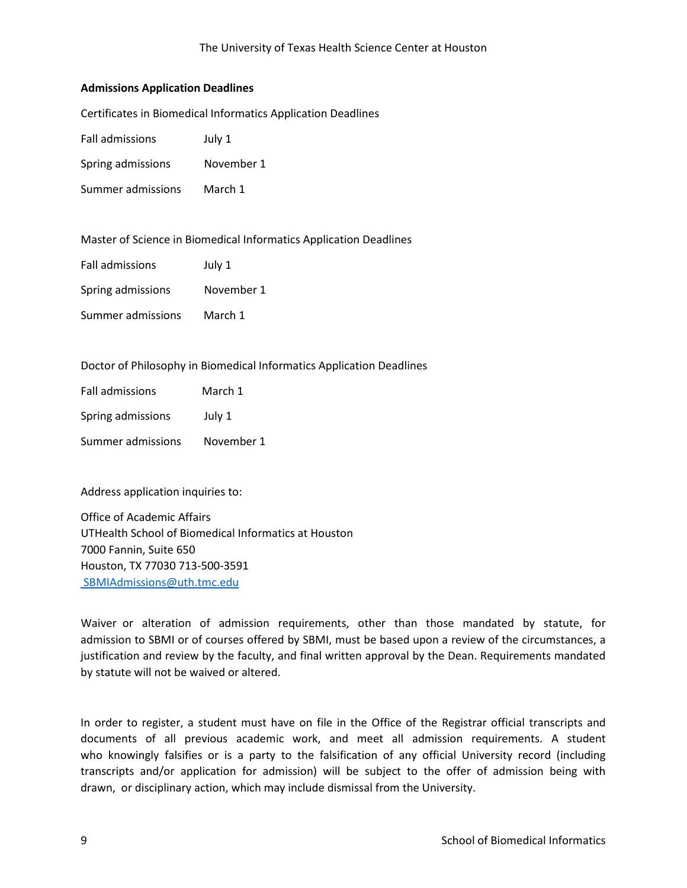**Admissions Application Deadlines**

Certificates in Biomedical Informatics Application Deadlines

| | |
|---|---|
| Fall admissions | July 1 |
| Spring admissions | November 1 |
| Summer admissions | March 1 |

Master of Science in Biomedical Informatics Application Deadlines

| | |
|---|---|
| Fall admissions | July 1 |
| Spring admissions | November 1 |
| Summer admissions | March 1 |

Doctor of Philosophy in Biomedical Informatics Application Deadlines

| | |
|---|---|
| Fall admissions | March 1 |
| Spring admissions | July 1 |
| Summer admissions | November 1 |

Address application inquiries to:

Office of Academic Affairs
UTHealth School of Biomedical Informatics at Houston
7000 Fannin, Suite 650
Houston, TX 77030 713-500-3591
SBMIAdmissions@uth.tmc.edu

Waiver or alteration of admission requirements, other than those mandated by statute, for admission to SBMI or of courses offered by SBMI, must be based upon a review of the circumstances, a justification and review by the faculty, and final written approval by the Dean. Requirements mandated by statute will not be waived or altered.

In order to register, a student must have on file in the Office of the Registrar official transcripts and documents of all previous academic work, and meet all admission requirements. A student who knowingly falsifies or is a party to the falsification of any official University record (including transcripts and/or application for admission) will be subject to the offer of admission being with drawn, or disciplinary action, which may include dismissal from the University.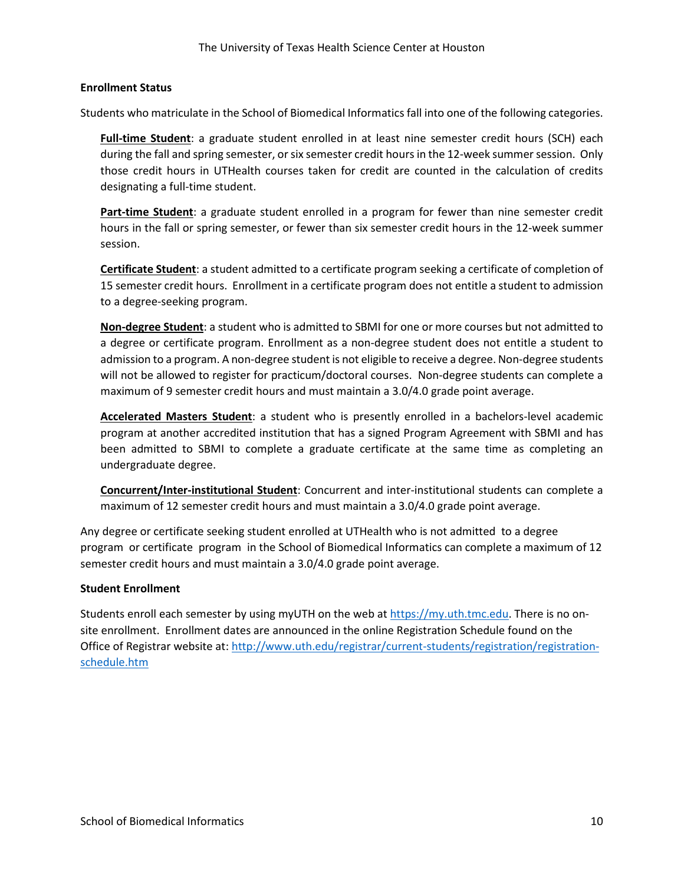### Enrollment Status

Students who matriculate in the School of Biomedical Informatics fall into one of the following categories.

**Full-time Student**: a graduate student enrolled in at least nine semester credit hours (SCH) each during the fall and spring semester, or six semester credit hours in the 12-week summer session. Only those credit hours in UTHealth courses taken for credit are counted in the calculation of credits designating a full-time student.

**Part-time Student**: a graduate student enrolled in a program for fewer than nine semester credit hours in the fall or spring semester, or fewer than six semester credit hours in the 12-week summer session.

**Certificate Student**: a student admitted to a certificate program seeking a certificate of completion of 15 semester credit hours. Enrollment in a certificate program does not entitle a student to admission to a degree-seeking program.

**Non-degree Student**: a student who is admitted to SBMI for one or more courses but not admitted to a degree or certificate program. Enrollment as a non-degree student does not entitle a student to admission to a program. A non-degree student is not eligible to receive a degree. Non-degree students will not be allowed to register for practicum/doctoral courses. Non-degree students can complete a maximum of 9 semester credit hours and must maintain a 3.0/4.0 grade point average.

**Accelerated Masters Student**: a student who is presently enrolled in a bachelors-level academic program at another accredited institution that has a signed Program Agreement with SBMI and has been admitted to SBMI to complete a graduate certificate at the same time as completing an undergraduate degree.

**Concurrent/Inter-institutional Student**: Concurrent and inter-institutional students can complete a maximum of 12 semester credit hours and must maintain a 3.0/4.0 grade point average.

Any degree or certificate seeking student enrolled at UTHealth who is not admitted to a degree program or certificate program in the School of Biomedical Informatics can complete a maximum of 12 semester credit hours and must maintain a 3.0/4.0 grade point average.

### Student Enrollment

Students enroll each semester by using myUTH on the web at https://my.uth.tmc.edu. There is no on-site enrollment. Enrollment dates are announced in the online Registration Schedule found on the Office of Registrar website at: http://www.uth.edu/registrar/current-students/registration/registration-schedule.htm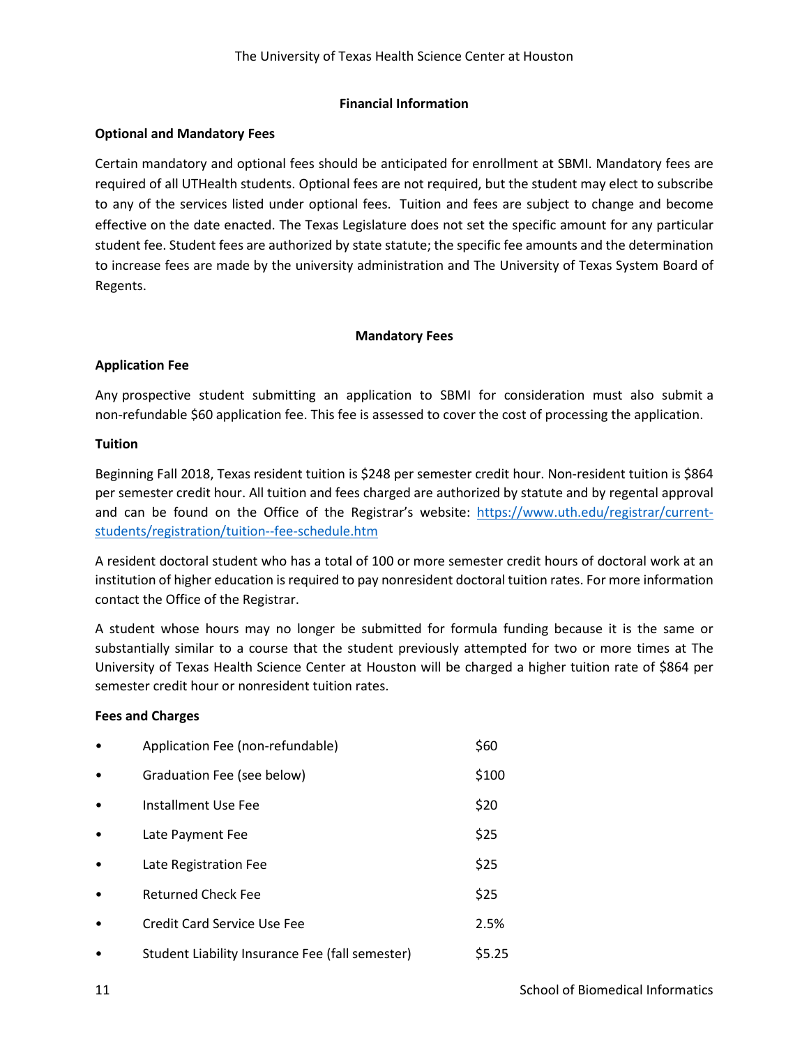## Financial Information

### Optional and Mandatory Fees

Certain mandatory and optional fees should be anticipated for enrollment at SBMI. Mandatory fees are required of all UTHealth students. Optional fees are not required, but the student may elect to subscribe to any of the services listed under optional fees. Tuition and fees are subject to change and become effective on the date enacted. The Texas Legislature does not set the specific amount for any particular student fee. Student fees are authorized by state statute; the specific fee amounts and the determination to increase fees are made by the university administration and The University of Texas System Board of Regents.

## Mandatory Fees

### Application Fee

Any prospective student submitting an application to SBMI for consideration must also submit a non-refundable $60 application fee. This fee is assessed to cover the cost of processing the application.

### Tuition

Beginning Fall 2018, Texas resident tuition is $248 per semester credit hour. Non-resident tuition is $864 per semester credit hour. All tuition and fees charged are authorized by statute and by regental approval and can be found on the Office of the Registrar's website: [https://www.uth.edu/registrar/current-students/registration/tuition--fee-schedule.htm](https://www.uth.edu/registrar/current-students/registration/tuition--fee-schedule.htm)

A resident doctoral student who has a total of 100 or more semester credit hours of doctoral work at an institution of higher education is required to pay nonresident doctoral tuition rates. For more information contact the Office of the Registrar.

A student whose hours may no longer be submitted for formula funding because it is the same or substantially similar to a course that the student previously attempted for two or more times at The University of Texas Health Science Center at Houston will be charged a higher tuition rate of $864 per semester credit hour or nonresident tuition rates.

### Fees and Charges

- Application Fee (non-refundable) $60
- Graduation Fee (see below) $100
- Installment Use Fee $20
- Late Payment Fee $25
- Late Registration Fee $25
- Returned Check Fee $25
- Credit Card Service Use Fee 2.5%
- Student Liability Insurance Fee (fall semester) $5.25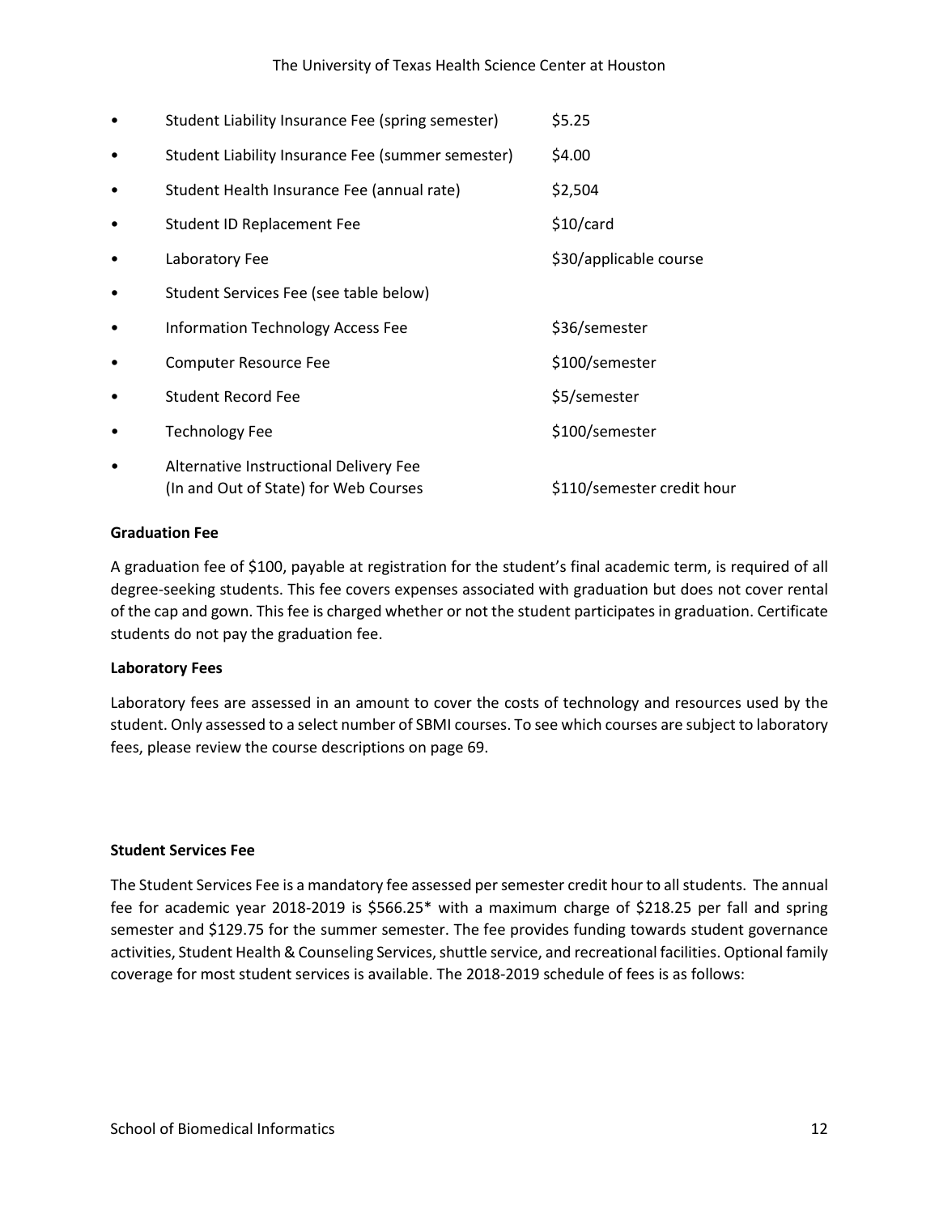- Student Liability Insurance Fee (spring semester) $5.25
- Student Liability Insurance Fee (summer semester) $4.00
- Student Health Insurance Fee (annual rate) $2,504
- Student ID Replacement Fee $10/card
- Laboratory Fee $30/applicable course
- Student Services Fee (see table below)
- Information Technology Access Fee $36/semester
- Computer Resource Fee $100/semester
- Student Record Fee $5/semester
- Technology Fee $100/semester
- Alternative Instructional Delivery Fee (In and Out of State) for Web Courses $110/semester credit hour

**Graduation Fee**

A graduation fee of $100, payable at registration for the student's final academic term, is required of all degree-seeking students. This fee covers expenses associated with graduation but does not cover rental of the cap and gown. This fee is charged whether or not the student participates in graduation. Certificate students do not pay the graduation fee.

**Laboratory Fees**

Laboratory fees are assessed in an amount to cover the costs of technology and resources used by the student. Only assessed to a select number of SBMI courses. To see which courses are subject to laboratory fees, please review the course descriptions on page 69.

**Student Services Fee**

The Student Services Fee is a mandatory fee assessed per semester credit hour to all students. The annual fee for academic year 2018-2019 is $566.25* with a maximum charge of $218.25 per fall and spring semester and $129.75 for the summer semester. The fee provides funding towards student governance activities, Student Health & Counseling Services, shuttle service, and recreational facilities. Optional family coverage for most student services is available. The 2018-2019 schedule of fees is as follows: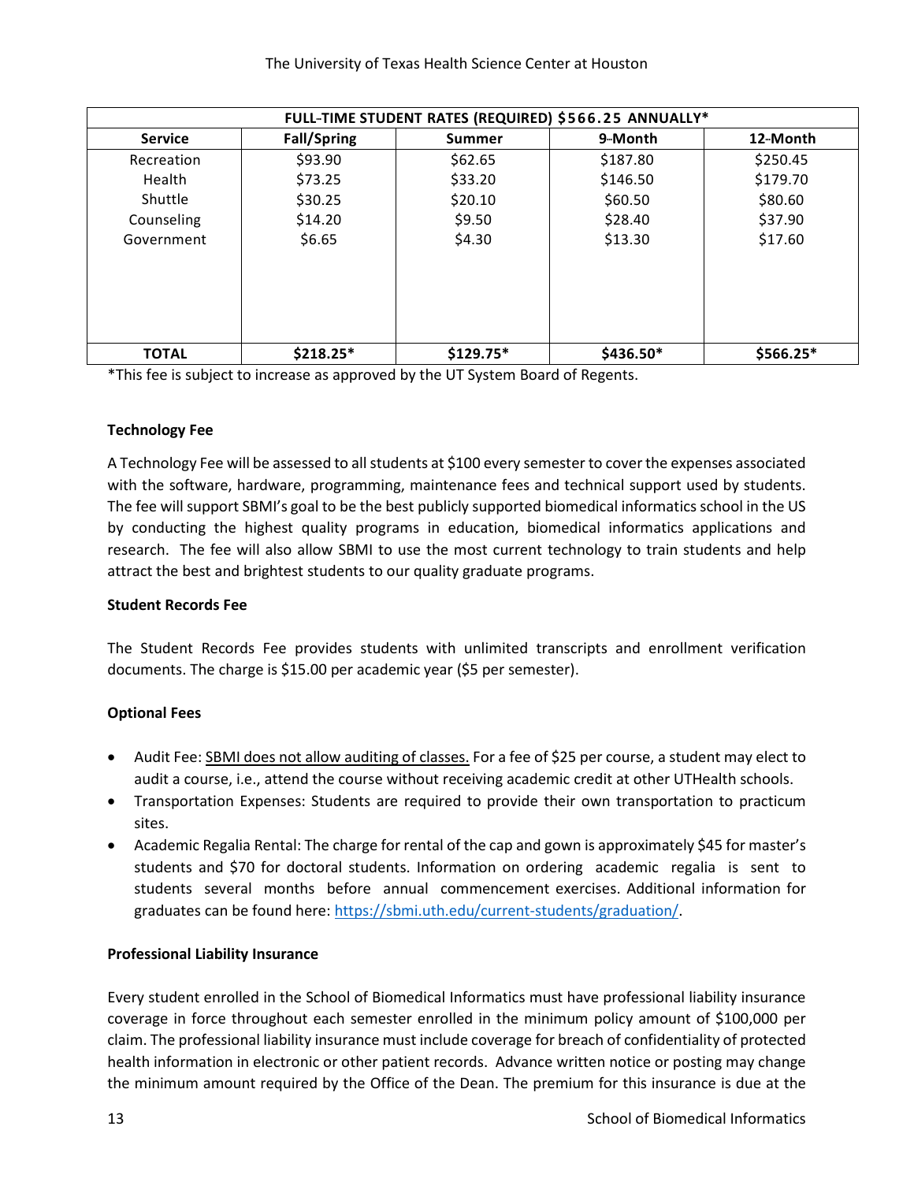| FULL-TIME STUDENT RATES (REQUIRED) $566.25 ANNUALLY* | | | | |
|---|---|---|---|---|
| **Service** | **Fall/Spring** | **Summer** | **9-Month** | **12-Month** |
| Recreation | $93.90 | $62.65 | $187.80 | $250.45 |
| Health | $73.25 | $33.20 | $146.50 | $179.70 |
| Shuttle | $30.25 | $20.10 | $60.50 | $80.60 |
| Counseling | $14.20 | $9.50 | $28.40 | $37.90 |
| Government | $6.65 | $4.30 | $13.30 | $17.60 |
| **TOTAL** | **$218.25*** | **$129.75*** | **$436.50*** | **$566.25*** |

*This fee is subject to increase as approved by the UT System Board of Regents.

**Technology Fee**

A Technology Fee will be assessed to all students at $100 every semester to cover the expenses associated with the software, hardware, programming, maintenance fees and technical support used by students. The fee will support SBMI's goal to be the best publicly supported biomedical informatics school in the US by conducting the highest quality programs in education, biomedical informatics applications and research. The fee will also allow SBMI to use the most current technology to train students and help attract the best and brightest students to our quality graduate programs.

**Student Records Fee**

The Student Records Fee provides students with unlimited transcripts and enrollment verification documents. The charge is $15.00 per academic year ($5 per semester).

**Optional Fees**

- Audit Fee: SBMI does not allow auditing of classes. For a fee of $25 per course, a student may elect to audit a course, i.e., attend the course without receiving academic credit at other UTHealth schools.
- Transportation Expenses: Students are required to provide their own transportation to practicum sites.
- Academic Regalia Rental: The charge for rental of the cap and gown is approximately $45 for master's students and $70 for doctoral students. Information on ordering academic regalia is sent to students several months before annual commencement exercises. Additional information for graduates can be found here: [https://sbmi.uth.edu/current-students/graduation/](https://sbmi.uth.edu/current-students/graduation/).

**Professional Liability Insurance**

Every student enrolled in the School of Biomedical Informatics must have professional liability insurance coverage in force throughout each semester enrolled in the minimum policy amount of $100,000 per claim. The professional liability insurance must include coverage for breach of confidentiality of protected health information in electronic or other patient records. Advance written notice or posting may change the minimum amount required by the Office of the Dean. The premium for this insurance is due at the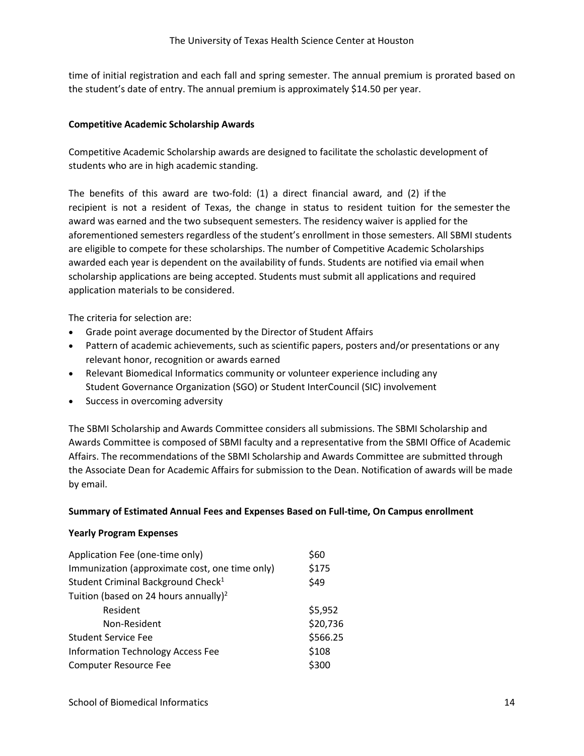time of initial registration and each fall and spring semester. The annual premium is prorated based on the student's date of entry. The annual premium is approximately $14.50 per year.

### Competitive Academic Scholarship Awards

Competitive Academic Scholarship awards are designed to facilitate the scholastic development of students who are in high academic standing.

The benefits of this award are two-fold: (1) a direct financial award, and (2) if the recipient is not a resident of Texas, the change in status to resident tuition for the semester the award was earned and the two subsequent semesters. The residency waiver is applied for the aforementioned semesters regardless of the student's enrollment in those semesters. All SBMI students are eligible to compete for these scholarships. The number of Competitive Academic Scholarships awarded each year is dependent on the availability of funds. Students are notified via email when scholarship applications are being accepted. Students must submit all applications and required application materials to be considered.

The criteria for selection are:

- Grade point average documented by the Director of Student Affairs
- Pattern of academic achievements, such as scientific papers, posters and/or presentations or any relevant honor, recognition or awards earned
- Relevant Biomedical Informatics community or volunteer experience including any Student Governance Organization (SGO) or Student InterCouncil (SIC) involvement
- Success in overcoming adversity

The SBMI Scholarship and Awards Committee considers all submissions. The SBMI Scholarship and Awards Committee is composed of SBMI faculty and a representative from the SBMI Office of Academic Affairs. The recommendations of the SBMI Scholarship and Awards Committee are submitted through the Associate Dean for Academic Affairs for submission to the Dean. Notification of awards will be made by email.

### Summary of Estimated Annual Fees and Expenses Based on Full-time, On Campus enrollment

#### Yearly Program Expenses

| Item | Cost |
|---|---|
| Application Fee (one-time only) | $60 |
| Immunization (approximate cost, one time only) | $175 |
| Student Criminal Background Check[1] | $49 |
| Tuition (based on 24 hours annually)[2] | |
| Resident | $5,952 |
| Non-Resident | $20,736 |
| Student Service Fee | $566.25 |
| Information Technology Access Fee | $108 |
| Computer Resource Fee | $300 |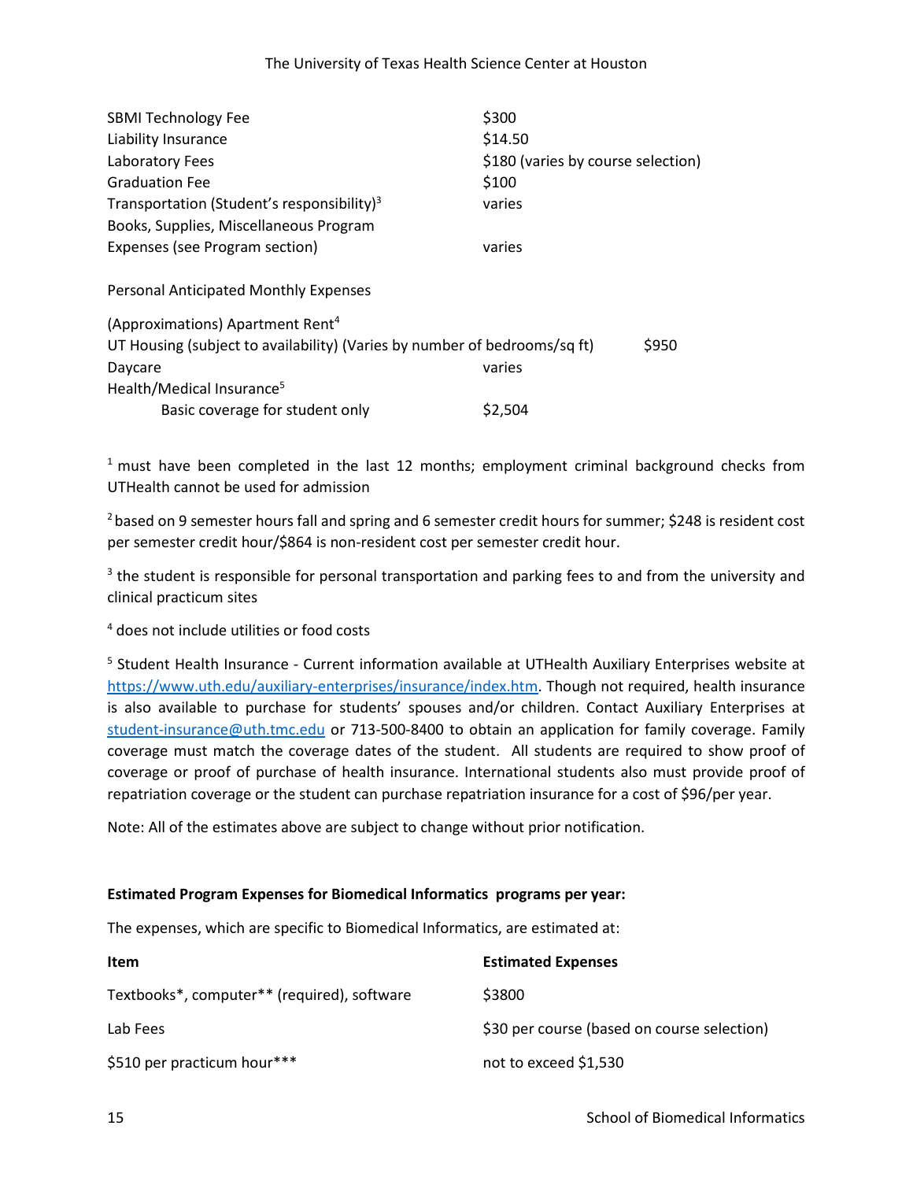| | |
|---|---|
| SBMI Technology Fee | $300 |
| Liability Insurance | $14.50 |
| Laboratory Fees | $180 (varies by course selection) |
| Graduation Fee | $100 |
| Transportation (Student's responsibility)[3] | varies |
| Books, Supplies, Miscellaneous Program Expenses (see Program section) | varies |

Personal Anticipated Monthly Expenses

| | |
|---|---|
| (Approximations) Apartment Rent[4] | |
| UT Housing (subject to availability) (Varies by number of bedrooms/sq ft) | $950 |
| Daycare | varies |
| Health/Medical Insurance[5] | |
| Basic coverage for student only | $2,504 |

[1] must have been completed in the last 12 months; employment criminal background checks from UTHealth cannot be used for admission

[2] based on 9 semester hours fall and spring and 6 semester credit hours for summer; $248 is resident cost per semester credit hour/$864 is non-resident cost per semester credit hour.

[3] the student is responsible for personal transportation and parking fees to and from the university and clinical practicum sites

[4] does not include utilities or food costs

[5] Student Health Insurance - Current information available at UTHealth Auxiliary Enterprises website at https://www.uth.edu/auxiliary-enterprises/insurance/index.htm. Though not required, health insurance is also available to purchase for students' spouses and/or children. Contact Auxiliary Enterprises at student-insurance@uth.tmc.edu or 713-500-8400 to obtain an application for family coverage. Family coverage must match the coverage dates of the student. All students are required to show proof of coverage or proof of purchase of health insurance. International students also must provide proof of repatriation coverage or the student can purchase repatriation insurance for a cost of $96/per year.

Note: All of the estimates above are subject to change without prior notification.

**Estimated Program Expenses for Biomedical Informatics programs per year:**

The expenses, which are specific to Biomedical Informatics, are estimated at:

| **Item** | **Estimated Expenses** |
|---|---|
| Textbooks*, computer** (required), software | $3800 |
| Lab Fees | $30 per course (based on course selection) |
| $510 per practicum hour*** | not to exceed $1,530 |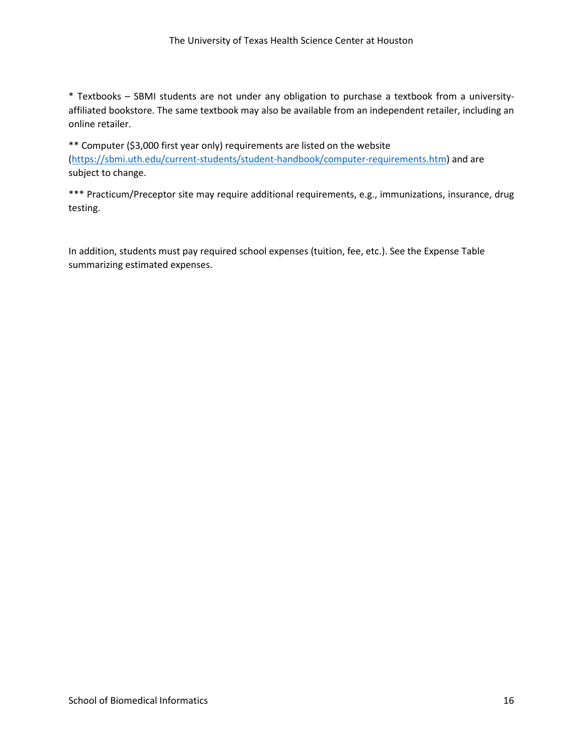* Textbooks – SBMI students are not under any obligation to purchase a textbook from a university-affiliated bookstore. The same textbook may also be available from an independent retailer, including an online retailer.

** Computer ($3,000 first year only) requirements are listed on the website ([https://sbmi.uth.edu/current-students/student-handbook/computer-requirements.htm](https://sbmi.uth.edu/current-students/student-handbook/computer-requirements.htm)) and are subject to change.

*** Practicum/Preceptor site may require additional requirements, e.g., immunizations, insurance, drug testing.

In addition, students must pay required school expenses (tuition, fee, etc.). See the Expense Table summarizing estimated expenses.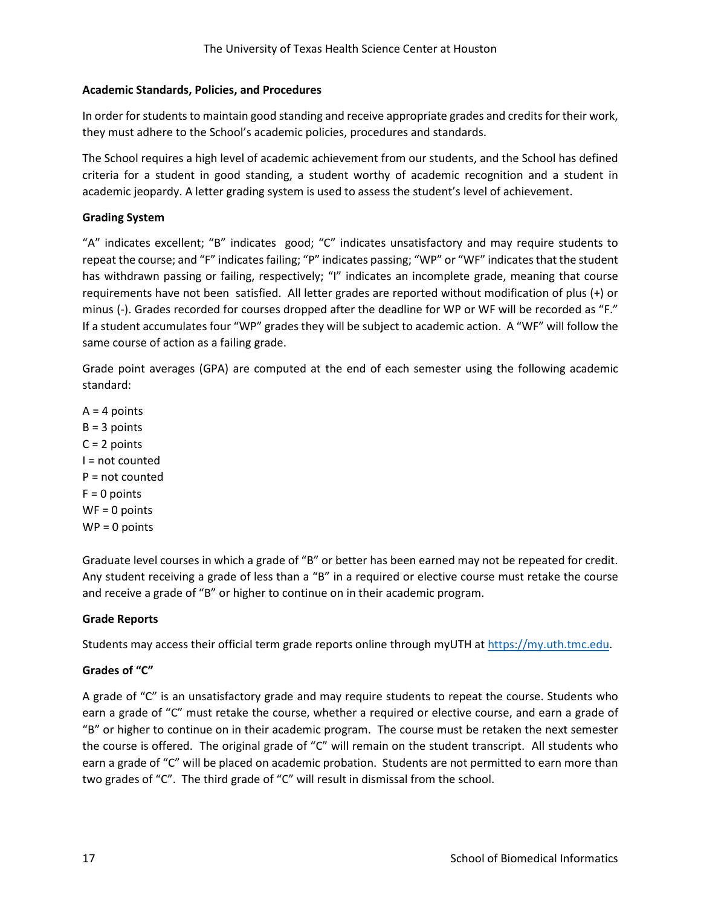## Academic Standards, Policies, and Procedures

In order for students to maintain good standing and receive appropriate grades and credits for their work, they must adhere to the School's academic policies, procedures and standards.

The School requires a high level of academic achievement from our students, and the School has defined criteria for a student in good standing, a student worthy of academic recognition and a student in academic jeopardy. A letter grading system is used to assess the student's level of achievement.

## Grading System

"A" indicates excellent; "B" indicates good; "C" indicates unsatisfactory and may require students to repeat the course; and "F" indicates failing; "P" indicates passing; "WP" or "WF" indicates that the student has withdrawn passing or failing, respectively; "I" indicates an incomplete grade, meaning that course requirements have not been satisfied. All letter grades are reported without modification of plus (+) or minus (-). Grades recorded for courses dropped after the deadline for WP or WF will be recorded as "F." If a student accumulates four "WP" grades they will be subject to academic action. A "WF" will follow the same course of action as a failing grade.

Grade point averages (GPA) are computed at the end of each semester using the following academic standard:

A = 4 points  
B = 3 points  
C = 2 points  
I = not counted  
P = not counted  
F = 0 points  
WF = 0 points  
WP = 0 points

Graduate level courses in which a grade of "B" or better has been earned may not be repeated for credit. Any student receiving a grade of less than a "B" in a required or elective course must retake the course and receive a grade of "B" or higher to continue on in their academic program.

## Grade Reports

Students may access their official term grade reports online through myUTH at https://my.uth.tmc.edu.

## Grades of "C"

A grade of "C" is an unsatisfactory grade and may require students to repeat the course. Students who earn a grade of "C" must retake the course, whether a required or elective course, and earn a grade of "B" or higher to continue on in their academic program. The course must be retaken the next semester the course is offered. The original grade of "C" will remain on the student transcript. All students who earn a grade of "C" will be placed on academic probation. Students are not permitted to earn more than two grades of "C". The third grade of "C" will result in dismissal from the school.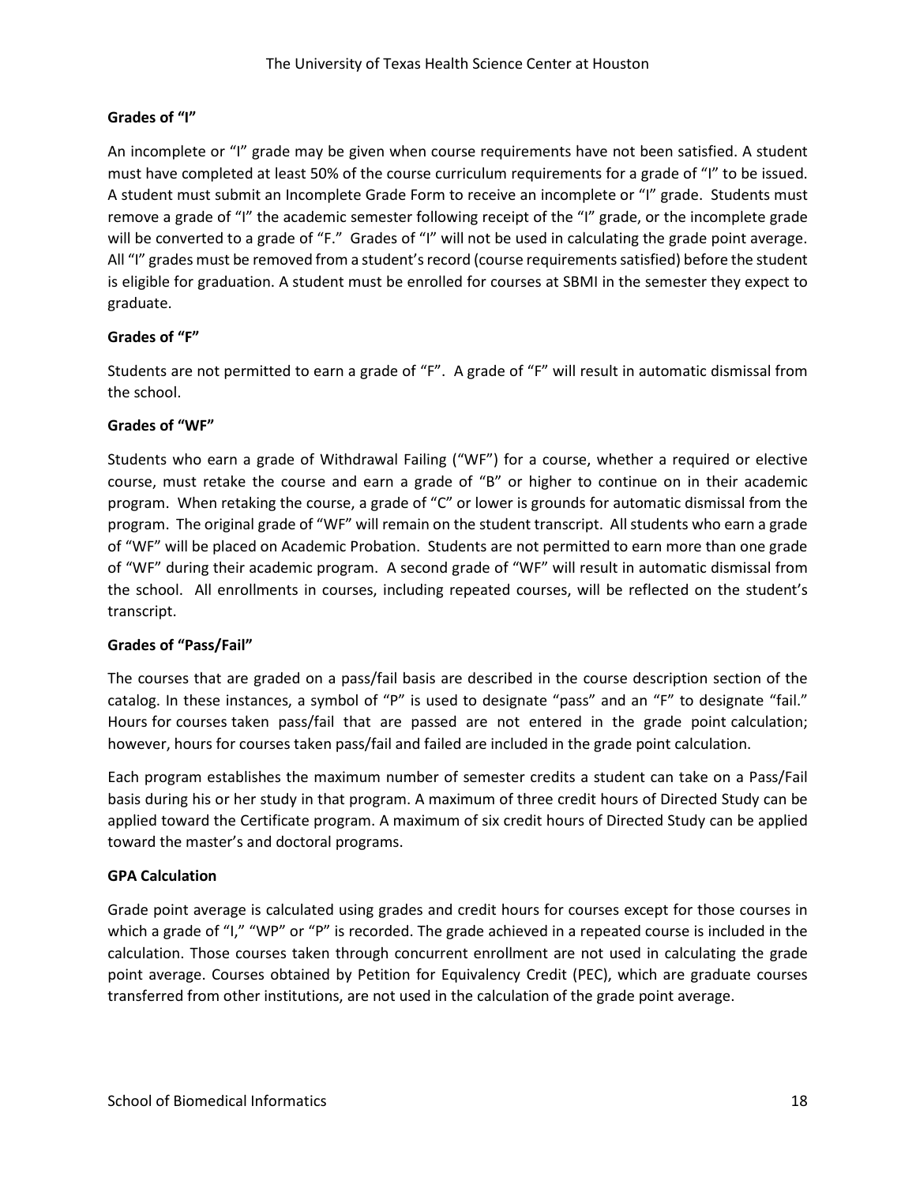### Grades of "I"

An incomplete or "I" grade may be given when course requirements have not been satisfied. A student must have completed at least 50% of the course curriculum requirements for a grade of "I" to be issued. A student must submit an Incomplete Grade Form to receive an incomplete or "I" grade. Students must remove a grade of "I" the academic semester following receipt of the "I" grade, or the incomplete grade will be converted to a grade of "F." Grades of "I" will not be used in calculating the grade point average. All "I" grades must be removed from a student's record (course requirements satisfied) before the student is eligible for graduation. A student must be enrolled for courses at SBMI in the semester they expect to graduate.

### Grades of "F"

Students are not permitted to earn a grade of "F". A grade of "F" will result in automatic dismissal from the school.

### Grades of "WF"

Students who earn a grade of Withdrawal Failing ("WF") for a course, whether a required or elective course, must retake the course and earn a grade of "B" or higher to continue on in their academic program. When retaking the course, a grade of "C" or lower is grounds for automatic dismissal from the program. The original grade of "WF" will remain on the student transcript. All students who earn a grade of "WF" will be placed on Academic Probation. Students are not permitted to earn more than one grade of "WF" during their academic program. A second grade of "WF" will result in automatic dismissal from the school. All enrollments in courses, including repeated courses, will be reflected on the student's transcript.

### Grades of "Pass/Fail"

The courses that are graded on a pass/fail basis are described in the course description section of the catalog. In these instances, a symbol of "P" is used to designate "pass" and an "F" to designate "fail." Hours for courses taken pass/fail that are passed are not entered in the grade point calculation; however, hours for courses taken pass/fail and failed are included in the grade point calculation.

Each program establishes the maximum number of semester credits a student can take on a Pass/Fail basis during his or her study in that program. A maximum of three credit hours of Directed Study can be applied toward the Certificate program. A maximum of six credit hours of Directed Study can be applied toward the master's and doctoral programs.

### GPA Calculation

Grade point average is calculated using grades and credit hours for courses except for those courses in which a grade of "I," "WP" or "P" is recorded. The grade achieved in a repeated course is included in the calculation. Those courses taken through concurrent enrollment are not used in calculating the grade point average. Courses obtained by Petition for Equivalency Credit (PEC), which are graduate courses transferred from other institutions, are not used in the calculation of the grade point average.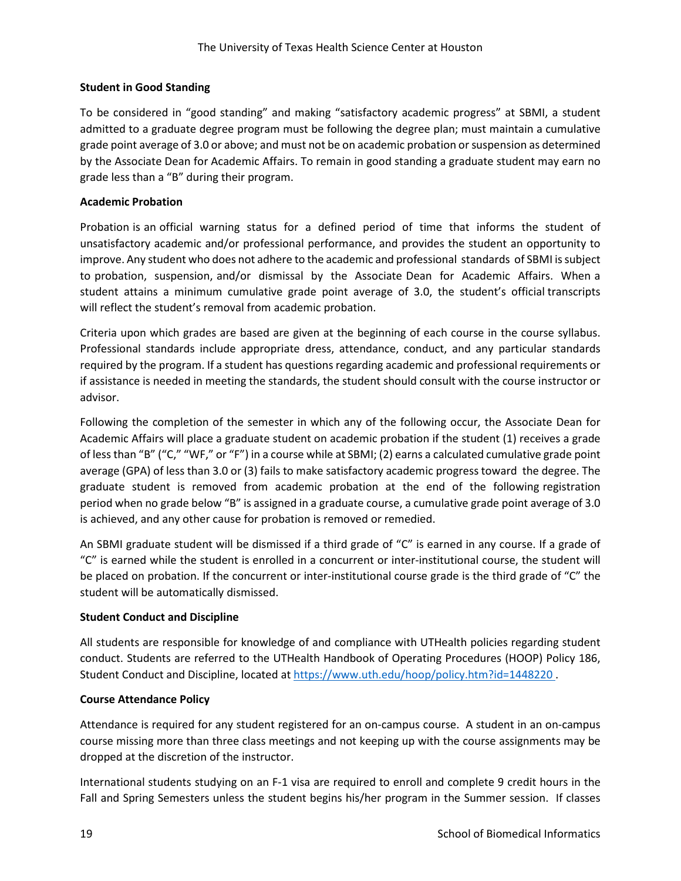### Student in Good Standing

To be considered in "good standing" and making "satisfactory academic progress" at SBMI, a student admitted to a graduate degree program must be following the degree plan; must maintain a cumulative grade point average of 3.0 or above; and must not be on academic probation or suspension as determined by the Associate Dean for Academic Affairs. To remain in good standing a graduate student may earn no grade less than a "B" during their program.

### Academic Probation

Probation is an official warning status for a defined period of time that informs the student of unsatisfactory academic and/or professional performance, and provides the student an opportunity to improve. Any student who does not adhere to the academic and professional standards of SBMI is subject to probation, suspension, and/or dismissal by the Associate Dean for Academic Affairs. When a student attains a minimum cumulative grade point average of 3.0, the student's official transcripts will reflect the student's removal from academic probation.

Criteria upon which grades are based are given at the beginning of each course in the course syllabus. Professional standards include appropriate dress, attendance, conduct, and any particular standards required by the program. If a student has questions regarding academic and professional requirements or if assistance is needed in meeting the standards, the student should consult with the course instructor or advisor.

Following the completion of the semester in which any of the following occur, the Associate Dean for Academic Affairs will place a graduate student on academic probation if the student (1) receives a grade of less than "B" ("C," "WF," or "F") in a course while at SBMI; (2) earns a calculated cumulative grade point average (GPA) of less than 3.0 or (3) fails to make satisfactory academic progress toward the degree. The graduate student is removed from academic probation at the end of the following registration period when no grade below "B" is assigned in a graduate course, a cumulative grade point average of 3.0 is achieved, and any other cause for probation is removed or remedied.

An SBMI graduate student will be dismissed if a third grade of "C" is earned in any course. If a grade of "C" is earned while the student is enrolled in a concurrent or inter-institutional course, the student will be placed on probation. If the concurrent or inter-institutional course grade is the third grade of "C" the student will be automatically dismissed.

### Student Conduct and Discipline

All students are responsible for knowledge of and compliance with UTHealth policies regarding student conduct. Students are referred to the UTHealth Handbook of Operating Procedures (HOOP) Policy 186, Student Conduct and Discipline, located at https://www.uth.edu/hoop/policy.htm?id=1448220 .

### Course Attendance Policy

Attendance is required for any student registered for an on-campus course. A student in an on-campus course missing more than three class meetings and not keeping up with the course assignments may be dropped at the discretion of the instructor.

International students studying on an F-1 visa are required to enroll and complete 9 credit hours in the Fall and Spring Semesters unless the student begins his/her program in the Summer session. If classes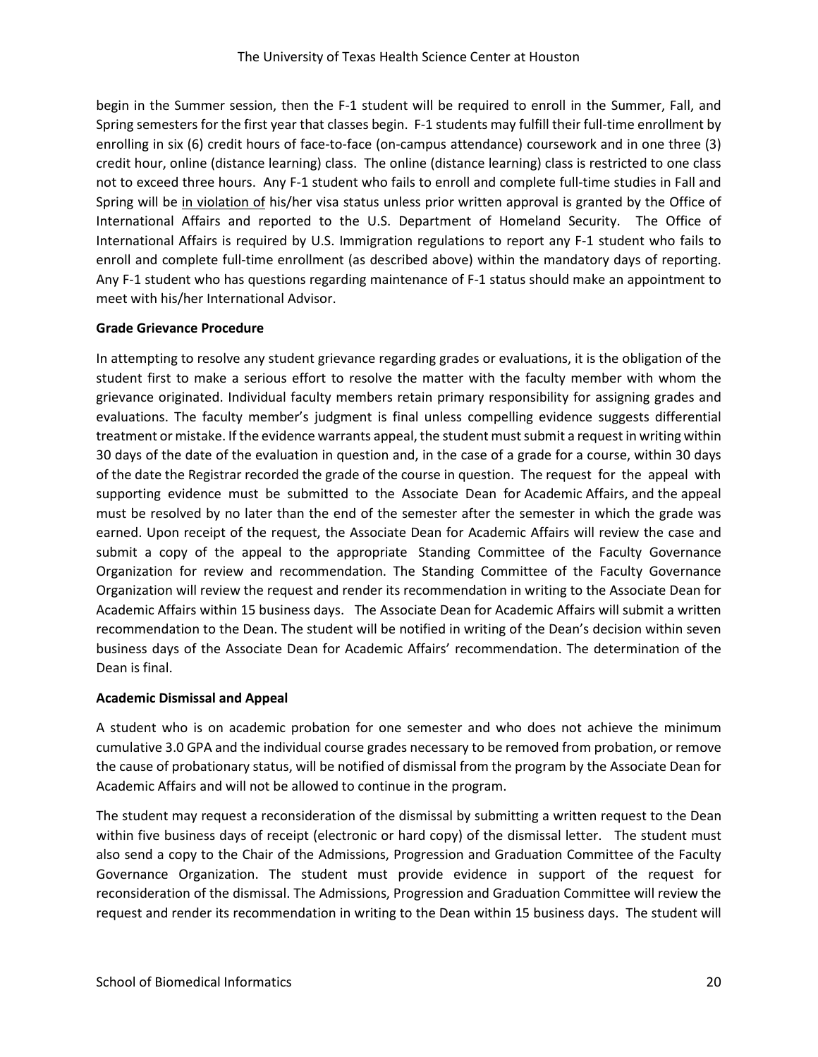begin in the Summer session, then the F-1 student will be required to enroll in the Summer, Fall, and Spring semesters for the first year that classes begin. F-1 students may fulfill their full-time enrollment by enrolling in six (6) credit hours of face-to-face (on-campus attendance) coursework and in one three (3) credit hour, online (distance learning) class. The online (distance learning) class is restricted to one class not to exceed three hours. Any F-1 student who fails to enroll and complete full-time studies in Fall and Spring will be in violation of his/her visa status unless prior written approval is granted by the Office of International Affairs and reported to the U.S. Department of Homeland Security. The Office of International Affairs is required by U.S. Immigration regulations to report any F-1 student who fails to enroll and complete full-time enrollment (as described above) within the mandatory days of reporting. Any F-1 student who has questions regarding maintenance of F-1 status should make an appointment to meet with his/her International Advisor.

**Grade Grievance Procedure**

In attempting to resolve any student grievance regarding grades or evaluations, it is the obligation of the student first to make a serious effort to resolve the matter with the faculty member with whom the grievance originated. Individual faculty members retain primary responsibility for assigning grades and evaluations. The faculty member's judgment is final unless compelling evidence suggests differential treatment or mistake. If the evidence warrants appeal, the student must submit a request in writing within 30 days of the date of the evaluation in question and, in the case of a grade for a course, within 30 days of the date the Registrar recorded the grade of the course in question. The request for the appeal with supporting evidence must be submitted to the Associate Dean for Academic Affairs, and the appeal must be resolved by no later than the end of the semester after the semester in which the grade was earned. Upon receipt of the request, the Associate Dean for Academic Affairs will review the case and submit a copy of the appeal to the appropriate Standing Committee of the Faculty Governance Organization for review and recommendation. The Standing Committee of the Faculty Governance Organization will review the request and render its recommendation in writing to the Associate Dean for Academic Affairs within 15 business days. The Associate Dean for Academic Affairs will submit a written recommendation to the Dean. The student will be notified in writing of the Dean's decision within seven business days of the Associate Dean for Academic Affairs' recommendation. The determination of the Dean is final.

**Academic Dismissal and Appeal**

A student who is on academic probation for one semester and who does not achieve the minimum cumulative 3.0 GPA and the individual course grades necessary to be removed from probation, or remove the cause of probationary status, will be notified of dismissal from the program by the Associate Dean for Academic Affairs and will not be allowed to continue in the program.

The student may request a reconsideration of the dismissal by submitting a written request to the Dean within five business days of receipt (electronic or hard copy) of the dismissal letter. The student must also send a copy to the Chair of the Admissions, Progression and Graduation Committee of the Faculty Governance Organization. The student must provide evidence in support of the request for reconsideration of the dismissal. The Admissions, Progression and Graduation Committee will review the request and render its recommendation in writing to the Dean within 15 business days. The student will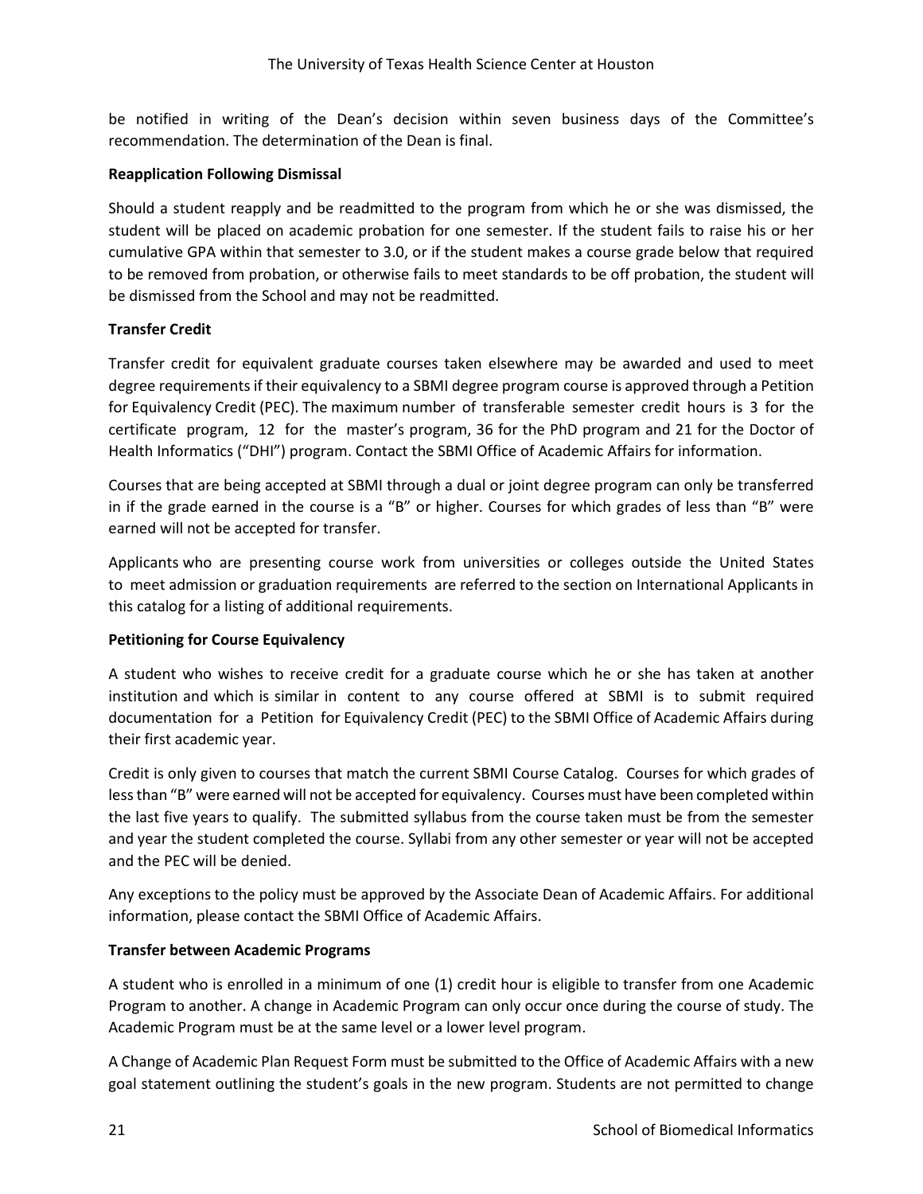be notified in writing of the Dean's decision within seven business days of the Committee's recommendation. The determination of the Dean is final.

**Reapplication Following Dismissal**

Should a student reapply and be readmitted to the program from which he or she was dismissed, the student will be placed on academic probation for one semester. If the student fails to raise his or her cumulative GPA within that semester to 3.0, or if the student makes a course grade below that required to be removed from probation, or otherwise fails to meet standards to be off probation, the student will be dismissed from the School and may not be readmitted.

**Transfer Credit**

Transfer credit for equivalent graduate courses taken elsewhere may be awarded and used to meet degree requirements if their equivalency to a SBMI degree program course is approved through a Petition for Equivalency Credit (PEC). The maximum number of transferable semester credit hours is 3 for the certificate program, 12 for the master's program, 36 for the PhD program and 21 for the Doctor of Health Informatics ("DHI") program. Contact the SBMI Office of Academic Affairs for information.

Courses that are being accepted at SBMI through a dual or joint degree program can only be transferred in if the grade earned in the course is a "B" or higher. Courses for which grades of less than "B" were earned will not be accepted for transfer.

Applicants who are presenting course work from universities or colleges outside the United States to meet admission or graduation requirements are referred to the section on International Applicants in this catalog for a listing of additional requirements.

**Petitioning for Course Equivalency**

A student who wishes to receive credit for a graduate course which he or she has taken at another institution and which is similar in content to any course offered at SBMI is to submit required documentation for a Petition for Equivalency Credit (PEC) to the SBMI Office of Academic Affairs during their first academic year.

Credit is only given to courses that match the current SBMI Course Catalog. Courses for which grades of less than "B" were earned will not be accepted for equivalency. Courses must have been completed within the last five years to qualify. The submitted syllabus from the course taken must be from the semester and year the student completed the course. Syllabi from any other semester or year will not be accepted and the PEC will be denied.

Any exceptions to the policy must be approved by the Associate Dean of Academic Affairs. For additional information, please contact the SBMI Office of Academic Affairs.

**Transfer between Academic Programs**

A student who is enrolled in a minimum of one (1) credit hour is eligible to transfer from one Academic Program to another. A change in Academic Program can only occur once during the course of study. The Academic Program must be at the same level or a lower level program.

A Change of Academic Plan Request Form must be submitted to the Office of Academic Affairs with a new goal statement outlining the student's goals in the new program. Students are not permitted to change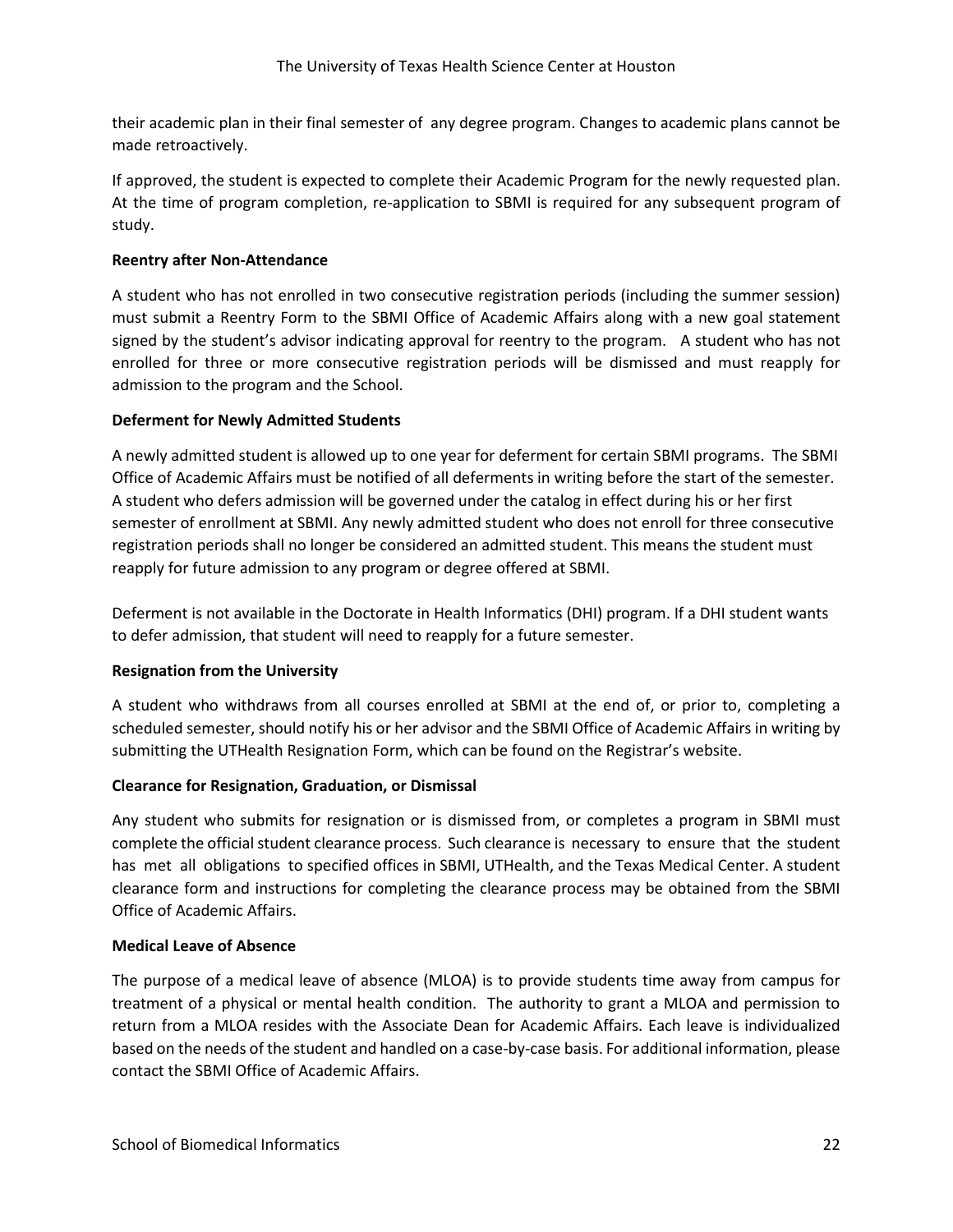their academic plan in their final semester of any degree program. Changes to academic plans cannot be made retroactively.

If approved, the student is expected to complete their Academic Program for the newly requested plan. At the time of program completion, re-application to SBMI is required for any subsequent program of study.

**Reentry after Non-Attendance**

A student who has not enrolled in two consecutive registration periods (including the summer session) must submit a Reentry Form to the SBMI Office of Academic Affairs along with a new goal statement signed by the student's advisor indicating approval for reentry to the program. A student who has not enrolled for three or more consecutive registration periods will be dismissed and must reapply for admission to the program and the School.

**Deferment for Newly Admitted Students**

A newly admitted student is allowed up to one year for deferment for certain SBMI programs. The SBMI Office of Academic Affairs must be notified of all deferments in writing before the start of the semester. A student who defers admission will be governed under the catalog in effect during his or her first semester of enrollment at SBMI. Any newly admitted student who does not enroll for three consecutive registration periods shall no longer be considered an admitted student. This means the student must reapply for future admission to any program or degree offered at SBMI.

Deferment is not available in the Doctorate in Health Informatics (DHI) program. If a DHI student wants to defer admission, that student will need to reapply for a future semester.

**Resignation from the University**

A student who withdraws from all courses enrolled at SBMI at the end of, or prior to, completing a scheduled semester, should notify his or her advisor and the SBMI Office of Academic Affairs in writing by submitting the UTHealth Resignation Form, which can be found on the Registrar's website.

**Clearance for Resignation, Graduation, or Dismissal**

Any student who submits for resignation or is dismissed from, or completes a program in SBMI must complete the official student clearance process. Such clearance is necessary to ensure that the student has met all obligations to specified offices in SBMI, UTHealth, and the Texas Medical Center. A student clearance form and instructions for completing the clearance process may be obtained from the SBMI Office of Academic Affairs.

**Medical Leave of Absence**

The purpose of a medical leave of absence (MLOA) is to provide students time away from campus for treatment of a physical or mental health condition. The authority to grant a MLOA and permission to return from a MLOA resides with the Associate Dean for Academic Affairs. Each leave is individualized based on the needs of the student and handled on a case-by-case basis. For additional information, please contact the SBMI Office of Academic Affairs.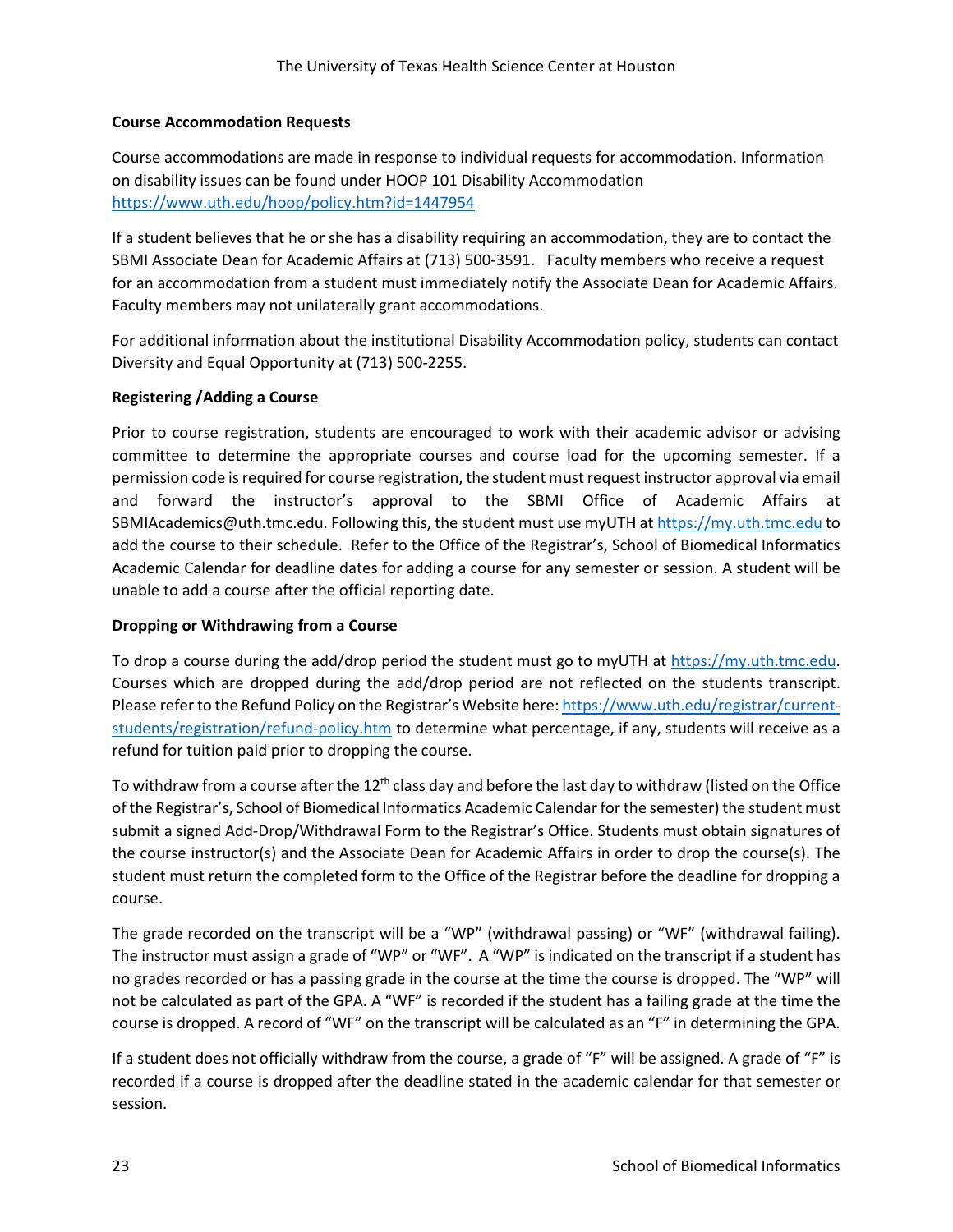**Course Accommodation Requests**

Course accommodations are made in response to individual requests for accommodation. Information on disability issues can be found under HOOP 101 Disability Accommodation https://www.uth.edu/hoop/policy.htm?id=1447954

If a student believes that he or she has a disability requiring an accommodation, they are to contact the SBMI Associate Dean for Academic Affairs at (713) 500-3591. Faculty members who receive a request for an accommodation from a student must immediately notify the Associate Dean for Academic Affairs. Faculty members may not unilaterally grant accommodations.

For additional information about the institutional Disability Accommodation policy, students can contact Diversity and Equal Opportunity at (713) 500-2255.

**Registering /Adding a Course**

Prior to course registration, students are encouraged to work with their academic advisor or advising committee to determine the appropriate courses and course load for the upcoming semester. If a permission code is required for course registration, the student must request instructor approval via email and forward the instructor's approval to the SBMI Office of Academic Affairs at SBMIAcademics@uth.tmc.edu. Following this, the student must use myUTH at https://my.uth.tmc.edu to add the course to their schedule. Refer to the Office of the Registrar's, School of Biomedical Informatics Academic Calendar for deadline dates for adding a course for any semester or session. A student will be unable to add a course after the official reporting date.

**Dropping or Withdrawing from a Course**

To drop a course during the add/drop period the student must go to myUTH at https://my.uth.tmc.edu. Courses which are dropped during the add/drop period are not reflected on the students transcript. Please refer to the Refund Policy on the Registrar's Website here: https://www.uth.edu/registrar/current-students/registration/refund-policy.htm to determine what percentage, if any, students will receive as a refund for tuition paid prior to dropping the course.

To withdraw from a course after the 12th class day and before the last day to withdraw (listed on the Office of the Registrar's, School of Biomedical Informatics Academic Calendar for the semester) the student must submit a signed Add-Drop/Withdrawal Form to the Registrar's Office. Students must obtain signatures of the course instructor(s) and the Associate Dean for Academic Affairs in order to drop the course(s). The student must return the completed form to the Office of the Registrar before the deadline for dropping a course.

The grade recorded on the transcript will be a "WP" (withdrawal passing) or "WF" (withdrawal failing). The instructor must assign a grade of "WP" or "WF". A "WP" is indicated on the transcript if a student has no grades recorded or has a passing grade in the course at the time the course is dropped. The "WP" will not be calculated as part of the GPA. A "WF" is recorded if the student has a failing grade at the time the course is dropped. A record of "WF" on the transcript will be calculated as an "F" in determining the GPA.

If a student does not officially withdraw from the course, a grade of "F" will be assigned. A grade of "F" is recorded if a course is dropped after the deadline stated in the academic calendar for that semester or session.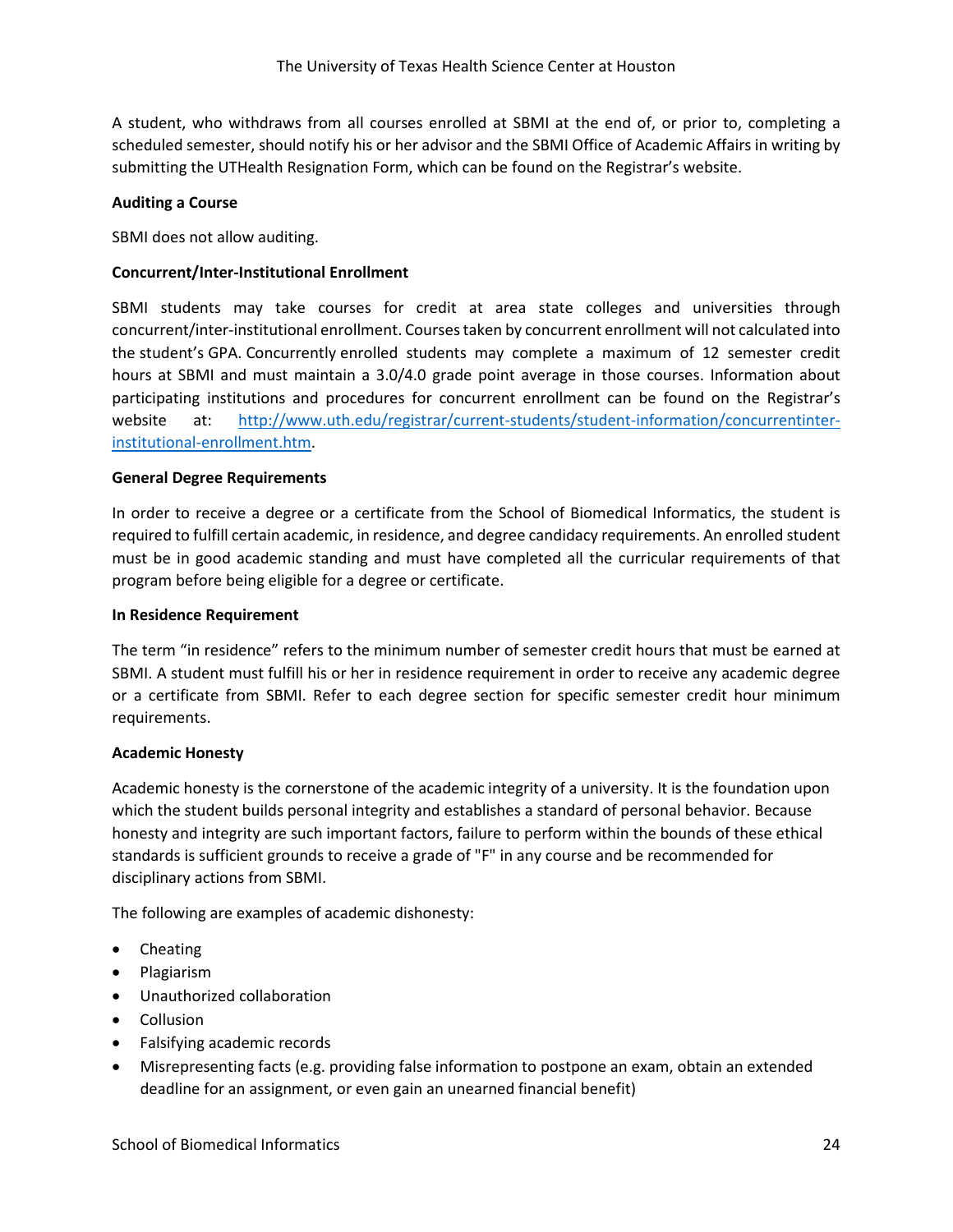A student, who withdraws from all courses enrolled at SBMI at the end of, or prior to, completing a scheduled semester, should notify his or her advisor and the SBMI Office of Academic Affairs in writing by submitting the UTHealth Resignation Form, which can be found on the Registrar's website.

**Auditing a Course**

SBMI does not allow auditing.

**Concurrent/Inter-Institutional Enrollment**

SBMI students may take courses for credit at area state colleges and universities through concurrent/inter-institutional enrollment. Courses taken by concurrent enrollment will not calculated into the student's GPA. Concurrently enrolled students may complete a maximum of 12 semester credit hours at SBMI and must maintain a 3.0/4.0 grade point average in those courses. Information about participating institutions and procedures for concurrent enrollment can be found on the Registrar's website at: [http://www.uth.edu/registrar/current-students/student-information/concurrentinter-institutional-enrollment.htm](http://www.uth.edu/registrar/current-students/student-information/concurrentinter-institutional-enrollment.htm).

**General Degree Requirements**

In order to receive a degree or a certificate from the School of Biomedical Informatics, the student is required to fulfill certain academic, in residence, and degree candidacy requirements. An enrolled student must be in good academic standing and must have completed all the curricular requirements of that program before being eligible for a degree or certificate.

**In Residence Requirement**

The term "in residence" refers to the minimum number of semester credit hours that must be earned at SBMI. A student must fulfill his or her in residence requirement in order to receive any academic degree or a certificate from SBMI. Refer to each degree section for specific semester credit hour minimum requirements.

**Academic Honesty**

Academic honesty is the cornerstone of the academic integrity of a university. It is the foundation upon which the student builds personal integrity and establishes a standard of personal behavior. Because honesty and integrity are such important factors, failure to perform within the bounds of these ethical standards is sufficient grounds to receive a grade of "F" in any course and be recommended for disciplinary actions from SBMI.

The following are examples of academic dishonesty:

- Cheating
- Plagiarism
- Unauthorized collaboration
- Collusion
- Falsifying academic records
- Misrepresenting facts (e.g. providing false information to postpone an exam, obtain an extended deadline for an assignment, or even gain an unearned financial benefit)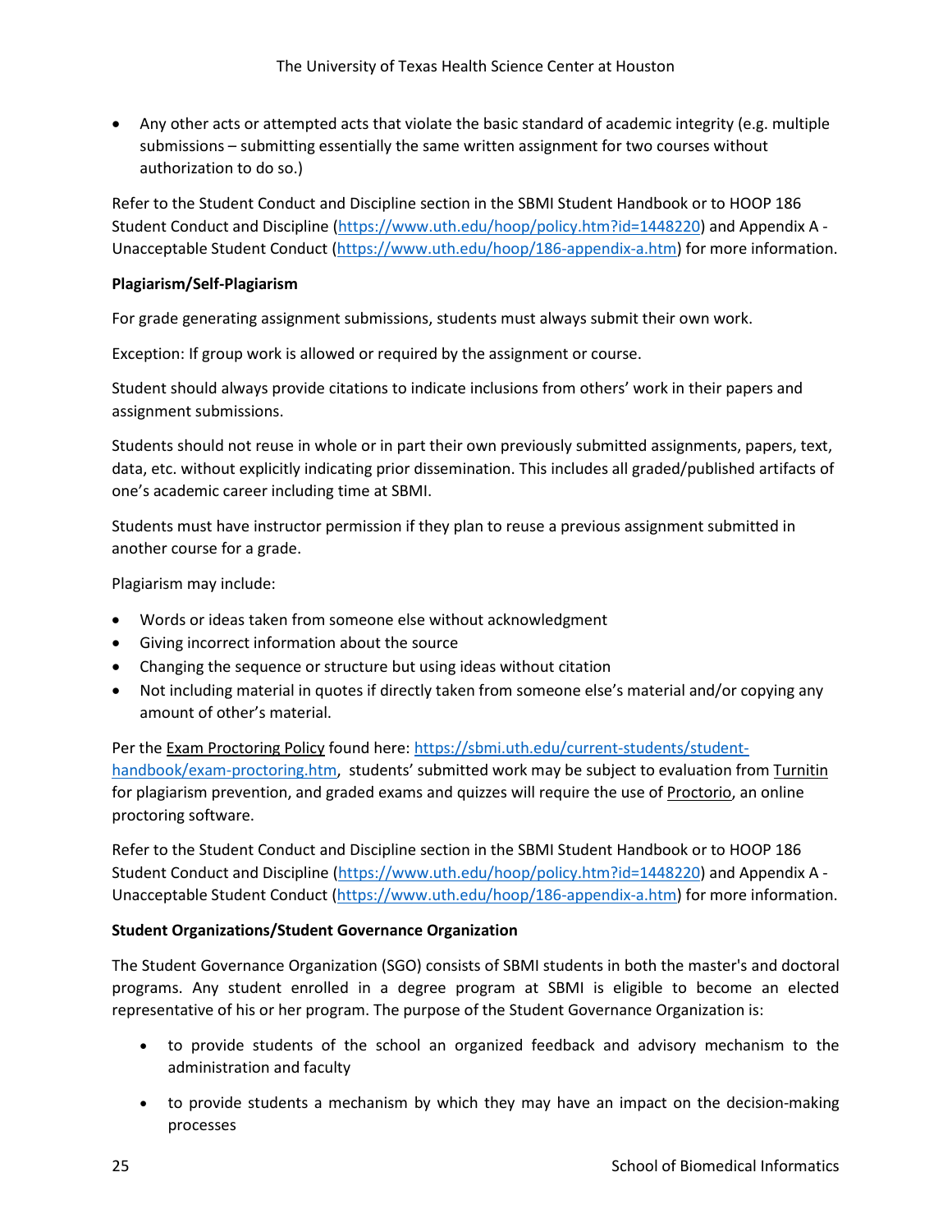- Any other acts or attempted acts that violate the basic standard of academic integrity (e.g. multiple submissions – submitting essentially the same written assignment for two courses without authorization to do so.)

Refer to the Student Conduct and Discipline section in the SBMI Student Handbook or to HOOP 186 Student Conduct and Discipline (https://www.uth.edu/hoop/policy.htm?id=1448220) and Appendix A - Unacceptable Student Conduct (https://www.uth.edu/hoop/186-appendix-a.htm) for more information.

**Plagiarism/Self-Plagiarism**

For grade generating assignment submissions, students must always submit their own work.

Exception: If group work is allowed or required by the assignment or course.

Student should always provide citations to indicate inclusions from others' work in their papers and assignment submissions.

Students should not reuse in whole or in part their own previously submitted assignments, papers, text, data, etc. without explicitly indicating prior dissemination. This includes all graded/published artifacts of one's academic career including time at SBMI.

Students must have instructor permission if they plan to reuse a previous assignment submitted in another course for a grade.

Plagiarism may include:

- Words or ideas taken from someone else without acknowledgment
- Giving incorrect information about the source
- Changing the sequence or structure but using ideas without citation
- Not including material in quotes if directly taken from someone else's material and/or copying any amount of other's material.

Per the Exam Proctoring Policy found here: https://sbmi.uth.edu/current-students/student-handbook/exam-proctoring.htm, students' submitted work may be subject to evaluation from Turnitin for plagiarism prevention, and graded exams and quizzes will require the use of Proctorio, an online proctoring software.

Refer to the Student Conduct and Discipline section in the SBMI Student Handbook or to HOOP 186 Student Conduct and Discipline (https://www.uth.edu/hoop/policy.htm?id=1448220) and Appendix A - Unacceptable Student Conduct (https://www.uth.edu/hoop/186-appendix-a.htm) for more information.

**Student Organizations/Student Governance Organization**

The Student Governance Organization (SGO) consists of SBMI students in both the master's and doctoral programs. Any student enrolled in a degree program at SBMI is eligible to become an elected representative of his or her program. The purpose of the Student Governance Organization is:

- to provide students of the school an organized feedback and advisory mechanism to the administration and faculty
- to provide students a mechanism by which they may have an impact on the decision-making processes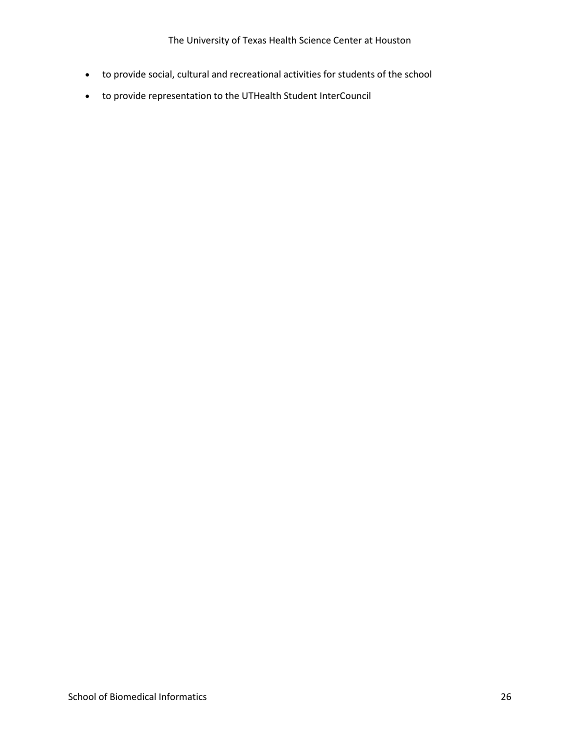- to provide social, cultural and recreational activities for students of the school
- to provide representation to the UTHealth Student InterCouncil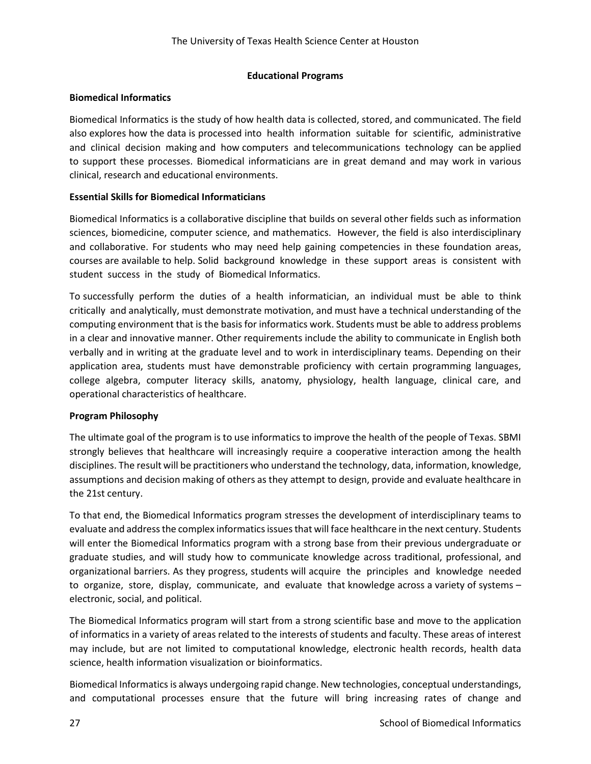## Educational Programs

### Biomedical Informatics

Biomedical Informatics is the study of how health data is collected, stored, and communicated. The field also explores how the data is processed into health information suitable for scientific, administrative and clinical decision making and how computers and telecommunications technology can be applied to support these processes. Biomedical informaticians are in great demand and may work in various clinical, research and educational environments.

### Essential Skills for Biomedical Informaticians

Biomedical Informatics is a collaborative discipline that builds on several other fields such as information sciences, biomedicine, computer science, and mathematics. However, the field is also interdisciplinary and collaborative. For students who may need help gaining competencies in these foundation areas, courses are available to help. Solid background knowledge in these support areas is consistent with student success in the study of Biomedical Informatics.

To successfully perform the duties of a health informatician, an individual must be able to think critically and analytically, must demonstrate motivation, and must have a technical understanding of the computing environment that is the basis for informatics work. Students must be able to address problems in a clear and innovative manner. Other requirements include the ability to communicate in English both verbally and in writing at the graduate level and to work in interdisciplinary teams. Depending on their application area, students must have demonstrable proficiency with certain programming languages, college algebra, computer literacy skills, anatomy, physiology, health language, clinical care, and operational characteristics of healthcare.

### Program Philosophy

The ultimate goal of the program is to use informatics to improve the health of the people of Texas. SBMI strongly believes that healthcare will increasingly require a cooperative interaction among the health disciplines. The result will be practitioners who understand the technology, data, information, knowledge, assumptions and decision making of others as they attempt to design, provide and evaluate healthcare in the 21st century.

To that end, the Biomedical Informatics program stresses the development of interdisciplinary teams to evaluate and address the complex informatics issues that will face healthcare in the next century. Students will enter the Biomedical Informatics program with a strong base from their previous undergraduate or graduate studies, and will study how to communicate knowledge across traditional, professional, and organizational barriers. As they progress, students will acquire the principles and knowledge needed to organize, store, display, communicate, and evaluate that knowledge across a variety of systems – electronic, social, and political.

The Biomedical Informatics program will start from a strong scientific base and move to the application of informatics in a variety of areas related to the interests of students and faculty. These areas of interest may include, but are not limited to computational knowledge, electronic health records, health data science, health information visualization or bioinformatics.

Biomedical Informatics is always undergoing rapid change. New technologies, conceptual understandings, and computational processes ensure that the future will bring increasing rates of change and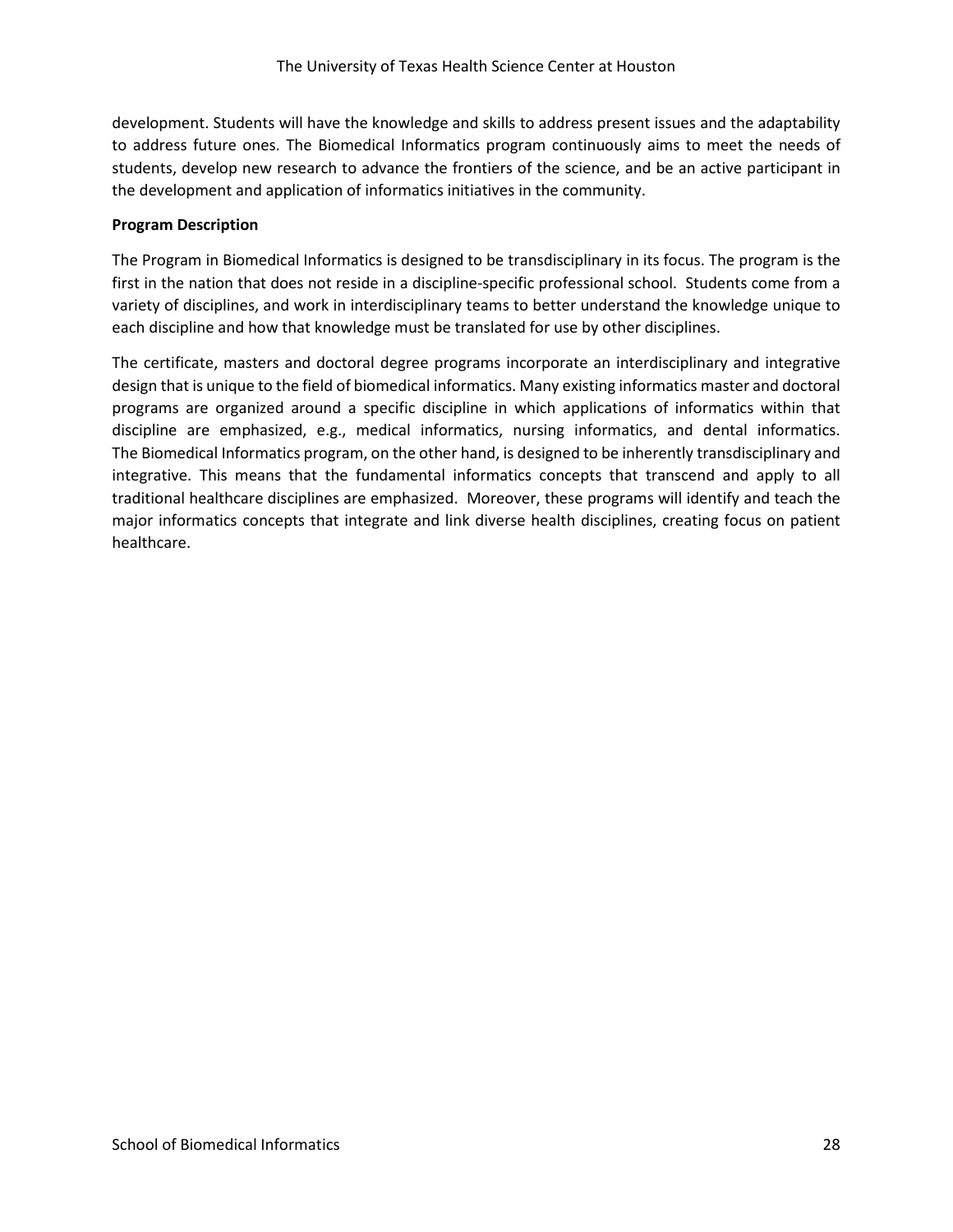development. Students will have the knowledge and skills to address present issues and the adaptability to address future ones. The Biomedical Informatics program continuously aims to meet the needs of students, develop new research to advance the frontiers of the science, and be an active participant in the development and application of informatics initiatives in the community.

**Program Description**

The Program in Biomedical Informatics is designed to be transdisciplinary in its focus. The program is the first in the nation that does not reside in a discipline-specific professional school. Students come from a variety of disciplines, and work in interdisciplinary teams to better understand the knowledge unique to each discipline and how that knowledge must be translated for use by other disciplines.

The certificate, masters and doctoral degree programs incorporate an interdisciplinary and integrative design that is unique to the field of biomedical informatics. Many existing informatics master and doctoral programs are organized around a specific discipline in which applications of informatics within that discipline are emphasized, e.g., medical informatics, nursing informatics, and dental informatics. The Biomedical Informatics program, on the other hand, is designed to be inherently transdisciplinary and integrative. This means that the fundamental informatics concepts that transcend and apply to all traditional healthcare disciplines are emphasized. Moreover, these programs will identify and teach the major informatics concepts that integrate and link diverse health disciplines, creating focus on patient healthcare.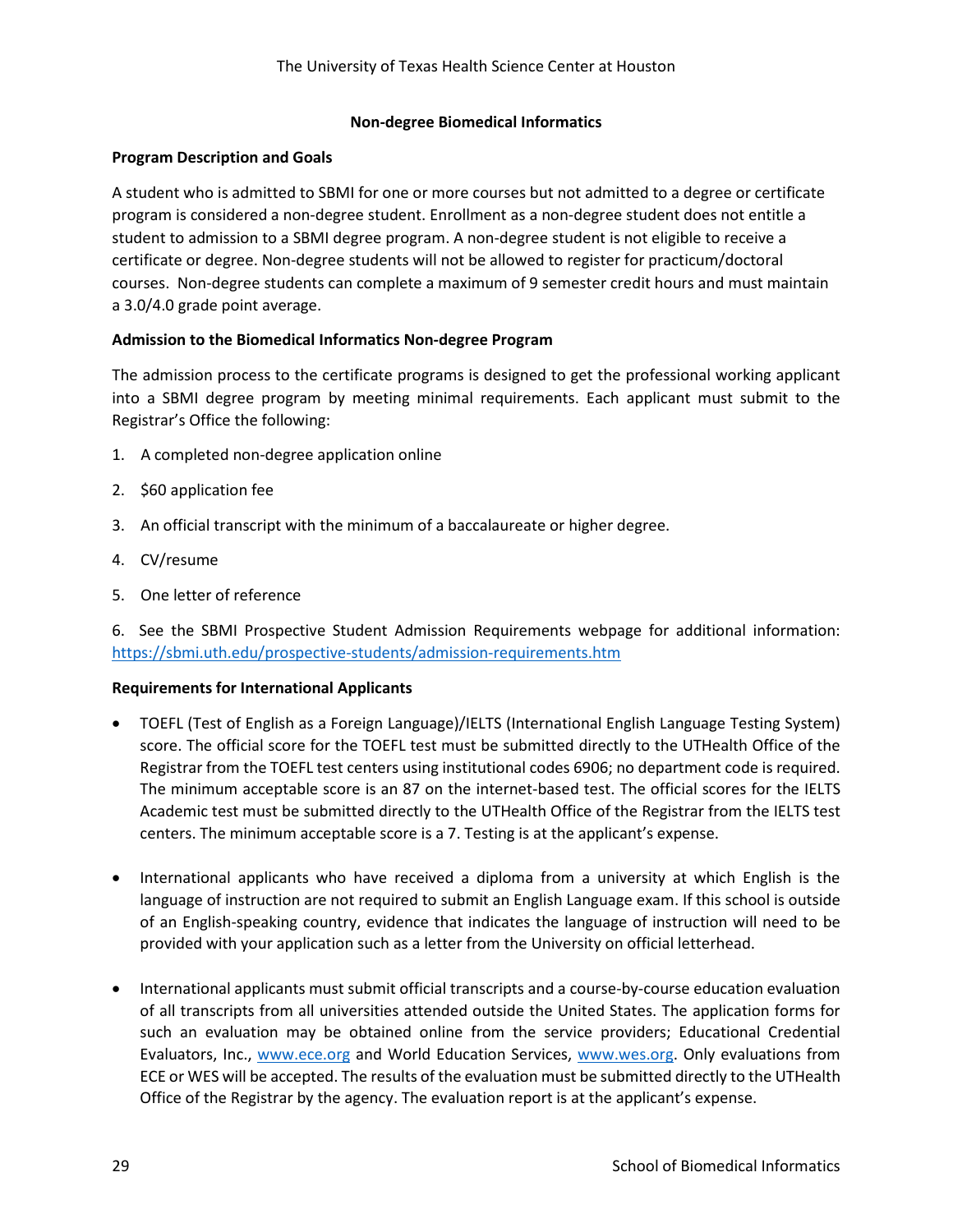## Non-degree Biomedical Informatics

### Program Description and Goals

A student who is admitted to SBMI for one or more courses but not admitted to a degree or certificate program is considered a non-degree student. Enrollment as a non-degree student does not entitle a student to admission to a SBMI degree program. A non-degree student is not eligible to receive a certificate or degree. Non-degree students will not be allowed to register for practicum/doctoral courses. Non-degree students can complete a maximum of 9 semester credit hours and must maintain a 3.0/4.0 grade point average.

### Admission to the Biomedical Informatics Non-degree Program

The admission process to the certificate programs is designed to get the professional working applicant into a SBMI degree program by meeting minimal requirements. Each applicant must submit to the Registrar's Office the following:

1. A completed non-degree application online
2. $60 application fee
3. An official transcript with the minimum of a baccalaureate or higher degree.
4. CV/resume
5. One letter of reference
6. See the SBMI Prospective Student Admission Requirements webpage for additional information: https://sbmi.uth.edu/prospective-students/admission-requirements.htm

### Requirements for International Applicants

- TOEFL (Test of English as a Foreign Language)/IELTS (International English Language Testing System) score. The official score for the TOEFL test must be submitted directly to the UTHealth Office of the Registrar from the TOEFL test centers using institutional codes 6906; no department code is required. The minimum acceptable score is an 87 on the internet-based test. The official scores for the IELTS Academic test must be submitted directly to the UTHealth Office of the Registrar from the IELTS test centers. The minimum acceptable score is a 7. Testing is at the applicant's expense.

- International applicants who have received a diploma from a university at which English is the language of instruction are not required to submit an English Language exam. If this school is outside of an English-speaking country, evidence that indicates the language of instruction will need to be provided with your application such as a letter from the University on official letterhead.

- International applicants must submit official transcripts and a course-by-course education evaluation of all transcripts from all universities attended outside the United States. The application forms for such an evaluation may be obtained online from the service providers; Educational Credential Evaluators, Inc., www.ece.org and World Education Services, www.wes.org. Only evaluations from ECE or WES will be accepted. The results of the evaluation must be submitted directly to the UTHealth Office of the Registrar by the agency. The evaluation report is at the applicant's expense.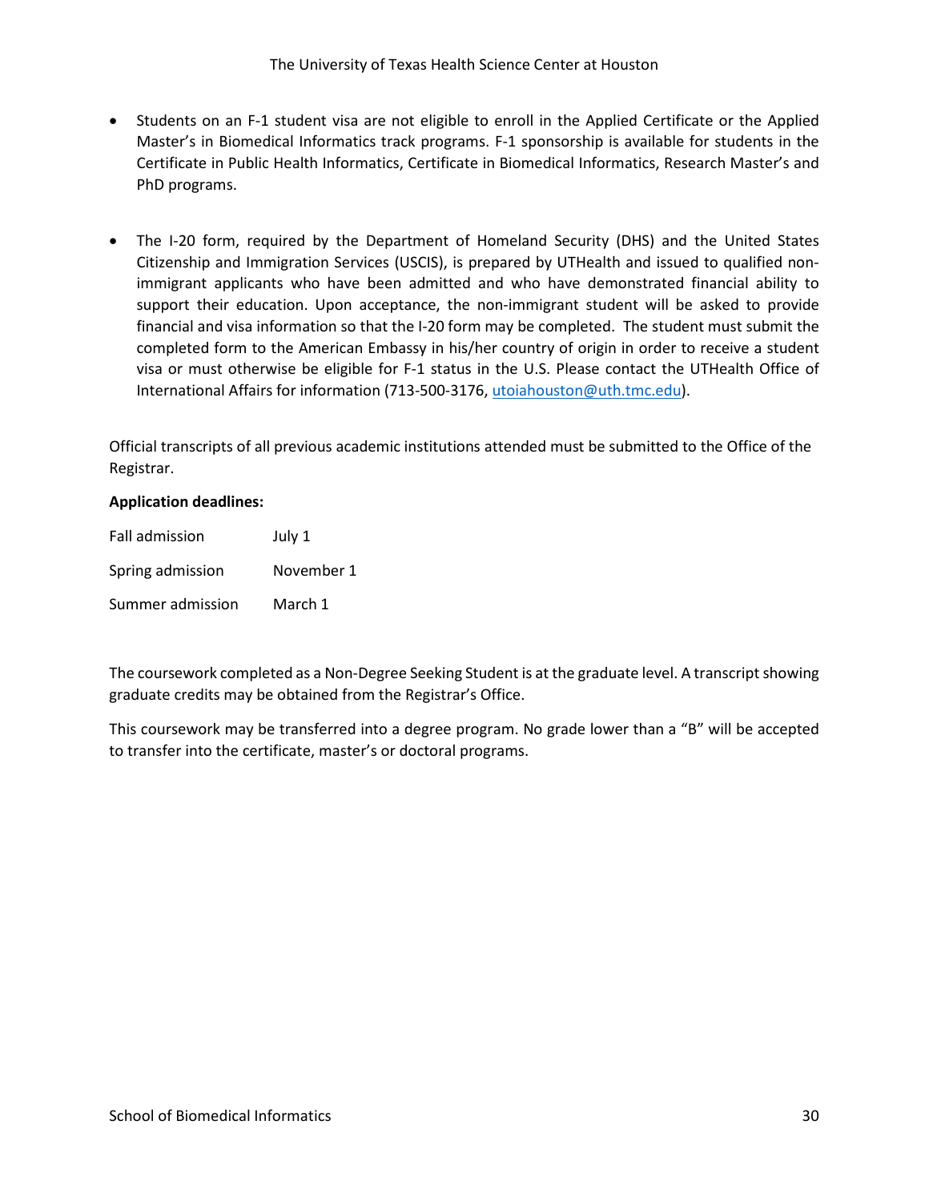- Students on an F-1 student visa are not eligible to enroll in the Applied Certificate or the Applied Master's in Biomedical Informatics track programs. F-1 sponsorship is available for students in the Certificate in Public Health Informatics, Certificate in Biomedical Informatics, Research Master's and PhD programs.

- The I-20 form, required by the Department of Homeland Security (DHS) and the United States Citizenship and Immigration Services (USCIS), is prepared by UTHealth and issued to qualified non-immigrant applicants who have been admitted and who have demonstrated financial ability to support their education. Upon acceptance, the non-immigrant student will be asked to provide financial and visa information so that the I-20 form may be completed. The student must submit the completed form to the American Embassy in his/her country of origin in order to receive a student visa or must otherwise be eligible for F-1 status in the U.S. Please contact the UTHealth Office of International Affairs for information (713-500-3176, utoiahouston@uth.tmc.edu).

Official transcripts of all previous academic institutions attended must be submitted to the Office of the Registrar.

**Application deadlines:**

| | |
|---|---|
| Fall admission | July 1 |
| Spring admission | November 1 |
| Summer admission | March 1 |

The coursework completed as a Non-Degree Seeking Student is at the graduate level. A transcript showing graduate credits may be obtained from the Registrar's Office.

This coursework may be transferred into a degree program. No grade lower than a "B" will be accepted to transfer into the certificate, master's or doctoral programs.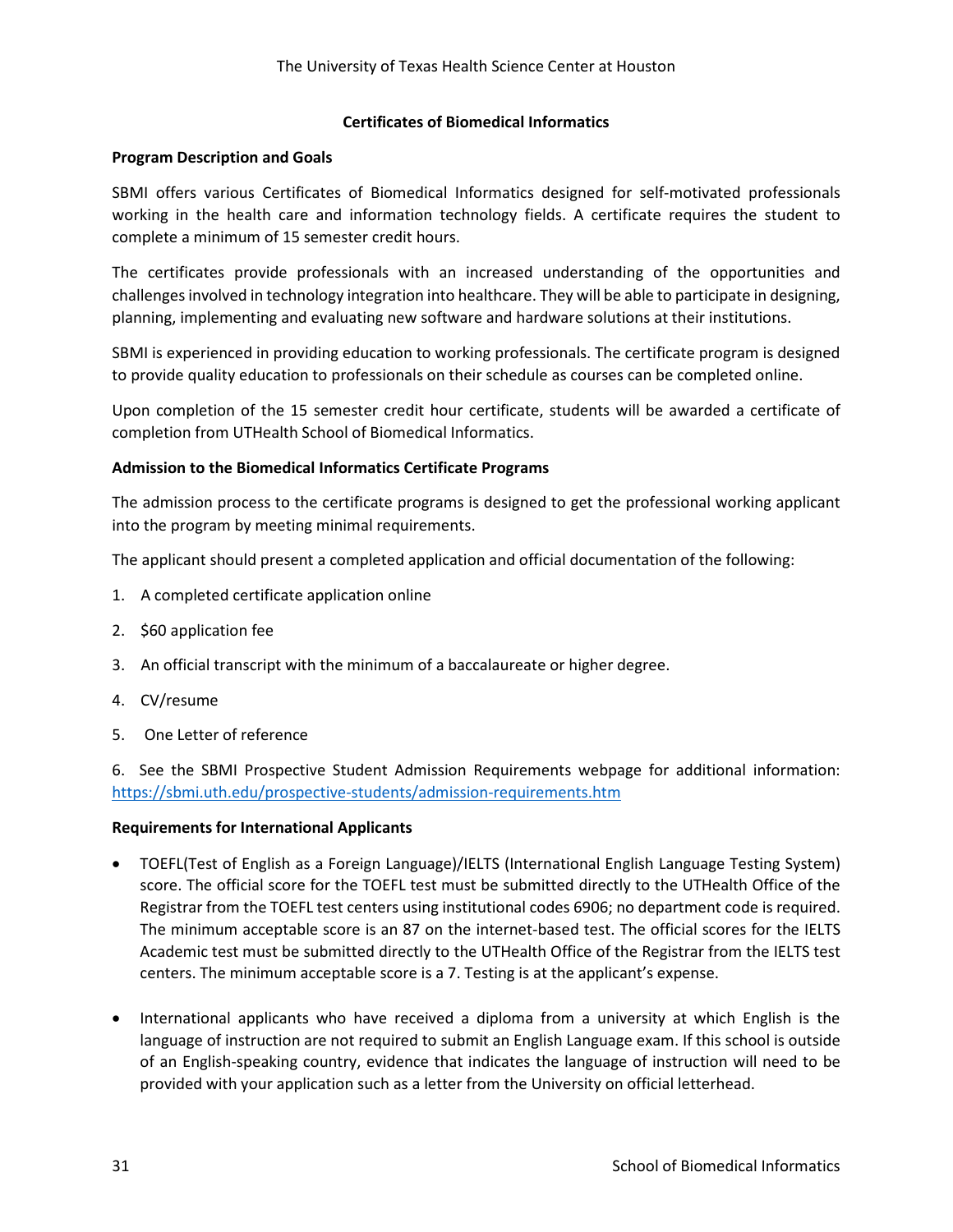## Certificates of Biomedical Informatics

### Program Description and Goals

SBMI offers various Certificates of Biomedical Informatics designed for self-motivated professionals working in the health care and information technology fields. A certificate requires the student to complete a minimum of 15 semester credit hours.

The certificates provide professionals with an increased understanding of the opportunities and challenges involved in technology integration into healthcare. They will be able to participate in designing, planning, implementing and evaluating new software and hardware solutions at their institutions.

SBMI is experienced in providing education to working professionals. The certificate program is designed to provide quality education to professionals on their schedule as courses can be completed online.

Upon completion of the 15 semester credit hour certificate, students will be awarded a certificate of completion from UTHealth School of Biomedical Informatics.

### Admission to the Biomedical Informatics Certificate Programs

The admission process to the certificate programs is designed to get the professional working applicant into the program by meeting minimal requirements.

The applicant should present a completed application and official documentation of the following:

1. A completed certificate application online
2. $60 application fee
3. An official transcript with the minimum of a baccalaureate or higher degree.
4. CV/resume
5. One Letter of reference
6. See the SBMI Prospective Student Admission Requirements webpage for additional information: https://sbmi.uth.edu/prospective-students/admission-requirements.htm

### Requirements for International Applicants

- TOEFL(Test of English as a Foreign Language)/IELTS (International English Language Testing System) score. The official score for the TOEFL test must be submitted directly to the UTHealth Office of the Registrar from the TOEFL test centers using institutional codes 6906; no department code is required. The minimum acceptable score is an 87 on the internet-based test. The official scores for the IELTS Academic test must be submitted directly to the UTHealth Office of the Registrar from the IELTS test centers. The minimum acceptable score is a 7. Testing is at the applicant's expense.

- International applicants who have received a diploma from a university at which English is the language of instruction are not required to submit an English Language exam. If this school is outside of an English-speaking country, evidence that indicates the language of instruction will need to be provided with your application such as a letter from the University on official letterhead.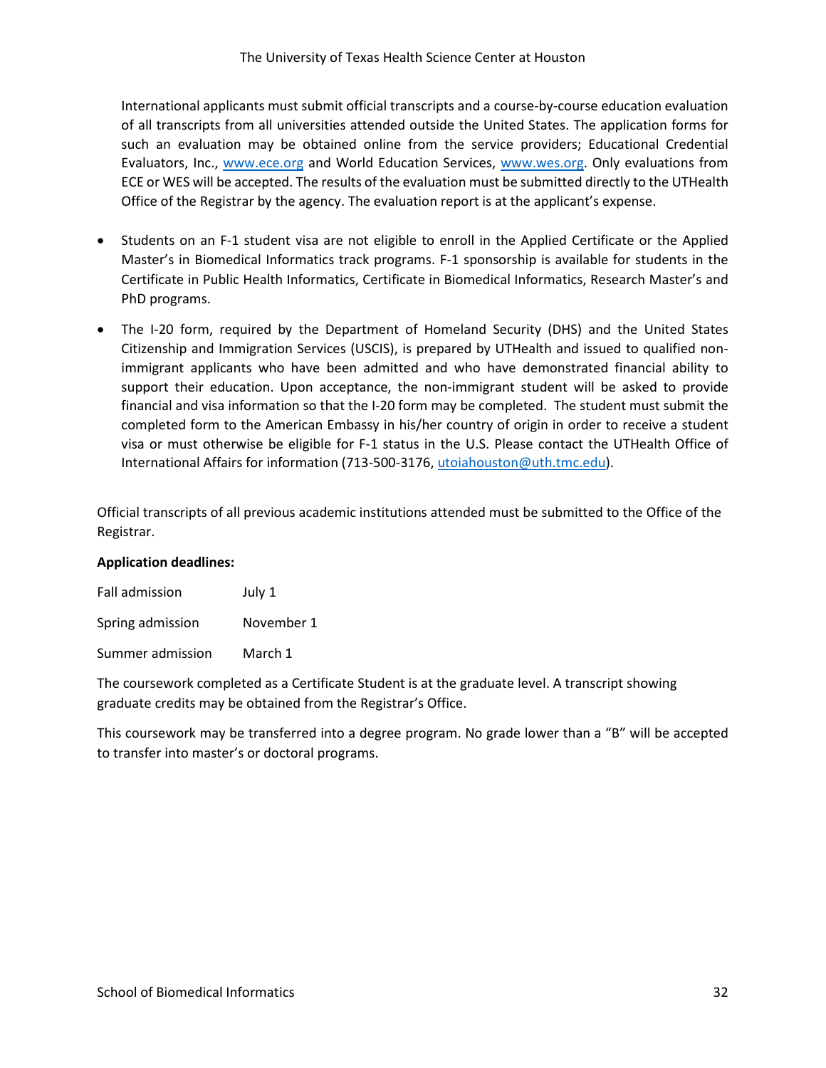International applicants must submit official transcripts and a course-by-course education evaluation of all transcripts from all universities attended outside the United States. The application forms for such an evaluation may be obtained online from the service providers; Educational Credential Evaluators, Inc., www.ece.org and World Education Services, www.wes.org. Only evaluations from ECE or WES will be accepted. The results of the evaluation must be submitted directly to the UTHealth Office of the Registrar by the agency. The evaluation report is at the applicant's expense.

- Students on an F-1 student visa are not eligible to enroll in the Applied Certificate or the Applied Master's in Biomedical Informatics track programs. F-1 sponsorship is available for students in the Certificate in Public Health Informatics, Certificate in Biomedical Informatics, Research Master's and PhD programs.
- The I-20 form, required by the Department of Homeland Security (DHS) and the United States Citizenship and Immigration Services (USCIS), is prepared by UTHealth and issued to qualified non-immigrant applicants who have been admitted and who have demonstrated financial ability to support their education. Upon acceptance, the non-immigrant student will be asked to provide financial and visa information so that the I-20 form may be completed. The student must submit the completed form to the American Embassy in his/her country of origin in order to receive a student visa or must otherwise be eligible for F-1 status in the U.S. Please contact the UTHealth Office of International Affairs for information (713-500-3176, utoiahouston@uth.tmc.edu).

Official transcripts of all previous academic institutions attended must be submitted to the Office of the Registrar.

**Application deadlines:**

| | |
|---|---|
| Fall admission | July 1 |
| Spring admission | November 1 |
| Summer admission | March 1 |

The coursework completed as a Certificate Student is at the graduate level. A transcript showing graduate credits may be obtained from the Registrar's Office.

This coursework may be transferred into a degree program. No grade lower than a "B" will be accepted to transfer into master's or doctoral programs.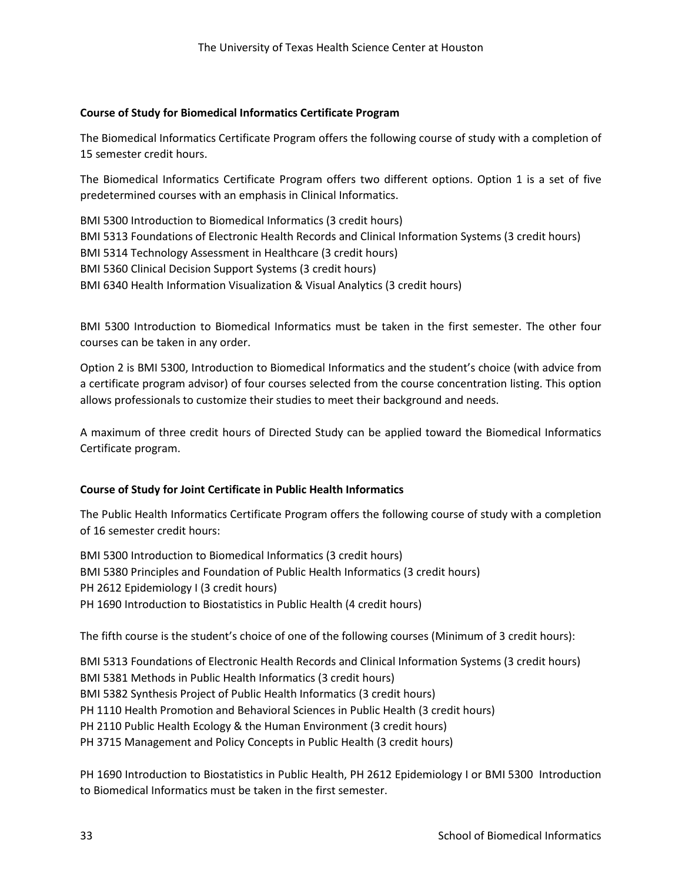### Course of Study for Biomedical Informatics Certificate Program

The Biomedical Informatics Certificate Program offers the following course of study with a completion of 15 semester credit hours.

The Biomedical Informatics Certificate Program offers two different options. Option 1 is a set of five predetermined courses with an emphasis in Clinical Informatics.

BMI 5300 Introduction to Biomedical Informatics (3 credit hours)
BMI 5313 Foundations of Electronic Health Records and Clinical Information Systems (3 credit hours)
BMI 5314 Technology Assessment in Healthcare (3 credit hours)
BMI 5360 Clinical Decision Support Systems (3 credit hours)
BMI 6340 Health Information Visualization & Visual Analytics (3 credit hours)

BMI 5300 Introduction to Biomedical Informatics must be taken in the first semester. The other four courses can be taken in any order.

Option 2 is BMI 5300, Introduction to Biomedical Informatics and the student's choice (with advice from a certificate program advisor) of four courses selected from the course concentration listing. This option allows professionals to customize their studies to meet their background and needs.

A maximum of three credit hours of Directed Study can be applied toward the Biomedical Informatics Certificate program.

### Course of Study for Joint Certificate in Public Health Informatics

The Public Health Informatics Certificate Program offers the following course of study with a completion of 16 semester credit hours:

BMI 5300 Introduction to Biomedical Informatics (3 credit hours)
BMI 5380 Principles and Foundation of Public Health Informatics (3 credit hours)
PH 2612 Epidemiology I (3 credit hours)
PH 1690 Introduction to Biostatistics in Public Health (4 credit hours)

The fifth course is the student's choice of one of the following courses (Minimum of 3 credit hours):

BMI 5313 Foundations of Electronic Health Records and Clinical Information Systems (3 credit hours)
BMI 5381 Methods in Public Health Informatics (3 credit hours)
BMI 5382 Synthesis Project of Public Health Informatics (3 credit hours)
PH 1110 Health Promotion and Behavioral Sciences in Public Health (3 credit hours)
PH 2110 Public Health Ecology & the Human Environment (3 credit hours)
PH 3715 Management and Policy Concepts in Public Health (3 credit hours)

PH 1690 Introduction to Biostatistics in Public Health, PH 2612 Epidemiology I or BMI 5300 Introduction to Biomedical Informatics must be taken in the first semester.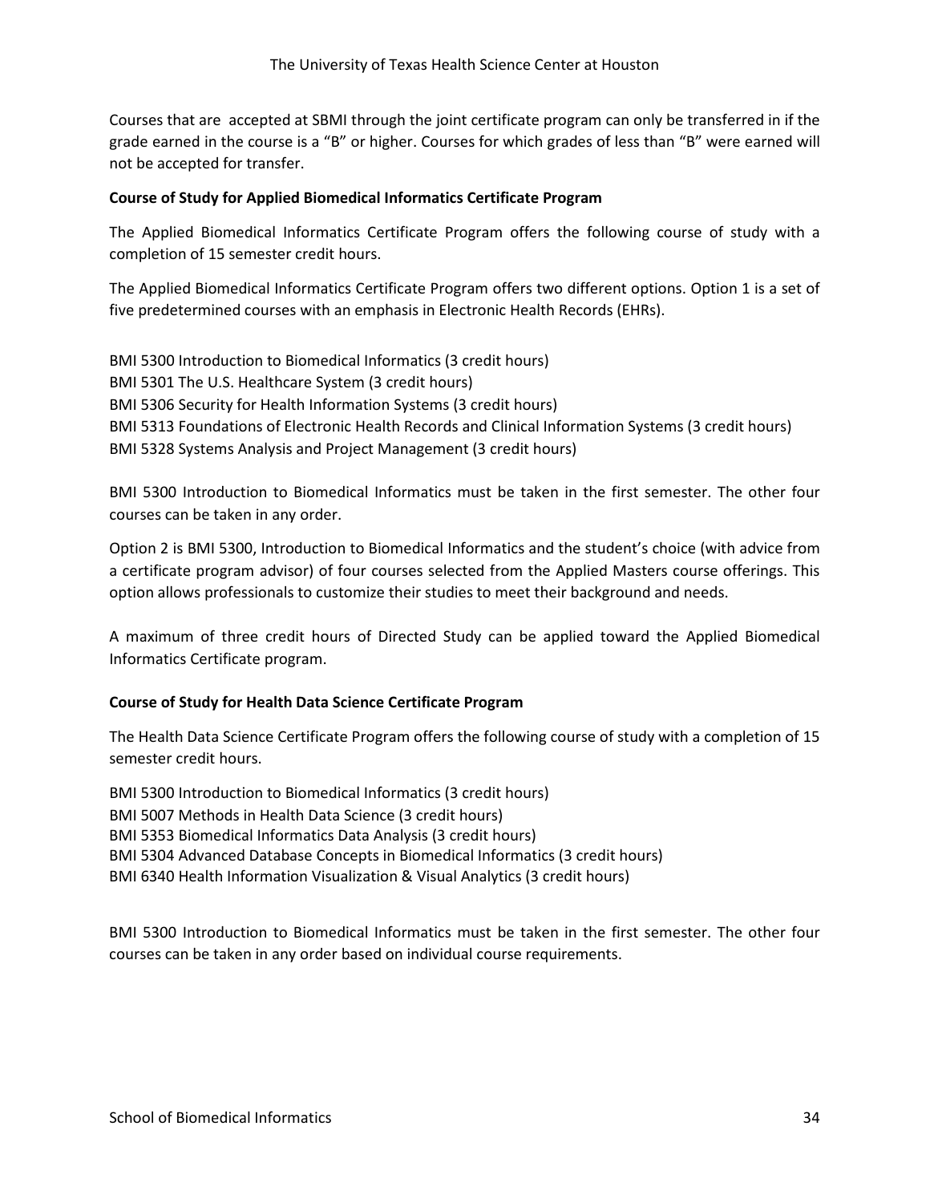Courses that are accepted at SBMI through the joint certificate program can only be transferred in if the grade earned in the course is a "B" or higher. Courses for which grades of less than "B" were earned will not be accepted for transfer.

**Course of Study for Applied Biomedical Informatics Certificate Program**

The Applied Biomedical Informatics Certificate Program offers the following course of study with a completion of 15 semester credit hours.

The Applied Biomedical Informatics Certificate Program offers two different options. Option 1 is a set of five predetermined courses with an emphasis in Electronic Health Records (EHRs).

BMI 5300 Introduction to Biomedical Informatics (3 credit hours)
BMI 5301 The U.S. Healthcare System (3 credit hours)
BMI 5306 Security for Health Information Systems (3 credit hours)
BMI 5313 Foundations of Electronic Health Records and Clinical Information Systems (3 credit hours)
BMI 5328 Systems Analysis and Project Management (3 credit hours)

BMI 5300 Introduction to Biomedical Informatics must be taken in the first semester. The other four courses can be taken in any order.

Option 2 is BMI 5300, Introduction to Biomedical Informatics and the student's choice (with advice from a certificate program advisor) of four courses selected from the Applied Masters course offerings. This option allows professionals to customize their studies to meet their background and needs.

A maximum of three credit hours of Directed Study can be applied toward the Applied Biomedical Informatics Certificate program.

**Course of Study for Health Data Science Certificate Program**

The Health Data Science Certificate Program offers the following course of study with a completion of 15 semester credit hours.

BMI 5300 Introduction to Biomedical Informatics (3 credit hours)
BMI 5007 Methods in Health Data Science (3 credit hours)
BMI 5353 Biomedical Informatics Data Analysis (3 credit hours)
BMI 5304 Advanced Database Concepts in Biomedical Informatics (3 credit hours)
BMI 6340 Health Information Visualization & Visual Analytics (3 credit hours)

BMI 5300 Introduction to Biomedical Informatics must be taken in the first semester. The other four courses can be taken in any order based on individual course requirements.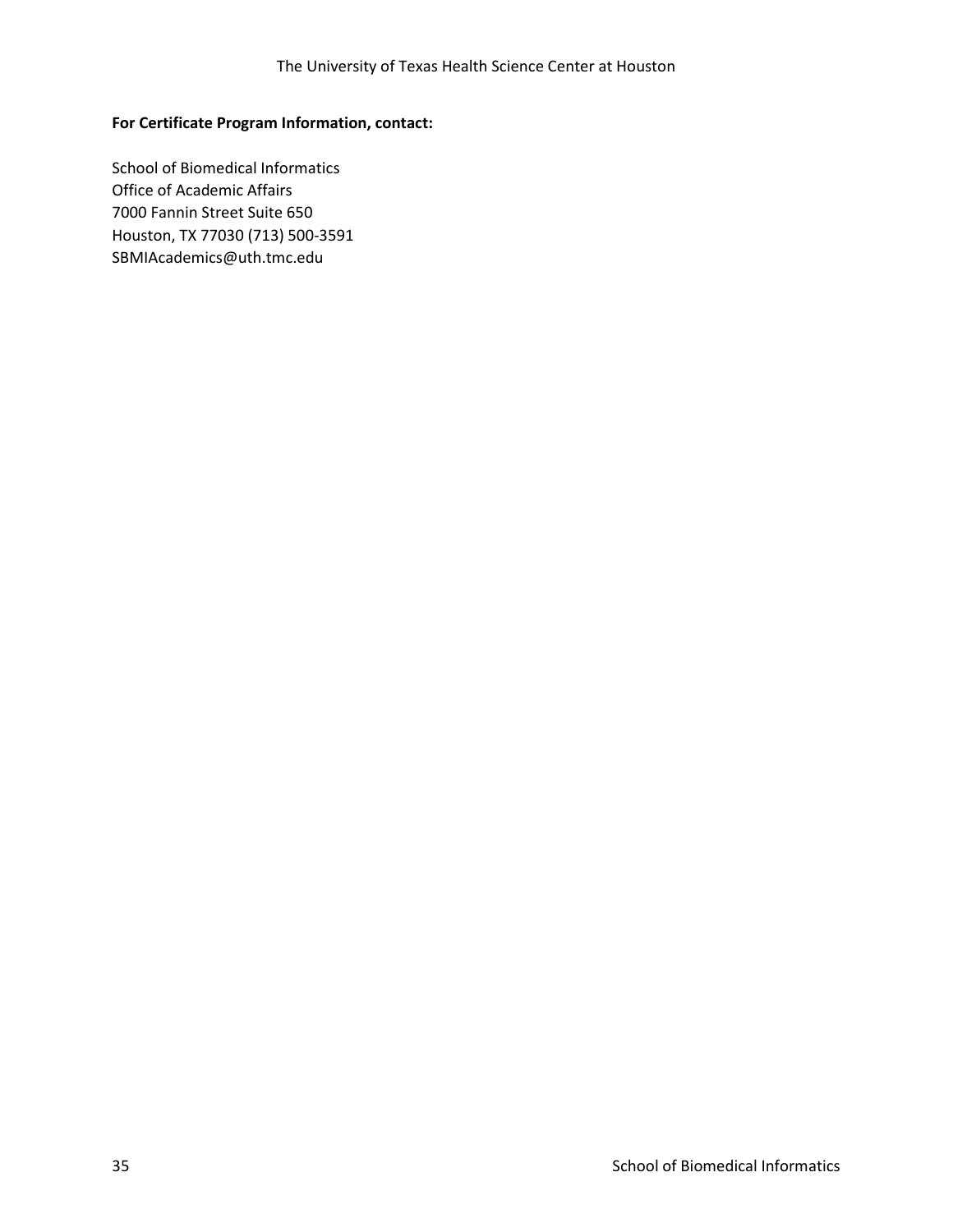**For Certificate Program Information, contact:**

School of Biomedical Informatics
Office of Academic Affairs
7000 Fannin Street Suite 650
Houston, TX 77030 (713) 500-3591
SBMIAcademics@uth.tmc.edu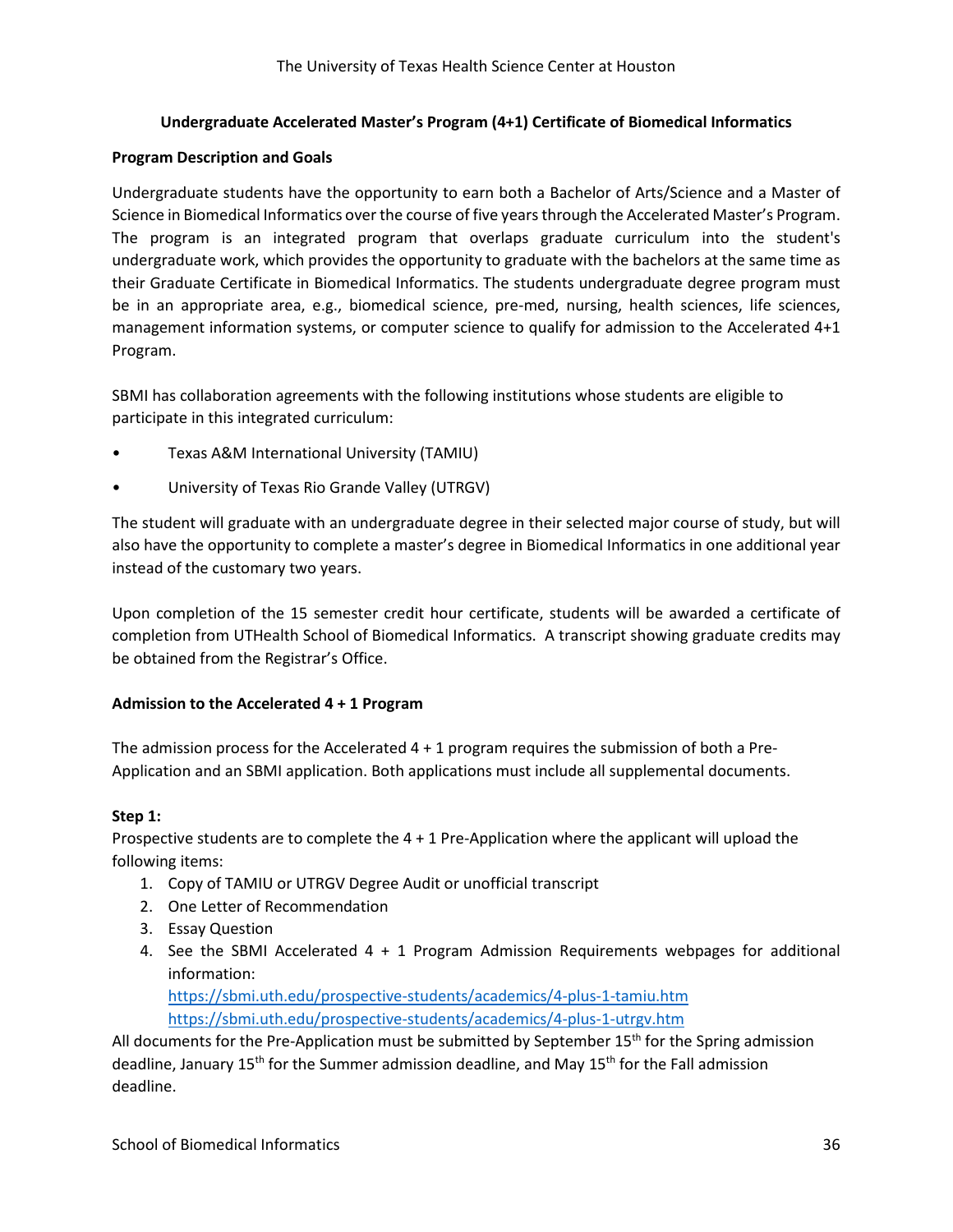## Undergraduate Accelerated Master's Program (4+1) Certificate of Biomedical Informatics

### Program Description and Goals

Undergraduate students have the opportunity to earn both a Bachelor of Arts/Science and a Master of Science in Biomedical Informatics over the course of five years through the Accelerated Master's Program. The program is an integrated program that overlaps graduate curriculum into the student's undergraduate work, which provides the opportunity to graduate with the bachelors at the same time as their Graduate Certificate in Biomedical Informatics. The students undergraduate degree program must be in an appropriate area, e.g., biomedical science, pre-med, nursing, health sciences, life sciences, management information systems, or computer science to qualify for admission to the Accelerated 4+1 Program.

SBMI has collaboration agreements with the following institutions whose students are eligible to participate in this integrated curriculum:

- Texas A&M International University (TAMIU)
- University of Texas Rio Grande Valley (UTRGV)

The student will graduate with an undergraduate degree in their selected major course of study, but will also have the opportunity to complete a master's degree in Biomedical Informatics in one additional year instead of the customary two years.

Upon completion of the 15 semester credit hour certificate, students will be awarded a certificate of completion from UTHealth School of Biomedical Informatics. A transcript showing graduate credits may be obtained from the Registrar's Office.

### Admission to the Accelerated 4 + 1 Program

The admission process for the Accelerated 4 + 1 program requires the submission of both a Pre-Application and an SBMI application. Both applications must include all supplemental documents.

**Step 1:**
Prospective students are to complete the 4 + 1 Pre-Application where the applicant will upload the following items:

1. Copy of TAMIU or UTRGV Degree Audit or unofficial transcript
2. One Letter of Recommendation
3. Essay Question
4. See the SBMI Accelerated 4 + 1 Program Admission Requirements webpages for additional information:
   https://sbmi.uth.edu/prospective-students/academics/4-plus-1-tamiu.htm
   https://sbmi.uth.edu/prospective-students/academics/4-plus-1-utrgv.htm

All documents for the Pre-Application must be submitted by September 15th for the Spring admission deadline, January 15th for the Summer admission deadline, and May 15th for the Fall admission deadline.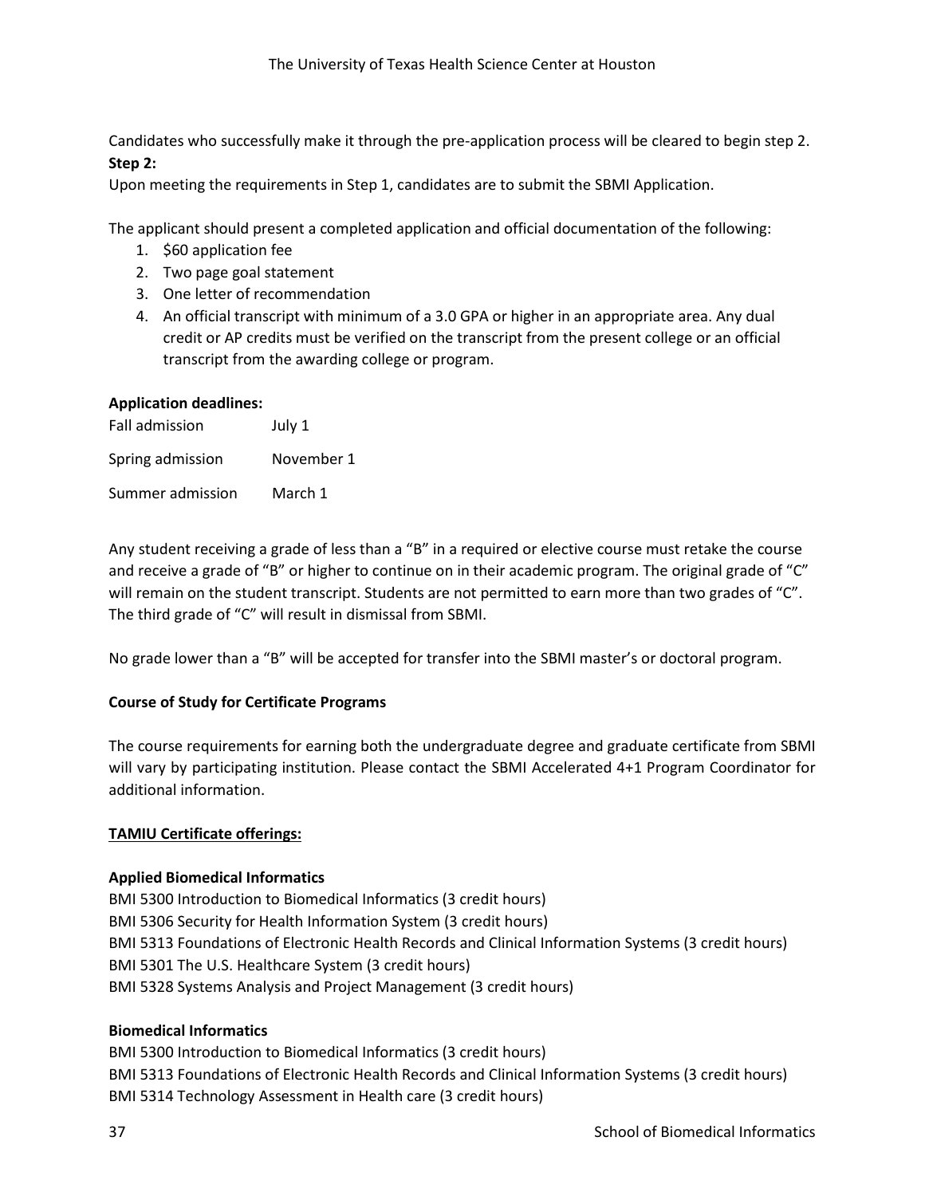Candidates who successfully make it through the pre-application process will be cleared to begin step 2.

**Step 2:**

Upon meeting the requirements in Step 1, candidates are to submit the SBMI Application.

The applicant should present a completed application and official documentation of the following:

1. $60 application fee
2. Two page goal statement
3. One letter of recommendation
4. An official transcript with minimum of a 3.0 GPA or higher in an appropriate area. Any dual credit or AP credits must be verified on the transcript from the present college or an official transcript from the awarding college or program.

**Application deadlines:**

| | |
|---|---|
| Fall admission | July 1 |
| Spring admission | November 1 |
| Summer admission | March 1 |

Any student receiving a grade of less than a "B" in a required or elective course must retake the course and receive a grade of "B" or higher to continue on in their academic program. The original grade of "C" will remain on the student transcript. Students are not permitted to earn more than two grades of "C". The third grade of "C" will result in dismissal from SBMI.

No grade lower than a "B" will be accepted for transfer into the SBMI master's or doctoral program.

**Course of Study for Certificate Programs**

The course requirements for earning both the undergraduate degree and graduate certificate from SBMI will vary by participating institution. Please contact the SBMI Accelerated 4+1 Program Coordinator for additional information.

**TAMIU Certificate offerings:**

**Applied Biomedical Informatics**

BMI 5300 Introduction to Biomedical Informatics (3 credit hours)
BMI 5306 Security for Health Information System (3 credit hours)
BMI 5313 Foundations of Electronic Health Records and Clinical Information Systems (3 credit hours)
BMI 5301 The U.S. Healthcare System (3 credit hours)
BMI 5328 Systems Analysis and Project Management (3 credit hours)

**Biomedical Informatics**

BMI 5300 Introduction to Biomedical Informatics (3 credit hours)
BMI 5313 Foundations of Electronic Health Records and Clinical Information Systems (3 credit hours)
BMI 5314 Technology Assessment in Health care (3 credit hours)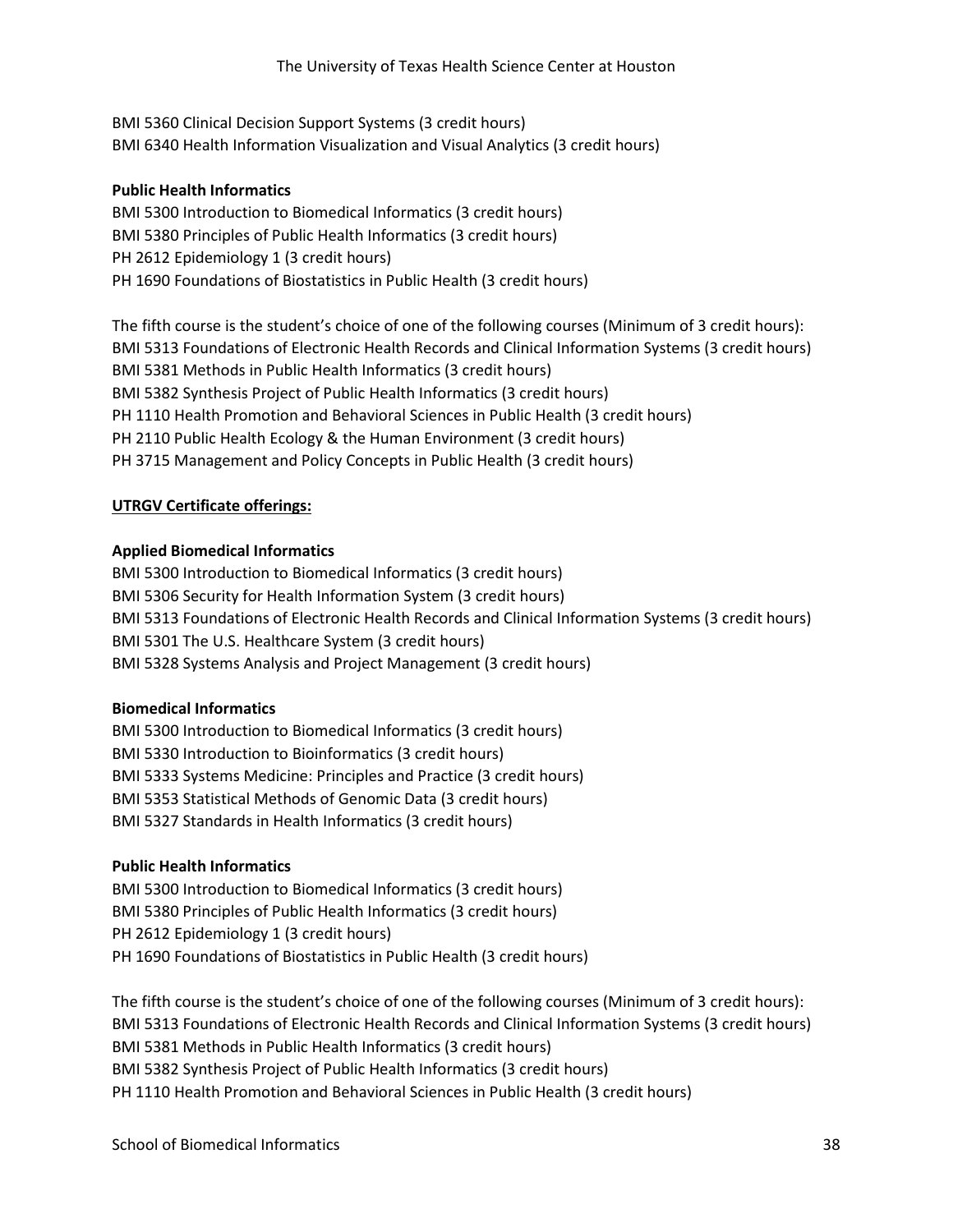BMI 5360 Clinical Decision Support Systems (3 credit hours)
BMI 6340 Health Information Visualization and Visual Analytics (3 credit hours)

**Public Health Informatics**

BMI 5300 Introduction to Biomedical Informatics (3 credit hours)
BMI 5380 Principles of Public Health Informatics (3 credit hours)
PH 2612 Epidemiology 1 (3 credit hours)
PH 1690 Foundations of Biostatistics in Public Health (3 credit hours)

The fifth course is the student's choice of one of the following courses (Minimum of 3 credit hours):
BMI 5313 Foundations of Electronic Health Records and Clinical Information Systems (3 credit hours)
BMI 5381 Methods in Public Health Informatics (3 credit hours)
BMI 5382 Synthesis Project of Public Health Informatics (3 credit hours)
PH 1110 Health Promotion and Behavioral Sciences in Public Health (3 credit hours)
PH 2110 Public Health Ecology & the Human Environment (3 credit hours)
PH 3715 Management and Policy Concepts in Public Health (3 credit hours)

**<u>UTRGV Certificate offerings:</u>**

**Applied Biomedical Informatics**

BMI 5300 Introduction to Biomedical Informatics (3 credit hours)
BMI 5306 Security for Health Information System (3 credit hours)
BMI 5313 Foundations of Electronic Health Records and Clinical Information Systems (3 credit hours)
BMI 5301 The U.S. Healthcare System (3 credit hours)
BMI 5328 Systems Analysis and Project Management (3 credit hours)

**Biomedical Informatics**

BMI 5300 Introduction to Biomedical Informatics (3 credit hours)
BMI 5330 Introduction to Bioinformatics (3 credit hours)
BMI 5333 Systems Medicine: Principles and Practice (3 credit hours)
BMI 5353 Statistical Methods of Genomic Data (3 credit hours)
BMI 5327 Standards in Health Informatics (3 credit hours)

**Public Health Informatics**

BMI 5300 Introduction to Biomedical Informatics (3 credit hours)
BMI 5380 Principles of Public Health Informatics (3 credit hours)
PH 2612 Epidemiology 1 (3 credit hours)
PH 1690 Foundations of Biostatistics in Public Health (3 credit hours)

The fifth course is the student's choice of one of the following courses (Minimum of 3 credit hours):
BMI 5313 Foundations of Electronic Health Records and Clinical Information Systems (3 credit hours)
BMI 5381 Methods in Public Health Informatics (3 credit hours)
BMI 5382 Synthesis Project of Public Health Informatics (3 credit hours)
PH 1110 Health Promotion and Behavioral Sciences in Public Health (3 credit hours)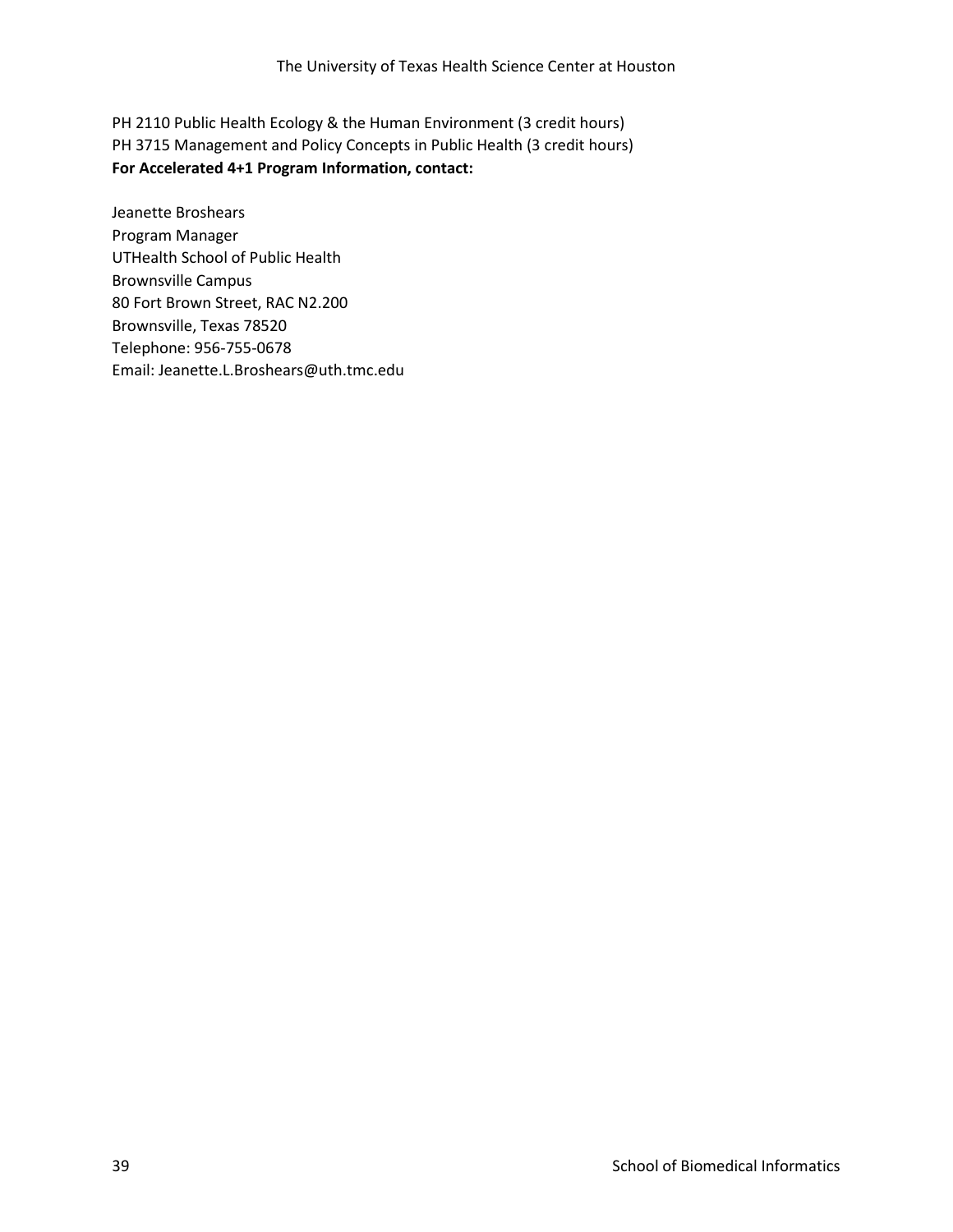PH 2110 Public Health Ecology & the Human Environment (3 credit hours)
PH 3715 Management and Policy Concepts in Public Health (3 credit hours)

**For Accelerated 4+1 Program Information, contact:**

Jeanette Broshears
Program Manager
UTHealth School of Public Health
Brownsville Campus
80 Fort Brown Street, RAC N2.200
Brownsville, Texas 78520
Telephone: 956-755-0678
Email: Jeanette.L.Broshears@uth.tmc.edu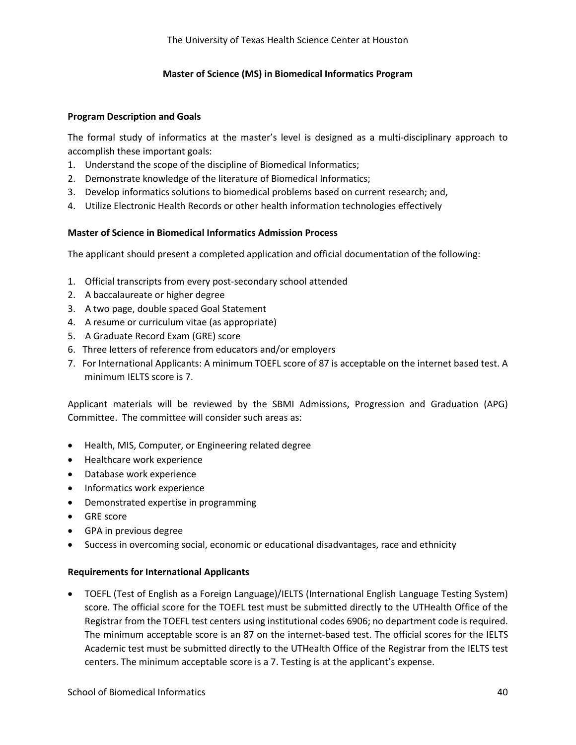The University of Texas Health Science Center at Houston

## Master of Science (MS) in Biomedical Informatics Program

### Program Description and Goals

The formal study of informatics at the master's level is designed as a multi-disciplinary approach to accomplish these important goals:

1. Understand the scope of the discipline of Biomedical Informatics;
2. Demonstrate knowledge of the literature of Biomedical Informatics;
3. Develop informatics solutions to biomedical problems based on current research; and,
4. Utilize Electronic Health Records or other health information technologies effectively

### Master of Science in Biomedical Informatics Admission Process

The applicant should present a completed application and official documentation of the following:

1. Official transcripts from every post-secondary school attended
2. A baccalaureate or higher degree
3. A two page, double spaced Goal Statement
4. A resume or curriculum vitae (as appropriate)
5. A Graduate Record Exam (GRE) score
6. Three letters of reference from educators and/or employers
7. For International Applicants: A minimum TOEFL score of 87 is acceptable on the internet based test. A minimum IELTS score is 7.

Applicant materials will be reviewed by the SBMI Admissions, Progression and Graduation (APG) Committee. The committee will consider such areas as:

- Health, MIS, Computer, or Engineering related degree
- Healthcare work experience
- Database work experience
- Informatics work experience
- Demonstrated expertise in programming
- GRE score
- GPA in previous degree
- Success in overcoming social, economic or educational disadvantages, race and ethnicity

### Requirements for International Applicants

- TOEFL (Test of English as a Foreign Language)/IELTS (International English Language Testing System) score. The official score for the TOEFL test must be submitted directly to the UTHealth Office of the Registrar from the TOEFL test centers using institutional codes 6906; no department code is required. The minimum acceptable score is an 87 on the internet-based test. The official scores for the IELTS Academic test must be submitted directly to the UTHealth Office of the Registrar from the IELTS test centers. The minimum acceptable score is a 7. Testing is at the applicant's expense.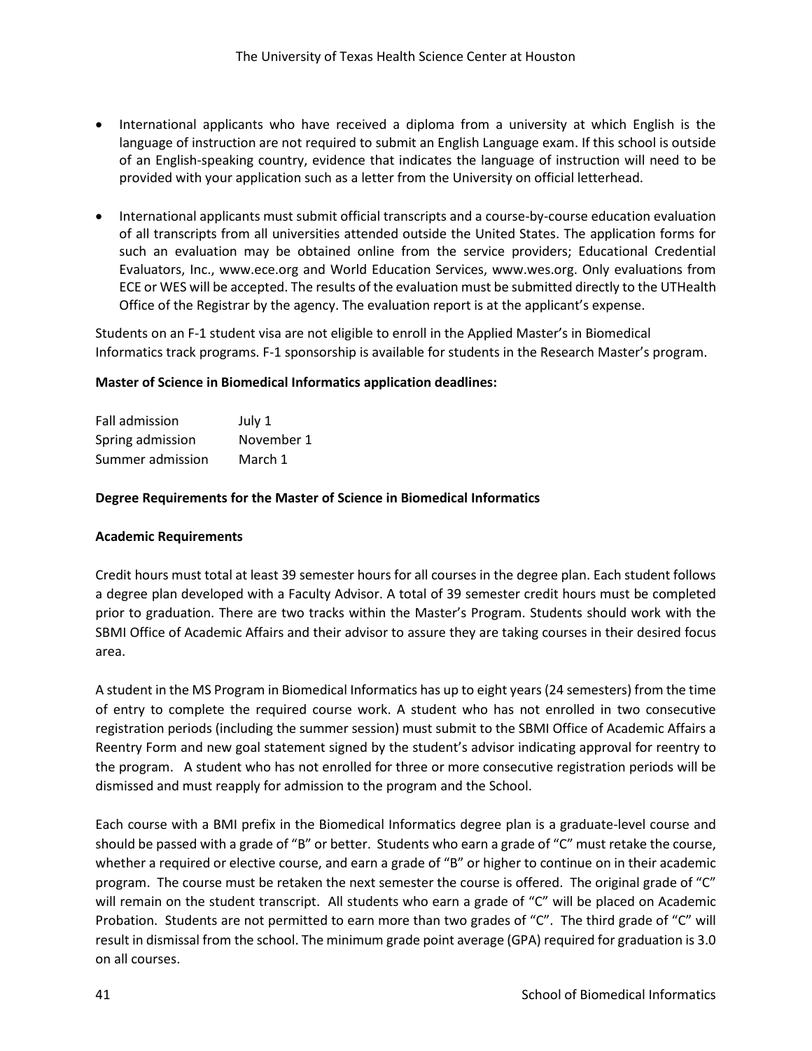- International applicants who have received a diploma from a university at which English is the language of instruction are not required to submit an English Language exam. If this school is outside of an English-speaking country, evidence that indicates the language of instruction will need to be provided with your application such as a letter from the University on official letterhead.

- International applicants must submit official transcripts and a course-by-course education evaluation of all transcripts from all universities attended outside the United States. The application forms for such an evaluation may be obtained online from the service providers; Educational Credential Evaluators, Inc., www.ece.org and World Education Services, www.wes.org. Only evaluations from ECE or WES will be accepted. The results of the evaluation must be submitted directly to the UTHealth Office of the Registrar by the agency. The evaluation report is at the applicant's expense.

Students on an F-1 student visa are not eligible to enroll in the Applied Master's in Biomedical Informatics track programs. F-1 sponsorship is available for students in the Research Master's program.

**Master of Science in Biomedical Informatics application deadlines:**

| | |
|---|---|
| Fall admission | July 1 |
| Spring admission | November 1 |
| Summer admission | March 1 |

**Degree Requirements for the Master of Science in Biomedical Informatics**

**Academic Requirements**

Credit hours must total at least 39 semester hours for all courses in the degree plan. Each student follows a degree plan developed with a Faculty Advisor. A total of 39 semester credit hours must be completed prior to graduation. There are two tracks within the Master's Program. Students should work with the SBMI Office of Academic Affairs and their advisor to assure they are taking courses in their desired focus area.

A student in the MS Program in Biomedical Informatics has up to eight years (24 semesters) from the time of entry to complete the required course work. A student who has not enrolled in two consecutive registration periods (including the summer session) must submit to the SBMI Office of Academic Affairs a Reentry Form and new goal statement signed by the student's advisor indicating approval for reentry to the program. A student who has not enrolled for three or more consecutive registration periods will be dismissed and must reapply for admission to the program and the School.

Each course with a BMI prefix in the Biomedical Informatics degree plan is a graduate-level course and should be passed with a grade of "B" or better. Students who earn a grade of "C" must retake the course, whether a required or elective course, and earn a grade of "B" or higher to continue on in their academic program. The course must be retaken the next semester the course is offered. The original grade of "C" will remain on the student transcript. All students who earn a grade of "C" will be placed on Academic Probation. Students are not permitted to earn more than two grades of "C". The third grade of "C" will result in dismissal from the school. The minimum grade point average (GPA) required for graduation is 3.0 on all courses.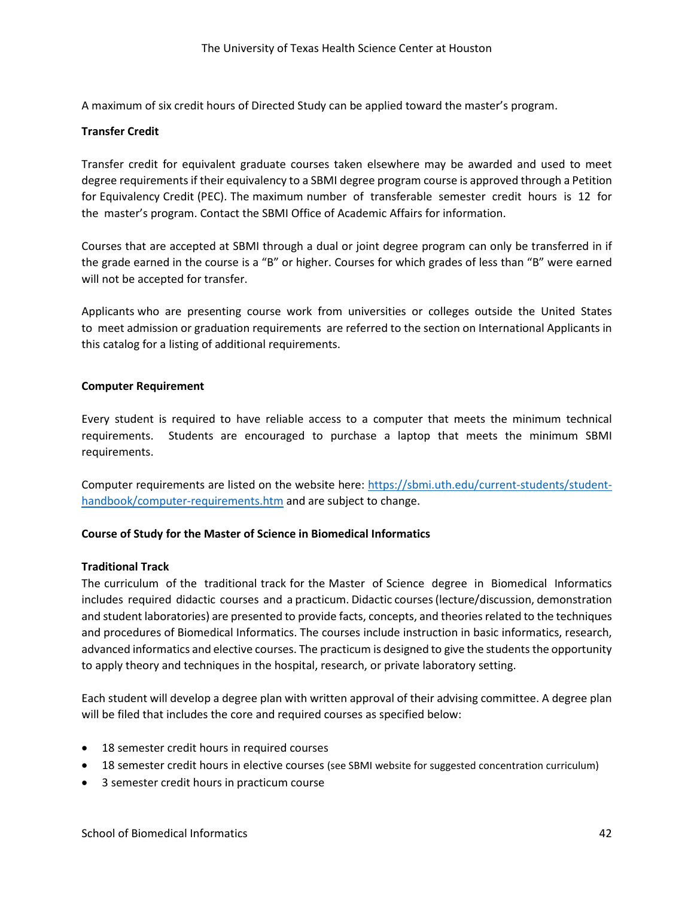A maximum of six credit hours of Directed Study can be applied toward the master's program.

**Transfer Credit**

Transfer credit for equivalent graduate courses taken elsewhere may be awarded and used to meet degree requirements if their equivalency to a SBMI degree program course is approved through a Petition for Equivalency Credit (PEC). The maximum number of transferable semester credit hours is 12 for the master's program. Contact the SBMI Office of Academic Affairs for information.

Courses that are accepted at SBMI through a dual or joint degree program can only be transferred in if the grade earned in the course is a "B" or higher. Courses for which grades of less than "B" were earned will not be accepted for transfer.

Applicants who are presenting course work from universities or colleges outside the United States to meet admission or graduation requirements are referred to the section on International Applicants in this catalog for a listing of additional requirements.

**Computer Requirement**

Every student is required to have reliable access to a computer that meets the minimum technical requirements. Students are encouraged to purchase a laptop that meets the minimum SBMI requirements.

Computer requirements are listed on the website here: [https://sbmi.uth.edu/current-students/student-handbook/computer-requirements.htm](https://sbmi.uth.edu/current-students/student-handbook/computer-requirements.htm) and are subject to change.

**Course of Study for the Master of Science in Biomedical Informatics**

**Traditional Track**

The curriculum of the traditional track for the Master of Science degree in Biomedical Informatics includes required didactic courses and a practicum. Didactic courses (lecture/discussion, demonstration and student laboratories) are presented to provide facts, concepts, and theories related to the techniques and procedures of Biomedical Informatics. The courses include instruction in basic informatics, research, advanced informatics and elective courses. The practicum is designed to give the students the opportunity to apply theory and techniques in the hospital, research, or private laboratory setting.

Each student will develop a degree plan with written approval of their advising committee. A degree plan will be filed that includes the core and required courses as specified below:

- 18 semester credit hours in required courses
- 18 semester credit hours in elective courses (see SBMI website for suggested concentration curriculum)
- 3 semester credit hours in practicum course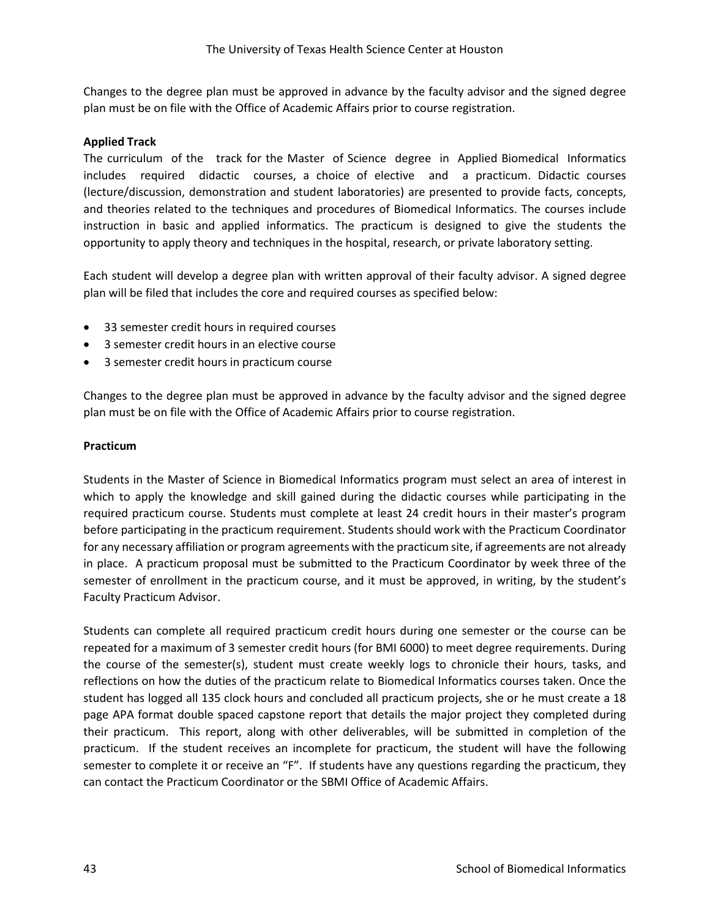Changes to the degree plan must be approved in advance by the faculty advisor and the signed degree plan must be on file with the Office of Academic Affairs prior to course registration.

**Applied Track**

The curriculum of the track for the Master of Science degree in Applied Biomedical Informatics includes required didactic courses, a choice of elective and a practicum. Didactic courses (lecture/discussion, demonstration and student laboratories) are presented to provide facts, concepts, and theories related to the techniques and procedures of Biomedical Informatics. The courses include instruction in basic and applied informatics. The practicum is designed to give the students the opportunity to apply theory and techniques in the hospital, research, or private laboratory setting.

Each student will develop a degree plan with written approval of their faculty advisor. A signed degree plan will be filed that includes the core and required courses as specified below:

- 33 semester credit hours in required courses
- 3 semester credit hours in an elective course
- 3 semester credit hours in practicum course

Changes to the degree plan must be approved in advance by the faculty advisor and the signed degree plan must be on file with the Office of Academic Affairs prior to course registration.

**Practicum**

Students in the Master of Science in Biomedical Informatics program must select an area of interest in which to apply the knowledge and skill gained during the didactic courses while participating in the required practicum course. Students must complete at least 24 credit hours in their master's program before participating in the practicum requirement. Students should work with the Practicum Coordinator for any necessary affiliation or program agreements with the practicum site, if agreements are not already in place. A practicum proposal must be submitted to the Practicum Coordinator by week three of the semester of enrollment in the practicum course, and it must be approved, in writing, by the student's Faculty Practicum Advisor.

Students can complete all required practicum credit hours during one semester or the course can be repeated for a maximum of 3 semester credit hours (for BMI 6000) to meet degree requirements. During the course of the semester(s), student must create weekly logs to chronicle their hours, tasks, and reflections on how the duties of the practicum relate to Biomedical Informatics courses taken. Once the student has logged all 135 clock hours and concluded all practicum projects, she or he must create a 18 page APA format double spaced capstone report that details the major project they completed during their practicum. This report, along with other deliverables, will be submitted in completion of the practicum. If the student receives an incomplete for practicum, the student will have the following semester to complete it or receive an "F". If students have any questions regarding the practicum, they can contact the Practicum Coordinator or the SBMI Office of Academic Affairs.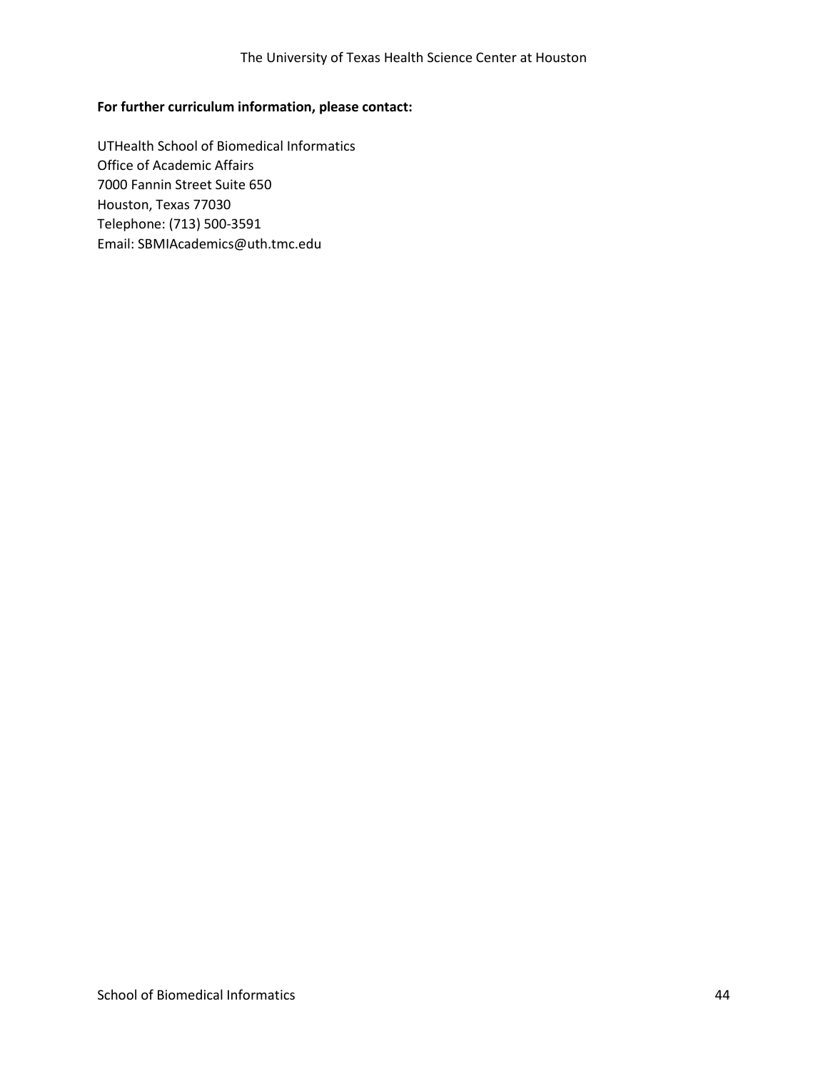**For further curriculum information, please contact:**

UTHealth School of Biomedical Informatics
Office of Academic Affairs
7000 Fannin Street Suite 650
Houston, Texas 77030
Telephone: (713) 500-3591
Email: SBMIAcademics@uth.tmc.edu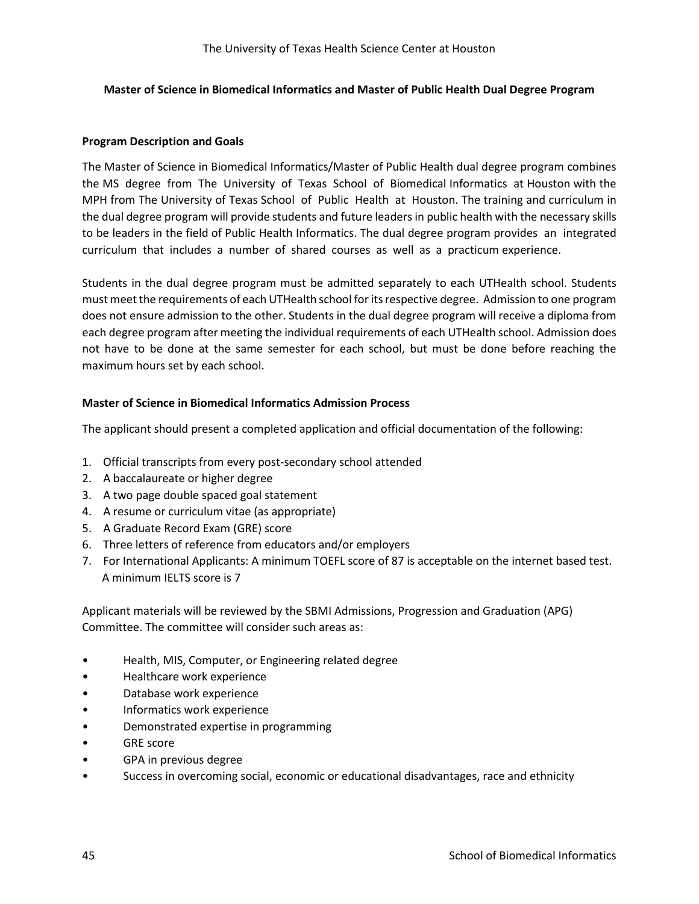## Master of Science in Biomedical Informatics and Master of Public Health Dual Degree Program

### Program Description and Goals

The Master of Science in Biomedical Informatics/Master of Public Health dual degree program combines the MS degree from The University of Texas School of Biomedical Informatics at Houston with the MPH from The University of Texas School of Public Health at Houston. The training and curriculum in the dual degree program will provide students and future leaders in public health with the necessary skills to be leaders in the field of Public Health Informatics. The dual degree program provides an integrated curriculum that includes a number of shared courses as well as a practicum experience.

Students in the dual degree program must be admitted separately to each UTHealth school. Students must meet the requirements of each UTHealth school for its respective degree. Admission to one program does not ensure admission to the other. Students in the dual degree program will receive a diploma from each degree program after meeting the individual requirements of each UTHealth school. Admission does not have to be done at the same semester for each school, but must be done before reaching the maximum hours set by each school.

### Master of Science in Biomedical Informatics Admission Process

The applicant should present a completed application and official documentation of the following:

1. Official transcripts from every post-secondary school attended
2. A baccalaureate or higher degree
3. A two page double spaced goal statement
4. A resume or curriculum vitae (as appropriate)
5. A Graduate Record Exam (GRE) score
6. Three letters of reference from educators and/or employers
7. For International Applicants: A minimum TOEFL score of 87 is acceptable on the internet based test. A minimum IELTS score is 7

Applicant materials will be reviewed by the SBMI Admissions, Progression and Graduation (APG) Committee. The committee will consider such areas as:

- Health, MIS, Computer, or Engineering related degree
- Healthcare work experience
- Database work experience
- Informatics work experience
- Demonstrated expertise in programming
- GRE score
- GPA in previous degree
- Success in overcoming social, economic or educational disadvantages, race and ethnicity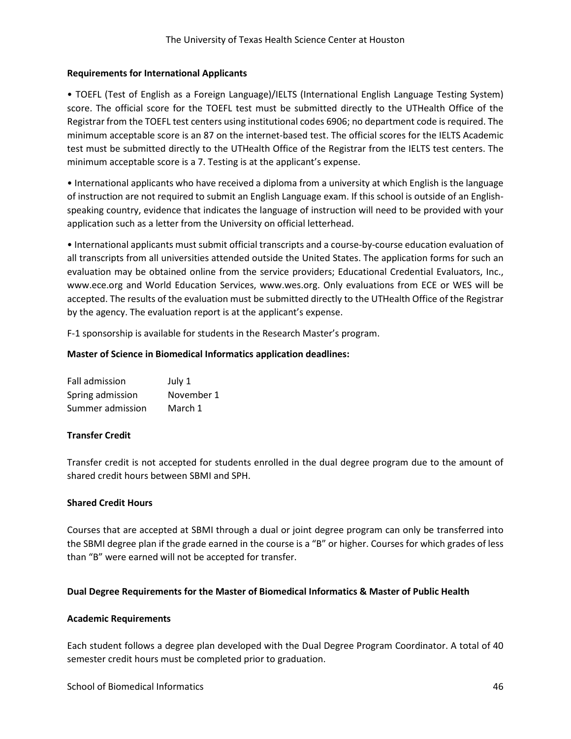**Requirements for International Applicants**

- TOEFL (Test of English as a Foreign Language)/IELTS (International English Language Testing System) score. The official score for the TOEFL test must be submitted directly to the UTHealth Office of the Registrar from the TOEFL test centers using institutional codes 6906; no department code is required. The minimum acceptable score is an 87 on the internet-based test. The official scores for the IELTS Academic test must be submitted directly to the UTHealth Office of the Registrar from the IELTS test centers. The minimum acceptable score is a 7. Testing is at the applicant's expense.

- International applicants who have received a diploma from a university at which English is the language of instruction are not required to submit an English Language exam. If this school is outside of an English-speaking country, evidence that indicates the language of instruction will need to be provided with your application such as a letter from the University on official letterhead.

- International applicants must submit official transcripts and a course-by-course education evaluation of all transcripts from all universities attended outside the United States. The application forms for such an evaluation may be obtained online from the service providers; Educational Credential Evaluators, Inc., www.ece.org and World Education Services, www.wes.org. Only evaluations from ECE or WES will be accepted. The results of the evaluation must be submitted directly to the UTHealth Office of the Registrar by the agency. The evaluation report is at the applicant's expense.

F-1 sponsorship is available for students in the Research Master's program.

**Master of Science in Biomedical Informatics application deadlines:**

| | |
|---|---|
| Fall admission | July 1 |
| Spring admission | November 1 |
| Summer admission | March 1 |

**Transfer Credit**

Transfer credit is not accepted for students enrolled in the dual degree program due to the amount of shared credit hours between SBMI and SPH.

**Shared Credit Hours**

Courses that are accepted at SBMI through a dual or joint degree program can only be transferred into the SBMI degree plan if the grade earned in the course is a "B" or higher. Courses for which grades of less than "B" were earned will not be accepted for transfer.

**Dual Degree Requirements for the Master of Biomedical Informatics & Master of Public Health**

**Academic Requirements**

Each student follows a degree plan developed with the Dual Degree Program Coordinator. A total of 40 semester credit hours must be completed prior to graduation.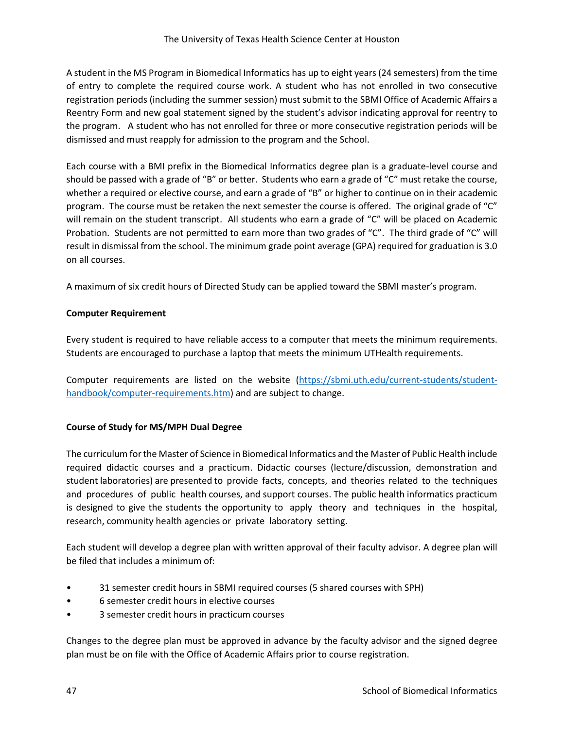A student in the MS Program in Biomedical Informatics has up to eight years (24 semesters) from the time of entry to complete the required course work. A student who has not enrolled in two consecutive registration periods (including the summer session) must submit to the SBMI Office of Academic Affairs a Reentry Form and new goal statement signed by the student's advisor indicating approval for reentry to the program. A student who has not enrolled for three or more consecutive registration periods will be dismissed and must reapply for admission to the program and the School.

Each course with a BMI prefix in the Biomedical Informatics degree plan is a graduate-level course and should be passed with a grade of "B" or better. Students who earn a grade of "C" must retake the course, whether a required or elective course, and earn a grade of "B" or higher to continue on in their academic program. The course must be retaken the next semester the course is offered. The original grade of "C" will remain on the student transcript. All students who earn a grade of "C" will be placed on Academic Probation. Students are not permitted to earn more than two grades of "C". The third grade of "C" will result in dismissal from the school. The minimum grade point average (GPA) required for graduation is 3.0 on all courses.

A maximum of six credit hours of Directed Study can be applied toward the SBMI master's program.

**Computer Requirement**

Every student is required to have reliable access to a computer that meets the minimum requirements. Students are encouraged to purchase a laptop that meets the minimum UTHealth requirements.

Computer requirements are listed on the website ([https://sbmi.uth.edu/current-students/student-handbook/computer-requirements.htm](https://sbmi.uth.edu/current-students/student-handbook/computer-requirements.htm)) and are subject to change.

**Course of Study for MS/MPH Dual Degree**

The curriculum for the Master of Science in Biomedical Informatics and the Master of Public Health include required didactic courses and a practicum. Didactic courses (lecture/discussion, demonstration and student laboratories) are presented to provide facts, concepts, and theories related to the techniques and procedures of public health courses, and support courses. The public health informatics practicum is designed to give the students the opportunity to apply theory and techniques in the hospital, research, community health agencies or private laboratory setting.

Each student will develop a degree plan with written approval of their faculty advisor. A degree plan will be filed that includes a minimum of:

- 31 semester credit hours in SBMI required courses (5 shared courses with SPH)
- 6 semester credit hours in elective courses
- 3 semester credit hours in practicum courses

Changes to the degree plan must be approved in advance by the faculty advisor and the signed degree plan must be on file with the Office of Academic Affairs prior to course registration.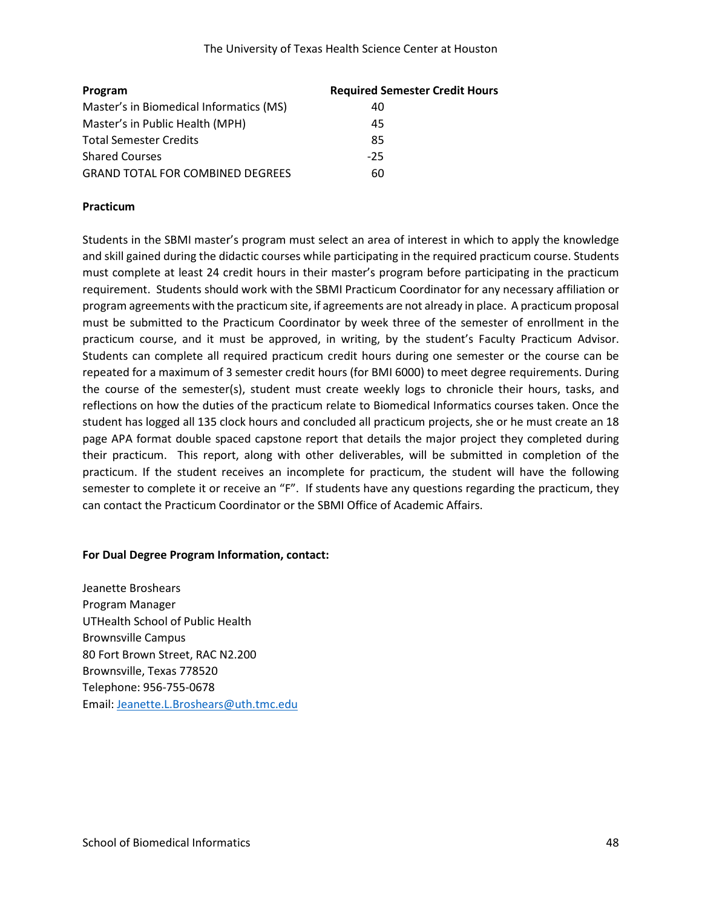| Program | Required Semester Credit Hours |
|---|---|
| Master's in Biomedical Informatics (MS) | 40 |
| Master's in Public Health (MPH) | 45 |
| Total Semester Credits | 85 |
| Shared Courses | -25 |
| GRAND TOTAL FOR COMBINED DEGREES | 60 |

**Practicum**

Students in the SBMI master's program must select an area of interest in which to apply the knowledge and skill gained during the didactic courses while participating in the required practicum course. Students must complete at least 24 credit hours in their master's program before participating in the practicum requirement. Students should work with the SBMI Practicum Coordinator for any necessary affiliation or program agreements with the practicum site, if agreements are not already in place. A practicum proposal must be submitted to the Practicum Coordinator by week three of the semester of enrollment in the practicum course, and it must be approved, in writing, by the student's Faculty Practicum Advisor. Students can complete all required practicum credit hours during one semester or the course can be repeated for a maximum of 3 semester credit hours (for BMI 6000) to meet degree requirements. During the course of the semester(s), student must create weekly logs to chronicle their hours, tasks, and reflections on how the duties of the practicum relate to Biomedical Informatics courses taken. Once the student has logged all 135 clock hours and concluded all practicum projects, she or he must create an 18 page APA format double spaced capstone report that details the major project they completed during their practicum. This report, along with other deliverables, will be submitted in completion of the practicum. If the student receives an incomplete for practicum, the student will have the following semester to complete it or receive an "F". If students have any questions regarding the practicum, they can contact the Practicum Coordinator or the SBMI Office of Academic Affairs.

**For Dual Degree Program Information, contact:**

Jeanette Broshears
Program Manager
UTHealth School of Public Health
Brownsville Campus
80 Fort Brown Street, RAC N2.200
Brownsville, Texas 778520
Telephone: 956-755-0678
Email: Jeanette.L.Broshears@uth.tmc.edu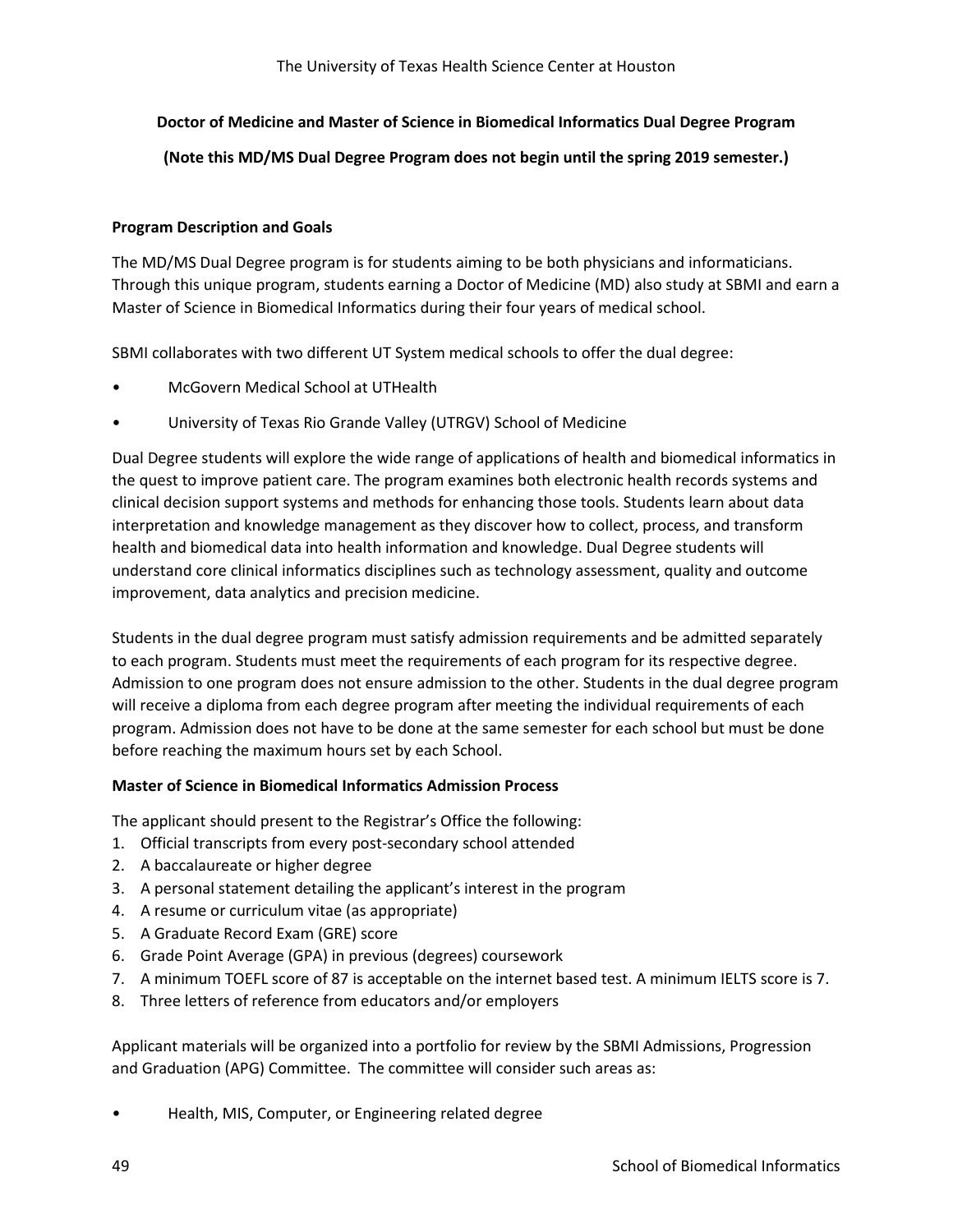## Doctor of Medicine and Master of Science in Biomedical Informatics Dual Degree Program

**(Note this MD/MS Dual Degree Program does not begin until the spring 2019 semester.)**

### Program Description and Goals

The MD/MS Dual Degree program is for students aiming to be both physicians and informaticians. Through this unique program, students earning a Doctor of Medicine (MD) also study at SBMI and earn a Master of Science in Biomedical Informatics during their four years of medical school.

SBMI collaborates with two different UT System medical schools to offer the dual degree:

- McGovern Medical School at UTHealth
- University of Texas Rio Grande Valley (UTRGV) School of Medicine

Dual Degree students will explore the wide range of applications of health and biomedical informatics in the quest to improve patient care. The program examines both electronic health records systems and clinical decision support systems and methods for enhancing those tools. Students learn about data interpretation and knowledge management as they discover how to collect, process, and transform health and biomedical data into health information and knowledge. Dual Degree students will understand core clinical informatics disciplines such as technology assessment, quality and outcome improvement, data analytics and precision medicine.

Students in the dual degree program must satisfy admission requirements and be admitted separately to each program. Students must meet the requirements of each program for its respective degree. Admission to one program does not ensure admission to the other. Students in the dual degree program will receive a diploma from each degree program after meeting the individual requirements of each program. Admission does not have to be done at the same semester for each school but must be done before reaching the maximum hours set by each School.

### Master of Science in Biomedical Informatics Admission Process

The applicant should present to the Registrar's Office the following:

1. Official transcripts from every post-secondary school attended
2. A baccalaureate or higher degree
3. A personal statement detailing the applicant's interest in the program
4. A resume or curriculum vitae (as appropriate)
5. A Graduate Record Exam (GRE) score
6. Grade Point Average (GPA) in previous (degrees) coursework
7. A minimum TOEFL score of 87 is acceptable on the internet based test. A minimum IELTS score is 7.
8. Three letters of reference from educators and/or employers

Applicant materials will be organized into a portfolio for review by the SBMI Admissions, Progression and Graduation (APG) Committee. The committee will consider such areas as:

- Health, MIS, Computer, or Engineering related degree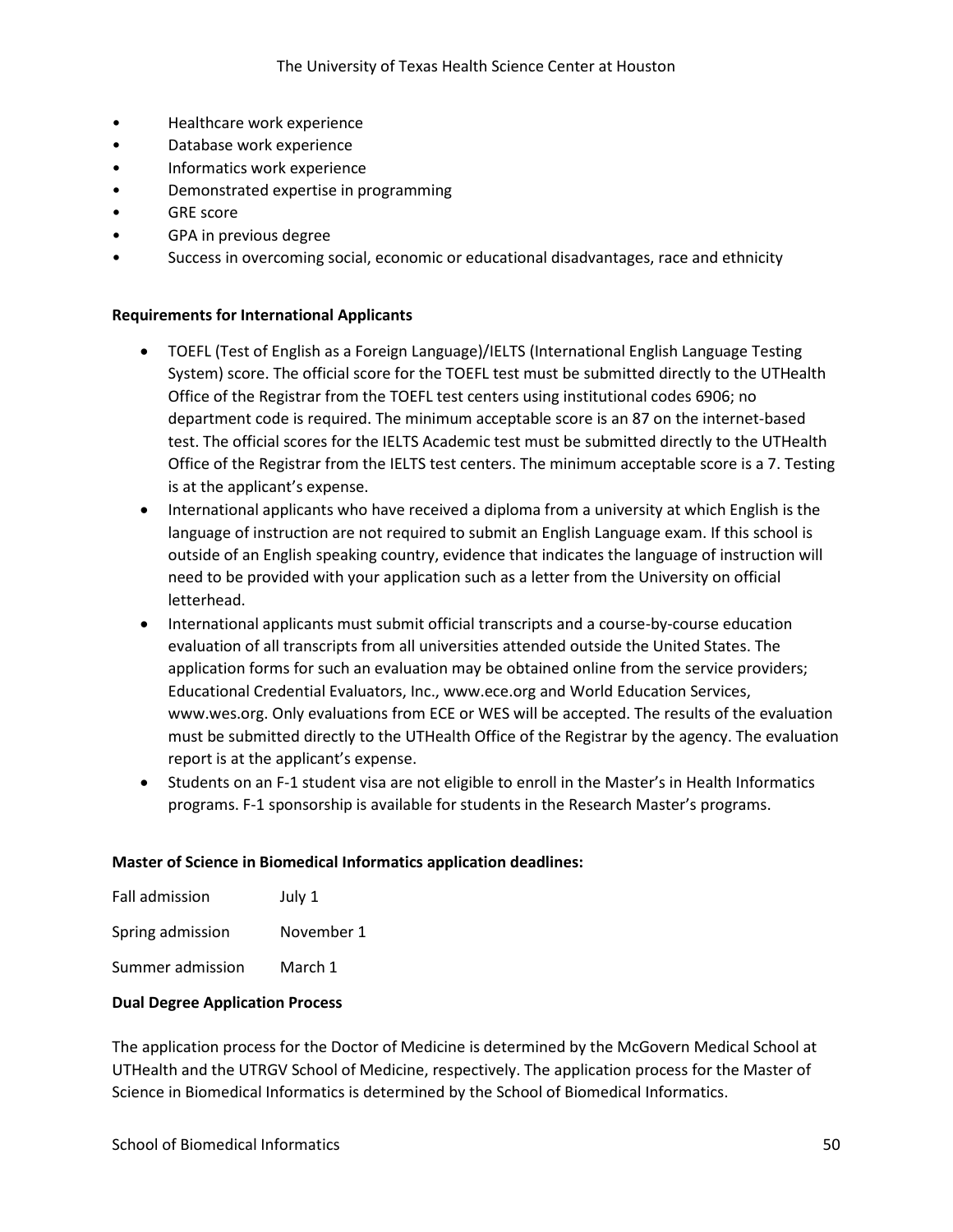- Healthcare work experience
- Database work experience
- Informatics work experience
- Demonstrated expertise in programming
- GRE score
- GPA in previous degree
- Success in overcoming social, economic or educational disadvantages, race and ethnicity

**Requirements for International Applicants**

- TOEFL (Test of English as a Foreign Language)/IELTS (International English Language Testing System) score. The official score for the TOEFL test must be submitted directly to the UTHealth Office of the Registrar from the TOEFL test centers using institutional codes 6906; no department code is required. The minimum acceptable score is an 87 on the internet-based test. The official scores for the IELTS Academic test must be submitted directly to the UTHealth Office of the Registrar from the IELTS test centers. The minimum acceptable score is a 7. Testing is at the applicant's expense.
- International applicants who have received a diploma from a university at which English is the language of instruction are not required to submit an English Language exam. If this school is outside of an English speaking country, evidence that indicates the language of instruction will need to be provided with your application such as a letter from the University on official letterhead.
- International applicants must submit official transcripts and a course-by-course education evaluation of all transcripts from all universities attended outside the United States. The application forms for such an evaluation may be obtained online from the service providers; Educational Credential Evaluators, Inc., www.ece.org and World Education Services, www.wes.org. Only evaluations from ECE or WES will be accepted. The results of the evaluation must be submitted directly to the UTHealth Office of the Registrar by the agency. The evaluation report is at the applicant's expense.
- Students on an F-1 student visa are not eligible to enroll in the Master's in Health Informatics programs. F-1 sponsorship is available for students in the Research Master's programs.

**Master of Science in Biomedical Informatics application deadlines:**

| | |
|---|---|
| Fall admission | July 1 |
| Spring admission | November 1 |
| Summer admission | March 1 |

**Dual Degree Application Process**

The application process for the Doctor of Medicine is determined by the McGovern Medical School at UTHealth and the UTRGV School of Medicine, respectively. The application process for the Master of Science in Biomedical Informatics is determined by the School of Biomedical Informatics.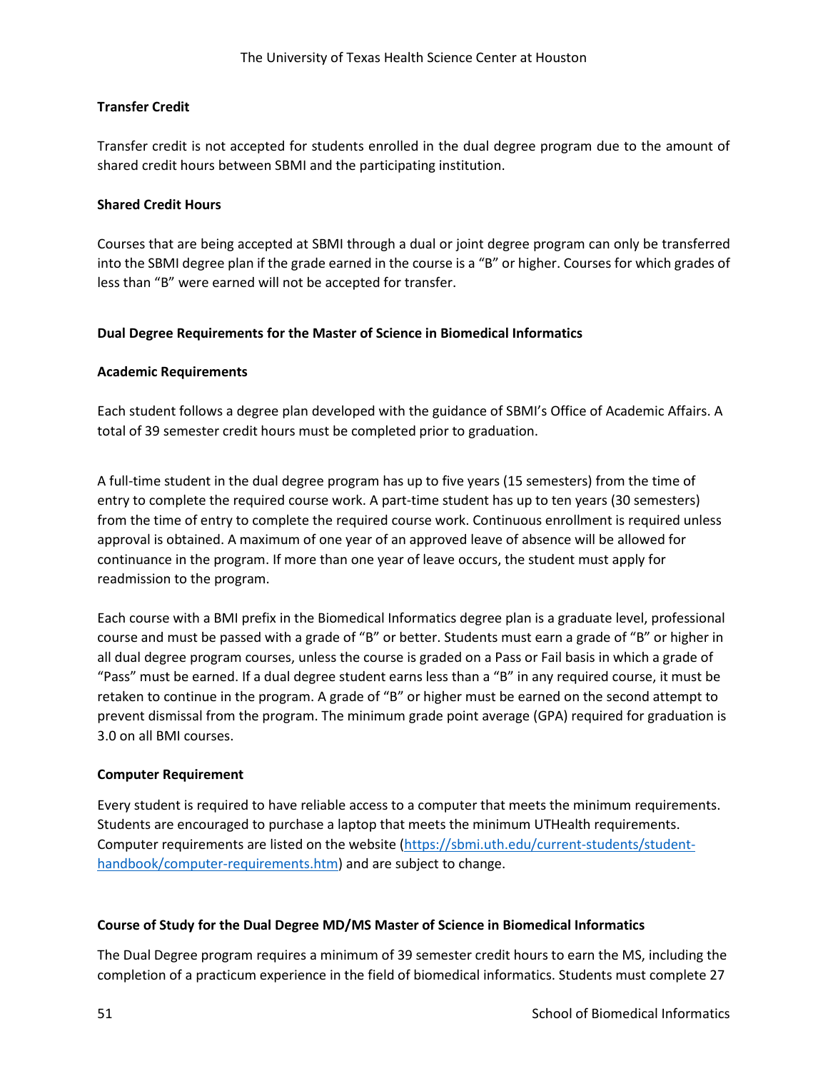**Transfer Credit**

Transfer credit is not accepted for students enrolled in the dual degree program due to the amount of shared credit hours between SBMI and the participating institution.

**Shared Credit Hours**

Courses that are being accepted at SBMI through a dual or joint degree program can only be transferred into the SBMI degree plan if the grade earned in the course is a "B" or higher. Courses for which grades of less than "B" were earned will not be accepted for transfer.

**Dual Degree Requirements for the Master of Science in Biomedical Informatics**

**Academic Requirements**

Each student follows a degree plan developed with the guidance of SBMI's Office of Academic Affairs. A total of 39 semester credit hours must be completed prior to graduation.

A full-time student in the dual degree program has up to five years (15 semesters) from the time of entry to complete the required course work. A part-time student has up to ten years (30 semesters) from the time of entry to complete the required course work. Continuous enrollment is required unless approval is obtained. A maximum of one year of an approved leave of absence will be allowed for continuance in the program. If more than one year of leave occurs, the student must apply for readmission to the program.

Each course with a BMI prefix in the Biomedical Informatics degree plan is a graduate level, professional course and must be passed with a grade of "B" or better. Students must earn a grade of "B" or higher in all dual degree program courses, unless the course is graded on a Pass or Fail basis in which a grade of "Pass" must be earned. If a dual degree student earns less than a "B" in any required course, it must be retaken to continue in the program. A grade of "B" or higher must be earned on the second attempt to prevent dismissal from the program. The minimum grade point average (GPA) required for graduation is 3.0 on all BMI courses.

**Computer Requirement**

Every student is required to have reliable access to a computer that meets the minimum requirements. Students are encouraged to purchase a laptop that meets the minimum UTHealth requirements. Computer requirements are listed on the website (https://sbmi.uth.edu/current-students/student-handbook/computer-requirements.htm) and are subject to change.

**Course of Study for the Dual Degree MD/MS Master of Science in Biomedical Informatics**

The Dual Degree program requires a minimum of 39 semester credit hours to earn the MS, including the completion of a practicum experience in the field of biomedical informatics. Students must complete 27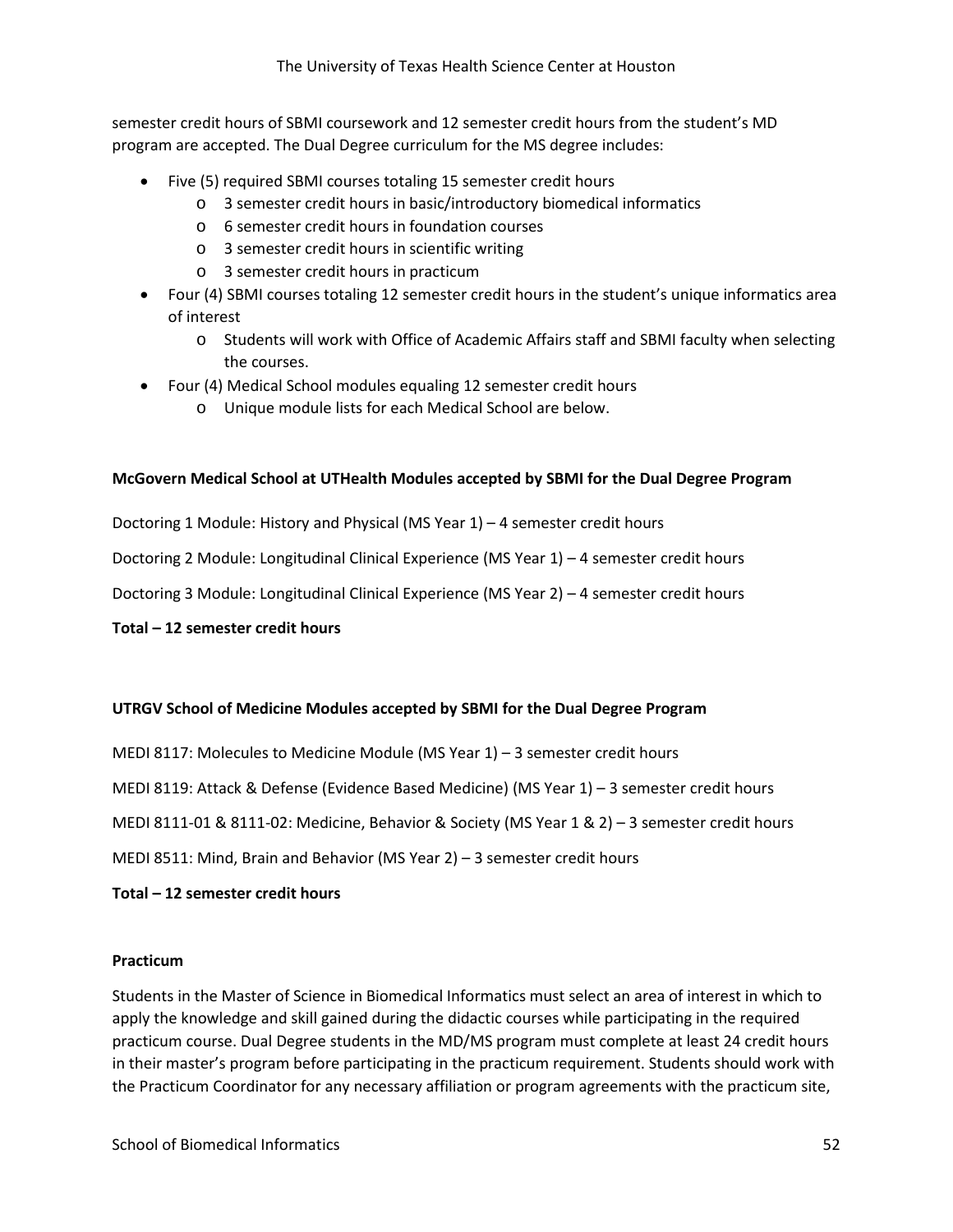semester credit hours of SBMI coursework and 12 semester credit hours from the student's MD program are accepted. The Dual Degree curriculum for the MS degree includes:

- Five (5) required SBMI courses totaling 15 semester credit hours
  - 3 semester credit hours in basic/introductory biomedical informatics
  - 6 semester credit hours in foundation courses
  - 3 semester credit hours in scientific writing
  - 3 semester credit hours in practicum
- Four (4) SBMI courses totaling 12 semester credit hours in the student's unique informatics area of interest
  - Students will work with Office of Academic Affairs staff and SBMI faculty when selecting the courses.
- Four (4) Medical School modules equaling 12 semester credit hours
  - Unique module lists for each Medical School are below.

**McGovern Medical School at UTHealth Modules accepted by SBMI for the Dual Degree Program**

Doctoring 1 Module: History and Physical (MS Year 1) – 4 semester credit hours

Doctoring 2 Module: Longitudinal Clinical Experience (MS Year 1) – 4 semester credit hours

Doctoring 3 Module: Longitudinal Clinical Experience (MS Year 2) – 4 semester credit hours

**Total – 12 semester credit hours**

**UTRGV School of Medicine Modules accepted by SBMI for the Dual Degree Program**

MEDI 8117: Molecules to Medicine Module (MS Year 1) – 3 semester credit hours

MEDI 8119: Attack & Defense (Evidence Based Medicine) (MS Year 1) – 3 semester credit hours

MEDI 8111-01 & 8111-02: Medicine, Behavior & Society (MS Year 1 & 2) – 3 semester credit hours

MEDI 8511: Mind, Brain and Behavior (MS Year 2) – 3 semester credit hours

**Total – 12 semester credit hours**

**Practicum**

Students in the Master of Science in Biomedical Informatics must select an area of interest in which to apply the knowledge and skill gained during the didactic courses while participating in the required practicum course. Dual Degree students in the MD/MS program must complete at least 24 credit hours in their master's program before participating in the practicum requirement. Students should work with the Practicum Coordinator for any necessary affiliation or program agreements with the practicum site,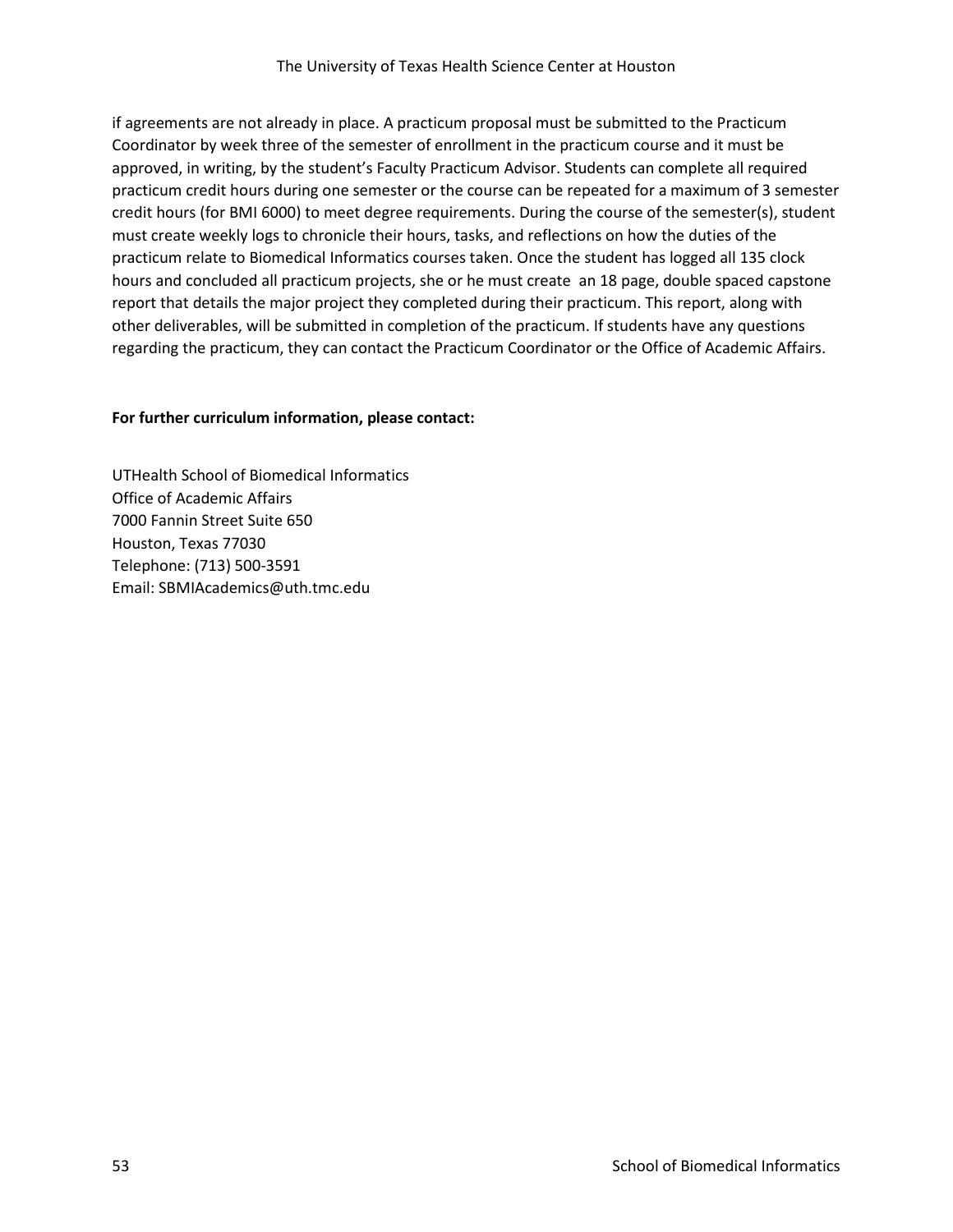if agreements are not already in place. A practicum proposal must be submitted to the Practicum Coordinator by week three of the semester of enrollment in the practicum course and it must be approved, in writing, by the student's Faculty Practicum Advisor. Students can complete all required practicum credit hours during one semester or the course can be repeated for a maximum of 3 semester credit hours (for BMI 6000) to meet degree requirements. During the course of the semester(s), student must create weekly logs to chronicle their hours, tasks, and reflections on how the duties of the practicum relate to Biomedical Informatics courses taken. Once the student has logged all 135 clock hours and concluded all practicum projects, she or he must create an 18 page, double spaced capstone report that details the major project they completed during their practicum. This report, along with other deliverables, will be submitted in completion of the practicum. If students have any questions regarding the practicum, they can contact the Practicum Coordinator or the Office of Academic Affairs.

**For further curriculum information, please contact:**

UTHealth School of Biomedical Informatics
Office of Academic Affairs
7000 Fannin Street Suite 650
Houston, Texas 77030
Telephone: (713) 500-3591
Email: SBMIAcademics@uth.tmc.edu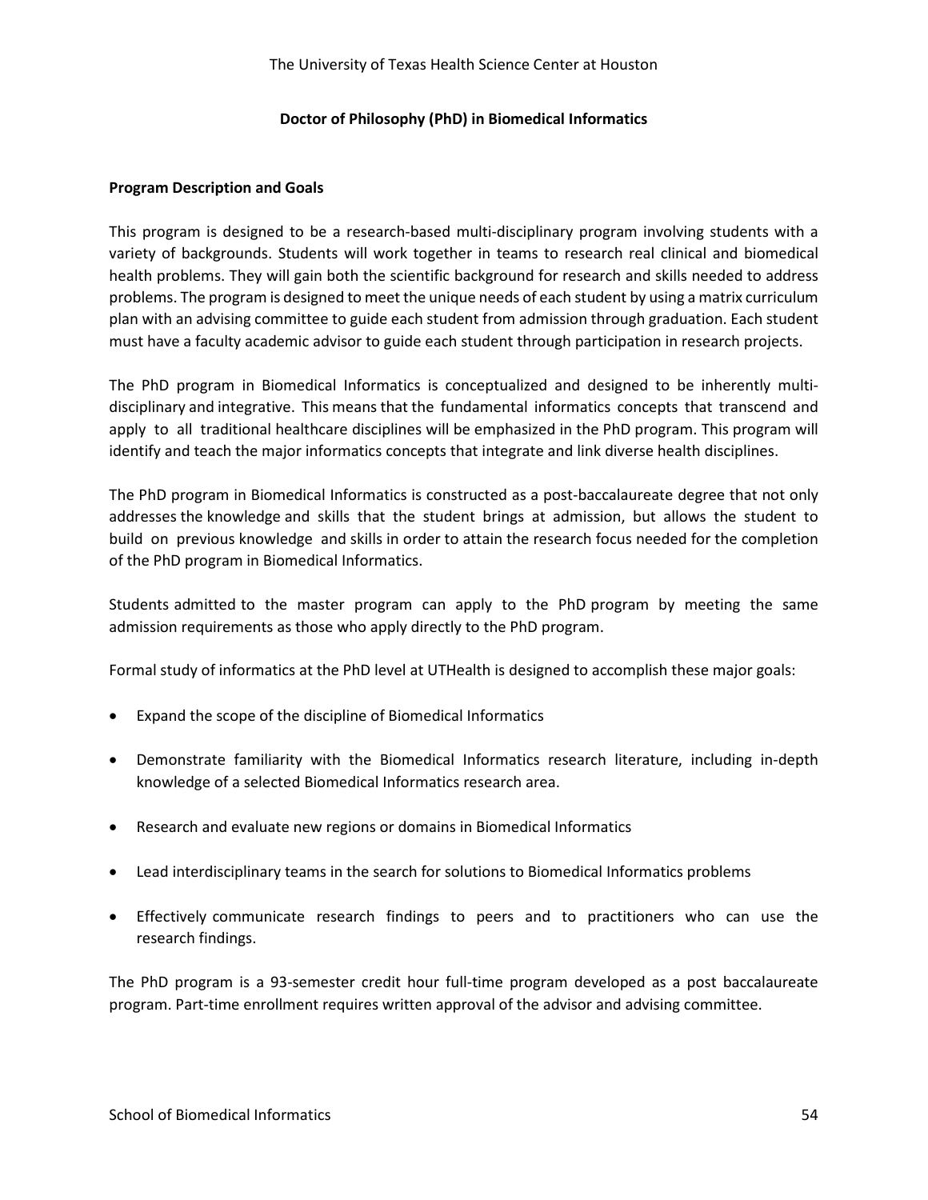The University of Texas Health Science Center at Houston

## Doctor of Philosophy (PhD) in Biomedical Informatics

### Program Description and Goals

This program is designed to be a research-based multi-disciplinary program involving students with a variety of backgrounds. Students will work together in teams to research real clinical and biomedical health problems. They will gain both the scientific background for research and skills needed to address problems. The program is designed to meet the unique needs of each student by using a matrix curriculum plan with an advising committee to guide each student from admission through graduation. Each student must have a faculty academic advisor to guide each student through participation in research projects.

The PhD program in Biomedical Informatics is conceptualized and designed to be inherently multi-disciplinary and integrative. This means that the fundamental informatics concepts that transcend and apply to all traditional healthcare disciplines will be emphasized in the PhD program. This program will identify and teach the major informatics concepts that integrate and link diverse health disciplines.

The PhD program in Biomedical Informatics is constructed as a post-baccalaureate degree that not only addresses the knowledge and skills that the student brings at admission, but allows the student to build on previous knowledge and skills in order to attain the research focus needed for the completion of the PhD program in Biomedical Informatics.

Students admitted to the master program can apply to the PhD program by meeting the same admission requirements as those who apply directly to the PhD program.

Formal study of informatics at the PhD level at UTHealth is designed to accomplish these major goals:

- Expand the scope of the discipline of Biomedical Informatics
- Demonstrate familiarity with the Biomedical Informatics research literature, including in-depth knowledge of a selected Biomedical Informatics research area.
- Research and evaluate new regions or domains in Biomedical Informatics
- Lead interdisciplinary teams in the search for solutions to Biomedical Informatics problems
- Effectively communicate research findings to peers and to practitioners who can use the research findings.

The PhD program is a 93-semester credit hour full-time program developed as a post baccalaureate program. Part-time enrollment requires written approval of the advisor and advising committee.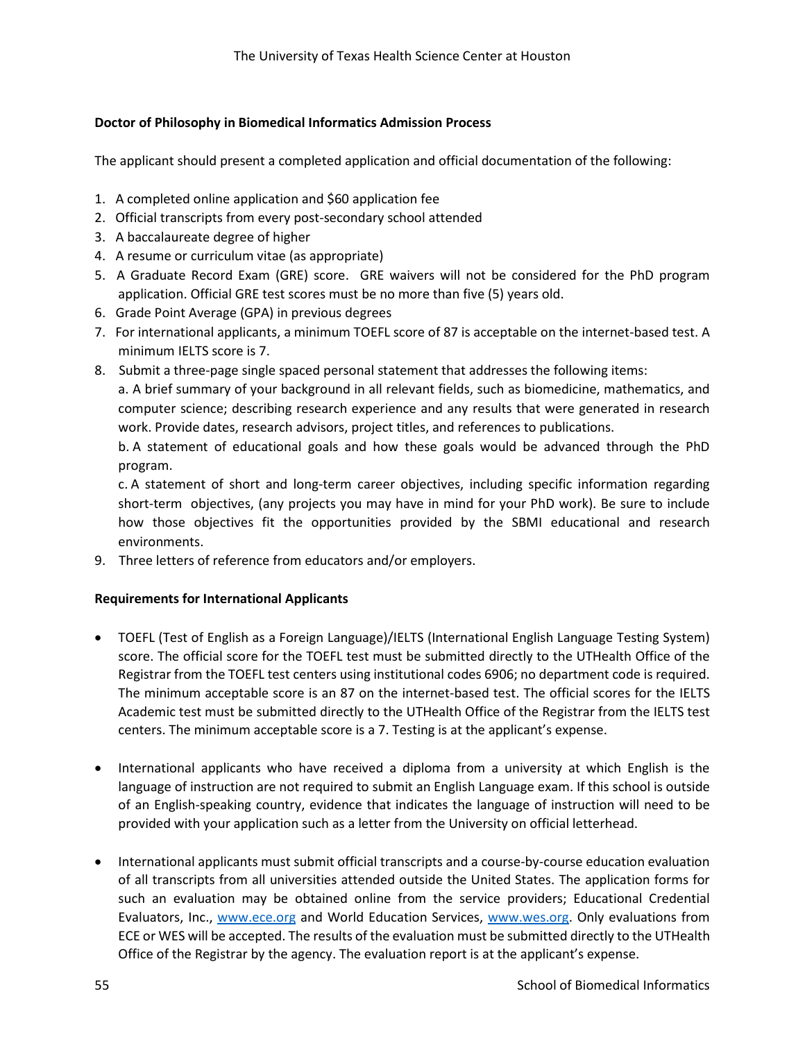**Doctor of Philosophy in Biomedical Informatics Admission Process**

The applicant should present a completed application and official documentation of the following:

1. A completed online application and $60 application fee
2. Official transcripts from every post-secondary school attended
3. A baccalaureate degree of higher
4. A resume or curriculum vitae (as appropriate)
5. A Graduate Record Exam (GRE) score. GRE waivers will not be considered for the PhD program application. Official GRE test scores must be no more than five (5) years old.
6. Grade Point Average (GPA) in previous degrees
7. For international applicants, a minimum TOEFL score of 87 is acceptable on the internet-based test. A minimum IELTS score is 7.
8. Submit a three-page single spaced personal statement that addresses the following items:
   a. A brief summary of your background in all relevant fields, such as biomedicine, mathematics, and computer science; describing research experience and any results that were generated in research work. Provide dates, research advisors, project titles, and references to publications.
   b. A statement of educational goals and how these goals would be advanced through the PhD program.
   c. A statement of short and long-term career objectives, including specific information regarding short-term objectives, (any projects you may have in mind for your PhD work). Be sure to include how those objectives fit the opportunities provided by the SBMI educational and research environments.
9. Three letters of reference from educators and/or employers.

**Requirements for International Applicants**

- TOEFL (Test of English as a Foreign Language)/IELTS (International English Language Testing System) score. The official score for the TOEFL test must be submitted directly to the UTHealth Office of the Registrar from the TOEFL test centers using institutional codes 6906; no department code is required. The minimum acceptable score is an 87 on the internet-based test. The official scores for the IELTS Academic test must be submitted directly to the UTHealth Office of the Registrar from the IELTS test centers. The minimum acceptable score is a 7. Testing is at the applicant's expense.

- International applicants who have received a diploma from a university at which English is the language of instruction are not required to submit an English Language exam. If this school is outside of an English-speaking country, evidence that indicates the language of instruction will need to be provided with your application such as a letter from the University on official letterhead.

- International applicants must submit official transcripts and a course-by-course education evaluation of all transcripts from all universities attended outside the United States. The application forms for such an evaluation may be obtained online from the service providers; Educational Credential Evaluators, Inc., [www.ece.org](http://www.ece.org) and World Education Services, [www.wes.org](http://www.wes.org). Only evaluations from ECE or WES will be accepted. The results of the evaluation must be submitted directly to the UTHealth Office of the Registrar by the agency. The evaluation report is at the applicant's expense.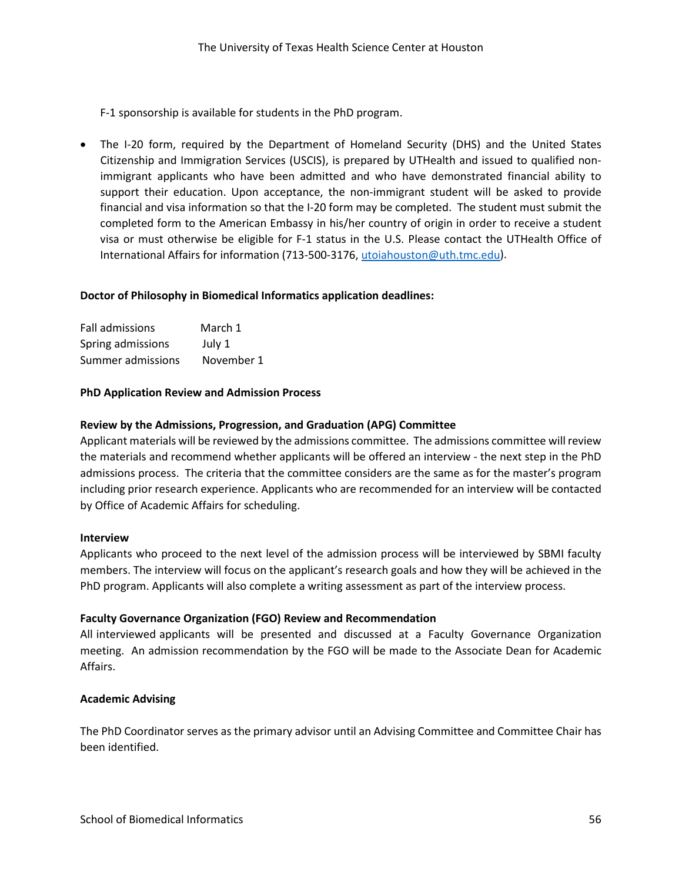F-1 sponsorship is available for students in the PhD program.

- The I-20 form, required by the Department of Homeland Security (DHS) and the United States Citizenship and Immigration Services (USCIS), is prepared by UTHealth and issued to qualified non-immigrant applicants who have been admitted and who have demonstrated financial ability to support their education. Upon acceptance, the non-immigrant student will be asked to provide financial and visa information so that the I-20 form may be completed. The student must submit the completed form to the American Embassy in his/her country of origin in order to receive a student visa or must otherwise be eligible for F-1 status in the U.S. Please contact the UTHealth Office of International Affairs for information (713-500-3176, utoiahouston@uth.tmc.edu).

**Doctor of Philosophy in Biomedical Informatics application deadlines:**

| | |
|---|---|
| Fall admissions | March 1 |
| Spring admissions | July 1 |
| Summer admissions | November 1 |

**PhD Application Review and Admission Process**

**Review by the Admissions, Progression, and Graduation (APG) Committee**

Applicant materials will be reviewed by the admissions committee. The admissions committee will review the materials and recommend whether applicants will be offered an interview - the next step in the PhD admissions process. The criteria that the committee considers are the same as for the master's program including prior research experience. Applicants who are recommended for an interview will be contacted by Office of Academic Affairs for scheduling.

**Interview**

Applicants who proceed to the next level of the admission process will be interviewed by SBMI faculty members. The interview will focus on the applicant's research goals and how they will be achieved in the PhD program. Applicants will also complete a writing assessment as part of the interview process.

**Faculty Governance Organization (FGO) Review and Recommendation**

All interviewed applicants will be presented and discussed at a Faculty Governance Organization meeting. An admission recommendation by the FGO will be made to the Associate Dean for Academic Affairs.

**Academic Advising**

The PhD Coordinator serves as the primary advisor until an Advising Committee and Committee Chair has been identified.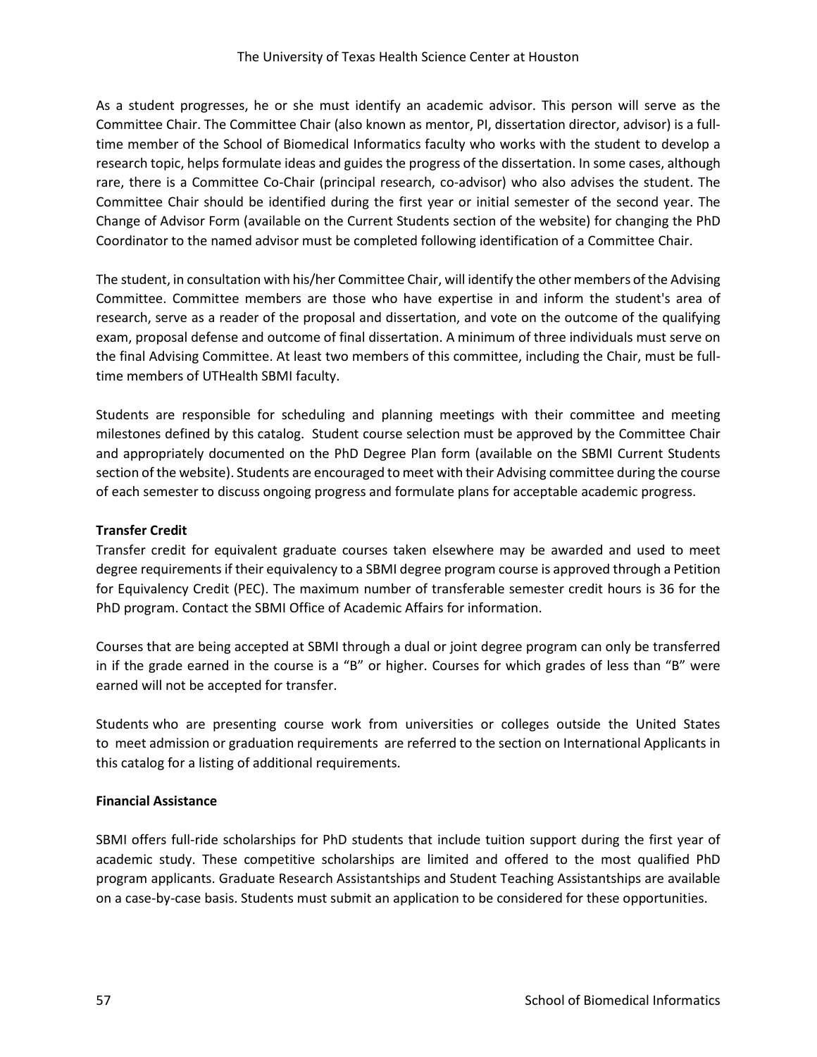As a student progresses, he or she must identify an academic advisor. This person will serve as the Committee Chair. The Committee Chair (also known as mentor, PI, dissertation director, advisor) is a full-time member of the School of Biomedical Informatics faculty who works with the student to develop a research topic, helps formulate ideas and guides the progress of the dissertation. In some cases, although rare, there is a Committee Co-Chair (principal research, co-advisor) who also advises the student. The Committee Chair should be identified during the first year or initial semester of the second year. The Change of Advisor Form (available on the Current Students section of the website) for changing the PhD Coordinator to the named advisor must be completed following identification of a Committee Chair.

The student, in consultation with his/her Committee Chair, will identify the other members of the Advising Committee. Committee members are those who have expertise in and inform the student's area of research, serve as a reader of the proposal and dissertation, and vote on the outcome of the qualifying exam, proposal defense and outcome of final dissertation. A minimum of three individuals must serve on the final Advising Committee. At least two members of this committee, including the Chair, must be full-time members of UTHealth SBMI faculty.

Students are responsible for scheduling and planning meetings with their committee and meeting milestones defined by this catalog. Student course selection must be approved by the Committee Chair and appropriately documented on the PhD Degree Plan form (available on the SBMI Current Students section of the website). Students are encouraged to meet with their Advising committee during the course of each semester to discuss ongoing progress and formulate plans for acceptable academic progress.

**Transfer Credit**

Transfer credit for equivalent graduate courses taken elsewhere may be awarded and used to meet degree requirements if their equivalency to a SBMI degree program course is approved through a Petition for Equivalency Credit (PEC). The maximum number of transferable semester credit hours is 36 for the PhD program. Contact the SBMI Office of Academic Affairs for information.

Courses that are being accepted at SBMI through a dual or joint degree program can only be transferred in if the grade earned in the course is a "B" or higher. Courses for which grades of less than "B" were earned will not be accepted for transfer.

Students who are presenting course work from universities or colleges outside the United States to meet admission or graduation requirements are referred to the section on International Applicants in this catalog for a listing of additional requirements.

**Financial Assistance**

SBMI offers full-ride scholarships for PhD students that include tuition support during the first year of academic study. These competitive scholarships are limited and offered to the most qualified PhD program applicants. Graduate Research Assistantships and Student Teaching Assistantships are available on a case-by-case basis. Students must submit an application to be considered for these opportunities.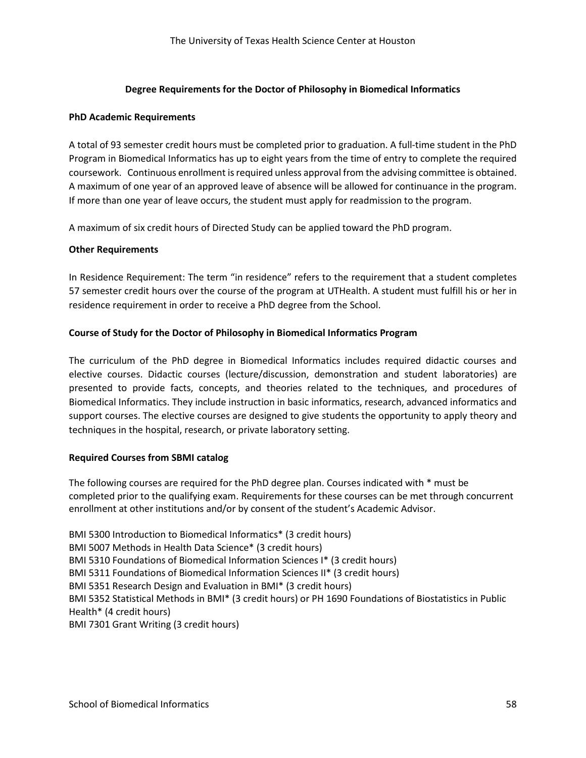## Degree Requirements for the Doctor of Philosophy in Biomedical Informatics

### PhD Academic Requirements

A total of 93 semester credit hours must be completed prior to graduation. A full-time student in the PhD Program in Biomedical Informatics has up to eight years from the time of entry to complete the required coursework. Continuous enrollment is required unless approval from the advising committee is obtained. A maximum of one year of an approved leave of absence will be allowed for continuance in the program. If more than one year of leave occurs, the student must apply for readmission to the program.

A maximum of six credit hours of Directed Study can be applied toward the PhD program.

### Other Requirements

In Residence Requirement: The term "in residence" refers to the requirement that a student completes 57 semester credit hours over the course of the program at UTHealth. A student must fulfill his or her in residence requirement in order to receive a PhD degree from the School.

### Course of Study for the Doctor of Philosophy in Biomedical Informatics Program

The curriculum of the PhD degree in Biomedical Informatics includes required didactic courses and elective courses. Didactic courses (lecture/discussion, demonstration and student laboratories) are presented to provide facts, concepts, and theories related to the techniques, and procedures of Biomedical Informatics. They include instruction in basic informatics, research, advanced informatics and support courses. The elective courses are designed to give students the opportunity to apply theory and techniques in the hospital, research, or private laboratory setting.

### Required Courses from SBMI catalog

The following courses are required for the PhD degree plan. Courses indicated with * must be completed prior to the qualifying exam. Requirements for these courses can be met through concurrent enrollment at other institutions and/or by consent of the student's Academic Advisor.

BMI 5300 Introduction to Biomedical Informatics* (3 credit hours)
BMI 5007 Methods in Health Data Science* (3 credit hours)
BMI 5310 Foundations of Biomedical Information Sciences I* (3 credit hours)
BMI 5311 Foundations of Biomedical Information Sciences II* (3 credit hours)
BMI 5351 Research Design and Evaluation in BMI* (3 credit hours)
BMI 5352 Statistical Methods in BMI* (3 credit hours) or PH 1690 Foundations of Biostatistics in Public Health* (4 credit hours)
BMI 7301 Grant Writing (3 credit hours)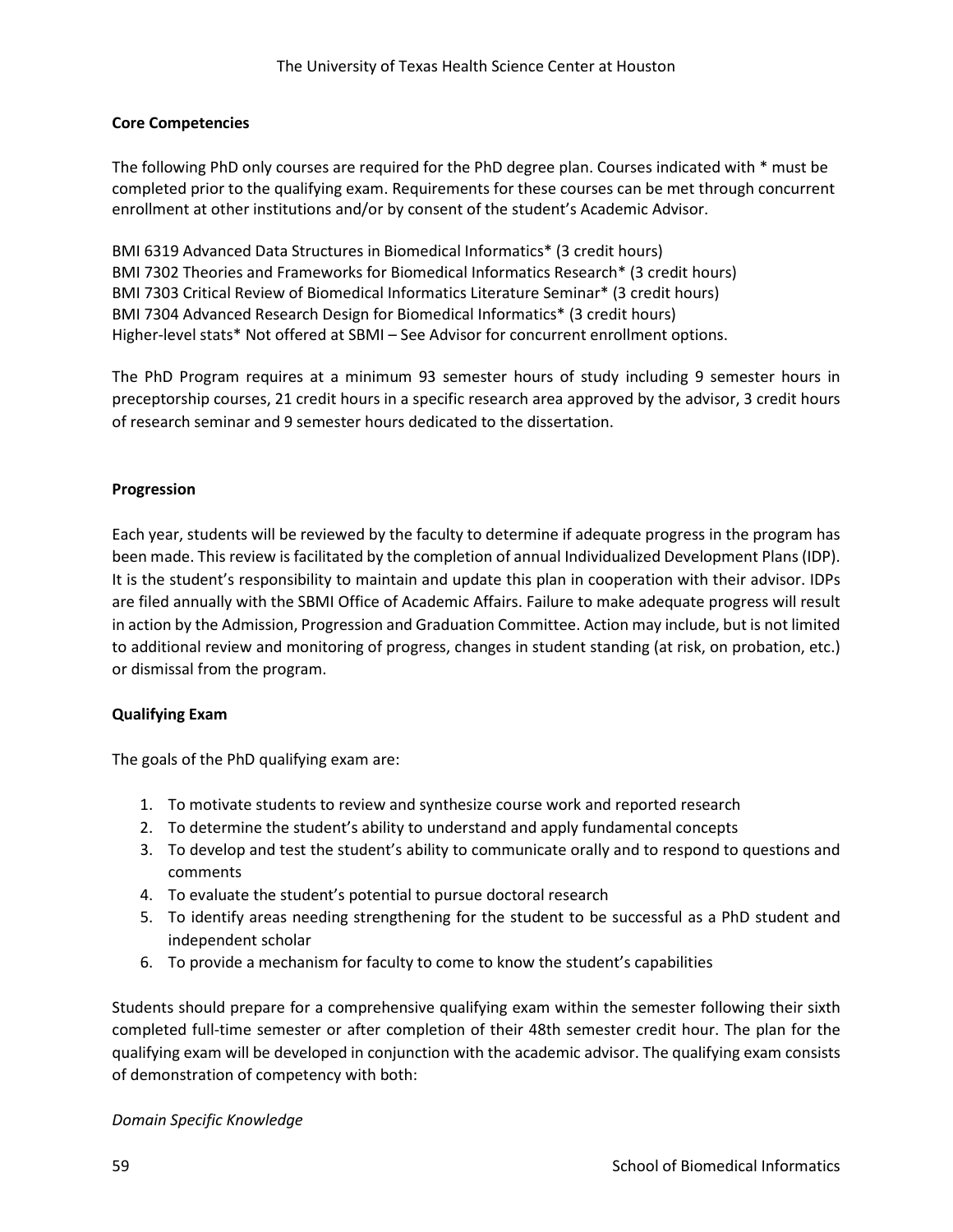**Core Competencies**

The following PhD only courses are required for the PhD degree plan. Courses indicated with * must be completed prior to the qualifying exam. Requirements for these courses can be met through concurrent enrollment at other institutions and/or by consent of the student's Academic Advisor.

BMI 6319 Advanced Data Structures in Biomedical Informatics* (3 credit hours)
BMI 7302 Theories and Frameworks for Biomedical Informatics Research* (3 credit hours)
BMI 7303 Critical Review of Biomedical Informatics Literature Seminar* (3 credit hours)
BMI 7304 Advanced Research Design for Biomedical Informatics* (3 credit hours)
Higher-level stats* Not offered at SBMI – See Advisor for concurrent enrollment options.

The PhD Program requires at a minimum 93 semester hours of study including 9 semester hours in preceptorship courses, 21 credit hours in a specific research area approved by the advisor, 3 credit hours of research seminar and 9 semester hours dedicated to the dissertation.

**Progression**

Each year, students will be reviewed by the faculty to determine if adequate progress in the program has been made. This review is facilitated by the completion of annual Individualized Development Plans (IDP). It is the student's responsibility to maintain and update this plan in cooperation with their advisor. IDPs are filed annually with the SBMI Office of Academic Affairs. Failure to make adequate progress will result in action by the Admission, Progression and Graduation Committee. Action may include, but is not limited to additional review and monitoring of progress, changes in student standing (at risk, on probation, etc.) or dismissal from the program.

**Qualifying Exam**

The goals of the PhD qualifying exam are:

1. To motivate students to review and synthesize course work and reported research
2. To determine the student's ability to understand and apply fundamental concepts
3. To develop and test the student's ability to communicate orally and to respond to questions and comments
4. To evaluate the student's potential to pursue doctoral research
5. To identify areas needing strengthening for the student to be successful as a PhD student and independent scholar
6. To provide a mechanism for faculty to come to know the student's capabilities

Students should prepare for a comprehensive qualifying exam within the semester following their sixth completed full-time semester or after completion of their 48th semester credit hour. The plan for the qualifying exam will be developed in conjunction with the academic advisor. The qualifying exam consists of demonstration of competency with both:

*Domain Specific Knowledge*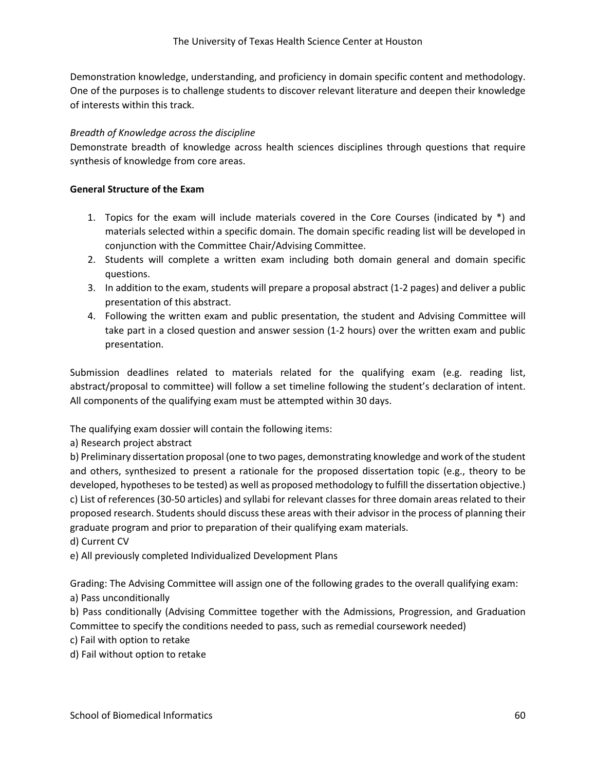Demonstration knowledge, understanding, and proficiency in domain specific content and methodology. One of the purposes is to challenge students to discover relevant literature and deepen their knowledge of interests within this track.

*Breadth of Knowledge across the discipline*

Demonstrate breadth of knowledge across health sciences disciplines through questions that require synthesis of knowledge from core areas.

**General Structure of the Exam**

1. Topics for the exam will include materials covered in the Core Courses (indicated by *) and materials selected within a specific domain. The domain specific reading list will be developed in conjunction with the Committee Chair/Advising Committee.
2. Students will complete a written exam including both domain general and domain specific questions.
3. In addition to the exam, students will prepare a proposal abstract (1-2 pages) and deliver a public presentation of this abstract.
4. Following the written exam and public presentation, the student and Advising Committee will take part in a closed question and answer session (1-2 hours) over the written exam and public presentation.

Submission deadlines related to materials related for the qualifying exam (e.g. reading list, abstract/proposal to committee) will follow a set timeline following the student's declaration of intent. All components of the qualifying exam must be attempted within 30 days.

The qualifying exam dossier will contain the following items:

a) Research project abstract

b) Preliminary dissertation proposal (one to two pages, demonstrating knowledge and work of the student and others, synthesized to present a rationale for the proposed dissertation topic (e.g., theory to be developed, hypotheses to be tested) as well as proposed methodology to fulfill the dissertation objective.)

c) List of references (30-50 articles) and syllabi for relevant classes for three domain areas related to their proposed research. Students should discuss these areas with their advisor in the process of planning their graduate program and prior to preparation of their qualifying exam materials.

d) Current CV

e) All previously completed Individualized Development Plans

Grading: The Advising Committee will assign one of the following grades to the overall qualifying exam:

a) Pass unconditionally

b) Pass conditionally (Advising Committee together with the Admissions, Progression, and Graduation Committee to specify the conditions needed to pass, such as remedial coursework needed)

c) Fail with option to retake

d) Fail without option to retake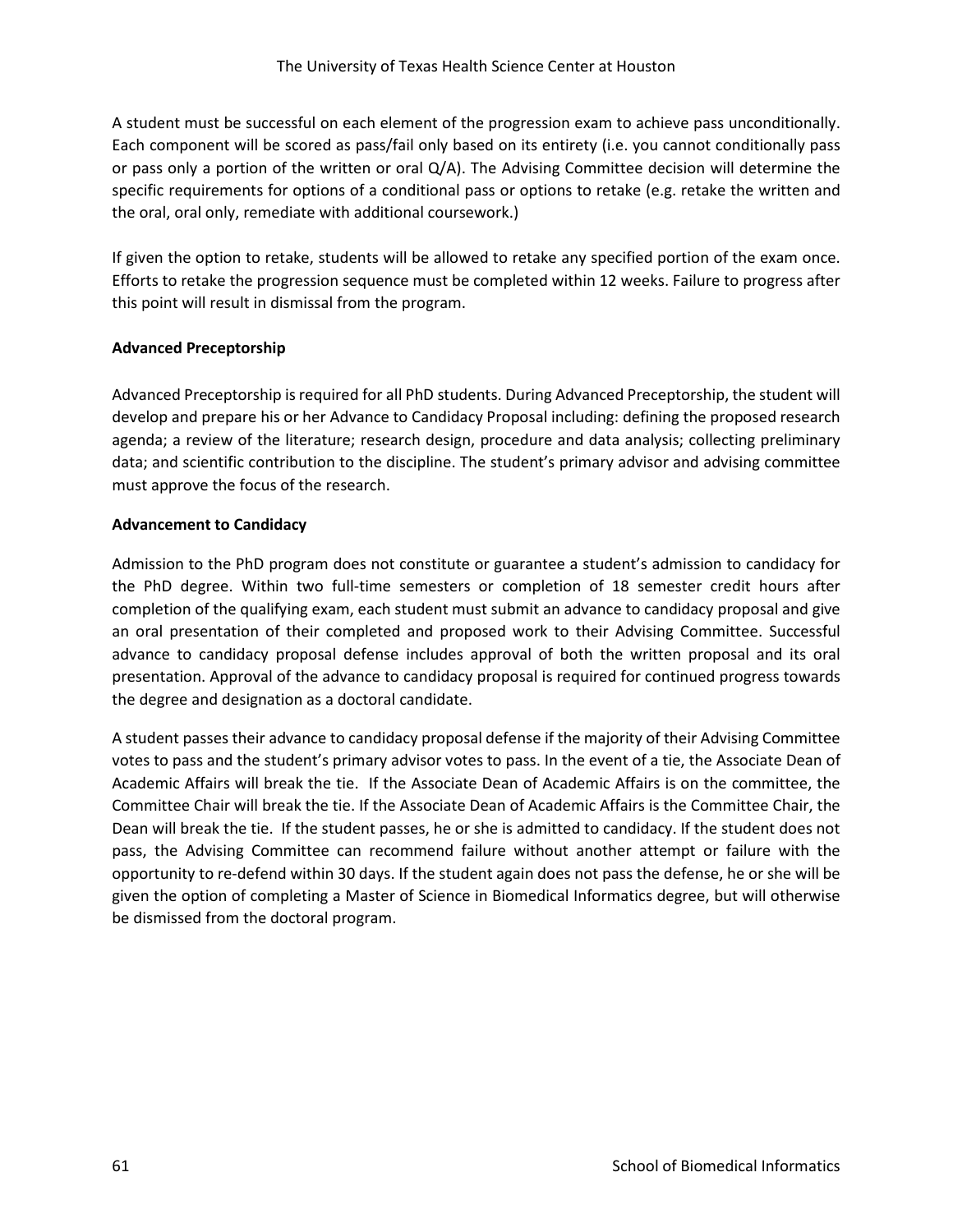A student must be successful on each element of the progression exam to achieve pass unconditionally. Each component will be scored as pass/fail only based on its entirety (i.e. you cannot conditionally pass or pass only a portion of the written or oral Q/A). The Advising Committee decision will determine the specific requirements for options of a conditional pass or options to retake (e.g. retake the written and the oral, oral only, remediate with additional coursework.)

If given the option to retake, students will be allowed to retake any specified portion of the exam once. Efforts to retake the progression sequence must be completed within 12 weeks. Failure to progress after this point will result in dismissal from the program.

**Advanced Preceptorship**

Advanced Preceptorship is required for all PhD students. During Advanced Preceptorship, the student will develop and prepare his or her Advance to Candidacy Proposal including: defining the proposed research agenda; a review of the literature; research design, procedure and data analysis; collecting preliminary data; and scientific contribution to the discipline. The student's primary advisor and advising committee must approve the focus of the research.

**Advancement to Candidacy**

Admission to the PhD program does not constitute or guarantee a student's admission to candidacy for the PhD degree. Within two full-time semesters or completion of 18 semester credit hours after completion of the qualifying exam, each student must submit an advance to candidacy proposal and give an oral presentation of their completed and proposed work to their Advising Committee. Successful advance to candidacy proposal defense includes approval of both the written proposal and its oral presentation. Approval of the advance to candidacy proposal is required for continued progress towards the degree and designation as a doctoral candidate.

A student passes their advance to candidacy proposal defense if the majority of their Advising Committee votes to pass and the student's primary advisor votes to pass. In the event of a tie, the Associate Dean of Academic Affairs will break the tie. If the Associate Dean of Academic Affairs is on the committee, the Committee Chair will break the tie. If the Associate Dean of Academic Affairs is the Committee Chair, the Dean will break the tie. If the student passes, he or she is admitted to candidacy. If the student does not pass, the Advising Committee can recommend failure without another attempt or failure with the opportunity to re-defend within 30 days. If the student again does not pass the defense, he or she will be given the option of completing a Master of Science in Biomedical Informatics degree, but will otherwise be dismissed from the doctoral program.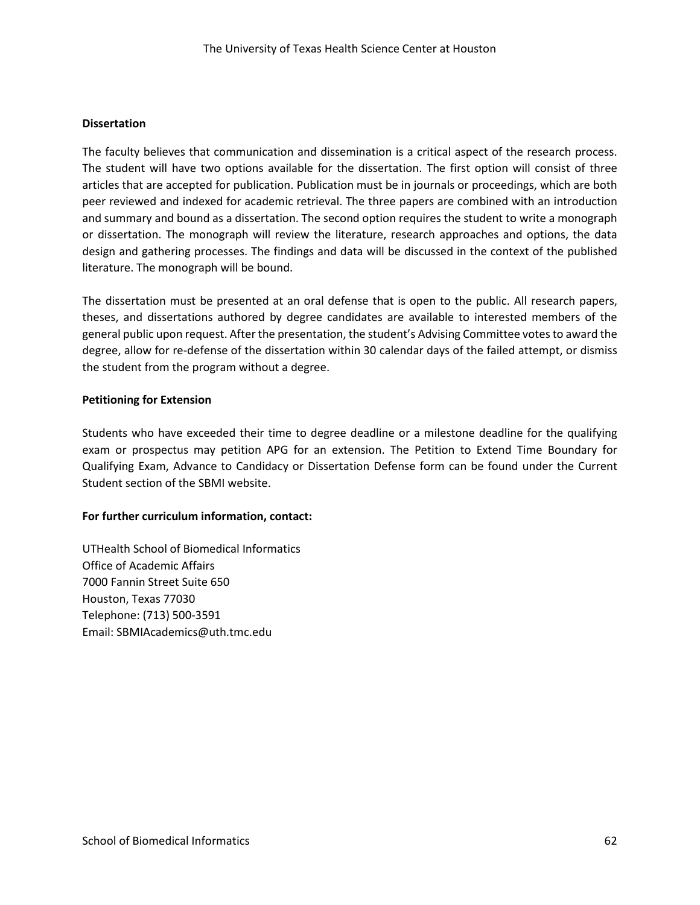**Dissertation**

The faculty believes that communication and dissemination is a critical aspect of the research process. The student will have two options available for the dissertation. The first option will consist of three articles that are accepted for publication. Publication must be in journals or proceedings, which are both peer reviewed and indexed for academic retrieval. The three papers are combined with an introduction and summary and bound as a dissertation. The second option requires the student to write a monograph or dissertation. The monograph will review the literature, research approaches and options, the data design and gathering processes. The findings and data will be discussed in the context of the published literature. The monograph will be bound.

The dissertation must be presented at an oral defense that is open to the public. All research papers, theses, and dissertations authored by degree candidates are available to interested members of the general public upon request. After the presentation, the student's Advising Committee votes to award the degree, allow for re-defense of the dissertation within 30 calendar days of the failed attempt, or dismiss the student from the program without a degree.

**Petitioning for Extension**

Students who have exceeded their time to degree deadline or a milestone deadline for the qualifying exam or prospectus may petition APG for an extension. The Petition to Extend Time Boundary for Qualifying Exam, Advance to Candidacy or Dissertation Defense form can be found under the Current Student section of the SBMI website.

**For further curriculum information, contact:**

UTHealth School of Biomedical Informatics
Office of Academic Affairs
7000 Fannin Street Suite 650
Houston, Texas 77030
Telephone: (713) 500-3591
Email: SBMIAcademics@uth.tmc.edu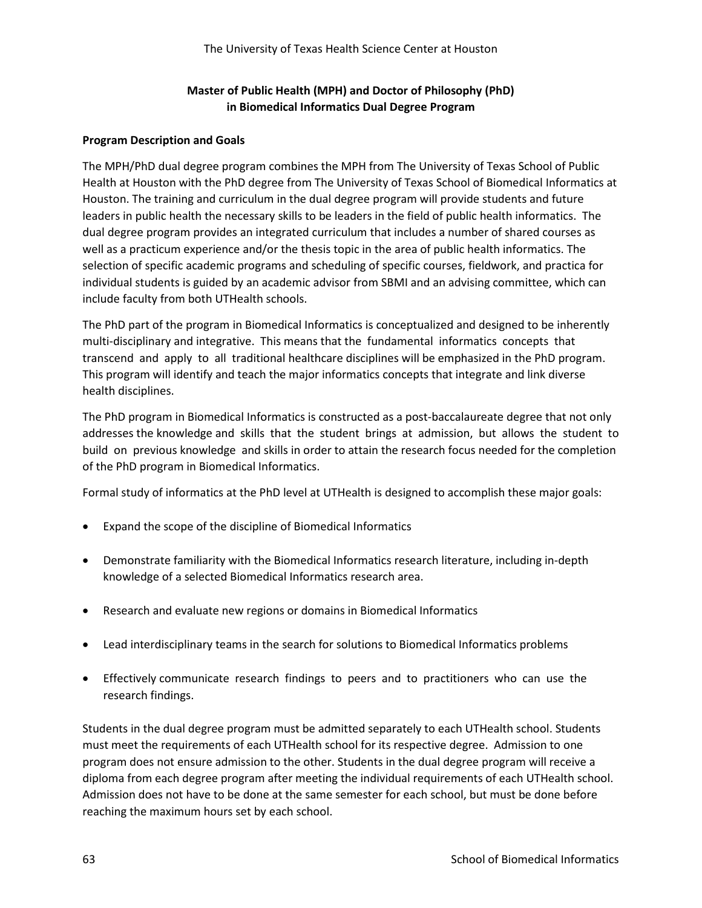## Master of Public Health (MPH) and Doctor of Philosophy (PhD) in Biomedical Informatics Dual Degree Program

### Program Description and Goals

The MPH/PhD dual degree program combines the MPH from The University of Texas School of Public Health at Houston with the PhD degree from The University of Texas School of Biomedical Informatics at Houston. The training and curriculum in the dual degree program will provide students and future leaders in public health the necessary skills to be leaders in the field of public health informatics. The dual degree program provides an integrated curriculum that includes a number of shared courses as well as a practicum experience and/or the thesis topic in the area of public health informatics. The selection of specific academic programs and scheduling of specific courses, fieldwork, and practica for individual students is guided by an academic advisor from SBMI and an advising committee, which can include faculty from both UTHealth schools.

The PhD part of the program in Biomedical Informatics is conceptualized and designed to be inherently multi-disciplinary and integrative. This means that the fundamental informatics concepts that transcend and apply to all traditional healthcare disciplines will be emphasized in the PhD program. This program will identify and teach the major informatics concepts that integrate and link diverse health disciplines.

The PhD program in Biomedical Informatics is constructed as a post-baccalaureate degree that not only addresses the knowledge and skills that the student brings at admission, but allows the student to build on previous knowledge and skills in order to attain the research focus needed for the completion of the PhD program in Biomedical Informatics.

Formal study of informatics at the PhD level at UTHealth is designed to accomplish these major goals:

- Expand the scope of the discipline of Biomedical Informatics
- Demonstrate familiarity with the Biomedical Informatics research literature, including in-depth knowledge of a selected Biomedical Informatics research area.
- Research and evaluate new regions or domains in Biomedical Informatics
- Lead interdisciplinary teams in the search for solutions to Biomedical Informatics problems
- Effectively communicate research findings to peers and to practitioners who can use the research findings.

Students in the dual degree program must be admitted separately to each UTHealth school. Students must meet the requirements of each UTHealth school for its respective degree. Admission to one program does not ensure admission to the other. Students in the dual degree program will receive a diploma from each degree program after meeting the individual requirements of each UTHealth school. Admission does not have to be done at the same semester for each school, but must be done before reaching the maximum hours set by each school.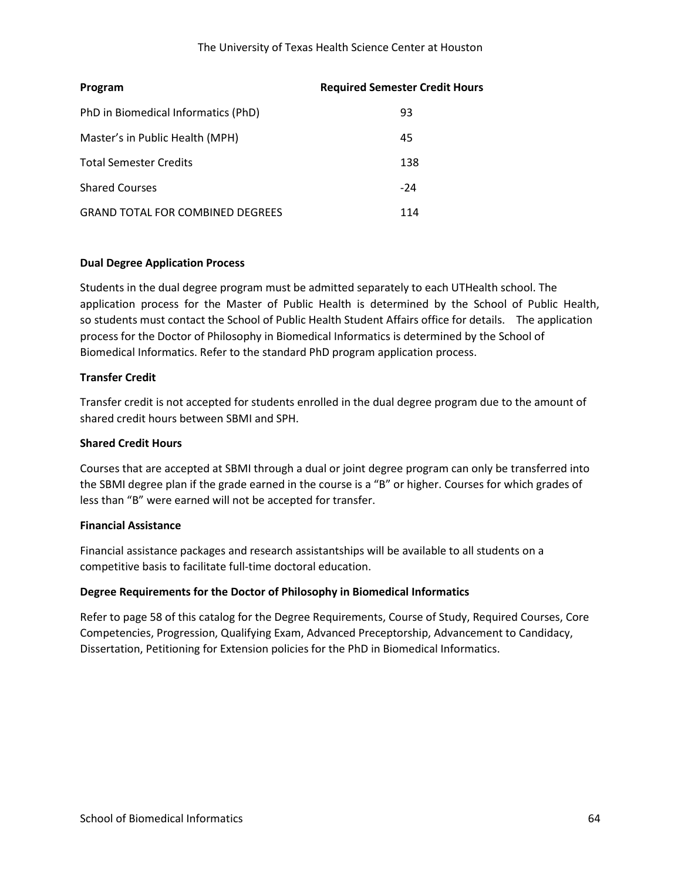| Program | Required Semester Credit Hours |
| --- | --- |
| PhD in Biomedical Informatics (PhD) | 93 |
| Master's in Public Health (MPH) | 45 |
| Total Semester Credits | 138 |
| Shared Courses | -24 |
| GRAND TOTAL FOR COMBINED DEGREES | 114 |

**Dual Degree Application Process**

Students in the dual degree program must be admitted separately to each UTHealth school. The application process for the Master of Public Health is determined by the School of Public Health, so students must contact the School of Public Health Student Affairs office for details. The application process for the Doctor of Philosophy in Biomedical Informatics is determined by the School of Biomedical Informatics. Refer to the standard PhD program application process.

**Transfer Credit**

Transfer credit is not accepted for students enrolled in the dual degree program due to the amount of shared credit hours between SBMI and SPH.

**Shared Credit Hours**

Courses that are accepted at SBMI through a dual or joint degree program can only be transferred into the SBMI degree plan if the grade earned in the course is a "B" or higher. Courses for which grades of less than "B" were earned will not be accepted for transfer.

**Financial Assistance**

Financial assistance packages and research assistantships will be available to all students on a competitive basis to facilitate full-time doctoral education.

**Degree Requirements for the Doctor of Philosophy in Biomedical Informatics**

Refer to page 58 of this catalog for the Degree Requirements, Course of Study, Required Courses, Core Competencies, Progression, Qualifying Exam, Advanced Preceptorship, Advancement to Candidacy, Dissertation, Petitioning for Extension policies for the PhD in Biomedical Informatics.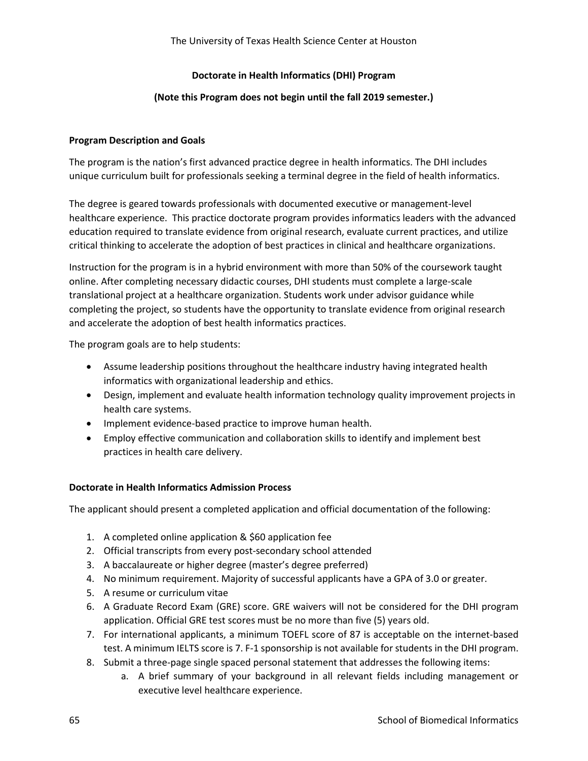The University of Texas Health Science Center at Houston

**Doctorate in Health Informatics (DHI) Program**

**(Note this Program does not begin until the fall 2019 semester.)**

### Program Description and Goals

The program is the nation's first advanced practice degree in health informatics. The DHI includes unique curriculum built for professionals seeking a terminal degree in the field of health informatics.

The degree is geared towards professionals with documented executive or management-level healthcare experience. This practice doctorate program provides informatics leaders with the advanced education required to translate evidence from original research, evaluate current practices, and utilize critical thinking to accelerate the adoption of best practices in clinical and healthcare organizations.

Instruction for the program is in a hybrid environment with more than 50% of the coursework taught online. After completing necessary didactic courses, DHI students must complete a large-scale translational project at a healthcare organization. Students work under advisor guidance while completing the project, so students have the opportunity to translate evidence from original research and accelerate the adoption of best health informatics practices.

The program goals are to help students:

- Assume leadership positions throughout the healthcare industry having integrated health informatics with organizational leadership and ethics.
- Design, implement and evaluate health information technology quality improvement projects in health care systems.
- Implement evidence-based practice to improve human health.
- Employ effective communication and collaboration skills to identify and implement best practices in health care delivery.

### Doctorate in Health Informatics Admission Process

The applicant should present a completed application and official documentation of the following:

1. A completed online application & $60 application fee
2. Official transcripts from every post-secondary school attended
3. A baccalaureate or higher degree (master's degree preferred)
4. No minimum requirement. Majority of successful applicants have a GPA of 3.0 or greater.
5. A resume or curriculum vitae
6. A Graduate Record Exam (GRE) score. GRE waivers will not be considered for the DHI program application. Official GRE test scores must be no more than five (5) years old.
7. For international applicants, a minimum TOEFL score of 87 is acceptable on the internet-based test. A minimum IELTS score is 7. F-1 sponsorship is not available for students in the DHI program.
8. Submit a three-page single spaced personal statement that addresses the following items:
    a. A brief summary of your background in all relevant fields including management or executive level healthcare experience.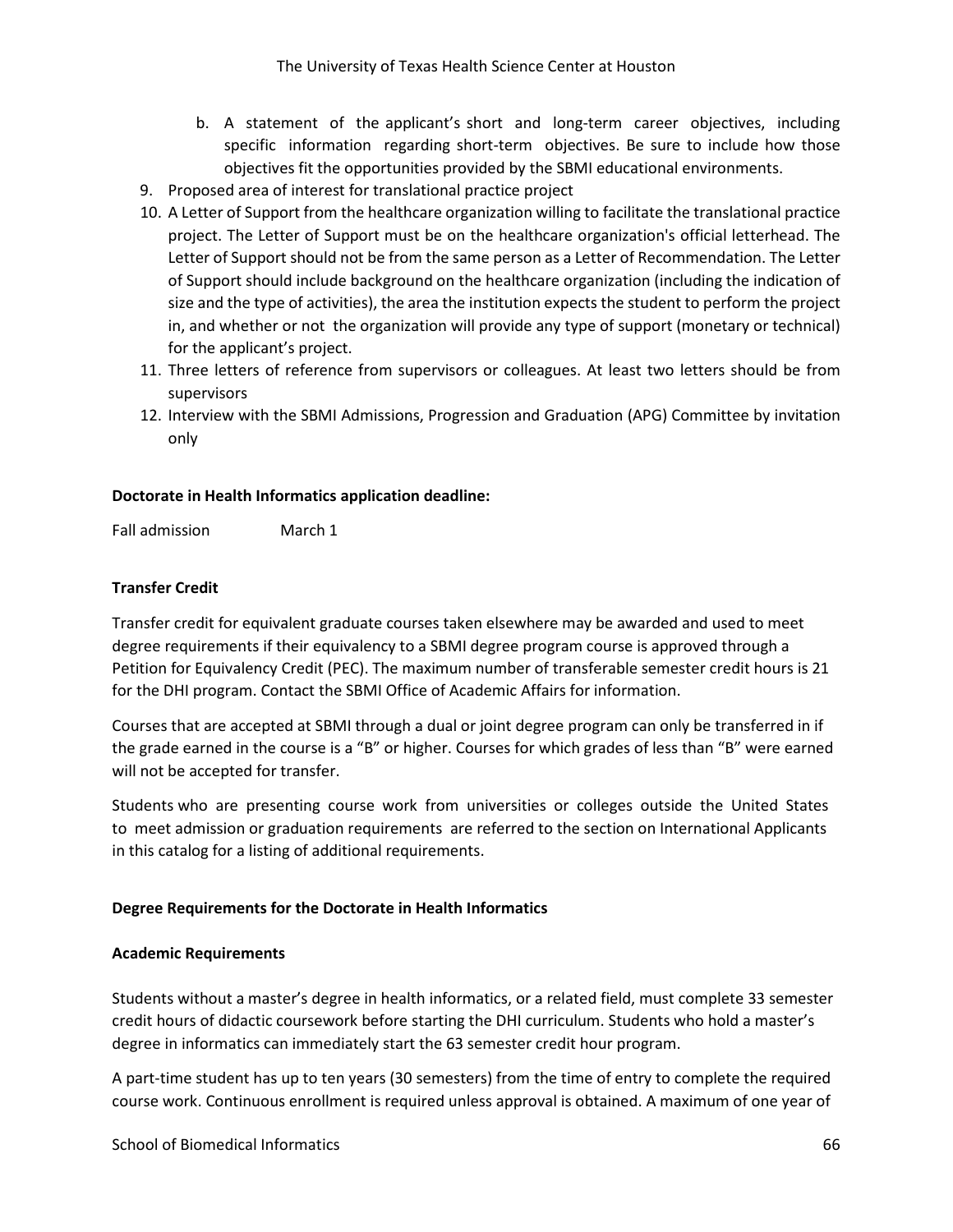b. A statement of the applicant's short and long-term career objectives, including specific information regarding short-term objectives. Be sure to include how those objectives fit the opportunities provided by the SBMI educational environments.

9. Proposed area of interest for translational practice project
10. A Letter of Support from the healthcare organization willing to facilitate the translational practice project. The Letter of Support must be on the healthcare organization's official letterhead. The Letter of Support should not be from the same person as a Letter of Recommendation. The Letter of Support should include background on the healthcare organization (including the indication of size and the type of activities), the area the institution expects the student to perform the project in, and whether or not the organization will provide any type of support (monetary or technical) for the applicant's project.
11. Three letters of reference from supervisors or colleagues. At least two letters should be from supervisors
12. Interview with the SBMI Admissions, Progression and Graduation (APG) Committee by invitation only

**Doctorate in Health Informatics application deadline:**

Fall admission March 1

**Transfer Credit**

Transfer credit for equivalent graduate courses taken elsewhere may be awarded and used to meet degree requirements if their equivalency to a SBMI degree program course is approved through a Petition for Equivalency Credit (PEC). The maximum number of transferable semester credit hours is 21 for the DHI program. Contact the SBMI Office of Academic Affairs for information.

Courses that are accepted at SBMI through a dual or joint degree program can only be transferred in if the grade earned in the course is a "B" or higher. Courses for which grades of less than "B" were earned will not be accepted for transfer.

Students who are presenting course work from universities or colleges outside the United States to meet admission or graduation requirements are referred to the section on International Applicants in this catalog for a listing of additional requirements.

**Degree Requirements for the Doctorate in Health Informatics**

**Academic Requirements**

Students without a master's degree in health informatics, or a related field, must complete 33 semester credit hours of didactic coursework before starting the DHI curriculum. Students who hold a master's degree in informatics can immediately start the 63 semester credit hour program.

A part-time student has up to ten years (30 semesters) from the time of entry to complete the required course work. Continuous enrollment is required unless approval is obtained. A maximum of one year of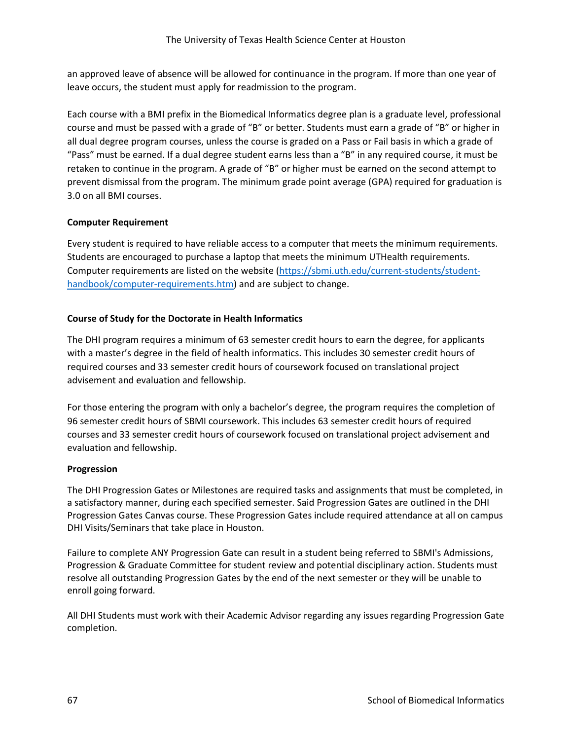an approved leave of absence will be allowed for continuance in the program. If more than one year of leave occurs, the student must apply for readmission to the program.

Each course with a BMI prefix in the Biomedical Informatics degree plan is a graduate level, professional course and must be passed with a grade of "B" or better. Students must earn a grade of "B" or higher in all dual degree program courses, unless the course is graded on a Pass or Fail basis in which a grade of "Pass" must be earned. If a dual degree student earns less than a "B" in any required course, it must be retaken to continue in the program. A grade of "B" or higher must be earned on the second attempt to prevent dismissal from the program. The minimum grade point average (GPA) required for graduation is 3.0 on all BMI courses.

**Computer Requirement**

Every student is required to have reliable access to a computer that meets the minimum requirements. Students are encouraged to purchase a laptop that meets the minimum UTHealth requirements. Computer requirements are listed on the website ([https://sbmi.uth.edu/current-students/student-handbook/computer-requirements.htm](https://sbmi.uth.edu/current-students/student-handbook/computer-requirements.htm)) and are subject to change.

**Course of Study for the Doctorate in Health Informatics**

The DHI program requires a minimum of 63 semester credit hours to earn the degree, for applicants with a master's degree in the field of health informatics. This includes 30 semester credit hours of required courses and 33 semester credit hours of coursework focused on translational project advisement and evaluation and fellowship.

For those entering the program with only a bachelor's degree, the program requires the completion of 96 semester credit hours of SBMI coursework. This includes 63 semester credit hours of required courses and 33 semester credit hours of coursework focused on translational project advisement and evaluation and fellowship.

**Progression**

The DHI Progression Gates or Milestones are required tasks and assignments that must be completed, in a satisfactory manner, during each specified semester. Said Progression Gates are outlined in the DHI Progression Gates Canvas course. These Progression Gates include required attendance at all on campus DHI Visits/Seminars that take place in Houston.

Failure to complete ANY Progression Gate can result in a student being referred to SBMI's Admissions, Progression & Graduate Committee for student review and potential disciplinary action. Students must resolve all outstanding Progression Gates by the end of the next semester or they will be unable to enroll going forward.

All DHI Students must work with their Academic Advisor regarding any issues regarding Progression Gate completion.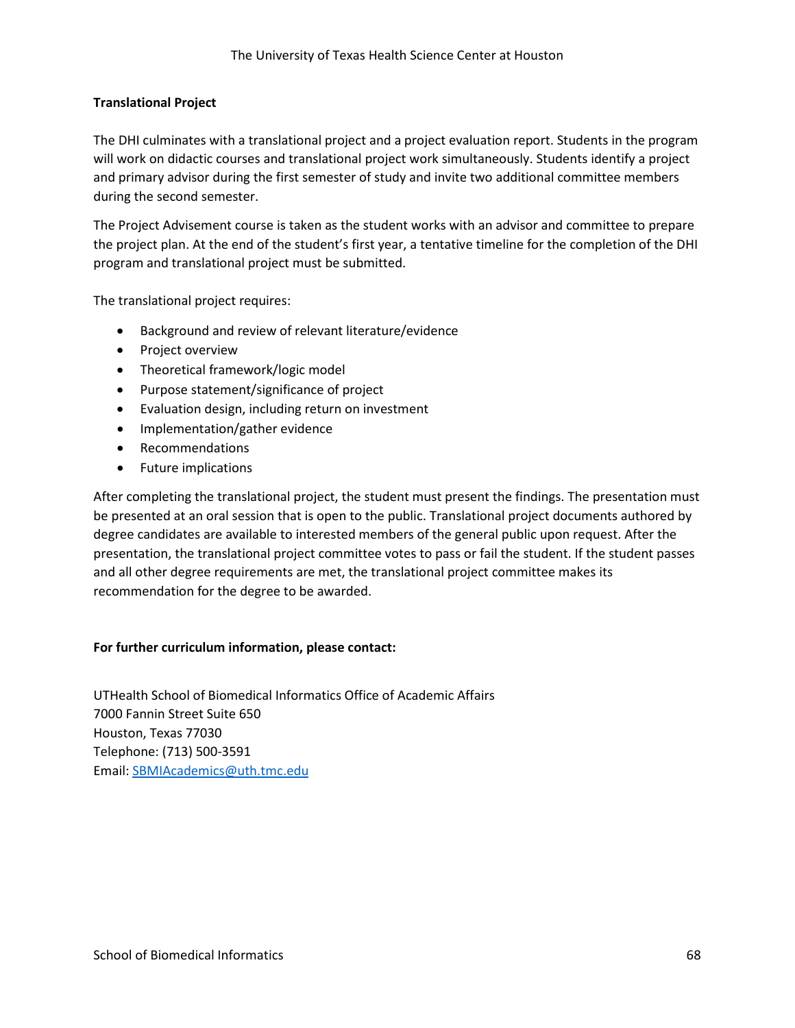### Translational Project

The DHI culminates with a translational project and a project evaluation report. Students in the program will work on didactic courses and translational project work simultaneously. Students identify a project and primary advisor during the first semester of study and invite two additional committee members during the second semester.

The Project Advisement course is taken as the student works with an advisor and committee to prepare the project plan. At the end of the student's first year, a tentative timeline for the completion of the DHI program and translational project must be submitted.

The translational project requires:

- Background and review of relevant literature/evidence
- Project overview
- Theoretical framework/logic model
- Purpose statement/significance of project
- Evaluation design, including return on investment
- Implementation/gather evidence
- Recommendations
- Future implications

After completing the translational project, the student must present the findings. The presentation must be presented at an oral session that is open to the public. Translational project documents authored by degree candidates are available to interested members of the general public upon request. After the presentation, the translational project committee votes to pass or fail the student. If the student passes and all other degree requirements are met, the translational project committee makes its recommendation for the degree to be awarded.

**For further curriculum information, please contact:**

UTHealth School of Biomedical Informatics Office of Academic Affairs
7000 Fannin Street Suite 650
Houston, Texas 77030
Telephone: (713) 500-3591
Email: SBMIAcademics@uth.tmc.edu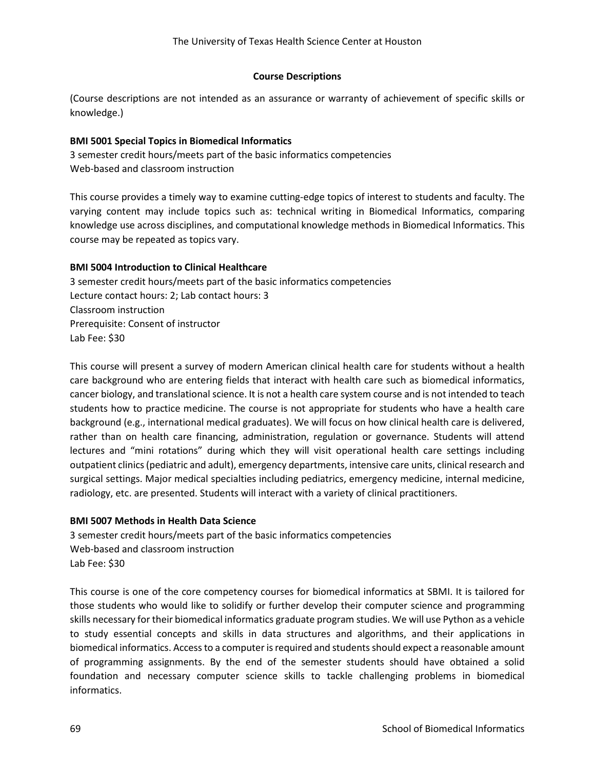## Course Descriptions

(Course descriptions are not intended as an assurance or warranty of achievement of specific skills or knowledge.)

### BMI 5001 Special Topics in Biomedical Informatics

3 semester credit hours/meets part of the basic informatics competencies
Web-based and classroom instruction

This course provides a timely way to examine cutting-edge topics of interest to students and faculty. The varying content may include topics such as: technical writing in Biomedical Informatics, comparing knowledge use across disciplines, and computational knowledge methods in Biomedical Informatics. This course may be repeated as topics vary.

### BMI 5004 Introduction to Clinical Healthcare

3 semester credit hours/meets part of the basic informatics competencies
Lecture contact hours: 2; Lab contact hours: 3
Classroom instruction
Prerequisite: Consent of instructor
Lab Fee: $30

This course will present a survey of modern American clinical health care for students without a health care background who are entering fields that interact with health care such as biomedical informatics, cancer biology, and translational science. It is not a health care system course and is not intended to teach students how to practice medicine. The course is not appropriate for students who have a health care background (e.g., international medical graduates). We will focus on how clinical health care is delivered, rather than on health care financing, administration, regulation or governance. Students will attend lectures and "mini rotations" during which they will visit operational health care settings including outpatient clinics (pediatric and adult), emergency departments, intensive care units, clinical research and surgical settings. Major medical specialties including pediatrics, emergency medicine, internal medicine, radiology, etc. are presented. Students will interact with a variety of clinical practitioners.

### BMI 5007 Methods in Health Data Science

3 semester credit hours/meets part of the basic informatics competencies
Web-based and classroom instruction
Lab Fee: $30

This course is one of the core competency courses for biomedical informatics at SBMI. It is tailored for those students who would like to solidify or further develop their computer science and programming skills necessary for their biomedical informatics graduate program studies. We will use Python as a vehicle to study essential concepts and skills in data structures and algorithms, and their applications in biomedical informatics. Access to a computer is required and students should expect a reasonable amount of programming assignments. By the end of the semester students should have obtained a solid foundation and necessary computer science skills to tackle challenging problems in biomedical informatics.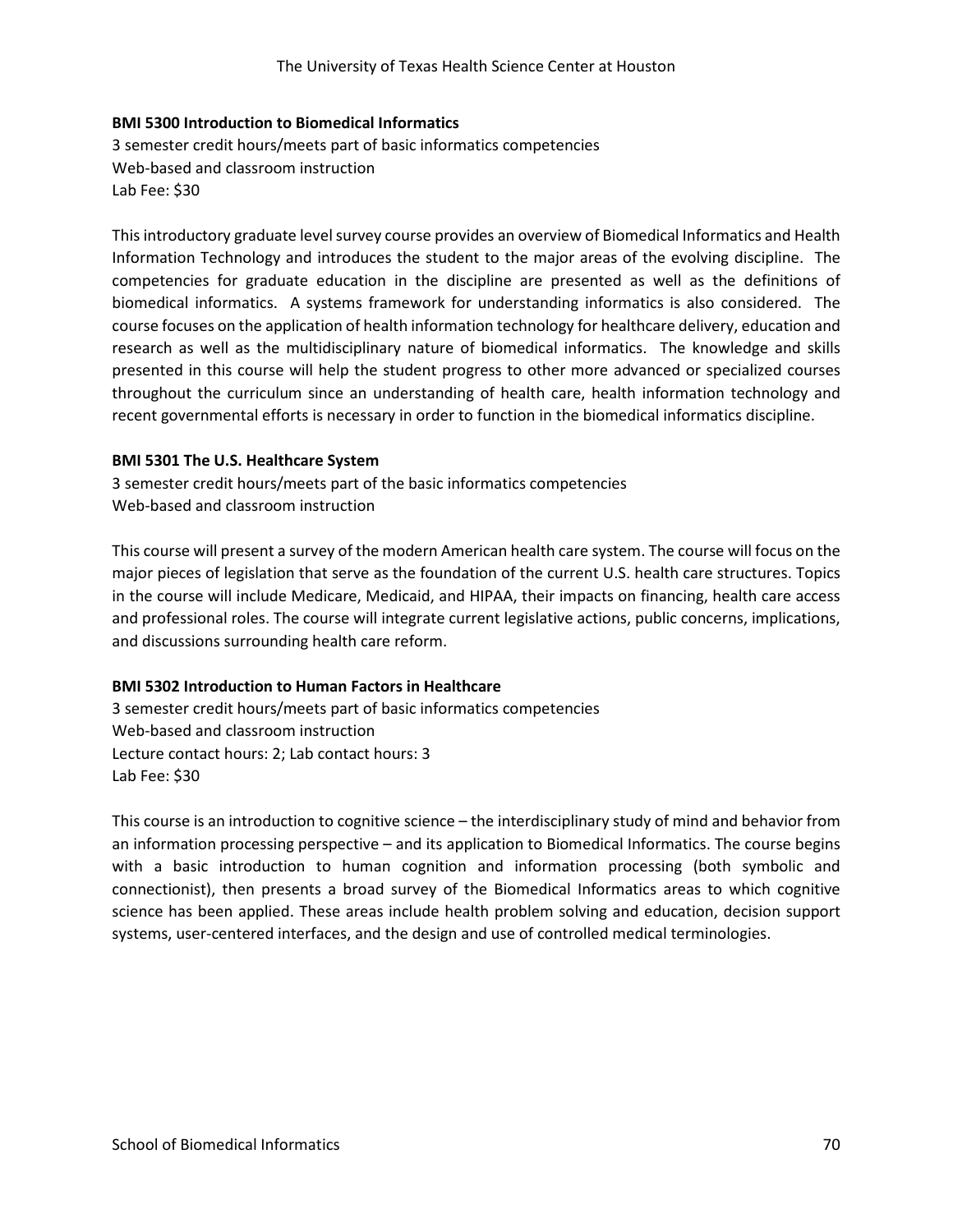**BMI 5300 Introduction to Biomedical Informatics**
3 semester credit hours/meets part of basic informatics competencies
Web-based and classroom instruction
Lab Fee: $30

This introductory graduate level survey course provides an overview of Biomedical Informatics and Health Information Technology and introduces the student to the major areas of the evolving discipline. The competencies for graduate education in the discipline are presented as well as the definitions of biomedical informatics. A systems framework for understanding informatics is also considered. The course focuses on the application of health information technology for healthcare delivery, education and research as well as the multidisciplinary nature of biomedical informatics. The knowledge and skills presented in this course will help the student progress to other more advanced or specialized courses throughout the curriculum since an understanding of health care, health information technology and recent governmental efforts is necessary in order to function in the biomedical informatics discipline.

**BMI 5301 The U.S. Healthcare System**
3 semester credit hours/meets part of the basic informatics competencies
Web-based and classroom instruction

This course will present a survey of the modern American health care system. The course will focus on the major pieces of legislation that serve as the foundation of the current U.S. health care structures. Topics in the course will include Medicare, Medicaid, and HIPAA, their impacts on financing, health care access and professional roles. The course will integrate current legislative actions, public concerns, implications, and discussions surrounding health care reform.

**BMI 5302 Introduction to Human Factors in Healthcare**
3 semester credit hours/meets part of basic informatics competencies
Web-based and classroom instruction
Lecture contact hours: 2; Lab contact hours: 3
Lab Fee: $30

This course is an introduction to cognitive science – the interdisciplinary study of mind and behavior from an information processing perspective – and its application to Biomedical Informatics. The course begins with a basic introduction to human cognition and information processing (both symbolic and connectionist), then presents a broad survey of the Biomedical Informatics areas to which cognitive science has been applied. These areas include health problem solving and education, decision support systems, user-centered interfaces, and the design and use of controlled medical terminologies.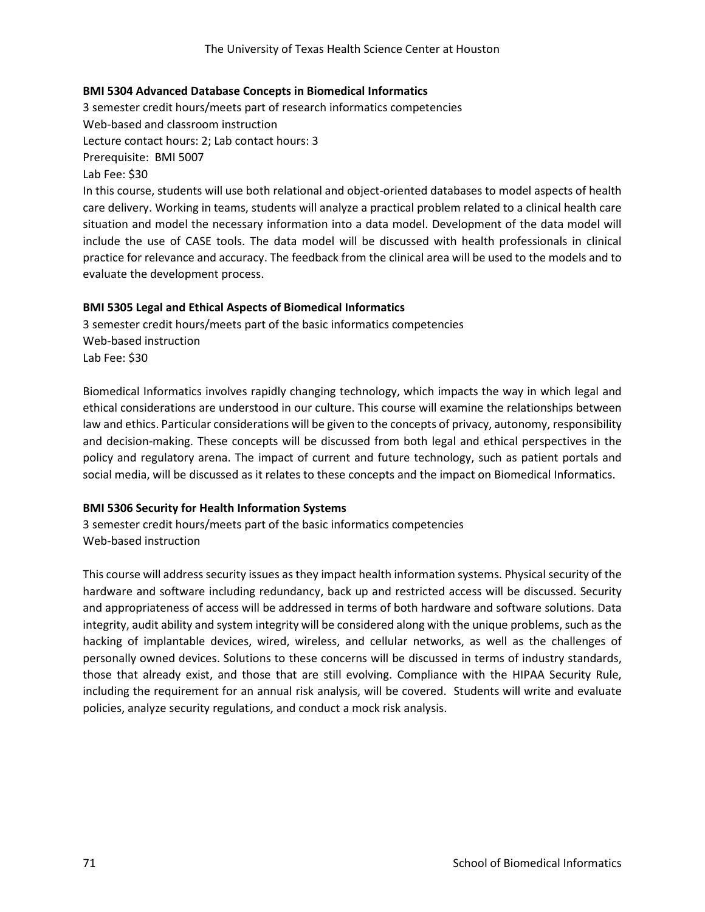### BMI 5304 Advanced Database Concepts in Biomedical Informatics

3 semester credit hours/meets part of research informatics competencies
Web-based and classroom instruction
Lecture contact hours: 2; Lab contact hours: 3
Prerequisite: BMI 5007
Lab Fee: $30

In this course, students will use both relational and object-oriented databases to model aspects of health care delivery. Working in teams, students will analyze a practical problem related to a clinical health care situation and model the necessary information into a data model. Development of the data model will include the use of CASE tools. The data model will be discussed with health professionals in clinical practice for relevance and accuracy. The feedback from the clinical area will be used to the models and to evaluate the development process.

### BMI 5305 Legal and Ethical Aspects of Biomedical Informatics

3 semester credit hours/meets part of the basic informatics competencies
Web-based instruction
Lab Fee: $30

Biomedical Informatics involves rapidly changing technology, which impacts the way in which legal and ethical considerations are understood in our culture. This course will examine the relationships between law and ethics. Particular considerations will be given to the concepts of privacy, autonomy, responsibility and decision-making. These concepts will be discussed from both legal and ethical perspectives in the policy and regulatory arena. The impact of current and future technology, such as patient portals and social media, will be discussed as it relates to these concepts and the impact on Biomedical Informatics.

### BMI 5306 Security for Health Information Systems

3 semester credit hours/meets part of the basic informatics competencies
Web-based instruction

This course will address security issues as they impact health information systems. Physical security of the hardware and software including redundancy, back up and restricted access will be discussed. Security and appropriateness of access will be addressed in terms of both hardware and software solutions. Data integrity, audit ability and system integrity will be considered along with the unique problems, such as the hacking of implantable devices, wired, wireless, and cellular networks, as well as the challenges of personally owned devices. Solutions to these concerns will be discussed in terms of industry standards, those that already exist, and those that are still evolving. Compliance with the HIPAA Security Rule, including the requirement for an annual risk analysis, will be covered. Students will write and evaluate policies, analyze security regulations, and conduct a mock risk analysis.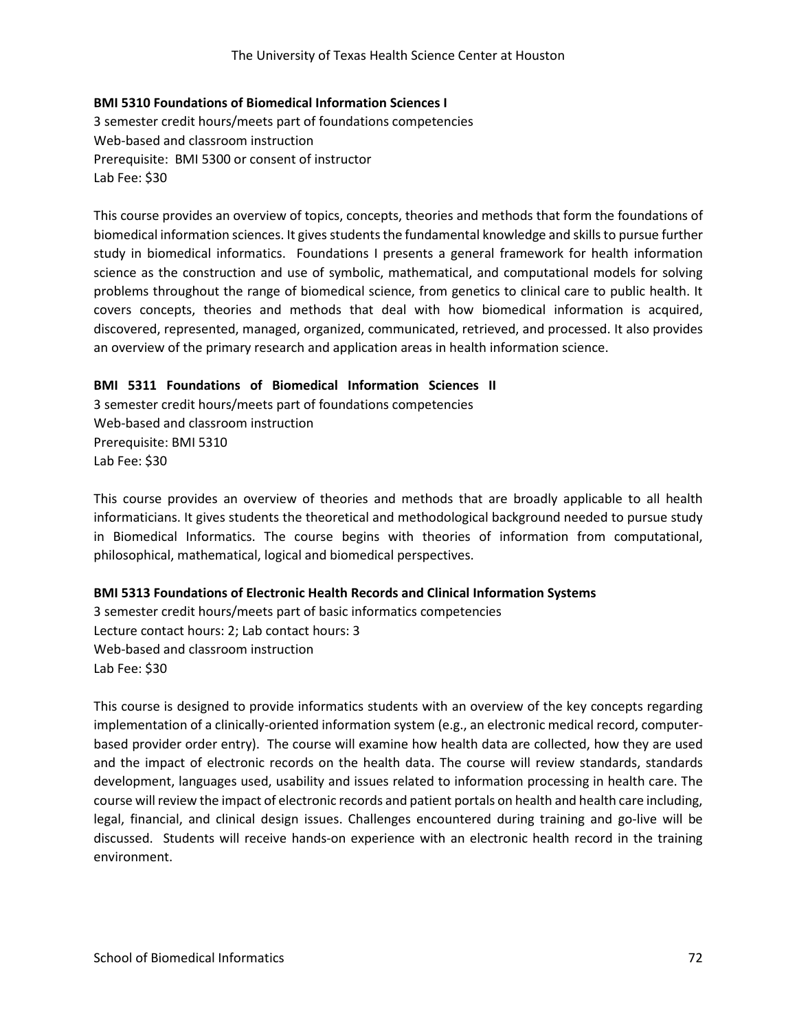**BMI 5310 Foundations of Biomedical Information Sciences I**
3 semester credit hours/meets part of foundations competencies
Web-based and classroom instruction
Prerequisite: BMI 5300 or consent of instructor
Lab Fee: $30

This course provides an overview of topics, concepts, theories and methods that form the foundations of biomedical information sciences. It gives students the fundamental knowledge and skills to pursue further study in biomedical informatics. Foundations I presents a general framework for health information science as the construction and use of symbolic, mathematical, and computational models for solving problems throughout the range of biomedical science, from genetics to clinical care to public health. It covers concepts, theories and methods that deal with how biomedical information is acquired, discovered, represented, managed, organized, communicated, retrieved, and processed. It also provides an overview of the primary research and application areas in health information science.

**BMI 5311 Foundations of Biomedical Information Sciences II**
3 semester credit hours/meets part of foundations competencies
Web-based and classroom instruction
Prerequisite: BMI 5310
Lab Fee: $30

This course provides an overview of theories and methods that are broadly applicable to all health informaticians. It gives students the theoretical and methodological background needed to pursue study in Biomedical Informatics. The course begins with theories of information from computational, philosophical, mathematical, logical and biomedical perspectives.

**BMI 5313 Foundations of Electronic Health Records and Clinical Information Systems**
3 semester credit hours/meets part of basic informatics competencies
Lecture contact hours: 2; Lab contact hours: 3
Web-based and classroom instruction
Lab Fee: $30

This course is designed to provide informatics students with an overview of the key concepts regarding implementation of a clinically-oriented information system (e.g., an electronic medical record, computer-based provider order entry). The course will examine how health data are collected, how they are used and the impact of electronic records on the health data. The course will review standards, standards development, languages used, usability and issues related to information processing in health care. The course will review the impact of electronic records and patient portals on health and health care including, legal, financial, and clinical design issues. Challenges encountered during training and go-live will be discussed. Students will receive hands-on experience with an electronic health record in the training environment.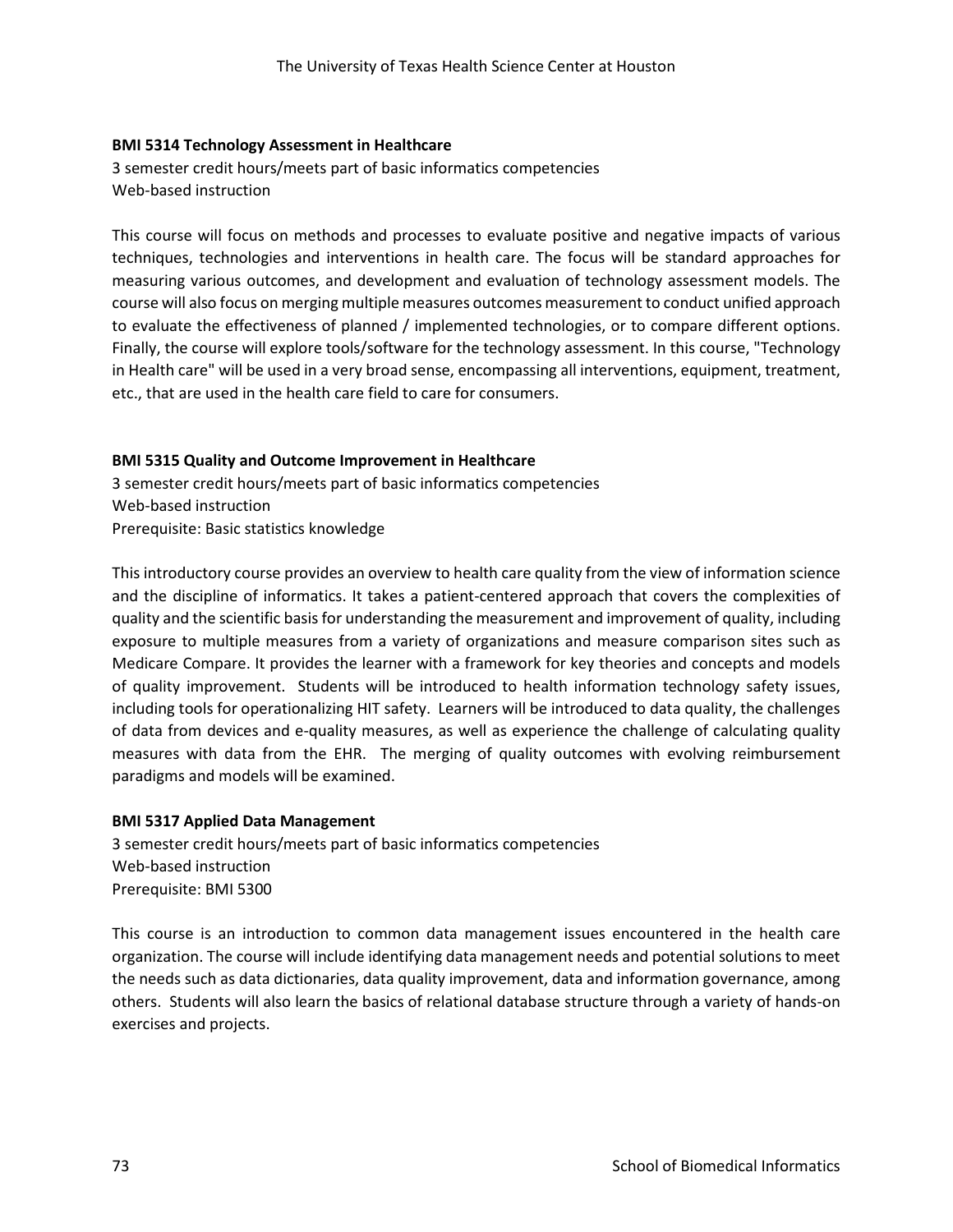**BMI 5314 Technology Assessment in Healthcare**

3 semester credit hours/meets part of basic informatics competencies
Web-based instruction

This course will focus on methods and processes to evaluate positive and negative impacts of various techniques, technologies and interventions in health care. The focus will be standard approaches for measuring various outcomes, and development and evaluation of technology assessment models. The course will also focus on merging multiple measures outcomes measurement to conduct unified approach to evaluate the effectiveness of planned / implemented technologies, or to compare different options. Finally, the course will explore tools/software for the technology assessment. In this course, "Technology in Health care" will be used in a very broad sense, encompassing all interventions, equipment, treatment, etc., that are used in the health care field to care for consumers.

**BMI 5315 Quality and Outcome Improvement in Healthcare**

3 semester credit hours/meets part of basic informatics competencies
Web-based instruction
Prerequisite: Basic statistics knowledge

This introductory course provides an overview to health care quality from the view of information science and the discipline of informatics. It takes a patient-centered approach that covers the complexities of quality and the scientific basis for understanding the measurement and improvement of quality, including exposure to multiple measures from a variety of organizations and measure comparison sites such as Medicare Compare. It provides the learner with a framework for key theories and concepts and models of quality improvement. Students will be introduced to health information technology safety issues, including tools for operationalizing HIT safety. Learners will be introduced to data quality, the challenges of data from devices and e-quality measures, as well as experience the challenge of calculating quality measures with data from the EHR. The merging of quality outcomes with evolving reimbursement paradigms and models will be examined.

**BMI 5317 Applied Data Management**

3 semester credit hours/meets part of basic informatics competencies
Web-based instruction
Prerequisite: BMI 5300

This course is an introduction to common data management issues encountered in the health care organization. The course will include identifying data management needs and potential solutions to meet the needs such as data dictionaries, data quality improvement, data and information governance, among others. Students will also learn the basics of relational database structure through a variety of hands-on exercises and projects.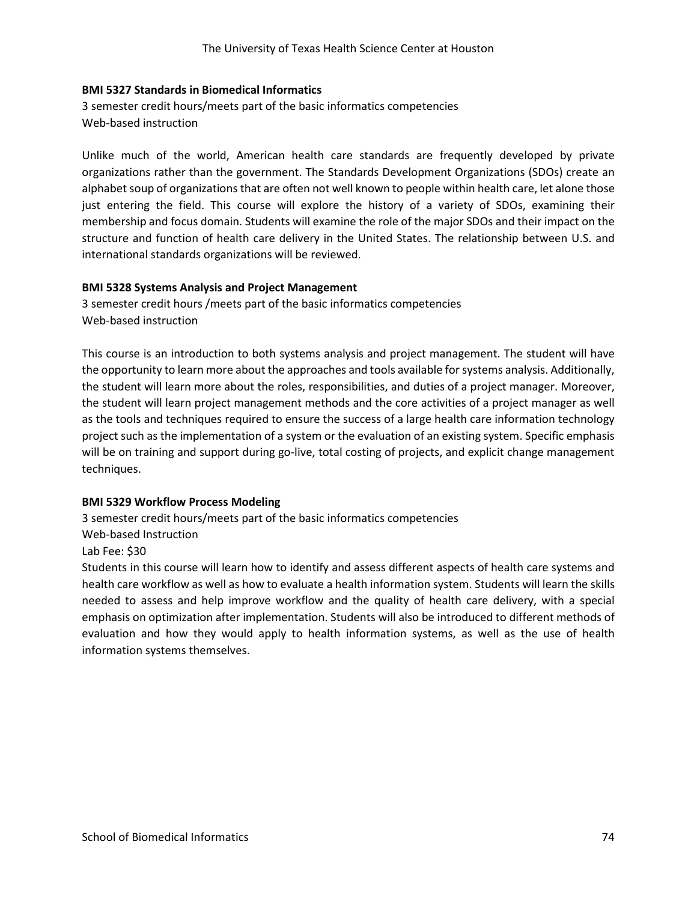**BMI 5327 Standards in Biomedical Informatics**

3 semester credit hours/meets part of the basic informatics competencies
Web-based instruction

Unlike much of the world, American health care standards are frequently developed by private organizations rather than the government. The Standards Development Organizations (SDOs) create an alphabet soup of organizations that are often not well known to people within health care, let alone those just entering the field. This course will explore the history of a variety of SDOs, examining their membership and focus domain. Students will examine the role of the major SDOs and their impact on the structure and function of health care delivery in the United States. The relationship between U.S. and international standards organizations will be reviewed.

**BMI 5328 Systems Analysis and Project Management**

3 semester credit hours /meets part of the basic informatics competencies
Web-based instruction

This course is an introduction to both systems analysis and project management. The student will have the opportunity to learn more about the approaches and tools available for systems analysis. Additionally, the student will learn more about the roles, responsibilities, and duties of a project manager. Moreover, the student will learn project management methods and the core activities of a project manager as well as the tools and techniques required to ensure the success of a large health care information technology project such as the implementation of a system or the evaluation of an existing system. Specific emphasis will be on training and support during go-live, total costing of projects, and explicit change management techniques.

**BMI 5329 Workflow Process Modeling**

3 semester credit hours/meets part of the basic informatics competencies
Web-based Instruction
Lab Fee: $30
Students in this course will learn how to identify and assess different aspects of health care systems and health care workflow as well as how to evaluate a health information system. Students will learn the skills needed to assess and help improve workflow and the quality of health care delivery, with a special emphasis on optimization after implementation. Students will also be introduced to different methods of evaluation and how they would apply to health information systems, as well as the use of health information systems themselves.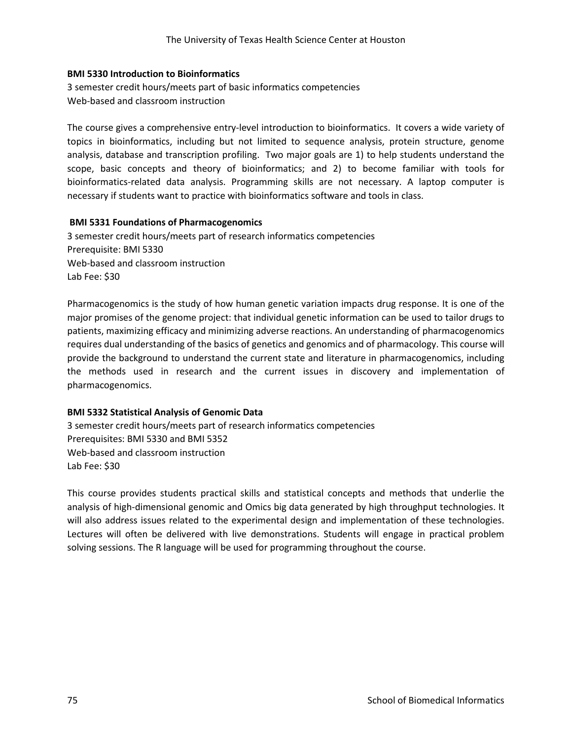**BMI 5330 Introduction to Bioinformatics**

3 semester credit hours/meets part of basic informatics competencies
Web-based and classroom instruction

The course gives a comprehensive entry-level introduction to bioinformatics. It covers a wide variety of topics in bioinformatics, including but not limited to sequence analysis, protein structure, genome analysis, database and transcription profiling. Two major goals are 1) to help students understand the scope, basic concepts and theory of bioinformatics; and 2) to become familiar with tools for bioinformatics-related data analysis. Programming skills are not necessary. A laptop computer is necessary if students want to practice with bioinformatics software and tools in class.

**BMI 5331 Foundations of Pharmacogenomics**

3 semester credit hours/meets part of research informatics competencies
Prerequisite: BMI 5330
Web-based and classroom instruction
Lab Fee: $30

Pharmacogenomics is the study of how human genetic variation impacts drug response. It is one of the major promises of the genome project: that individual genetic information can be used to tailor drugs to patients, maximizing efficacy and minimizing adverse reactions. An understanding of pharmacogenomics requires dual understanding of the basics of genetics and genomics and of pharmacology. This course will provide the background to understand the current state and literature in pharmacogenomics, including the methods used in research and the current issues in discovery and implementation of pharmacogenomics.

**BMI 5332 Statistical Analysis of Genomic Data**

3 semester credit hours/meets part of research informatics competencies
Prerequisites: BMI 5330 and BMI 5352
Web-based and classroom instruction
Lab Fee: $30

This course provides students practical skills and statistical concepts and methods that underlie the analysis of high-dimensional genomic and Omics big data generated by high throughput technologies. It will also address issues related to the experimental design and implementation of these technologies. Lectures will often be delivered with live demonstrations. Students will engage in practical problem solving sessions. The R language will be used for programming throughout the course.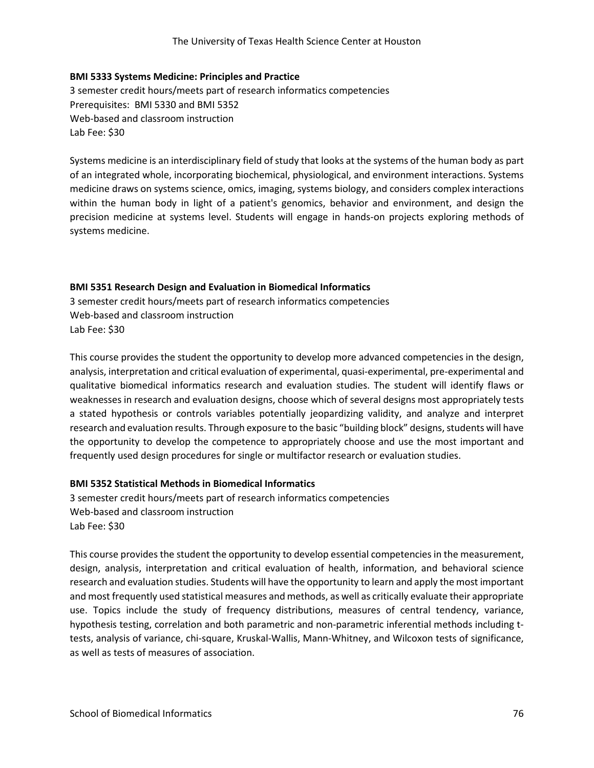**BMI 5333 Systems Medicine: Principles and Practice**

3 semester credit hours/meets part of research informatics competencies
Prerequisites: BMI 5330 and BMI 5352
Web-based and classroom instruction
Lab Fee: $30

Systems medicine is an interdisciplinary field of study that looks at the systems of the human body as part of an integrated whole, incorporating biochemical, physiological, and environment interactions. Systems medicine draws on systems science, omics, imaging, systems biology, and considers complex interactions within the human body in light of a patient's genomics, behavior and environment, and design the precision medicine at systems level. Students will engage in hands-on projects exploring methods of systems medicine.

**BMI 5351 Research Design and Evaluation in Biomedical Informatics**

3 semester credit hours/meets part of research informatics competencies
Web-based and classroom instruction
Lab Fee: $30

This course provides the student the opportunity to develop more advanced competencies in the design, analysis, interpretation and critical evaluation of experimental, quasi-experimental, pre-experimental and qualitative biomedical informatics research and evaluation studies. The student will identify flaws or weaknesses in research and evaluation designs, choose which of several designs most appropriately tests a stated hypothesis or controls variables potentially jeopardizing validity, and analyze and interpret research and evaluation results. Through exposure to the basic "building block" designs, students will have the opportunity to develop the competence to appropriately choose and use the most important and frequently used design procedures for single or multifactor research or evaluation studies.

**BMI 5352 Statistical Methods in Biomedical Informatics**

3 semester credit hours/meets part of research informatics competencies
Web-based and classroom instruction
Lab Fee: $30

This course provides the student the opportunity to develop essential competencies in the measurement, design, analysis, interpretation and critical evaluation of health, information, and behavioral science research and evaluation studies. Students will have the opportunity to learn and apply the most important and most frequently used statistical measures and methods, as well as critically evaluate their appropriate use. Topics include the study of frequency distributions, measures of central tendency, variance, hypothesis testing, correlation and both parametric and non-parametric inferential methods including t-tests, analysis of variance, chi-square, Kruskal-Wallis, Mann-Whitney, and Wilcoxon tests of significance, as well as tests of measures of association.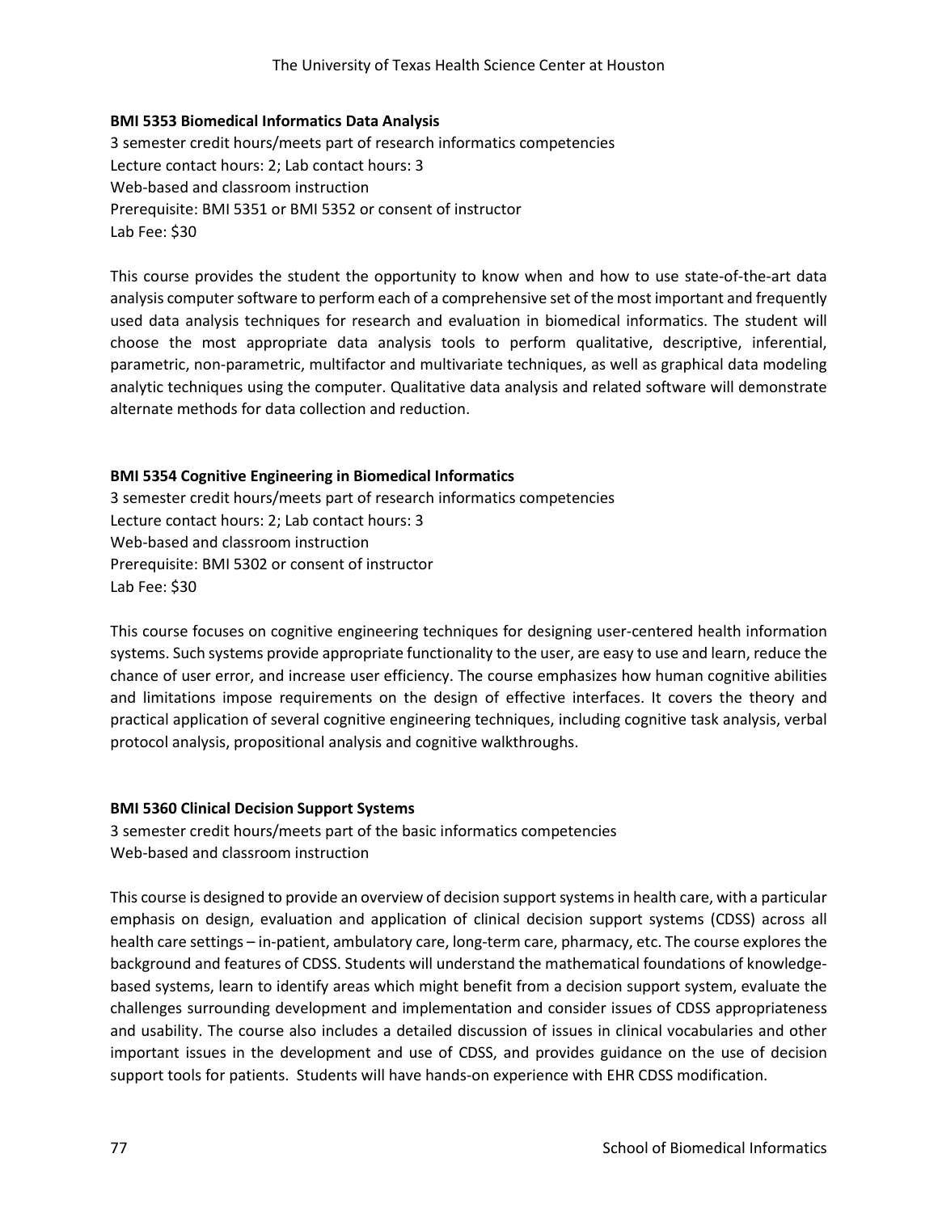**BMI 5353 Biomedical Informatics Data Analysis**

3 semester credit hours/meets part of research informatics competencies
Lecture contact hours: 2; Lab contact hours: 3
Web-based and classroom instruction
Prerequisite: BMI 5351 or BMI 5352 or consent of instructor
Lab Fee: $30

This course provides the student the opportunity to know when and how to use state-of-the-art data analysis computer software to perform each of a comprehensive set of the most important and frequently used data analysis techniques for research and evaluation in biomedical informatics. The student will choose the most appropriate data analysis tools to perform qualitative, descriptive, inferential, parametric, non-parametric, multifactor and multivariate techniques, as well as graphical data modeling analytic techniques using the computer. Qualitative data analysis and related software will demonstrate alternate methods for data collection and reduction.

**BMI 5354 Cognitive Engineering in Biomedical Informatics**

3 semester credit hours/meets part of research informatics competencies
Lecture contact hours: 2; Lab contact hours: 3
Web-based and classroom instruction
Prerequisite: BMI 5302 or consent of instructor
Lab Fee: $30

This course focuses on cognitive engineering techniques for designing user-centered health information systems. Such systems provide appropriate functionality to the user, are easy to use and learn, reduce the chance of user error, and increase user efficiency. The course emphasizes how human cognitive abilities and limitations impose requirements on the design of effective interfaces. It covers the theory and practical application of several cognitive engineering techniques, including cognitive task analysis, verbal protocol analysis, propositional analysis and cognitive walkthroughs.

**BMI 5360 Clinical Decision Support Systems**

3 semester credit hours/meets part of the basic informatics competencies
Web-based and classroom instruction

This course is designed to provide an overview of decision support systems in health care, with a particular emphasis on design, evaluation and application of clinical decision support systems (CDSS) across all health care settings – in-patient, ambulatory care, long-term care, pharmacy, etc. The course explores the background and features of CDSS. Students will understand the mathematical foundations of knowledge-based systems, learn to identify areas which might benefit from a decision support system, evaluate the challenges surrounding development and implementation and consider issues of CDSS appropriateness and usability. The course also includes a detailed discussion of issues in clinical vocabularies and other important issues in the development and use of CDSS, and provides guidance on the use of decision support tools for patients. Students will have hands-on experience with EHR CDSS modification.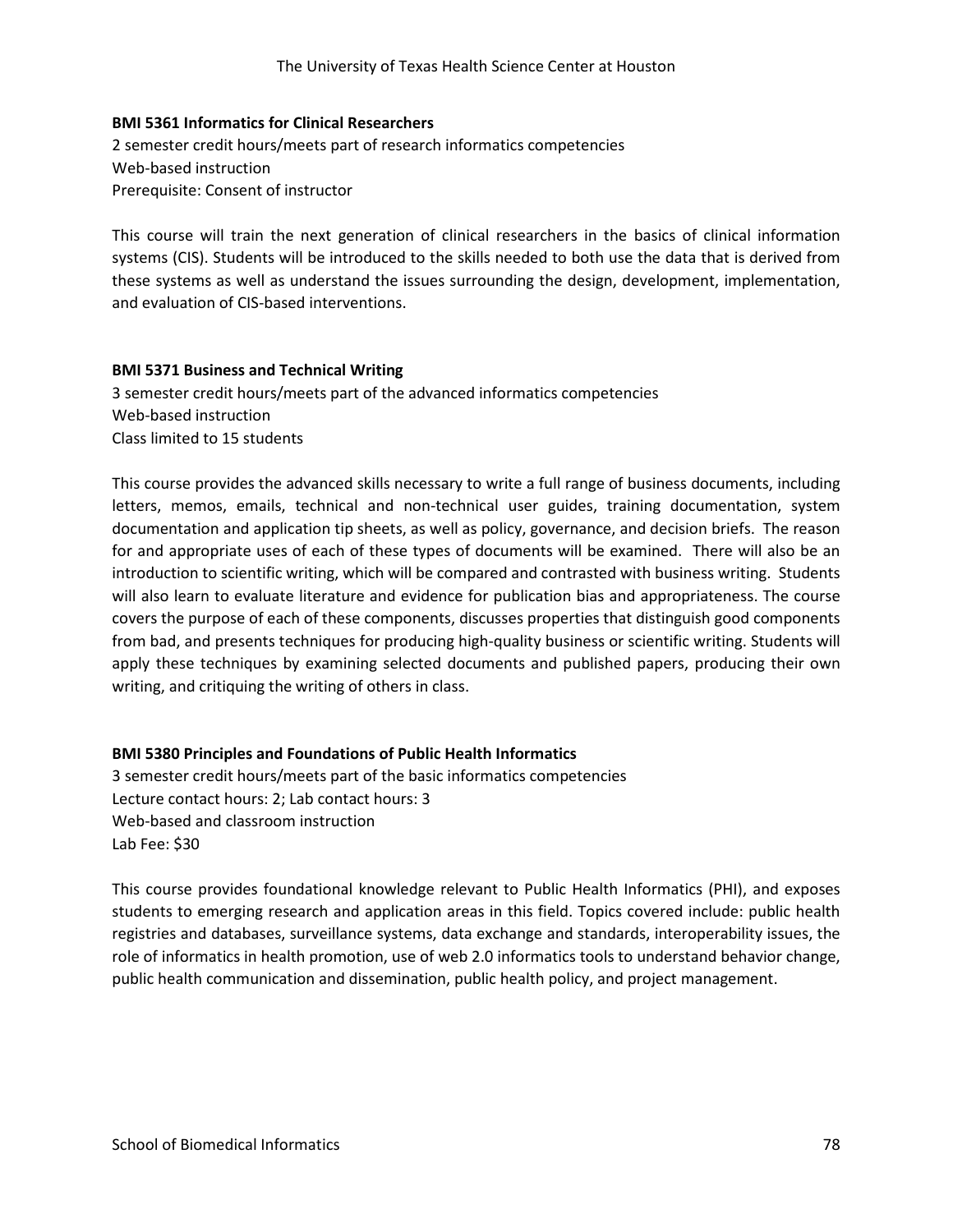**BMI 5361 Informatics for Clinical Researchers**

2 semester credit hours/meets part of research informatics competencies
Web-based instruction
Prerequisite: Consent of instructor

This course will train the next generation of clinical researchers in the basics of clinical information systems (CIS). Students will be introduced to the skills needed to both use the data that is derived from these systems as well as understand the issues surrounding the design, development, implementation, and evaluation of CIS-based interventions.

**BMI 5371 Business and Technical Writing**

3 semester credit hours/meets part of the advanced informatics competencies
Web-based instruction
Class limited to 15 students

This course provides the advanced skills necessary to write a full range of business documents, including letters, memos, emails, technical and non-technical user guides, training documentation, system documentation and application tip sheets, as well as policy, governance, and decision briefs. The reason for and appropriate uses of each of these types of documents will be examined. There will also be an introduction to scientific writing, which will be compared and contrasted with business writing. Students will also learn to evaluate literature and evidence for publication bias and appropriateness. The course covers the purpose of each of these components, discusses properties that distinguish good components from bad, and presents techniques for producing high-quality business or scientific writing. Students will apply these techniques by examining selected documents and published papers, producing their own writing, and critiquing the writing of others in class.

**BMI 5380 Principles and Foundations of Public Health Informatics**

3 semester credit hours/meets part of the basic informatics competencies
Lecture contact hours: 2; Lab contact hours: 3
Web-based and classroom instruction
Lab Fee: $30

This course provides foundational knowledge relevant to Public Health Informatics (PHI), and exposes students to emerging research and application areas in this field. Topics covered include: public health registries and databases, surveillance systems, data exchange and standards, interoperability issues, the role of informatics in health promotion, use of web 2.0 informatics tools to understand behavior change, public health communication and dissemination, public health policy, and project management.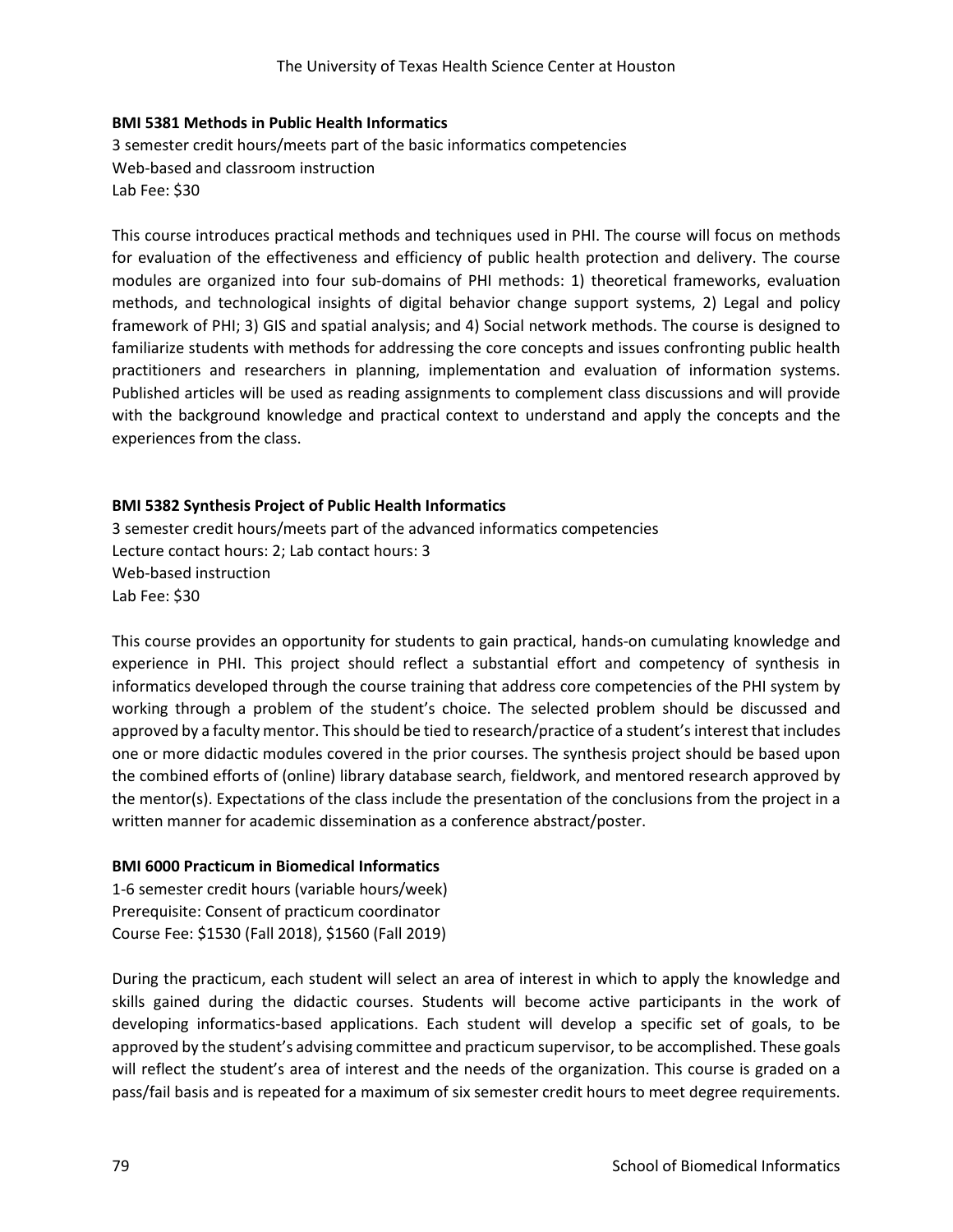**BMI 5381 Methods in Public Health Informatics**

3 semester credit hours/meets part of the basic informatics competencies
Web-based and classroom instruction
Lab Fee: $30

This course introduces practical methods and techniques used in PHI. The course will focus on methods for evaluation of the effectiveness and efficiency of public health protection and delivery. The course modules are organized into four sub-domains of PHI methods: 1) theoretical frameworks, evaluation methods, and technological insights of digital behavior change support systems, 2) Legal and policy framework of PHI; 3) GIS and spatial analysis; and 4) Social network methods. The course is designed to familiarize students with methods for addressing the core concepts and issues confronting public health practitioners and researchers in planning, implementation and evaluation of information systems. Published articles will be used as reading assignments to complement class discussions and will provide with the background knowledge and practical context to understand and apply the concepts and the experiences from the class.

**BMI 5382 Synthesis Project of Public Health Informatics**

3 semester credit hours/meets part of the advanced informatics competencies
Lecture contact hours: 2; Lab contact hours: 3
Web-based instruction
Lab Fee: $30

This course provides an opportunity for students to gain practical, hands-on cumulating knowledge and experience in PHI. This project should reflect a substantial effort and competency of synthesis in informatics developed through the course training that address core competencies of the PHI system by working through a problem of the student's choice. The selected problem should be discussed and approved by a faculty mentor. This should be tied to research/practice of a student's interest that includes one or more didactic modules covered in the prior courses. The synthesis project should be based upon the combined efforts of (online) library database search, fieldwork, and mentored research approved by the mentor(s). Expectations of the class include the presentation of the conclusions from the project in a written manner for academic dissemination as a conference abstract/poster.

**BMI 6000 Practicum in Biomedical Informatics**

1-6 semester credit hours (variable hours/week)
Prerequisite: Consent of practicum coordinator
Course Fee: $1530 (Fall 2018), $1560 (Fall 2019)

During the practicum, each student will select an area of interest in which to apply the knowledge and skills gained during the didactic courses. Students will become active participants in the work of developing informatics-based applications. Each student will develop a specific set of goals, to be approved by the student's advising committee and practicum supervisor, to be accomplished. These goals will reflect the student's area of interest and the needs of the organization. This course is graded on a pass/fail basis and is repeated for a maximum of six semester credit hours to meet degree requirements.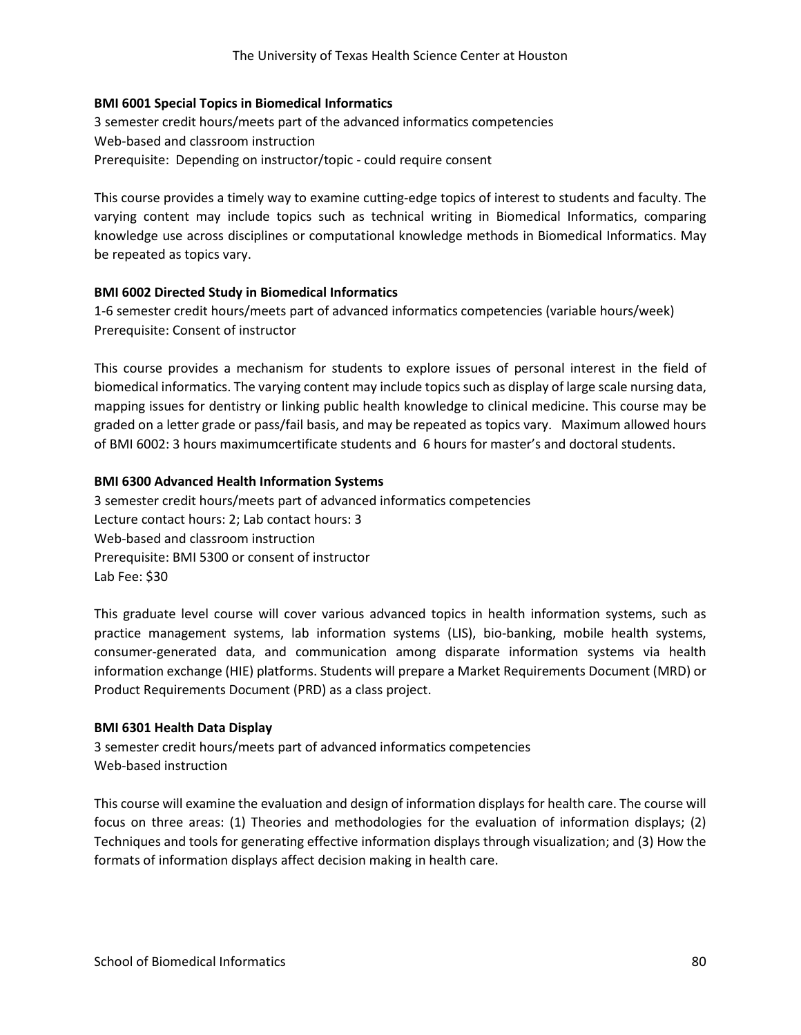**BMI 6001 Special Topics in Biomedical Informatics**

3 semester credit hours/meets part of the advanced informatics competencies
Web-based and classroom instruction
Prerequisite: Depending on instructor/topic - could require consent

This course provides a timely way to examine cutting-edge topics of interest to students and faculty. The varying content may include topics such as technical writing in Biomedical Informatics, comparing knowledge use across disciplines or computational knowledge methods in Biomedical Informatics. May be repeated as topics vary.

**BMI 6002 Directed Study in Biomedical Informatics**

1-6 semester credit hours/meets part of advanced informatics competencies (variable hours/week)
Prerequisite: Consent of instructor

This course provides a mechanism for students to explore issues of personal interest in the field of biomedical informatics. The varying content may include topics such as display of large scale nursing data, mapping issues for dentistry or linking public health knowledge to clinical medicine. This course may be graded on a letter grade or pass/fail basis, and may be repeated as topics vary. Maximum allowed hours of BMI 6002: 3 hours maximumcertificate students and 6 hours for master's and doctoral students.

**BMI 6300 Advanced Health Information Systems**

3 semester credit hours/meets part of advanced informatics competencies
Lecture contact hours: 2; Lab contact hours: 3
Web-based and classroom instruction
Prerequisite: BMI 5300 or consent of instructor
Lab Fee: $30

This graduate level course will cover various advanced topics in health information systems, such as practice management systems, lab information systems (LIS), bio-banking, mobile health systems, consumer-generated data, and communication among disparate information systems via health information exchange (HIE) platforms. Students will prepare a Market Requirements Document (MRD) or Product Requirements Document (PRD) as a class project.

**BMI 6301 Health Data Display**

3 semester credit hours/meets part of advanced informatics competencies
Web-based instruction

This course will examine the evaluation and design of information displays for health care. The course will focus on three areas: (1) Theories and methodologies for the evaluation of information displays; (2) Techniques and tools for generating effective information displays through visualization; and (3) How the formats of information displays affect decision making in health care.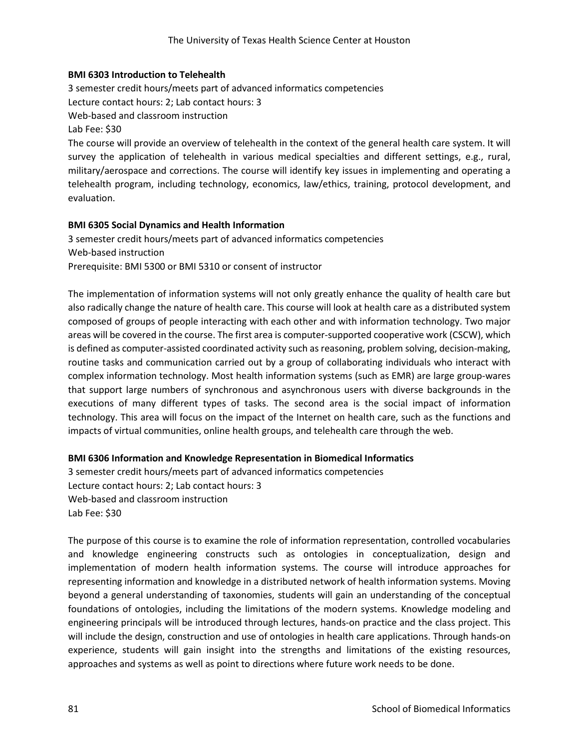**BMI 6303 Introduction to Telehealth**

3 semester credit hours/meets part of advanced informatics competencies
Lecture contact hours: 2; Lab contact hours: 3
Web-based and classroom instruction
Lab Fee: $30

The course will provide an overview of telehealth in the context of the general health care system. It will survey the application of telehealth in various medical specialties and different settings, e.g., rural, military/aerospace and corrections. The course will identify key issues in implementing and operating a telehealth program, including technology, economics, law/ethics, training, protocol development, and evaluation.

**BMI 6305 Social Dynamics and Health Information**

3 semester credit hours/meets part of advanced informatics competencies
Web-based instruction
Prerequisite: BMI 5300 or BMI 5310 or consent of instructor

The implementation of information systems will not only greatly enhance the quality of health care but also radically change the nature of health care. This course will look at health care as a distributed system composed of groups of people interacting with each other and with information technology. Two major areas will be covered in the course. The first area is computer-supported cooperative work (CSCW), which is defined as computer-assisted coordinated activity such as reasoning, problem solving, decision-making, routine tasks and communication carried out by a group of collaborating individuals who interact with complex information technology. Most health information systems (such as EMR) are large group-wares that support large numbers of synchronous and asynchronous users with diverse backgrounds in the executions of many different types of tasks. The second area is the social impact of information technology. This area will focus on the impact of the Internet on health care, such as the functions and impacts of virtual communities, online health groups, and telehealth care through the web.

**BMI 6306 Information and Knowledge Representation in Biomedical Informatics**

3 semester credit hours/meets part of advanced informatics competencies
Lecture contact hours: 2; Lab contact hours: 3
Web-based and classroom instruction
Lab Fee: $30

The purpose of this course is to examine the role of information representation, controlled vocabularies and knowledge engineering constructs such as ontologies in conceptualization, design and implementation of modern health information systems. The course will introduce approaches for representing information and knowledge in a distributed network of health information systems. Moving beyond a general understanding of taxonomies, students will gain an understanding of the conceptual foundations of ontologies, including the limitations of the modern systems. Knowledge modeling and engineering principals will be introduced through lectures, hands-on practice and the class project. This will include the design, construction and use of ontologies in health care applications. Through hands-on experience, students will gain insight into the strengths and limitations of the existing resources, approaches and systems as well as point to directions where future work needs to be done.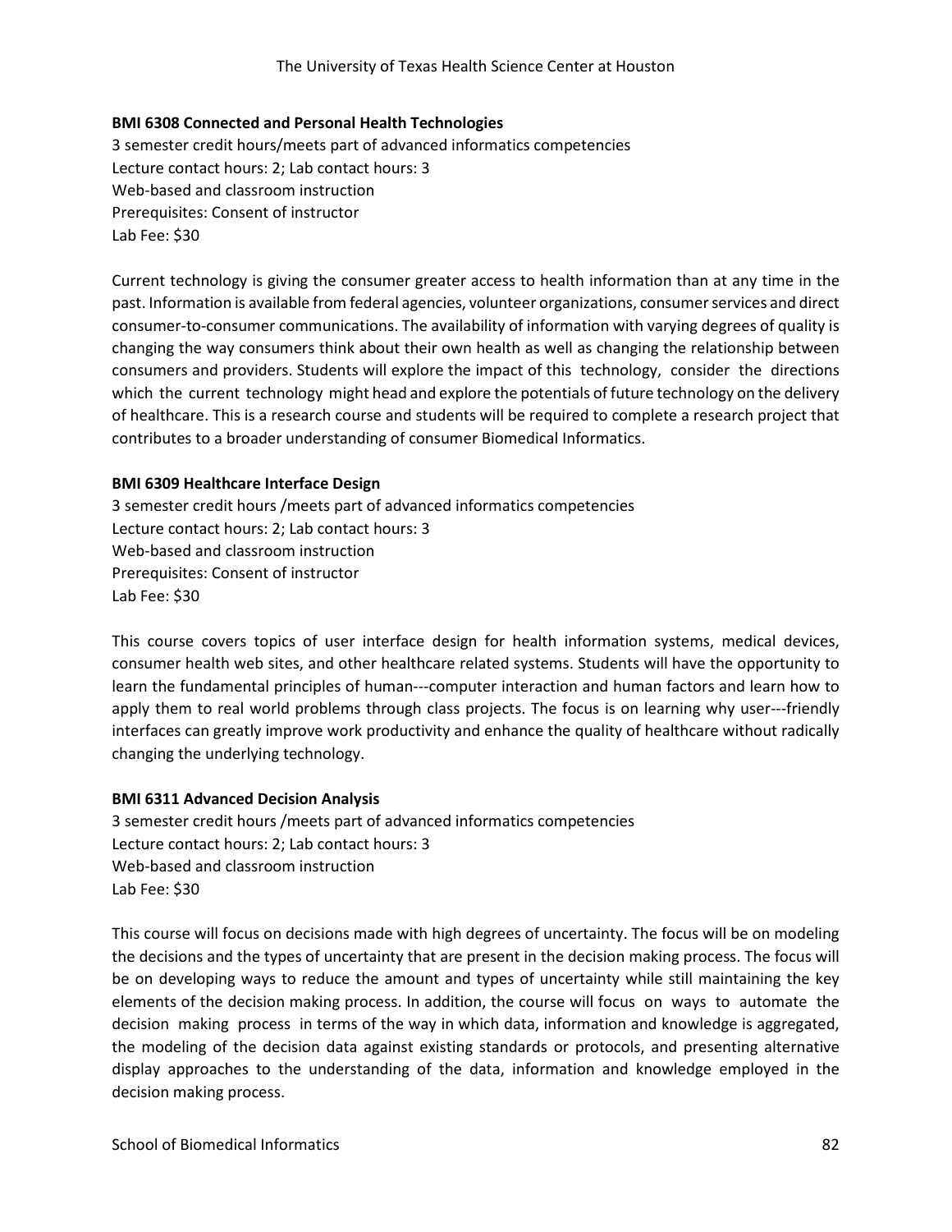**BMI 6308 Connected and Personal Health Technologies**

3 semester credit hours/meets part of advanced informatics competencies
Lecture contact hours: 2; Lab contact hours: 3
Web-based and classroom instruction
Prerequisites: Consent of instructor
Lab Fee: $30

Current technology is giving the consumer greater access to health information than at any time in the past. Information is available from federal agencies, volunteer organizations, consumer services and direct consumer-to-consumer communications. The availability of information with varying degrees of quality is changing the way consumers think about their own health as well as changing the relationship between consumers and providers. Students will explore the impact of this technology, consider the directions which the current technology might head and explore the potentials of future technology on the delivery of healthcare. This is a research course and students will be required to complete a research project that contributes to a broader understanding of consumer Biomedical Informatics.

**BMI 6309 Healthcare Interface Design**

3 semester credit hours /meets part of advanced informatics competencies
Lecture contact hours: 2; Lab contact hours: 3
Web-based and classroom instruction
Prerequisites: Consent of instructor
Lab Fee: $30

This course covers topics of user interface design for health information systems, medical devices, consumer health web sites, and other healthcare related systems. Students will have the opportunity to learn the fundamental principles of human---computer interaction and human factors and learn how to apply them to real world problems through class projects. The focus is on learning why user---friendly interfaces can greatly improve work productivity and enhance the quality of healthcare without radically changing the underlying technology.

**BMI 6311 Advanced Decision Analysis**

3 semester credit hours /meets part of advanced informatics competencies
Lecture contact hours: 2; Lab contact hours: 3
Web-based and classroom instruction
Lab Fee: $30

This course will focus on decisions made with high degrees of uncertainty. The focus will be on modeling the decisions and the types of uncertainty that are present in the decision making process. The focus will be on developing ways to reduce the amount and types of uncertainty while still maintaining the key elements of the decision making process. In addition, the course will focus on ways to automate the decision making process in terms of the way in which data, information and knowledge is aggregated, the modeling of the decision data against existing standards or protocols, and presenting alternative display approaches to the understanding of the data, information and knowledge employed in the decision making process.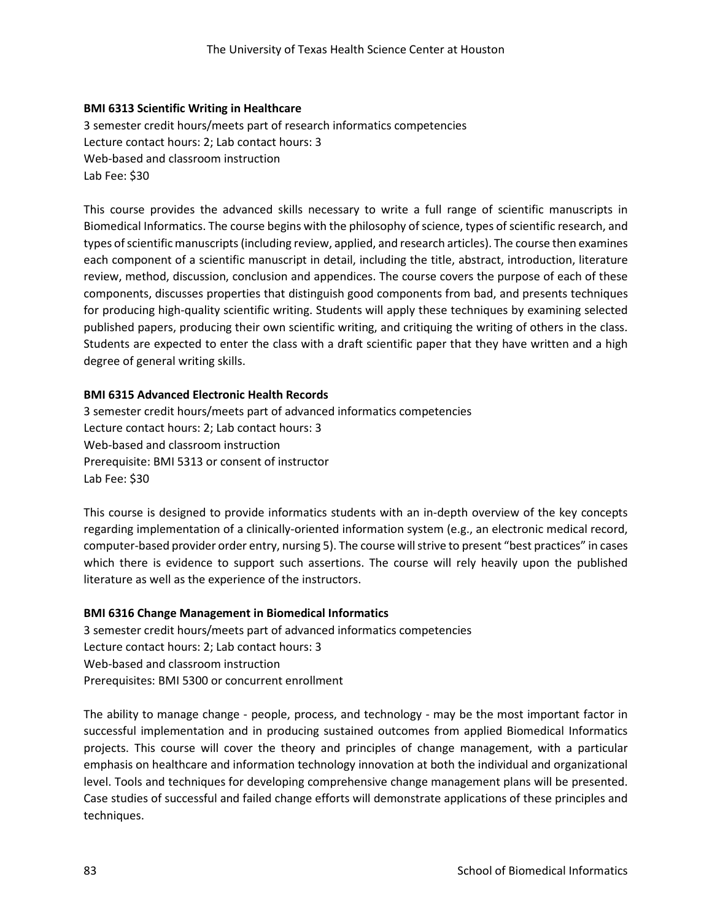### BMI 6313 Scientific Writing in Healthcare

3 semester credit hours/meets part of research informatics competencies
Lecture contact hours: 2; Lab contact hours: 3
Web-based and classroom instruction
Lab Fee: $30

This course provides the advanced skills necessary to write a full range of scientific manuscripts in Biomedical Informatics. The course begins with the philosophy of science, types of scientific research, and types of scientific manuscripts (including review, applied, and research articles). The course then examines each component of a scientific manuscript in detail, including the title, abstract, introduction, literature review, method, discussion, conclusion and appendices. The course covers the purpose of each of these components, discusses properties that distinguish good components from bad, and presents techniques for producing high-quality scientific writing. Students will apply these techniques by examining selected published papers, producing their own scientific writing, and critiquing the writing of others in the class. Students are expected to enter the class with a draft scientific paper that they have written and a high degree of general writing skills.

### BMI 6315 Advanced Electronic Health Records

3 semester credit hours/meets part of advanced informatics competencies
Lecture contact hours: 2; Lab contact hours: 3
Web-based and classroom instruction
Prerequisite: BMI 5313 or consent of instructor
Lab Fee: $30

This course is designed to provide informatics students with an in-depth overview of the key concepts regarding implementation of a clinically-oriented information system (e.g., an electronic medical record, computer-based provider order entry, nursing 5). The course will strive to present "best practices" in cases which there is evidence to support such assertions. The course will rely heavily upon the published literature as well as the experience of the instructors.

### BMI 6316 Change Management in Biomedical Informatics

3 semester credit hours/meets part of advanced informatics competencies
Lecture contact hours: 2; Lab contact hours: 3
Web-based and classroom instruction
Prerequisites: BMI 5300 or concurrent enrollment

The ability to manage change - people, process, and technology - may be the most important factor in successful implementation and in producing sustained outcomes from applied Biomedical Informatics projects. This course will cover the theory and principles of change management, with a particular emphasis on healthcare and information technology innovation at both the individual and organizational level. Tools and techniques for developing comprehensive change management plans will be presented. Case studies of successful and failed change efforts will demonstrate applications of these principles and techniques.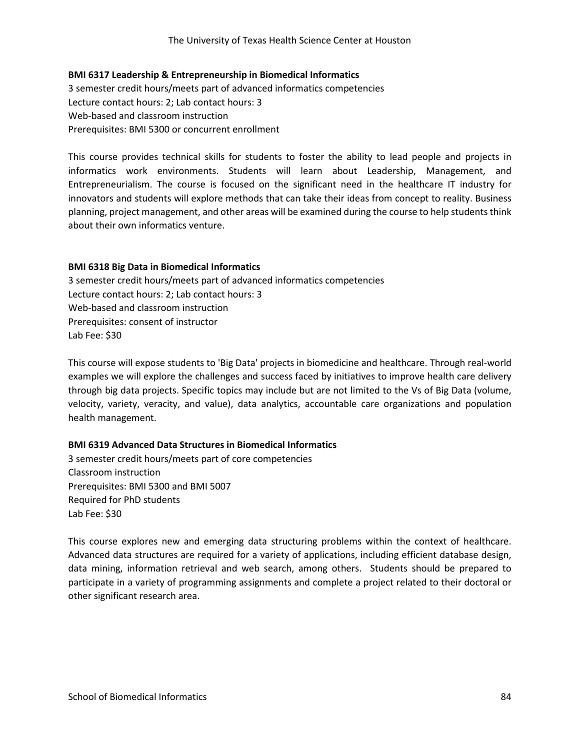**BMI 6317 Leadership & Entrepreneurship in Biomedical Informatics**

3 semester credit hours/meets part of advanced informatics competencies
Lecture contact hours: 2; Lab contact hours: 3
Web-based and classroom instruction
Prerequisites: BMI 5300 or concurrent enrollment

This course provides technical skills for students to foster the ability to lead people and projects in informatics work environments. Students will learn about Leadership, Management, and Entrepreneurialism. The course is focused on the significant need in the healthcare IT industry for innovators and students will explore methods that can take their ideas from concept to reality. Business planning, project management, and other areas will be examined during the course to help students think about their own informatics venture.

**BMI 6318 Big Data in Biomedical Informatics**

3 semester credit hours/meets part of advanced informatics competencies
Lecture contact hours: 2; Lab contact hours: 3
Web-based and classroom instruction
Prerequisites: consent of instructor
Lab Fee: $30

This course will expose students to 'Big Data' projects in biomedicine and healthcare. Through real-world examples we will explore the challenges and success faced by initiatives to improve health care delivery through big data projects. Specific topics may include but are not limited to the Vs of Big Data (volume, velocity, variety, veracity, and value), data analytics, accountable care organizations and population health management.

**BMI 6319 Advanced Data Structures in Biomedical Informatics**

3 semester credit hours/meets part of core competencies
Classroom instruction
Prerequisites: BMI 5300 and BMI 5007
Required for PhD students
Lab Fee: $30

This course explores new and emerging data structuring problems within the context of healthcare. Advanced data structures are required for a variety of applications, including efficient database design, data mining, information retrieval and web search, among others. Students should be prepared to participate in a variety of programming assignments and complete a project related to their doctoral or other significant research area.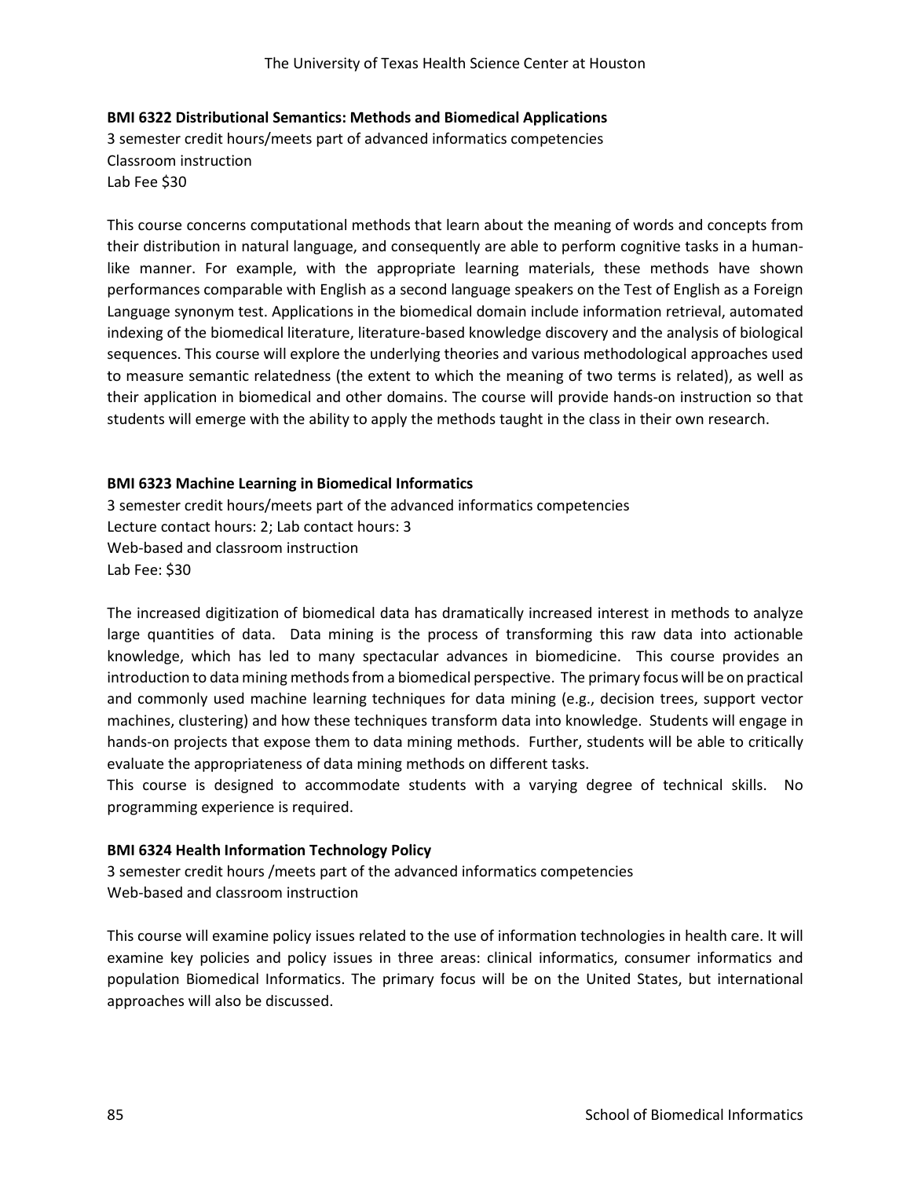**BMI 6322 Distributional Semantics: Methods and Biomedical Applications**

3 semester credit hours/meets part of advanced informatics competencies
Classroom instruction
Lab Fee $30

This course concerns computational methods that learn about the meaning of words and concepts from their distribution in natural language, and consequently are able to perform cognitive tasks in a human-like manner. For example, with the appropriate learning materials, these methods have shown performances comparable with English as a second language speakers on the Test of English as a Foreign Language synonym test. Applications in the biomedical domain include information retrieval, automated indexing of the biomedical literature, literature-based knowledge discovery and the analysis of biological sequences. This course will explore the underlying theories and various methodological approaches used to measure semantic relatedness (the extent to which the meaning of two terms is related), as well as their application in biomedical and other domains. The course will provide hands-on instruction so that students will emerge with the ability to apply the methods taught in the class in their own research.

**BMI 6323 Machine Learning in Biomedical Informatics**

3 semester credit hours/meets part of the advanced informatics competencies
Lecture contact hours: 2; Lab contact hours: 3
Web-based and classroom instruction
Lab Fee: $30

The increased digitization of biomedical data has dramatically increased interest in methods to analyze large quantities of data. Data mining is the process of transforming this raw data into actionable knowledge, which has led to many spectacular advances in biomedicine. This course provides an introduction to data mining methods from a biomedical perspective. The primary focus will be on practical and commonly used machine learning techniques for data mining (e.g., decision trees, support vector machines, clustering) and how these techniques transform data into knowledge. Students will engage in hands-on projects that expose them to data mining methods. Further, students will be able to critically evaluate the appropriateness of data mining methods on different tasks.

This course is designed to accommodate students with a varying degree of technical skills. No programming experience is required.

**BMI 6324 Health Information Technology Policy**

3 semester credit hours /meets part of the advanced informatics competencies
Web-based and classroom instruction

This course will examine policy issues related to the use of information technologies in health care. It will examine key policies and policy issues in three areas: clinical informatics, consumer informatics and population Biomedical Informatics. The primary focus will be on the United States, but international approaches will also be discussed.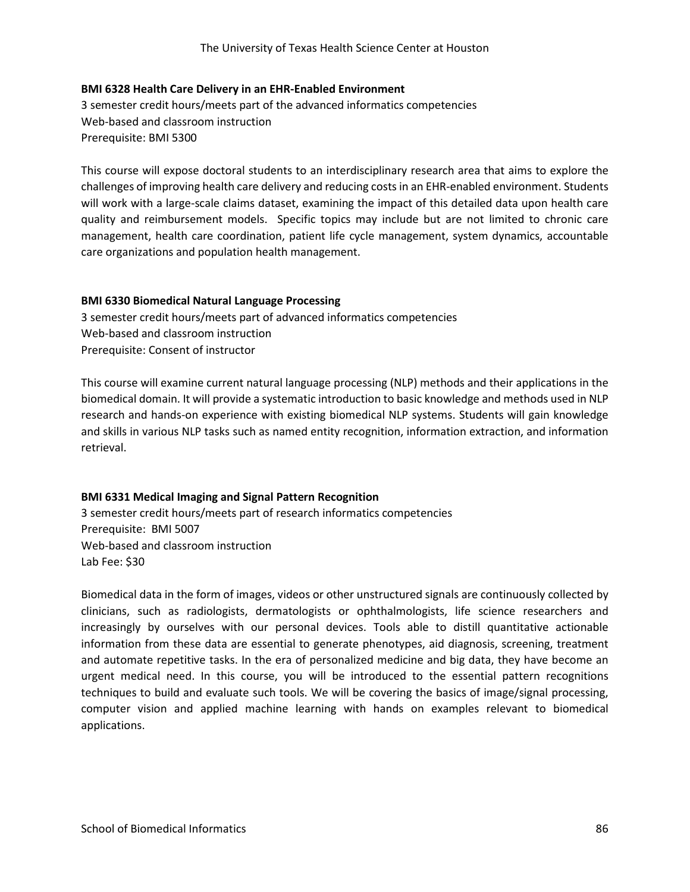**BMI 6328 Health Care Delivery in an EHR-Enabled Environment**

3 semester credit hours/meets part of the advanced informatics competencies
Web-based and classroom instruction
Prerequisite: BMI 5300

This course will expose doctoral students to an interdisciplinary research area that aims to explore the challenges of improving health care delivery and reducing costs in an EHR-enabled environment. Students will work with a large-scale claims dataset, examining the impact of this detailed data upon health care quality and reimbursement models. Specific topics may include but are not limited to chronic care management, health care coordination, patient life cycle management, system dynamics, accountable care organizations and population health management.

**BMI 6330 Biomedical Natural Language Processing**

3 semester credit hours/meets part of advanced informatics competencies
Web-based and classroom instruction
Prerequisite: Consent of instructor

This course will examine current natural language processing (NLP) methods and their applications in the biomedical domain. It will provide a systematic introduction to basic knowledge and methods used in NLP research and hands-on experience with existing biomedical NLP systems. Students will gain knowledge and skills in various NLP tasks such as named entity recognition, information extraction, and information retrieval.

**BMI 6331 Medical Imaging and Signal Pattern Recognition**

3 semester credit hours/meets part of research informatics competencies
Prerequisite: BMI 5007
Web-based and classroom instruction
Lab Fee: $30

Biomedical data in the form of images, videos or other unstructured signals are continuously collected by clinicians, such as radiologists, dermatologists or ophthalmologists, life science researchers and increasingly by ourselves with our personal devices. Tools able to distill quantitative actionable information from these data are essential to generate phenotypes, aid diagnosis, screening, treatment and automate repetitive tasks. In the era of personalized medicine and big data, they have become an urgent medical need. In this course, you will be introduced to the essential pattern recognitions techniques to build and evaluate such tools. We will be covering the basics of image/signal processing, computer vision and applied machine learning with hands on examples relevant to biomedical applications.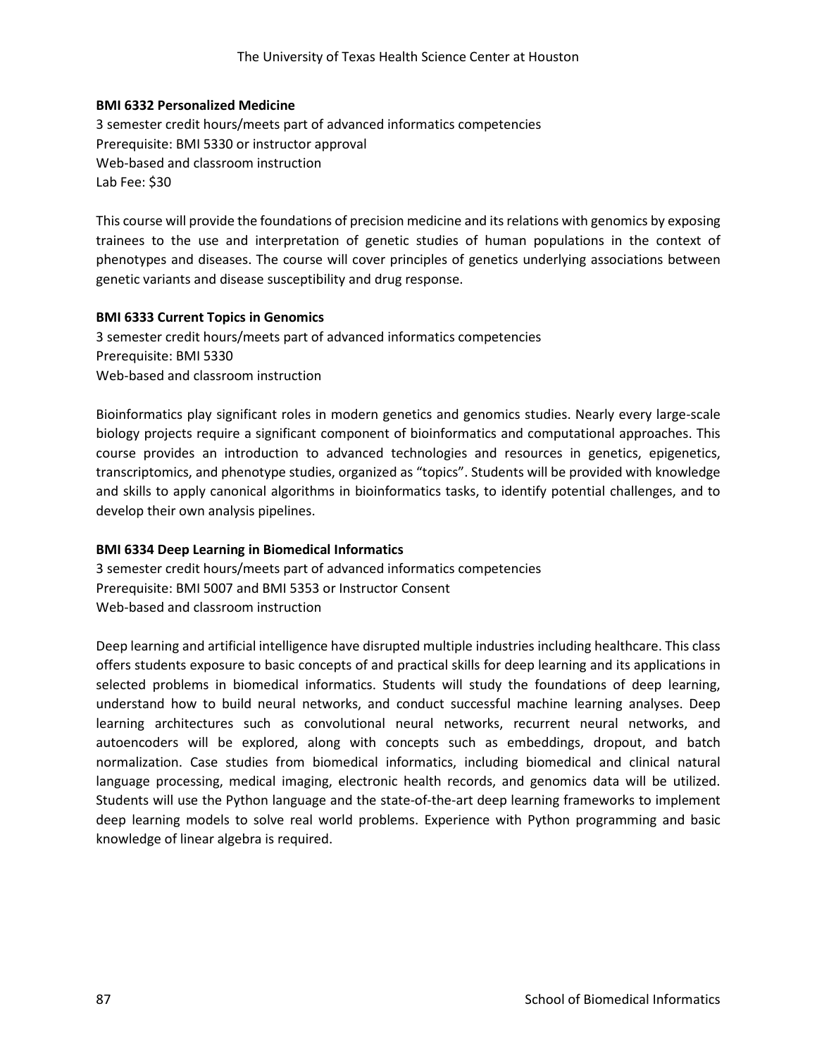**BMI 6332 Personalized Medicine**
3 semester credit hours/meets part of advanced informatics competencies
Prerequisite: BMI 5330 or instructor approval
Web-based and classroom instruction
Lab Fee: $30

This course will provide the foundations of precision medicine and its relations with genomics by exposing trainees to the use and interpretation of genetic studies of human populations in the context of phenotypes and diseases. The course will cover principles of genetics underlying associations between genetic variants and disease susceptibility and drug response.

**BMI 6333 Current Topics in Genomics**
3 semester credit hours/meets part of advanced informatics competencies
Prerequisite: BMI 5330
Web-based and classroom instruction

Bioinformatics play significant roles in modern genetics and genomics studies. Nearly every large-scale biology projects require a significant component of bioinformatics and computational approaches. This course provides an introduction to advanced technologies and resources in genetics, epigenetics, transcriptomics, and phenotype studies, organized as "topics". Students will be provided with knowledge and skills to apply canonical algorithms in bioinformatics tasks, to identify potential challenges, and to develop their own analysis pipelines.

**BMI 6334 Deep Learning in Biomedical Informatics**
3 semester credit hours/meets part of advanced informatics competencies
Prerequisite: BMI 5007 and BMI 5353 or Instructor Consent
Web-based and classroom instruction

Deep learning and artificial intelligence have disrupted multiple industries including healthcare. This class offers students exposure to basic concepts of and practical skills for deep learning and its applications in selected problems in biomedical informatics. Students will study the foundations of deep learning, understand how to build neural networks, and conduct successful machine learning analyses. Deep learning architectures such as convolutional neural networks, recurrent neural networks, and autoencoders will be explored, along with concepts such as embeddings, dropout, and batch normalization. Case studies from biomedical informatics, including biomedical and clinical natural language processing, medical imaging, electronic health records, and genomics data will be utilized. Students will use the Python language and the state-of-the-art deep learning frameworks to implement deep learning models to solve real world problems. Experience with Python programming and basic knowledge of linear algebra is required.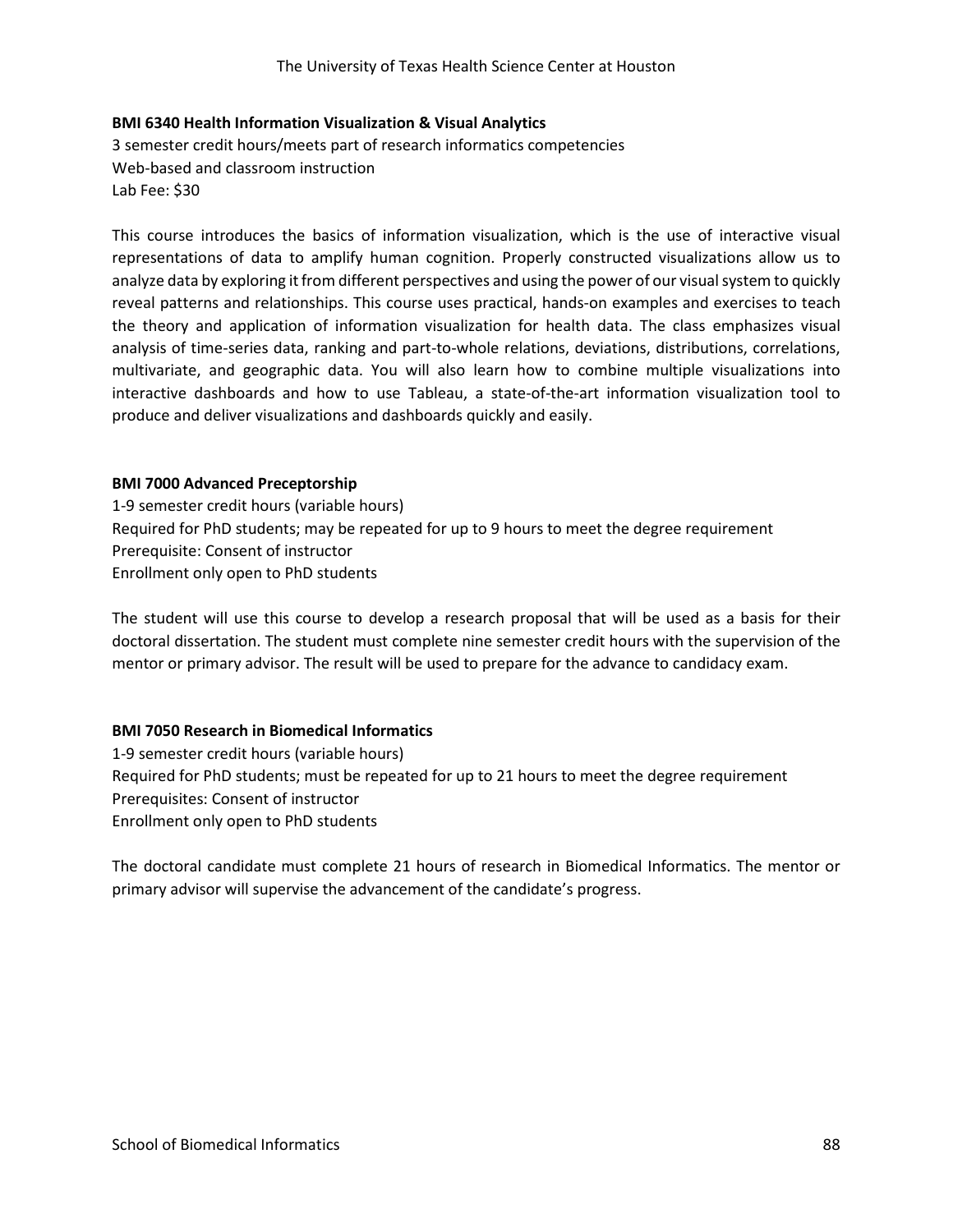**BMI 6340 Health Information Visualization & Visual Analytics**

3 semester credit hours/meets part of research informatics competencies
Web-based and classroom instruction
Lab Fee: $30

This course introduces the basics of information visualization, which is the use of interactive visual representations of data to amplify human cognition. Properly constructed visualizations allow us to analyze data by exploring it from different perspectives and using the power of our visual system to quickly reveal patterns and relationships. This course uses practical, hands-on examples and exercises to teach the theory and application of information visualization for health data. The class emphasizes visual analysis of time-series data, ranking and part-to-whole relations, deviations, distributions, correlations, multivariate, and geographic data. You will also learn how to combine multiple visualizations into interactive dashboards and how to use Tableau, a state-of-the-art information visualization tool to produce and deliver visualizations and dashboards quickly and easily.

**BMI 7000 Advanced Preceptorship**

1-9 semester credit hours (variable hours)
Required for PhD students; may be repeated for up to 9 hours to meet the degree requirement
Prerequisite: Consent of instructor
Enrollment only open to PhD students

The student will use this course to develop a research proposal that will be used as a basis for their doctoral dissertation. The student must complete nine semester credit hours with the supervision of the mentor or primary advisor. The result will be used to prepare for the advance to candidacy exam.

**BMI 7050 Research in Biomedical Informatics**

1-9 semester credit hours (variable hours)
Required for PhD students; must be repeated for up to 21 hours to meet the degree requirement
Prerequisites: Consent of instructor
Enrollment only open to PhD students

The doctoral candidate must complete 21 hours of research in Biomedical Informatics. The mentor or primary advisor will supervise the advancement of the candidate's progress.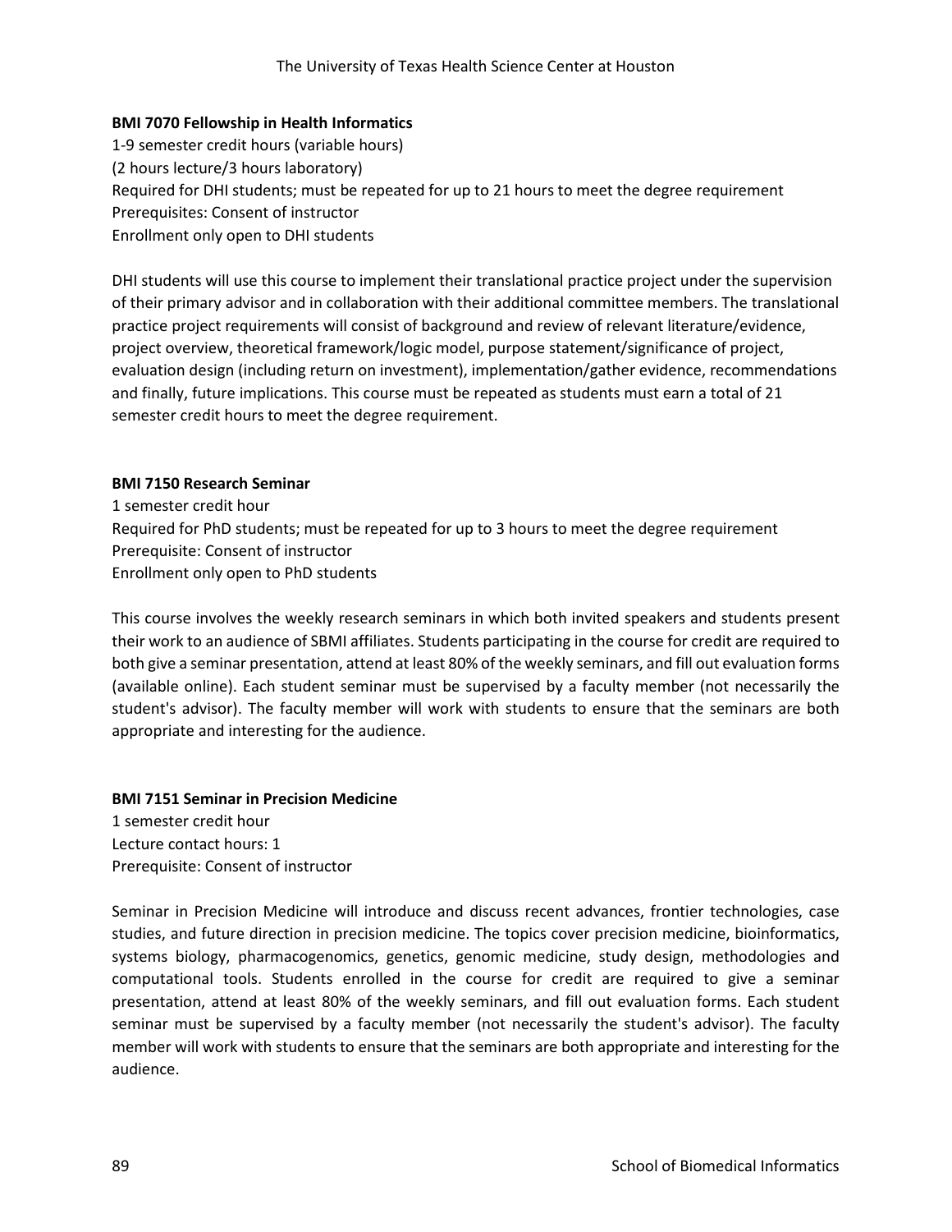**BMI 7070 Fellowship in Health Informatics**

1-9 semester credit hours (variable hours)
(2 hours lecture/3 hours laboratory)
Required for DHI students; must be repeated for up to 21 hours to meet the degree requirement
Prerequisites: Consent of instructor
Enrollment only open to DHI students

DHI students will use this course to implement their translational practice project under the supervision of their primary advisor and in collaboration with their additional committee members. The translational practice project requirements will consist of background and review of relevant literature/evidence, project overview, theoretical framework/logic model, purpose statement/significance of project, evaluation design (including return on investment), implementation/gather evidence, recommendations and finally, future implications. This course must be repeated as students must earn a total of 21 semester credit hours to meet the degree requirement.

**BMI 7150 Research Seminar**

1 semester credit hour
Required for PhD students; must be repeated for up to 3 hours to meet the degree requirement
Prerequisite: Consent of instructor
Enrollment only open to PhD students

This course involves the weekly research seminars in which both invited speakers and students present their work to an audience of SBMI affiliates. Students participating in the course for credit are required to both give a seminar presentation, attend at least 80% of the weekly seminars, and fill out evaluation forms (available online). Each student seminar must be supervised by a faculty member (not necessarily the student's advisor). The faculty member will work with students to ensure that the seminars are both appropriate and interesting for the audience.

**BMI 7151 Seminar in Precision Medicine**

1 semester credit hour
Lecture contact hours: 1
Prerequisite: Consent of instructor

Seminar in Precision Medicine will introduce and discuss recent advances, frontier technologies, case studies, and future direction in precision medicine. The topics cover precision medicine, bioinformatics, systems biology, pharmacogenomics, genetics, genomic medicine, study design, methodologies and computational tools. Students enrolled in the course for credit are required to give a seminar presentation, attend at least 80% of the weekly seminars, and fill out evaluation forms. Each student seminar must be supervised by a faculty member (not necessarily the student's advisor). The faculty member will work with students to ensure that the seminars are both appropriate and interesting for the audience.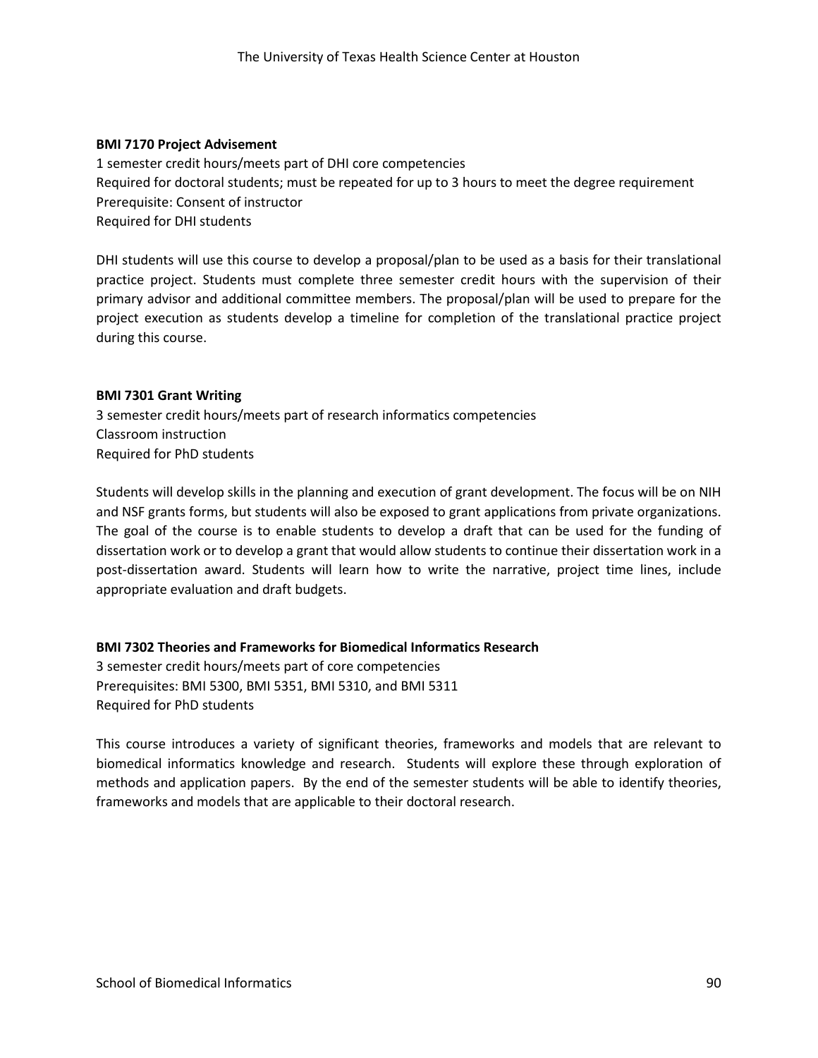**BMI 7170 Project Advisement**

1 semester credit hours/meets part of DHI core competencies
Required for doctoral students; must be repeated for up to 3 hours to meet the degree requirement
Prerequisite: Consent of instructor
Required for DHI students

DHI students will use this course to develop a proposal/plan to be used as a basis for their translational practice project. Students must complete three semester credit hours with the supervision of their primary advisor and additional committee members. The proposal/plan will be used to prepare for the project execution as students develop a timeline for completion of the translational practice project during this course.

**BMI 7301 Grant Writing**

3 semester credit hours/meets part of research informatics competencies
Classroom instruction
Required for PhD students

Students will develop skills in the planning and execution of grant development. The focus will be on NIH and NSF grants forms, but students will also be exposed to grant applications from private organizations. The goal of the course is to enable students to develop a draft that can be used for the funding of dissertation work or to develop a grant that would allow students to continue their dissertation work in a post-dissertation award. Students will learn how to write the narrative, project time lines, include appropriate evaluation and draft budgets.

**BMI 7302 Theories and Frameworks for Biomedical Informatics Research**

3 semester credit hours/meets part of core competencies
Prerequisites: BMI 5300, BMI 5351, BMI 5310, and BMI 5311
Required for PhD students

This course introduces a variety of significant theories, frameworks and models that are relevant to biomedical informatics knowledge and research. Students will explore these through exploration of methods and application papers. By the end of the semester students will be able to identify theories, frameworks and models that are applicable to their doctoral research.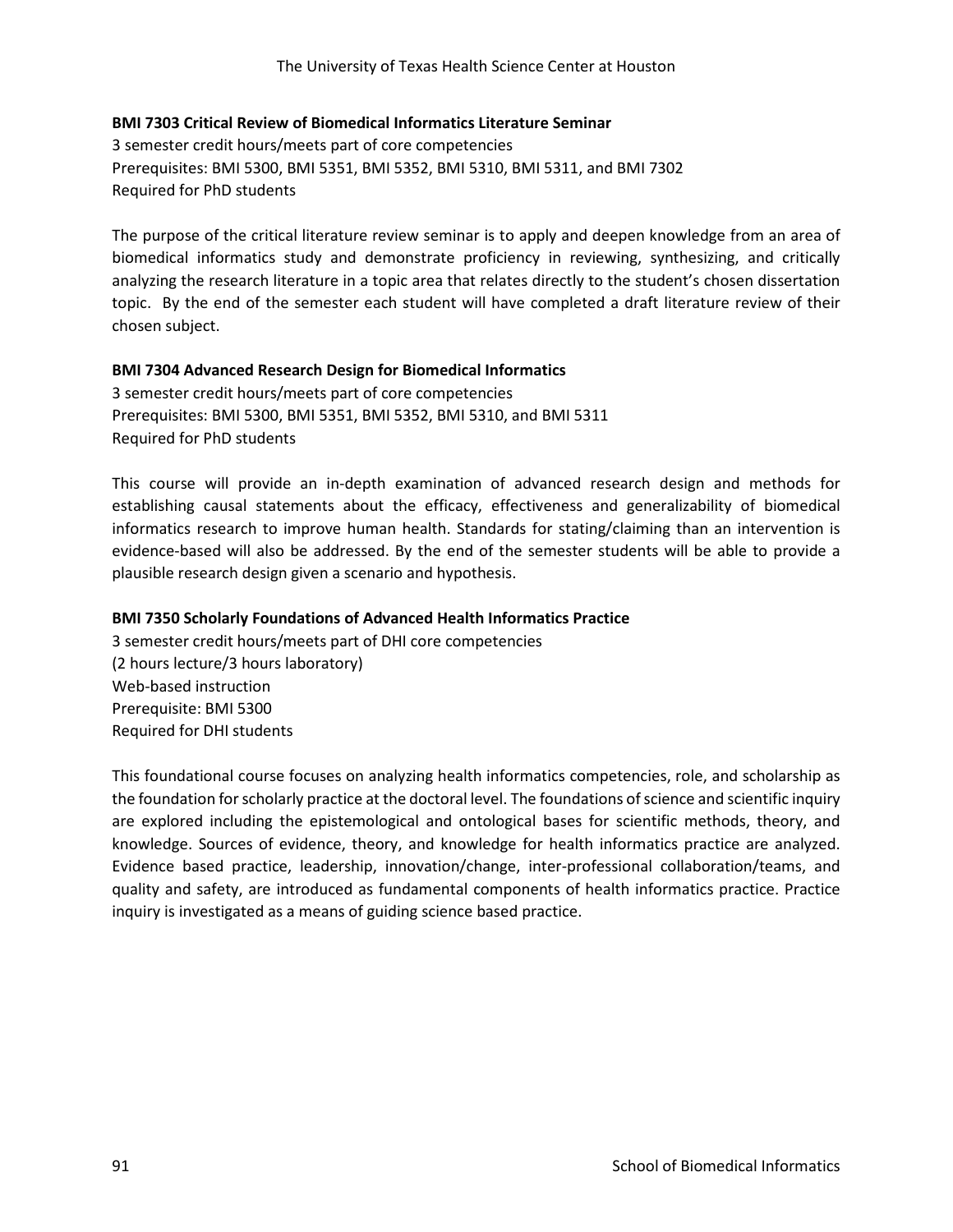**BMI 7303 Critical Review of Biomedical Informatics Literature Seminar**

3 semester credit hours/meets part of core competencies
Prerequisites: BMI 5300, BMI 5351, BMI 5352, BMI 5310, BMI 5311, and BMI 7302
Required for PhD students

The purpose of the critical literature review seminar is to apply and deepen knowledge from an area of biomedical informatics study and demonstrate proficiency in reviewing, synthesizing, and critically analyzing the research literature in a topic area that relates directly to the student's chosen dissertation topic. By the end of the semester each student will have completed a draft literature review of their chosen subject.

**BMI 7304 Advanced Research Design for Biomedical Informatics**

3 semester credit hours/meets part of core competencies
Prerequisites: BMI 5300, BMI 5351, BMI 5352, BMI 5310, and BMI 5311
Required for PhD students

This course will provide an in-depth examination of advanced research design and methods for establishing causal statements about the efficacy, effectiveness and generalizability of biomedical informatics research to improve human health. Standards for stating/claiming than an intervention is evidence-based will also be addressed. By the end of the semester students will be able to provide a plausible research design given a scenario and hypothesis.

**BMI 7350 Scholarly Foundations of Advanced Health Informatics Practice**

3 semester credit hours/meets part of DHI core competencies
(2 hours lecture/3 hours laboratory)
Web-based instruction
Prerequisite: BMI 5300
Required for DHI students

This foundational course focuses on analyzing health informatics competencies, role, and scholarship as the foundation for scholarly practice at the doctoral level. The foundations of science and scientific inquiry are explored including the epistemological and ontological bases for scientific methods, theory, and knowledge. Sources of evidence, theory, and knowledge for health informatics practice are analyzed. Evidence based practice, leadership, innovation/change, inter-professional collaboration/teams, and quality and safety, are introduced as fundamental components of health informatics practice. Practice inquiry is investigated as a means of guiding science based practice.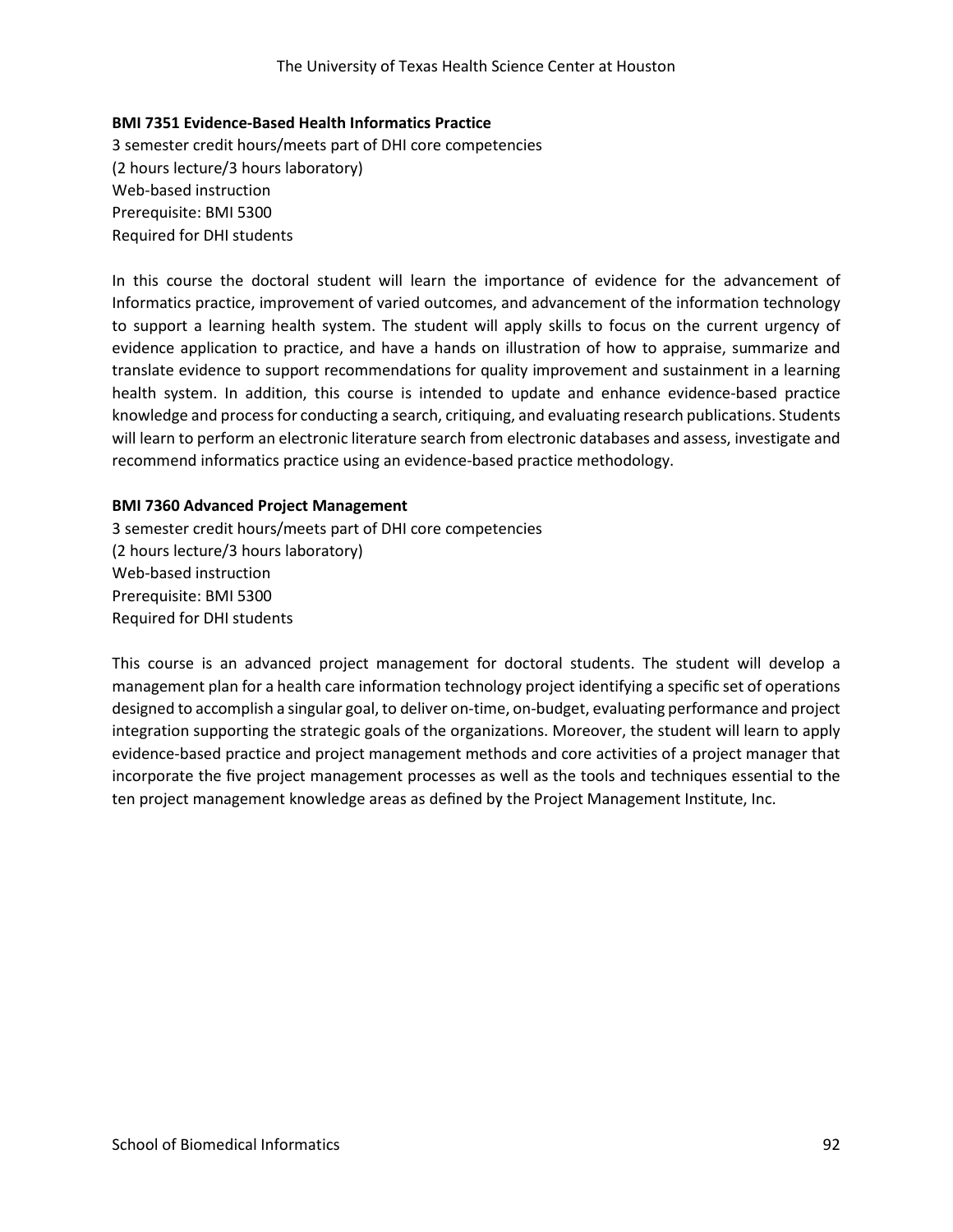**BMI 7351 Evidence-Based Health Informatics Practice**

3 semester credit hours/meets part of DHI core competencies
(2 hours lecture/3 hours laboratory)
Web-based instruction
Prerequisite: BMI 5300
Required for DHI students

In this course the doctoral student will learn the importance of evidence for the advancement of Informatics practice, improvement of varied outcomes, and advancement of the information technology to support a learning health system. The student will apply skills to focus on the current urgency of evidence application to practice, and have a hands on illustration of how to appraise, summarize and translate evidence to support recommendations for quality improvement and sustainment in a learning health system. In addition, this course is intended to update and enhance evidence-based practice knowledge and process for conducting a search, critiquing, and evaluating research publications. Students will learn to perform an electronic literature search from electronic databases and assess, investigate and recommend informatics practice using an evidence-based practice methodology.

**BMI 7360 Advanced Project Management**

3 semester credit hours/meets part of DHI core competencies
(2 hours lecture/3 hours laboratory)
Web-based instruction
Prerequisite: BMI 5300
Required for DHI students

This course is an advanced project management for doctoral students. The student will develop a management plan for a health care information technology project identifying a specific set of operations designed to accomplish a singular goal, to deliver on-time, on-budget, evaluating performance and project integration supporting the strategic goals of the organizations. Moreover, the student will learn to apply evidence-based practice and project management methods and core activities of a project manager that incorporate the five project management processes as well as the tools and techniques essential to the ten project management knowledge areas as defined by the Project Management Institute, Inc.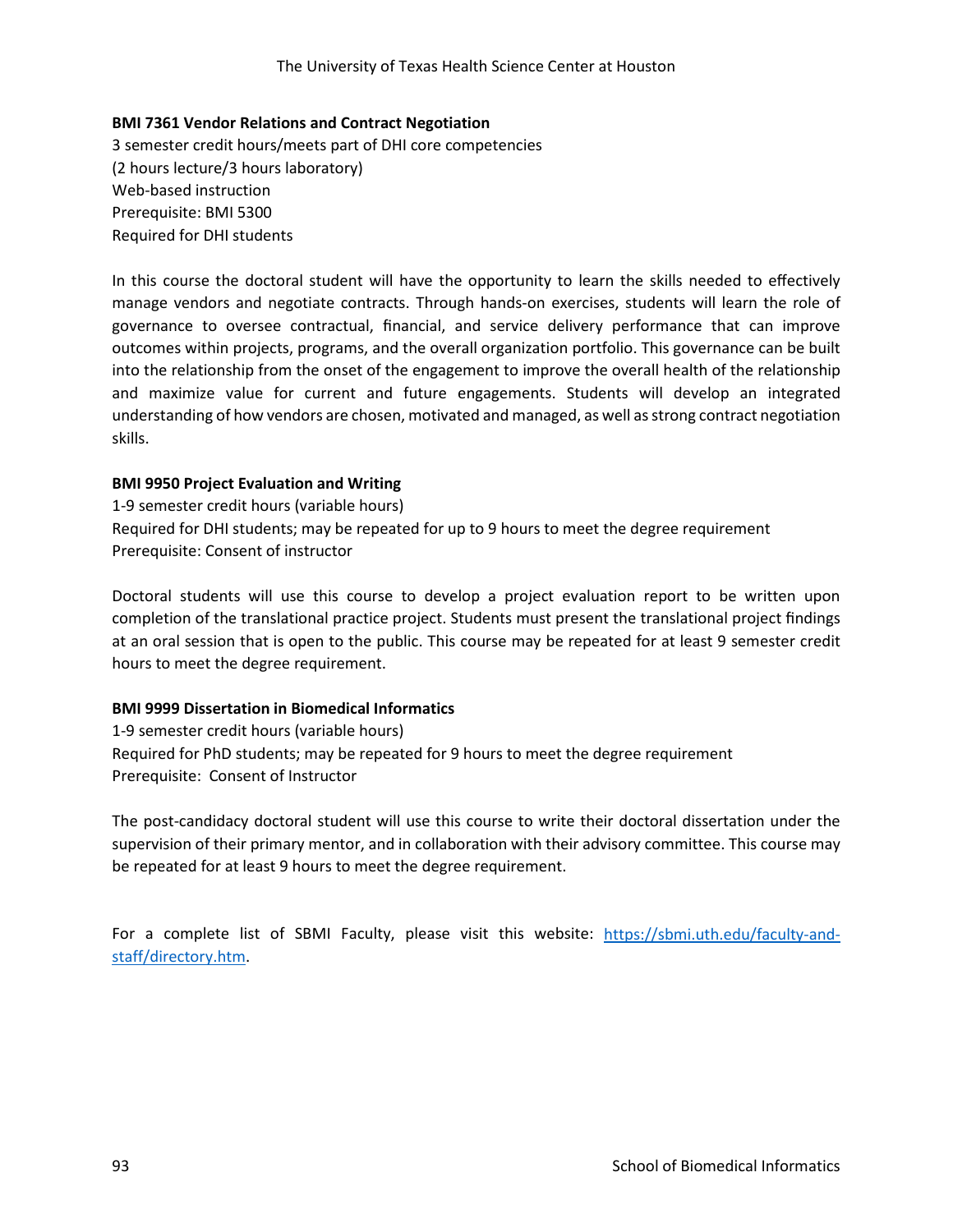**BMI 7361 Vendor Relations and Contract Negotiation**
3 semester credit hours/meets part of DHI core competencies
(2 hours lecture/3 hours laboratory)
Web-based instruction
Prerequisite: BMI 5300
Required for DHI students

In this course the doctoral student will have the opportunity to learn the skills needed to effectively manage vendors and negotiate contracts. Through hands-on exercises, students will learn the role of governance to oversee contractual, financial, and service delivery performance that can improve outcomes within projects, programs, and the overall organization portfolio. This governance can be built into the relationship from the onset of the engagement to improve the overall health of the relationship and maximize value for current and future engagements. Students will develop an integrated understanding of how vendors are chosen, motivated and managed, as well as strong contract negotiation skills.

**BMI 9950 Project Evaluation and Writing**
1-9 semester credit hours (variable hours)
Required for DHI students; may be repeated for up to 9 hours to meet the degree requirement
Prerequisite: Consent of instructor

Doctoral students will use this course to develop a project evaluation report to be written upon completion of the translational practice project. Students must present the translational project findings at an oral session that is open to the public. This course may be repeated for at least 9 semester credit hours to meet the degree requirement.

**BMI 9999 Dissertation in Biomedical Informatics**
1-9 semester credit hours (variable hours)
Required for PhD students; may be repeated for 9 hours to meet the degree requirement
Prerequisite: Consent of Instructor

The post-candidacy doctoral student will use this course to write their doctoral dissertation under the supervision of their primary mentor, and in collaboration with their advisory committee. This course may be repeated for at least 9 hours to meet the degree requirement.

For a complete list of SBMI Faculty, please visit this website: [https://sbmi.uth.edu/faculty-and-staff/directory.htm](https://sbmi.uth.edu/faculty-and-staff/directory.htm).